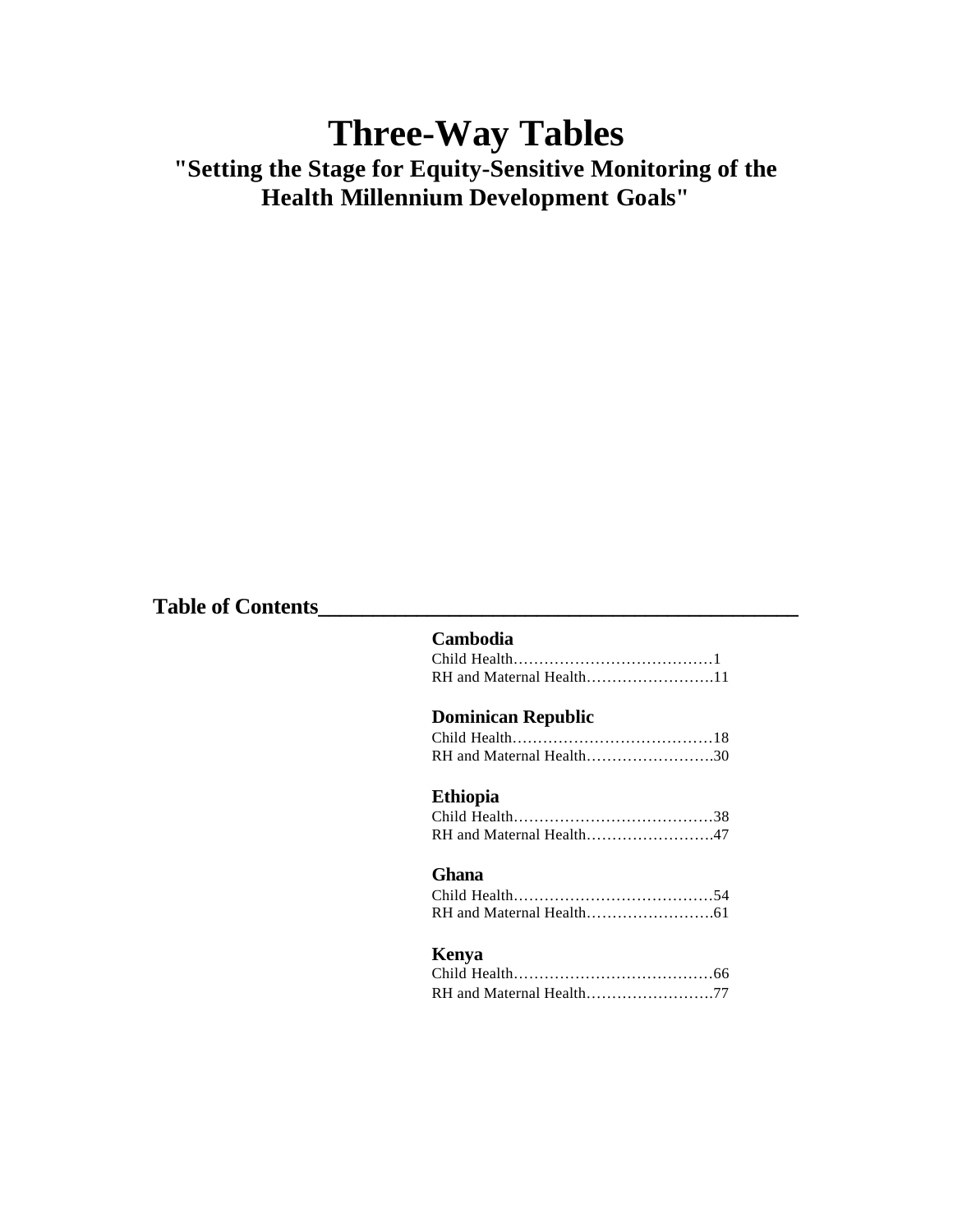# Three-Way Tables

## "Setting the Stage for Equity-Sensitive Monitoring of the Health Millennium Development Goals"

## Table of Contents

**Cambodia**

Child Health…………………………………1

RH and Maternal Health…………………….11

**Dominican Republic**

Child Health…………………………………18

RH and Maternal Health…………………….30

**Ethiopia**

Child Health…………………………………38

RH and Maternal Health…………………….47

**Ghana**

Child Health…………………………………54

RH and Maternal Health…………………….61

**Kenya**

Child Health…………………………………66

RH and Maternal Health…………………….77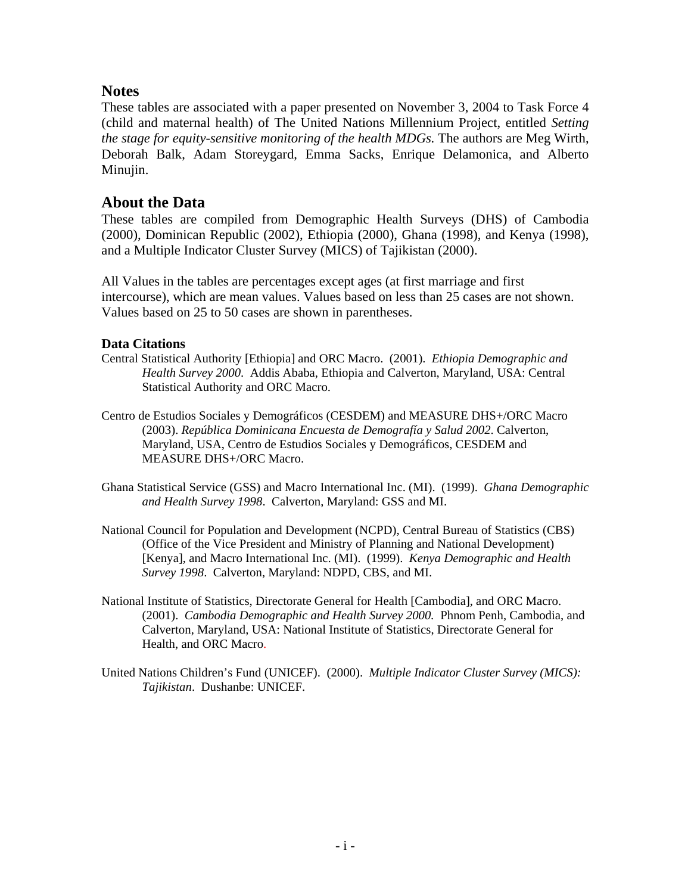## Notes

These tables are associated with a paper presented on November 3, 2004 to Task Force 4 (child and maternal health) of The United Nations Millennium Project, entitled *Setting the stage for equity-sensitive monitoring of the health MDGs*. The authors are Meg Wirth, Deborah Balk, Adam Storeygard, Emma Sacks, Enrique Delamonica, and Alberto Minujin.

## About the Data

These tables are compiled from Demographic Health Surveys (DHS) of Cambodia (2000), Dominican Republic (2002), Ethiopia (2000), Ghana (1998), and Kenya (1998), and a Multiple Indicator Cluster Survey (MICS) of Tajikistan (2000).

All Values in the tables are percentages except ages (at first marriage and first intercourse), which are mean values. Values based on less than 25 cases are not shown. Values based on 25 to 50 cases are shown in parentheses.

### Data Citations

Central Statistical Authority [Ethiopia] and ORC Macro. (2001). *Ethiopia Demographic and Health Survey 2000*. Addis Ababa, Ethiopia and Calverton, Maryland, USA: Central Statistical Authority and ORC Macro.

Centro de Estudios Sociales y Demográficos (CESDEM) and MEASURE DHS+/ORC Macro (2003). *República Dominicana Encuesta de Demografía y Salud 2002*. Calverton, Maryland, USA, Centro de Estudios Sociales y Demográficos, CESDEM and MEASURE DHS+/ORC Macro.

Ghana Statistical Service (GSS) and Macro International Inc. (MI). (1999). *Ghana Demographic and Health Survey 1998*. Calverton, Maryland: GSS and MI.

National Council for Population and Development (NCPD), Central Bureau of Statistics (CBS) (Office of the Vice President and Ministry of Planning and National Development) [Kenya], and Macro International Inc. (MI). (1999). *Kenya Demographic and Health Survey 1998*. Calverton, Maryland: NDPD, CBS, and MI.

National Institute of Statistics, Directorate General for Health [Cambodia], and ORC Macro. (2001). *Cambodia Demographic and Health Survey 2000*. Phnom Penh, Cambodia, and Calverton, Maryland, USA: National Institute of Statistics, Directorate General for Health, and ORC Macro.

United Nations Children's Fund (UNICEF). (2000). *Multiple Indicator Cluster Survey (MICS): Tajikistan*. Dushanbe: UNICEF.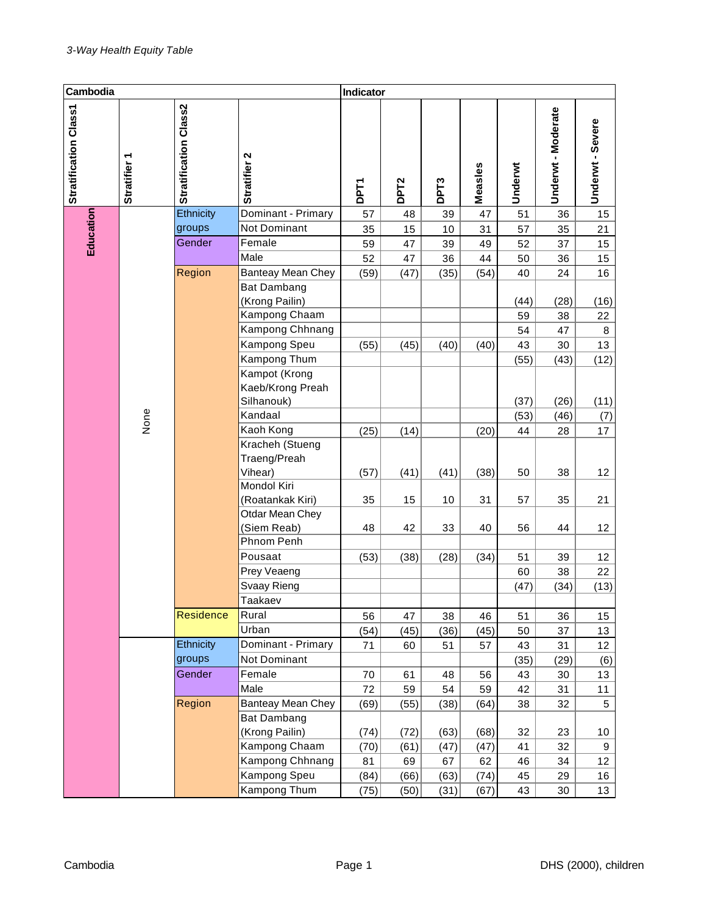*3-Way Health Equity Table*

| Cambodia | | | | Indicator | | | | | | |
|---|---|---|---|---|---|---|---|---|---|---|
| Stratification Class1 | Stratifier 1 | Stratification Class2 | Stratifier 2 | DPT1 | DPT2 | DPT3 | Measles | Underwt | Underwt - Moderate | Underwt - Severe |
| Education | None | Ethnicity groups | Dominant - Primary | 57 | 48 | 39 | 47 | 51 | 36 | 15 |
| | | | Not Dominant | 35 | 15 | 10 | 31 | 57 | 35 | 21 |
| | | Gender | Female | 59 | 47 | 39 | 49 | 52 | 37 | 15 |
| | | | Male | 52 | 47 | 36 | 44 | 50 | 36 | 15 |
| | | Region | Banteay Mean Chey | (59) | (47) | (35) | (54) | 40 | 24 | 16 |
| | | | Bat Dambang (Krong Pailin) | | | | | (44) | (28) | (16) |
| | | | Kampong Chaam | | | | | 59 | 38 | 22 |
| | | | Kampong Chhnang | | | | | 54 | 47 | 8 |
| | | | Kampong Speu | (55) | (45) | (40) | (40) | 43 | 30 | 13 |
| | | | Kampong Thum | | | | | (55) | (43) | (12) |
| | | | Kampot (Krong Kaeb/Krong Preah Silhanouk) | | | | | (37) | (26) | (11) |
| | | | Kandaal | | | | | (53) | (46) | (7) |
| | | | Kaoh Kong | (25) | (14) | | (20) | 44 | 28 | 17 |
| | | | Kracheh (Stueng Traeng/Preah Vihear) | (57) | (41) | (41) | (38) | 50 | 38 | 12 |
| | | | Mondol Kiri (Roatankak Kiri) | 35 | 15 | 10 | 31 | 57 | 35 | 21 |
| | | | Otdar Mean Chey (Siem Reab) | 48 | 42 | 33 | 40 | 56 | 44 | 12 |
| | | | Phnom Penh | | | | | | | |
| | | | Pousaat | (53) | (38) | (28) | (34) | 51 | 39 | 12 |
| | | | Prey Veaeng | | | | | 60 | 38 | 22 |
| | | | Svaay Rieng | | | | | (47) | (34) | (13) |
| | | | Taakaev | | | | | | | |
| | | Residence | Rural | 56 | 47 | 38 | 46 | 51 | 36 | 15 |
| | | | Urban | (54) | (45) | (36) | (45) | 50 | 37 | 13 |
| | | Ethnicity groups | Dominant - Primary | 71 | 60 | 51 | 57 | 43 | 31 | 12 |
| | | | Not Dominant | | | | | (35) | (29) | (6) |
| | | Gender | Female | 70 | 61 | 48 | 56 | 43 | 30 | 13 |
| | | | Male | 72 | 59 | 54 | 59 | 42 | 31 | 11 |
| | | Region | Banteay Mean Chey | (69) | (55) | (38) | (64) | 38 | 32 | 5 |
| | | | Bat Dambang (Krong Pailin) | (74) | (72) | (63) | (68) | 32 | 23 | 10 |
| | | | Kampong Chaam | (70) | (61) | (47) | (47) | 41 | 32 | 9 |
| | | | Kampong Chhnang | 81 | 69 | 67 | 62 | 46 | 34 | 12 |
| | | | Kampong Speu | (84) | (66) | (63) | (74) | 45 | 29 | 16 |
| | | | Kampong Thum | (75) | (50) | (31) | (67) | 43 | 30 | 13 |

DHS (2000), children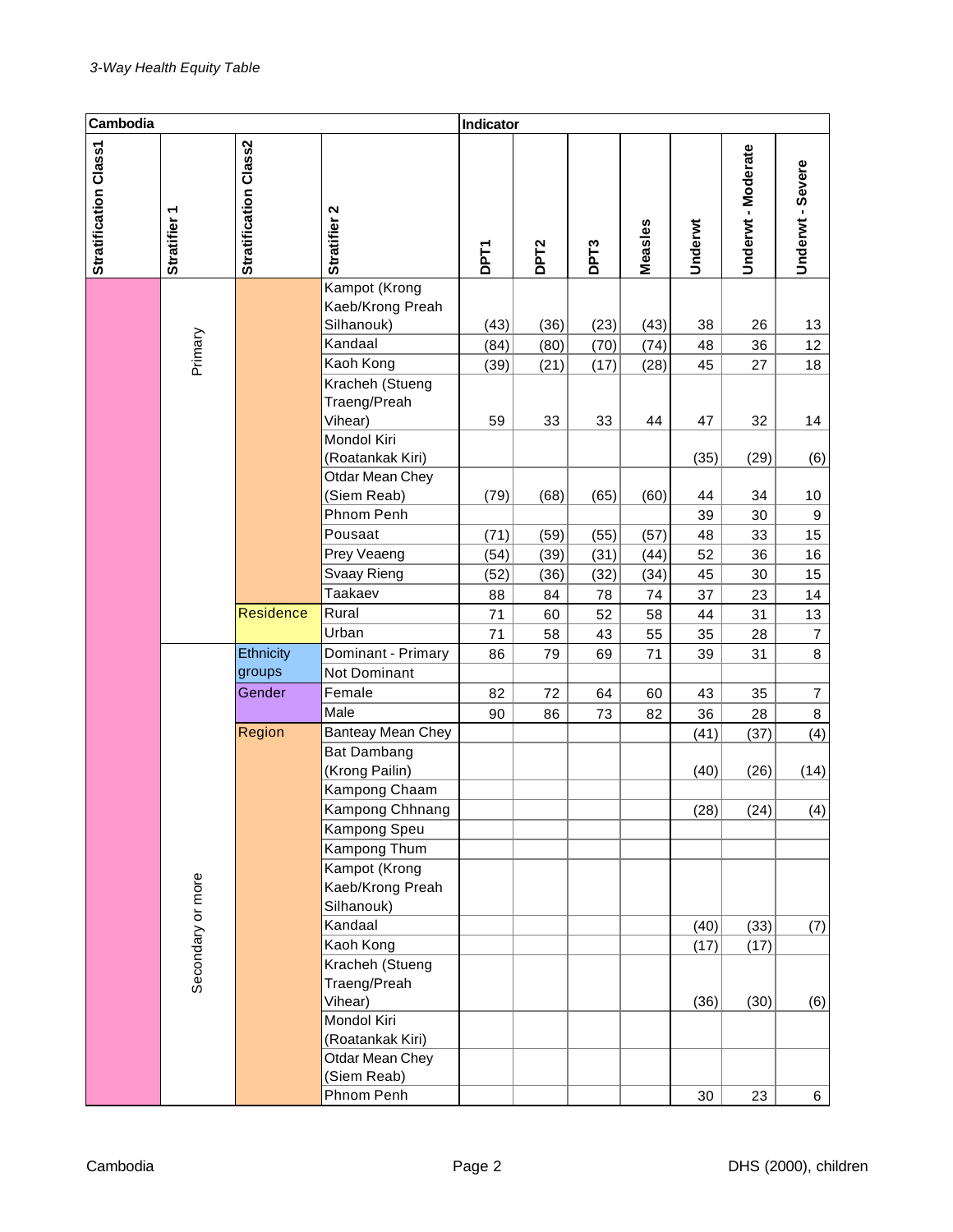*3-Way Health Equity Table*

| Cambodia | | | | Indicator | | | | | | |
|---|---|---|---|---|---|---|---|---|---|---|
| Stratification Class1 | Stratifier 1 | Stratification Class2 | Stratifier 2 | DPT1 | DPT2 | DPT3 | Measles | Underwt | Underwt - Moderate | Underwt - Severe |
| | Primary | | Kampot (Krong Kaeb/Krong Preah Silhanouk) | (43) | (36) | (23) | (43) | 38 | 26 | 13 |
| | | | Kandaal | (84) | (80) | (70) | (74) | 48 | 36 | 12 |
| | | | Kaoh Kong | (39) | (21) | (17) | (28) | 45 | 27 | 18 |
| | | | Kracheh (Stueng Traeng/Preah Vihear) | 59 | 33 | 33 | 44 | 47 | 32 | 14 |
| | | | Mondol Kiri (Roatankak Kiri) | | | | | (35) | (29) | (6) |
| | | | Otdar Mean Chey (Siem Reab) | (79) | (68) | (65) | (60) | 44 | 34 | 10 |
| | | | Phnom Penh | | | | | 39 | 30 | 9 |
| | | | Pousaat | (71) | (59) | (55) | (57) | 48 | 33 | 15 |
| | | | Prey Veaeng | (54) | (39) | (31) | (44) | 52 | 36 | 16 |
| | | | Svaay Rieng | (52) | (36) | (32) | (34) | 45 | 30 | 15 |
| | | | Taakaev | 88 | 84 | 78 | 74 | 37 | 23 | 14 |
| | | Residence | Rural | 71 | 60 | 52 | 58 | 44 | 31 | 13 |
| | | | Urban | 71 | 58 | 43 | 55 | 35 | 28 | 7 |
| | Secondary or more | Ethnicity groups | Dominant - Primary | 86 | 79 | 69 | 71 | 39 | 31 | 8 |
| | | | Not Dominant | | | | | | | |
| | | Gender | Female | 82 | 72 | 64 | 60 | 43 | 35 | 7 |
| | | | Male | 90 | 86 | 73 | 82 | 36 | 28 | 8 |
| | | Region | Banteay Mean Chey | | | | | (41) | (37) | (4) |
| | | | Bat Dambang (Krong Pailin) | | | | | (40) | (26) | (14) |
| | | | Kampong Chaam | | | | | | | |
| | | | Kampong Chhnang | | | | | (28) | (24) | (4) |
| | | | Kampong Speu | | | | | | | |
| | | | Kampong Thum | | | | | | | |
| | | | Kampot (Krong Kaeb/Krong Preah Silhanouk) | | | | | | | |
| | | | Kandaal | | | | | (40) | (33) | (7) |
| | | | Kaoh Kong | | | | | (17) | (17) | |
| | | | Kracheh (Stueng Traeng/Preah Vihear) | | | | | (36) | (30) | (6) |
| | | | Mondol Kiri (Roatankak Kiri) | | | | | | | |
| | | | Otdar Mean Chey (Siem Reab) | | | | | | | |
| | | | Phnom Penh | | | | | 30 | 23 | 6 |

Cambodia DHS (2000), children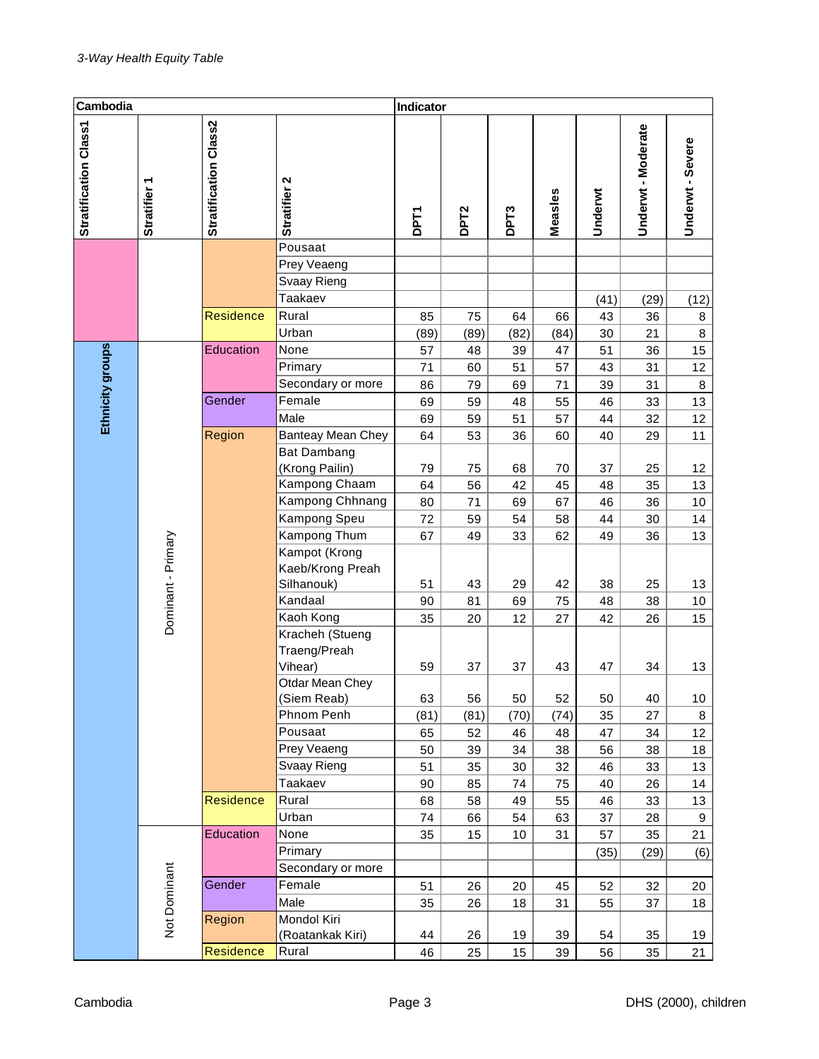*3-Way Health Equity Table*

| Cambodia | | | | Indicator | | | | | | |
|---|---|---|---|---|---|---|---|---|---|---|
| Stratification Class1 | Stratifier 1 | Stratification Class2 | Stratifier 2 | DPT1 | DPT2 | DPT3 | Measles | Underwt | Underwt - Moderate | Underwt - Severe |
| | | | Pousaat | | | | | | | |
| | | | Prey Veaeng | | | | | | | |
| | | | Svaay Rieng | | | | | | | |
| | | | Taakaev | | | | | (41) | (29) | (12) |
| | | Residence | Rural | 85 | 75 | 64 | 66 | 43 | 36 | 8 |
| | | | Urban | (89) | (89) | (82) | (84) | 30 | 21 | 8 |
| Ethnicity groups | Dominant - Primary | Education | None | 57 | 48 | 39 | 47 | 51 | 36 | 15 |
| | | | Primary | 71 | 60 | 51 | 57 | 43 | 31 | 12 |
| | | | Secondary or more | 86 | 79 | 69 | 71 | 39 | 31 | 8 |
| | | Gender | Female | 69 | 59 | 48 | 55 | 46 | 33 | 13 |
| | | | Male | 69 | 59 | 51 | 57 | 44 | 32 | 12 |
| | | Region | Banteay Mean Chey | 64 | 53 | 36 | 60 | 40 | 29 | 11 |
| | | | Bat Dambang (Krong Pailin) | 79 | 75 | 68 | 70 | 37 | 25 | 12 |
| | | | Kampong Chaam | 64 | 56 | 42 | 45 | 48 | 35 | 13 |
| | | | Kampong Chhnang | 80 | 71 | 69 | 67 | 46 | 36 | 10 |
| | | | Kampong Speu | 72 | 59 | 54 | 58 | 44 | 30 | 14 |
| | | | Kampong Thum | 67 | 49 | 33 | 62 | 49 | 36 | 13 |
| | | | Kampot (Krong Kaeb/Krong Preah Silhanouk) | 51 | 43 | 29 | 42 | 38 | 25 | 13 |
| | | | Kandaal | 90 | 81 | 69 | 75 | 48 | 38 | 10 |
| | | | Kaoh Kong | 35 | 20 | 12 | 27 | 42 | 26 | 15 |
| | | | Kracheh (Stueng Traeng/Preah Vihear) | 59 | 37 | 37 | 43 | 47 | 34 | 13 |
| | | | Otdar Mean Chey (Siem Reab) | 63 | 56 | 50 | 52 | 50 | 40 | 10 |
| | | | Phnom Penh | (81) | (81) | (70) | (74) | 35 | 27 | 8 |
| | | | Pousaat | 65 | 52 | 46 | 48 | 47 | 34 | 12 |
| | | | Prey Veaeng | 50 | 39 | 34 | 38 | 56 | 38 | 18 |
| | | | Svaay Rieng | 51 | 35 | 30 | 32 | 46 | 33 | 13 |
| | | | Taakaev | 90 | 85 | 74 | 75 | 40 | 26 | 14 |
| | | Residence | Rural | 68 | 58 | 49 | 55 | 46 | 33 | 13 |
| | | | Urban | 74 | 66 | 54 | 63 | 37 | 28 | 9 |
| | Not Dominant | Education | None | 35 | 15 | 10 | 31 | 57 | 35 | 21 |
| | | | Primary | | | | | (35) | (29) | (6) |
| | | | Secondary or more | | | | | | | |
| | | Gender | Female | 51 | 26 | 20 | 45 | 52 | 32 | 20 |
| | | | Male | 35 | 26 | 18 | 31 | 55 | 37 | 18 |
| | | Region | Mondol Kiri (Roatankak Kiri) | 44 | 26 | 19 | 39 | 54 | 35 | 19 |
| | | Residence | Rural | 46 | 25 | 15 | 39 | 56 | 35 | 21 |

DHS (2000), children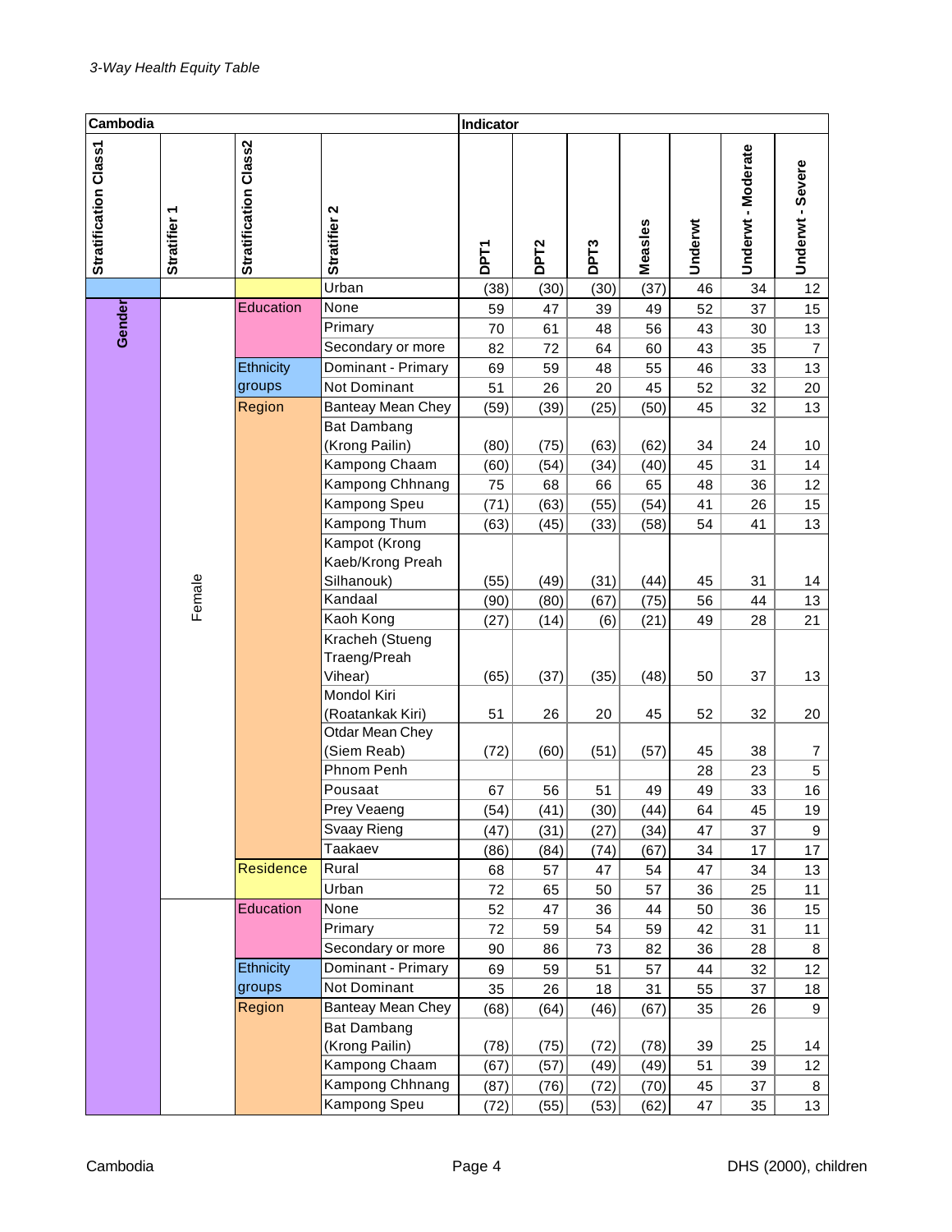*3-Way Health Equity Table*

| Cambodia | | | | Indicator | | | | | | |
|---|---|---|---|---|---|---|---|---|---|---|
| Stratification Class1 | Stratifier 1 | Stratification Class2 | Stratifier 2 | DPT1 | DPT2 | DPT3 | Measles | Underwt | Underwt - Moderate | Underwt - Severe |
| | | | Urban | (38) | (30) | (30) | (37) | 46 | 34 | 12 |
| Gender | Female | Education | None | 59 | 47 | 39 | 49 | 52 | 37 | 15 |
| | | | Primary | 70 | 61 | 48 | 56 | 43 | 30 | 13 |
| | | | Secondary or more | 82 | 72 | 64 | 60 | 43 | 35 | 7 |
| | | Ethnicity groups | Dominant - Primary | 69 | 59 | 48 | 55 | 46 | 33 | 13 |
| | | | Not Dominant | 51 | 26 | 20 | 45 | 52 | 32 | 20 |
| | | Region | Banteay Mean Chey | (59) | (39) | (25) | (50) | 45 | 32 | 13 |
| | | | Bat Dambang (Krong Pailin) | (80) | (75) | (63) | (62) | 34 | 24 | 10 |
| | | | Kampong Chaam | (60) | (54) | (34) | (40) | 45 | 31 | 14 |
| | | | Kampong Chhnang | 75 | 68 | 66 | 65 | 48 | 36 | 12 |
| | | | Kampong Speu | (71) | (63) | (55) | (54) | 41 | 26 | 15 |
| | | | Kampong Thum | (63) | (45) | (33) | (58) | 54 | 41 | 13 |
| | | | Kampot (Krong Kaeb/Krong Preah Silhanouk) | (55) | (49) | (31) | (44) | 45 | 31 | 14 |
| | | | Kandaal | (90) | (80) | (67) | (75) | 56 | 44 | 13 |
| | | | Kaoh Kong | (27) | (14) | (6) | (21) | 49 | 28 | 21 |
| | | | Kracheh (Stueng Traeng/Preah Vihear) | (65) | (37) | (35) | (48) | 50 | 37 | 13 |
| | | | Mondol Kiri (Roatankak Kiri) | 51 | 26 | 20 | 45 | 52 | 32 | 20 |
| | | | Otdar Mean Chey (Siem Reab) | (72) | (60) | (51) | (57) | 45 | 38 | 7 |
| | | | Phnom Penh | | | | | 28 | 23 | 5 |
| | | | Pousaat | 67 | 56 | 51 | 49 | 49 | 33 | 16 |
| | | | Prey Veaeng | (54) | (41) | (30) | (44) | 64 | 45 | 19 |
| | | | Svaay Rieng | (47) | (31) | (27) | (34) | 47 | 37 | 9 |
| | | | Taakaev | (86) | (84) | (74) | (67) | 34 | 17 | 17 |
| | | Residence | Rural | 68 | 57 | 47 | 54 | 47 | 34 | 13 |
| | | | Urban | 72 | 65 | 50 | 57 | 36 | 25 | 11 |
| | | Education | None | 52 | 47 | 36 | 44 | 50 | 36 | 15 |
| | | | Primary | 72 | 59 | 54 | 59 | 42 | 31 | 11 |
| | | | Secondary or more | 90 | 86 | 73 | 82 | 36 | 28 | 8 |
| | | Ethnicity groups | Dominant - Primary | 69 | 59 | 51 | 57 | 44 | 32 | 12 |
| | | | Not Dominant | 35 | 26 | 18 | 31 | 55 | 37 | 18 |
| | | Region | Banteay Mean Chey | (68) | (64) | (46) | (67) | 35 | 26 | 9 |
| | | | Bat Dambang (Krong Pailin) | (78) | (75) | (72) | (78) | 39 | 25 | 14 |
| | | | Kampong Chaam | (67) | (57) | (49) | (49) | 51 | 39 | 12 |
| | | | Kampong Chhnang | (87) | (76) | (72) | (70) | 45 | 37 | 8 |
| | | | Kampong Speu | (72) | (55) | (53) | (62) | 47 | 35 | 13 |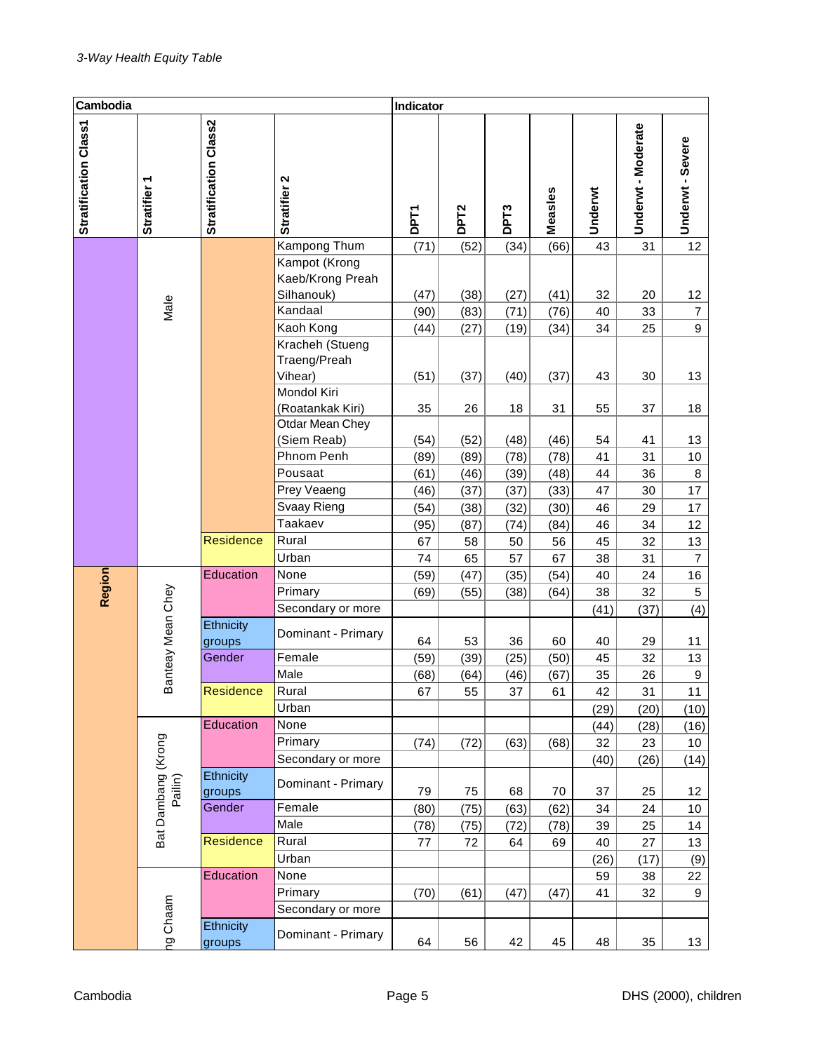*3-Way Health Equity Table*

| Cambodia | | | | Indicator | | | | | | |
|---|---|---|---|---|---|---|---|---|---|---|
| Stratification Class1 | Stratifier 1 | Stratification Class2 | Stratifier 2 | DPT1 | DPT2 | DPT3 | Measles | Underwt | Underwt - Moderate | Underwt - Severe |
| Region | Male | | Kampong Thum | (71) | (52) | (34) | (66) | 43 | 31 | 12 |
| | | | Kampot (Krong Kaeb/Krong Preah Silhanouk) | (47) | (38) | (27) | (41) | 32 | 20 | 12 |
| | | | Kandaal | (90) | (83) | (71) | (76) | 40 | 33 | 7 |
| | | | Kaoh Kong | (44) | (27) | (19) | (34) | 34 | 25 | 9 |
| | | | Kracheh (Stueng Traeng/Preah Vihear) | (51) | (37) | (40) | (37) | 43 | 30 | 13 |
| | | | Mondol Kiri (Roatankak Kiri) | 35 | 26 | 18 | 31 | 55 | 37 | 18 |
| | | | Otdar Mean Chey (Siem Reab) | (54) | (52) | (48) | (46) | 54 | 41 | 13 |
| | | | Phnom Penh | (89) | (89) | (78) | (78) | 41 | 31 | 10 |
| | | | Pousaat | (61) | (46) | (39) | (48) | 44 | 36 | 8 |
| | | | Prey Veaeng | (46) | (37) | (37) | (33) | 47 | 30 | 17 |
| | | | Svaay Rieng | (54) | (38) | (32) | (30) | 46 | 29 | 17 |
| | | | Taakaev | (95) | (87) | (74) | (84) | 46 | 34 | 12 |
| | | Residence | Rural | 67 | 58 | 50 | 56 | 45 | 32 | 13 |
| | | | Urban | 74 | 65 | 57 | 67 | 38 | 31 | 7 |
| | Banteay Mean Chey | Education | None | (59) | (47) | (35) | (54) | 40 | 24 | 16 |
| | | | Primary | (69) | (55) | (38) | (64) | 38 | 32 | 5 |
| | | | Secondary or more | | | | | (41) | (37) | (4) |
| | | Ethnicity groups | Dominant - Primary | 64 | 53 | 36 | 60 | 40 | 29 | 11 |
| | | Gender | Female | (59) | (39) | (25) | (50) | 45 | 32 | 13 |
| | | | Male | (68) | (64) | (46) | (67) | 35 | 26 | 9 |
| | | Residence | Rural | 67 | 55 | 37 | 61 | 42 | 31 | 11 |
| | | | Urban | | | | | (29) | (20) | (10) |
| | Bat Dambang (Krong Pailin) | Education | None | | | | | (44) | (28) | (16) |
| | | | Primary | (74) | (72) | (63) | (68) | 32 | 23 | 10 |
| | | | Secondary or more | | | | | (40) | (26) | (14) |
| | | Ethnicity groups | Dominant - Primary | 79 | 75 | 68 | 70 | 37 | 25 | 12 |
| | | Gender | Female | (80) | (75) | (63) | (62) | 34 | 24 | 10 |
| | | | Male | (78) | (75) | (72) | (78) | 39 | 25 | 14 |
| | | Residence | Rural | 77 | 72 | 64 | 69 | 40 | 27 | 13 |
| | | | Urban | | | | | (26) | (17) | (9) |
| | ng Chaam | Education | None | | | | | 59 | 38 | 22 |
| | | | Primary | (70) | (61) | (47) | (47) | 41 | 32 | 9 |
| | | | Secondary or more | | | | | | | |
| | | Ethnicity groups | Dominant - Primary | 64 | 56 | 42 | 45 | 48 | 35 | 13 |

Cambodia | DHS (2000), children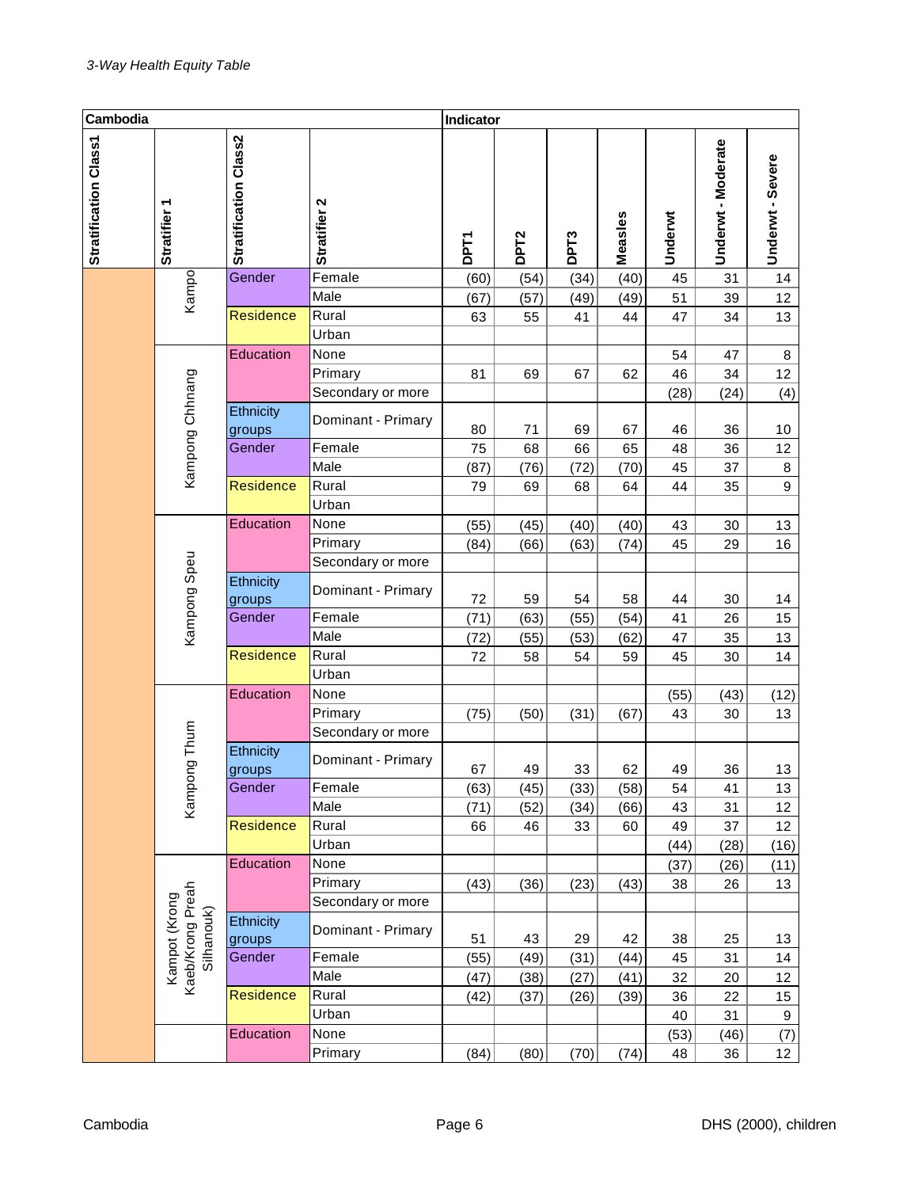*3-Way Health Equity Table*

| Cambodia | | | | Indicator | | | | | | |
|---|---|---|---|---|---|---|---|---|---|---|
| Stratification Class1 | Stratifier 1 | Stratification Class2 | Stratifier 2 | DPT1 | DPT2 | DPT3 | Measles | Underwt | Underwt - Moderate | Underwt - Severe |
| | Kampo | Gender | Female | (60) | (54) | (34) | (40) | 45 | 31 | 14 |
| | | | Male | (67) | (57) | (49) | (49) | 51 | 39 | 12 |
| | | Residence | Rural | 63 | 55 | 41 | 44 | 47 | 34 | 13 |
| | | | Urban | | | | | | | |
| | Kampong Chhnang | Education | None | | | | | 54 | 47 | 8 |
| | | | Primary | 81 | 69 | 67 | 62 | 46 | 34 | 12 |
| | | | Secondary or more | | | | | (28) | (24) | (4) |
| | | Ethnicity groups | Dominant - Primary | 80 | 71 | 69 | 67 | 46 | 36 | 10 |
| | | Gender | Female | 75 | 68 | 66 | 65 | 48 | 36 | 12 |
| | | | Male | (87) | (76) | (72) | (70) | 45 | 37 | 8 |
| | | Residence | Rural | 79 | 69 | 68 | 64 | 44 | 35 | 9 |
| | | | Urban | | | | | | | |
| | Kampong Speu | Education | None | (55) | (45) | (40) | (40) | 43 | 30 | 13 |
| | | | Primary | (84) | (66) | (63) | (74) | 45 | 29 | 16 |
| | | | Secondary or more | | | | | | | |
| | | Ethnicity groups | Dominant - Primary | 72 | 59 | 54 | 58 | 44 | 30 | 14 |
| | | Gender | Female | (71) | (63) | (55) | (54) | 41 | 26 | 15 |
| | | | Male | (72) | (55) | (53) | (62) | 47 | 35 | 13 |
| | | Residence | Rural | 72 | 58 | 54 | 59 | 45 | 30 | 14 |
| | | | Urban | | | | | | | |
| | Kampong Thum | Education | None | | | | | (55) | (43) | (12) |
| | | | Primary | (75) | (50) | (31) | (67) | 43 | 30 | 13 |
| | | | Secondary or more | | | | | | | |
| | | Ethnicity groups | Dominant - Primary | 67 | 49 | 33 | 62 | 49 | 36 | 13 |
| | | Gender | Female | (63) | (45) | (33) | (58) | 54 | 41 | 13 |
| | | | Male | (71) | (52) | (34) | (66) | 43 | 31 | 12 |
| | | Residence | Rural | 66 | 46 | 33 | 60 | 49 | 37 | 12 |
| | | | Urban | | | | | (44) | (28) | (16) |
| | Kampot (Krong Kaeb/Krong Preah Silhanouk) | Education | None | | | | | (37) | (26) | (11) |
| | | | Primary | (43) | (36) | (23) | (43) | 38 | 26 | 13 |
| | | | Secondary or more | | | | | | | |
| | | Ethnicity groups | Dominant - Primary | 51 | 43 | 29 | 42 | 38 | 25 | 13 |
| | | Gender | Female | (55) | (49) | (31) | (44) | 45 | 31 | 14 |
| | | | Male | (47) | (38) | (27) | (41) | 32 | 20 | 12 |
| | | Residence | Rural | (42) | (37) | (26) | (39) | 36 | 22 | 15 |
| | | | Urban | | | | | 40 | 31 | 9 |
| | | Education | None | | | | | (53) | (46) | (7) |
| | | | Primary | (84) | (80) | (70) | (74) | 48 | 36 | 12 |

Cambodia DHS (2000), children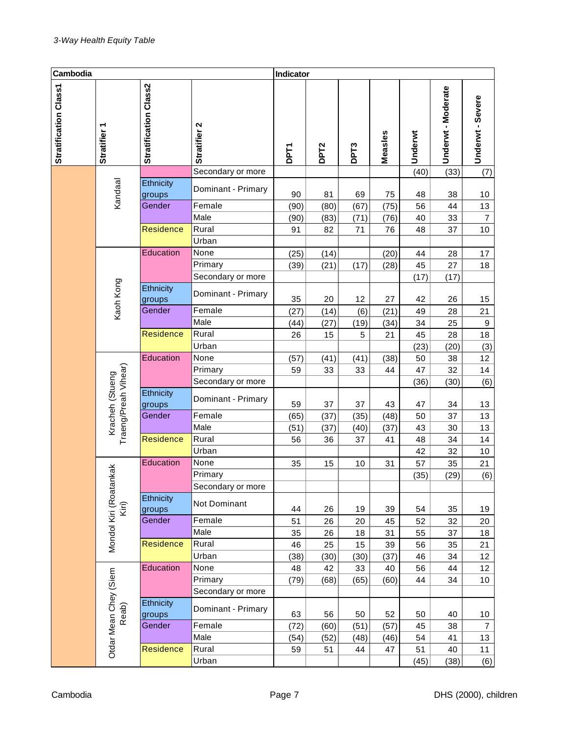*3-Way Health Equity Table*

| Cambodia | | | | Indicator | | | | | | |
|---|---|---|---|---|---|---|---|---|---|---|
| Stratification Class1 | Stratifier 1 | Stratification Class2 | Stratifier 2 | DPT1 | DPT2 | DPT3 | Measles | Underwt | Underwt - Moderate | Underwt - Severe |
| | | | Secondary or more | | | | | (40) | (33) | (7) |
| | Kandaal | Ethnicity groups | Dominant - Primary | 90 | 81 | 69 | 75 | 48 | 38 | 10 |
| | | Gender | Female | (90) | (80) | (67) | (75) | 56 | 44 | 13 |
| | | | Male | (90) | (83) | (71) | (76) | 40 | 33 | 7 |
| | | Residence | Rural | 91 | 82 | 71 | 76 | 48 | 37 | 10 |
| | | | Urban | | | | | | | |
| | Kaoh Kong | Education | None | (25) | (14) | | (20) | 44 | 28 | 17 |
| | | | Primary | (39) | (21) | (17) | (28) | 45 | 27 | 18 |
| | | | Secondary or more | | | | | (17) | (17) | |
| | | Ethnicity groups | Dominant - Primary | 35 | 20 | 12 | 27 | 42 | 26 | 15 |
| | | Gender | Female | (27) | (14) | (6) | (21) | 49 | 28 | 21 |
| | | | Male | (44) | (27) | (19) | (34) | 34 | 25 | 9 |
| | | Residence | Rural | 26 | 15 | 5 | 21 | 45 | 28 | 18 |
| | | | Urban | | | | | (23) | (20) | (3) |
| | Kracheh (Stueng Traeng/Preah Vihear) | Education | None | (57) | (41) | (41) | (38) | 50 | 38 | 12 |
| | | | Primary | 59 | 33 | 33 | 44 | 47 | 32 | 14 |
| | | | Secondary or more | | | | | (36) | (30) | (6) |
| | | Ethnicity groups | Dominant - Primary | 59 | 37 | 37 | 43 | 47 | 34 | 13 |
| | | Gender | Female | (65) | (37) | (35) | (48) | 50 | 37 | 13 |
| | | | Male | (51) | (37) | (40) | (37) | 43 | 30 | 13 |
| | | Residence | Rural | 56 | 36 | 37 | 41 | 48 | 34 | 14 |
| | | | Urban | | | | | 42 | 32 | 10 |
| | Mondol Kiri (Roatankak Kiri) | Education | None | 35 | 15 | 10 | 31 | 57 | 35 | 21 |
| | | | Primary | | | | | (35) | (29) | (6) |
| | | | Secondary or more | | | | | | | |
| | | Ethnicity groups | Not Dominant | 44 | 26 | 19 | 39 | 54 | 35 | 19 |
| | | Gender | Female | 51 | 26 | 20 | 45 | 52 | 32 | 20 |
| | | | Male | 35 | 26 | 18 | 31 | 55 | 37 | 18 |
| | | Residence | Rural | 46 | 25 | 15 | 39 | 56 | 35 | 21 |
| | | | Urban | (38) | (30) | (30) | (37) | 46 | 34 | 12 |
| | Otdar Mean Chey (Siem Reab) | Education | None | 48 | 42 | 33 | 40 | 56 | 44 | 12 |
| | | | Primary | (79) | (68) | (65) | (60) | 44 | 34 | 10 |
| | | | Secondary or more | | | | | | | |
| | | Ethnicity groups | Dominant - Primary | 63 | 56 | 50 | 52 | 50 | 40 | 10 |
| | | Gender | Female | (72) | (60) | (51) | (57) | 45 | 38 | 7 |
| | | | Male | (54) | (52) | (48) | (46) | 54 | 41 | 13 |
| | | Residence | Rural | 59 | 51 | 44 | 47 | 51 | 40 | 11 |
| | | | Urban | | | | | (45) | (38) | (6) |

Cambodia DHS (2000), children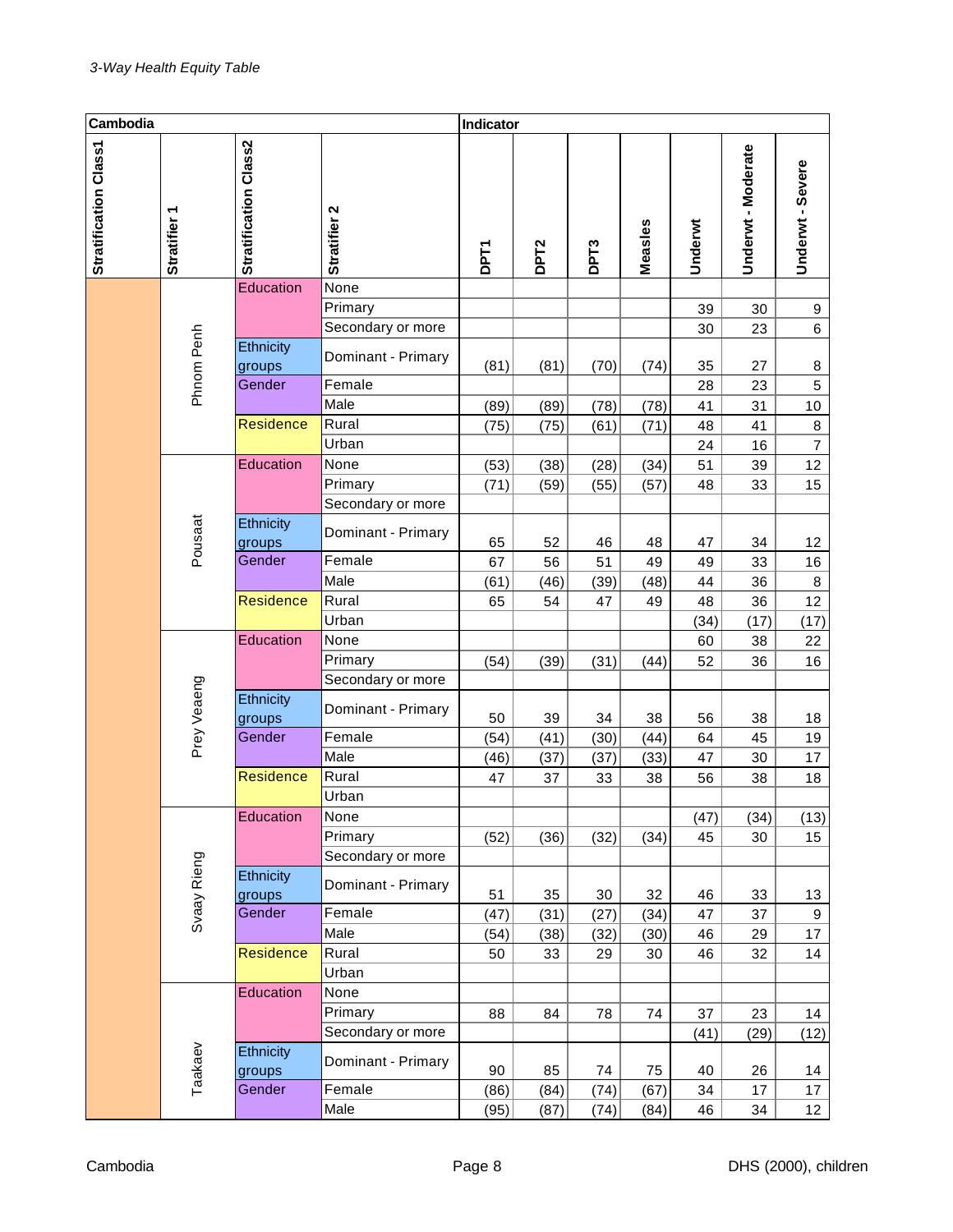*3-Way Health Equity Table*

| Cambodia | | | | Indicator | | | | | | |
|---|---|---|---|---|---|---|---|---|---|---|
| Stratification Class1 | Stratifier 1 | Stratification Class2 | Stratifier 2 | DPT1 | DPT2 | DPT3 | Measles | Underwt | Underwt - Moderate | Underwt - Severe |
| | Phnom Penh | Education | None | | | | | | | |
| | | | Primary | | | | | 39 | 30 | 9 |
| | | | Secondary or more | | | | | 30 | 23 | 6 |
| | | Ethnicity groups | Dominant - Primary | (81) | (81) | (70) | (74) | 35 | 27 | 8 |
| | | Gender | Female | | | | | 28 | 23 | 5 |
| | | | Male | (89) | (89) | (78) | (78) | 41 | 31 | 10 |
| | | Residence | Rural | (75) | (75) | (61) | (71) | 48 | 41 | 8 |
| | | | Urban | | | | | 24 | 16 | 7 |
| | Pousaat | Education | None | (53) | (38) | (28) | (34) | 51 | 39 | 12 |
| | | | Primary | (71) | (59) | (55) | (57) | 48 | 33 | 15 |
| | | | Secondary or more | | | | | | | |
| | | Ethnicity groups | Dominant - Primary | 65 | 52 | 46 | 48 | 47 | 34 | 12 |
| | | Gender | Female | 67 | 56 | 51 | 49 | 49 | 33 | 16 |
| | | | Male | (61) | (46) | (39) | (48) | 44 | 36 | 8 |
| | | Residence | Rural | 65 | 54 | 47 | 49 | 48 | 36 | 12 |
| | | | Urban | | | | | (34) | (17) | (17) |
| | Prey Veaeng | Education | None | | | | | 60 | 38 | 22 |
| | | | Primary | (54) | (39) | (31) | (44) | 52 | 36 | 16 |
| | | | Secondary or more | | | | | | | |
| | | Ethnicity groups | Dominant - Primary | 50 | 39 | 34 | 38 | 56 | 38 | 18 |
| | | Gender | Female | (54) | (41) | (30) | (44) | 64 | 45 | 19 |
| | | | Male | (46) | (37) | (37) | (33) | 47 | 30 | 17 |
| | | Residence | Rural | 47 | 37 | 33 | 38 | 56 | 38 | 18 |
| | | | Urban | | | | | | | |
| | Svaay Rieng | Education | None | | | | | (47) | (34) | (13) |
| | | | Primary | (52) | (36) | (32) | (34) | 45 | 30 | 15 |
| | | | Secondary or more | | | | | | | |
| | | Ethnicity groups | Dominant - Primary | 51 | 35 | 30 | 32 | 46 | 33 | 13 |
| | | Gender | Female | (47) | (31) | (27) | (34) | 47 | 37 | 9 |
| | | | Male | (54) | (38) | (32) | (30) | 46 | 29 | 17 |
| | | Residence | Rural | 50 | 33 | 29 | 30 | 46 | 32 | 14 |
| | | | Urban | | | | | | | |
| | Taakaev | Education | None | | | | | | | |
| | | | Primary | 88 | 84 | 78 | 74 | 37 | 23 | 14 |
| | | | Secondary or more | | | | | (41) | (29) | (12) |
| | | Ethnicity groups | Dominant - Primary | 90 | 85 | 74 | 75 | 40 | 26 | 14 |
| | | Gender | Female | (86) | (84) | (74) | (67) | 34 | 17 | 17 |
| | | | Male | (95) | (87) | (74) | (84) | 46 | 34 | 12 |

Cambodia — DHS (2000), children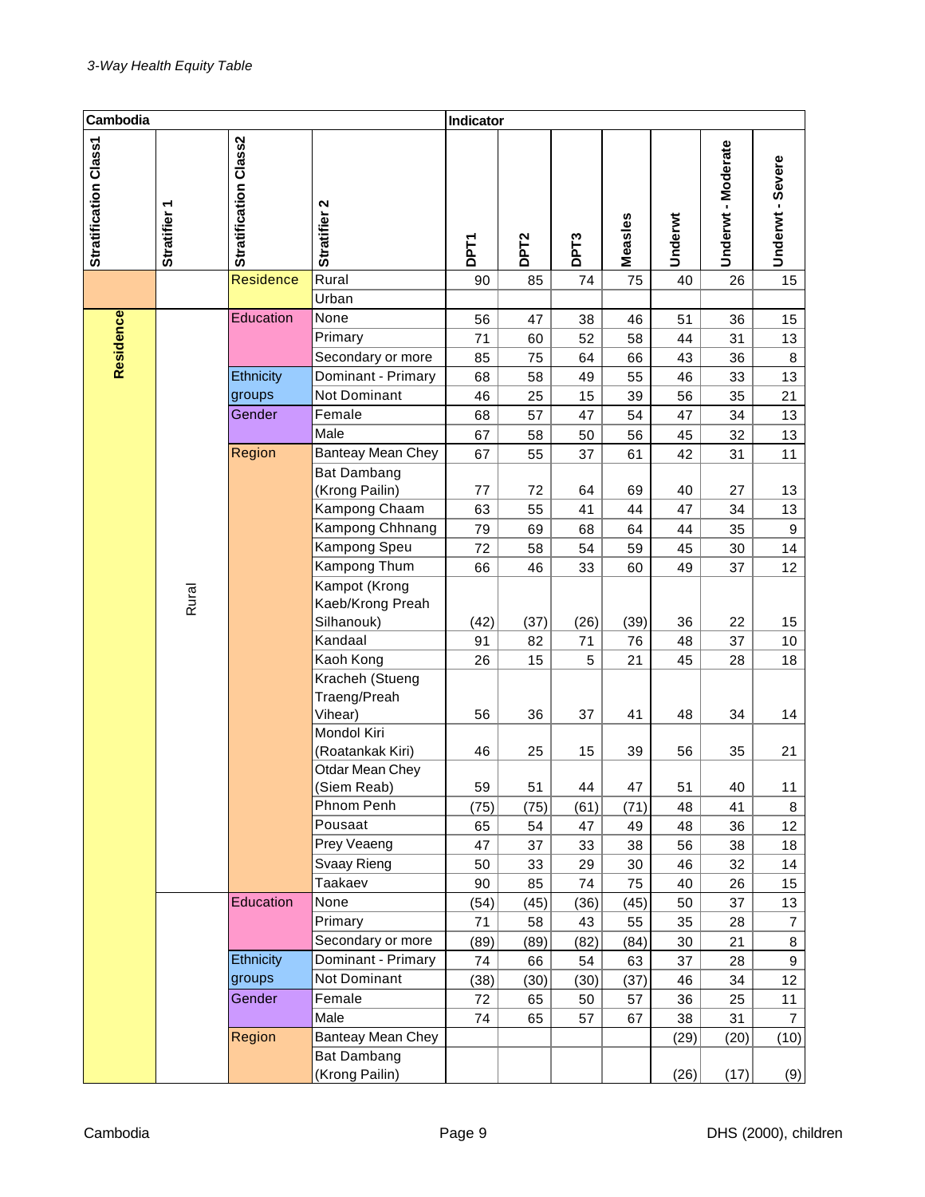*3-Way Health Equity Table*

| Stratification Class1 | Stratifier 1 | Stratification Class2 | Stratifier 2 | DPT1 | DPT2 | DPT3 | Measles | Underwt | Underwt - Moderate | Underwt - Severe |
|---|---|---|---|---|---|---|---|---|---|---|
| | | Residence | Rural | 90 | 85 | 74 | 75 | 40 | 26 | 15 |
| | | | Urban | | | | | | | |
| Residence | Rural | Education | None | 56 | 47 | 38 | 46 | 51 | 36 | 15 |
| | | | Primary | 71 | 60 | 52 | 58 | 44 | 31 | 13 |
| | | | Secondary or more | 85 | 75 | 64 | 66 | 43 | 36 | 8 |
| | | Ethnicity groups | Dominant - Primary | 68 | 58 | 49 | 55 | 46 | 33 | 13 |
| | | | Not Dominant | 46 | 25 | 15 | 39 | 56 | 35 | 21 |
| | | Gender | Female | 68 | 57 | 47 | 54 | 47 | 34 | 13 |
| | | | Male | 67 | 58 | 50 | 56 | 45 | 32 | 13 |
| | | Region | Banteay Mean Chey | 67 | 55 | 37 | 61 | 42 | 31 | 11 |
| | | | Bat Dambang (Krong Pailin) | 77 | 72 | 64 | 69 | 40 | 27 | 13 |
| | | | Kampong Chaam | 63 | 55 | 41 | 44 | 47 | 34 | 13 |
| | | | Kampong Chhnang | 79 | 69 | 68 | 64 | 44 | 35 | 9 |
| | | | Kampong Speu | 72 | 58 | 54 | 59 | 45 | 30 | 14 |
| | | | Kampong Thum | 66 | 46 | 33 | 60 | 49 | 37 | 12 |
| | | | Kampot (Krong Kaeb/Krong Preah Silhanouk) | (42) | (37) | (26) | (39) | 36 | 22 | 15 |
| | | | Kandaal | 91 | 82 | 71 | 76 | 48 | 37 | 10 |
| | | | Kaoh Kong | 26 | 15 | 5 | 21 | 45 | 28 | 18 |
| | | | Kracheh (Stueng Traeng/Preah Vihear) | 56 | 36 | 37 | 41 | 48 | 34 | 14 |
| | | | Mondol Kiri (Roatankak Kiri) | 46 | 25 | 15 | 39 | 56 | 35 | 21 |
| | | | Otdar Mean Chey (Siem Reab) | 59 | 51 | 44 | 47 | 51 | 40 | 11 |
| | | | Phnom Penh | (75) | (75) | (61) | (71) | 48 | 41 | 8 |
| | | | Pousaat | 65 | 54 | 47 | 49 | 48 | 36 | 12 |
| | | | Prey Veaeng | 47 | 37 | 33 | 38 | 56 | 38 | 18 |
| | | | Svaay Rieng | 50 | 33 | 29 | 30 | 46 | 32 | 14 |
| | | | Taakaev | 90 | 85 | 74 | 75 | 40 | 26 | 15 |
| | | Education | None | (54) | (45) | (36) | (45) | 50 | 37 | 13 |
| | | | Primary | 71 | 58 | 43 | 55 | 35 | 28 | 7 |
| | | | Secondary or more | (89) | (89) | (82) | (84) | 30 | 21 | 8 |
| | | Ethnicity groups | Dominant - Primary | 74 | 66 | 54 | 63 | 37 | 28 | 9 |
| | | | Not Dominant | (38) | (30) | (30) | (37) | 46 | 34 | 12 |
| | | Gender | Female | 72 | 65 | 50 | 57 | 36 | 25 | 11 |
| | | | Male | 74 | 65 | 57 | 67 | 38 | 31 | 7 |
| | | Region | Banteay Mean Chey | | | | | (29) | (20) | (10) |
| | | | Bat Dambang (Krong Pailin) | | | | | (26) | (17) | (9) |

Cambodia — DHS (2000), children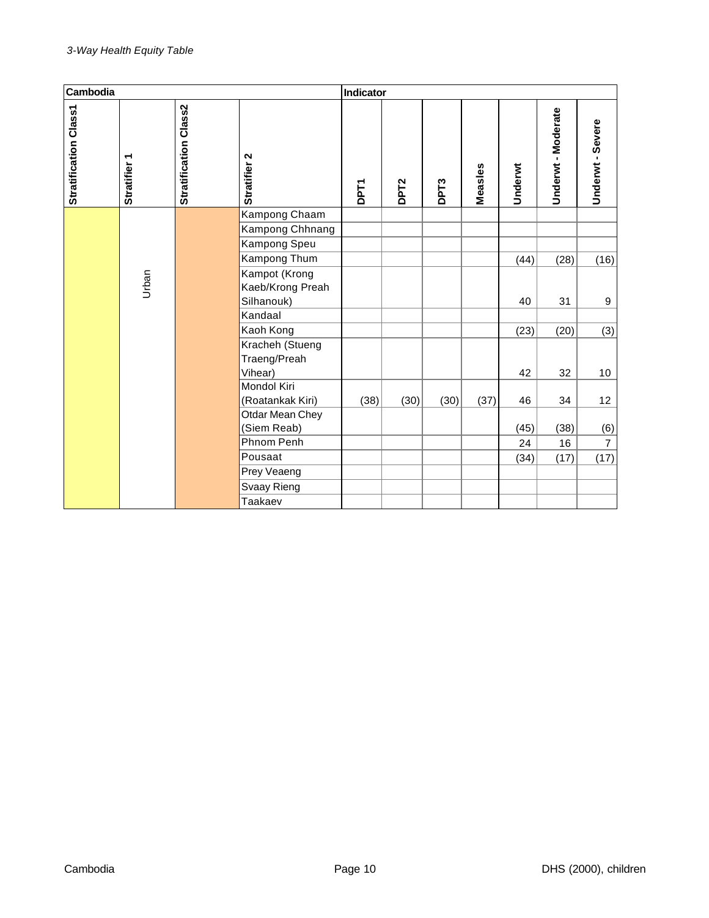*3-Way Health Equity Table*

| Cambodia | | | | Indicator | | | | | | |
|---|---|---|---|---|---|---|---|---|---|---|
| Stratification Class1 | Stratifier 1 | Stratification Class2 | Stratifier 2 | DPT1 | DPT2 | DPT3 | Measles | Underwt | Underwt - Moderate | Underwt - Severe |
| | Urban | | Kampong Chaam | | | | | | | |
| | | | Kampong Chhnang | | | | | | | |
| | | | Kampong Speu | | | | | | | |
| | | | Kampong Thum | | | | | (44) | (28) | (16) |
| | | | Kampot (Krong Kaeb/Krong Preah Silhanouk) | | | | | 40 | 31 | 9 |
| | | | Kandaal | | | | | | | |
| | | | Kaoh Kong | | | | | (23) | (20) | (3) |
| | | | Kracheh (Stueng Traeng/Preah Vihear) | | | | | 42 | 32 | 10 |
| | | | Mondol Kiri (Roatankak Kiri) | (38) | (30) | (30) | (37) | 46 | 34 | 12 |
| | | | Otdar Mean Chey (Siem Reab) | | | | | (45) | (38) | (6) |
| | | | Phnom Penh | | | | | 24 | 16 | 7 |
| | | | Pousaat | | | | | (34) | (17) | (17) |
| | | | Prey Veaeng | | | | | | | |
| | | | Svaay Rieng | | | | | | | |
| | | | Taakaev | | | | | | | |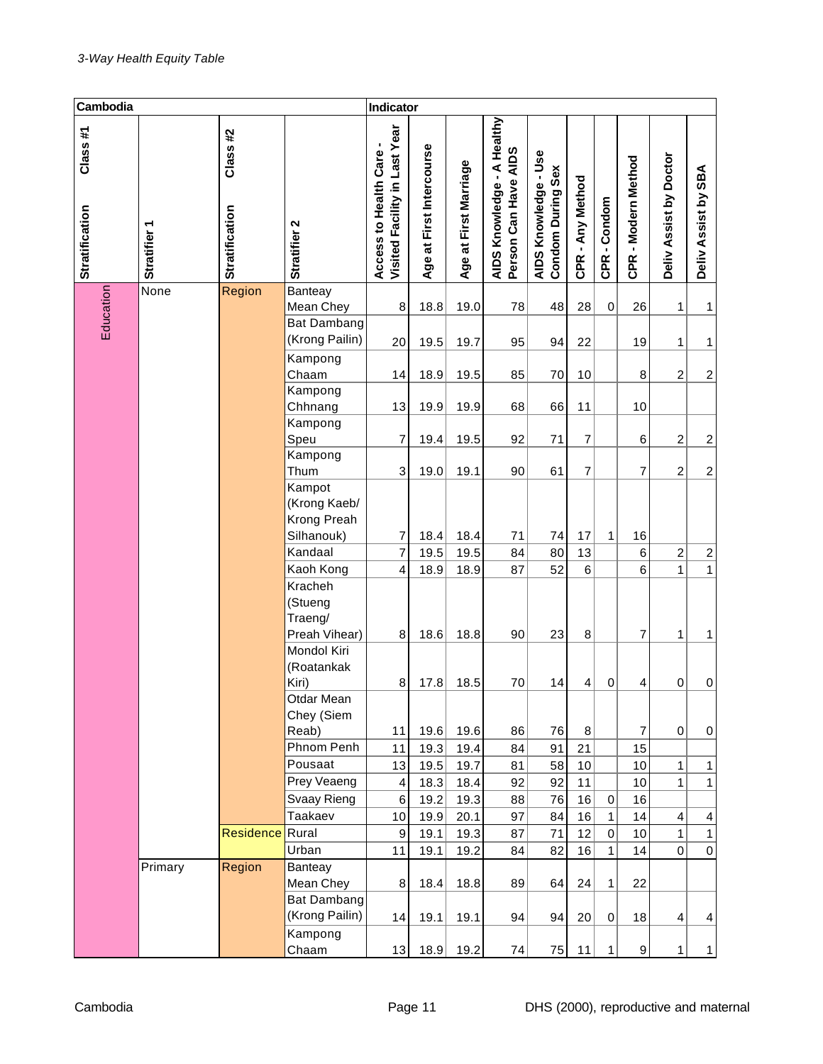*3-Way Health Equity Table*

| Cambodia | | | | Indicator | | | | | | | | | |
|---|---|---|---|---|---|---|---|---|---|---|---|---|---|
| Stratification Class #1 | Stratifier 1 | Stratification Class #2 | Stratifier 2 | Access to Health Care - Visited Facility in Last Year | Age at First Intercourse | Age at First Marriage | AIDS Knowledge - A Healthy Person Can Have AIDS | AIDS Knowledge - Use Condom During Sex | CPR - Any Method | CPR - Condom | CPR - Modern Method | Deliv Assist by Doctor | Deliv Assist by SBA |
| Education | None | Region | Banteay Mean Chey | 8 | 18.8 | 19.0 | 78 | 48 | 28 | 0 | 26 | 1 | 1 |
| | | | Bat Dambang (Krong Pailin) | 20 | 19.5 | 19.7 | 95 | 94 | 22 | | 19 | 1 | 1 |
| | | | Kampong Chaam | 14 | 18.9 | 19.5 | 85 | 70 | 10 | | 8 | 2 | 2 |
| | | | Kampong Chhnang | 13 | 19.9 | 19.9 | 68 | 66 | 11 | | 10 | | |
| | | | Kampong Speu | 7 | 19.4 | 19.5 | 92 | 71 | 7 | | 6 | 2 | 2 |
| | | | Kampong Thum | 3 | 19.0 | 19.1 | 90 | 61 | 7 | | 7 | 2 | 2 |
| | | | Kampot (Krong Kaeb/ Krong Preah Silhanouk) | 7 | 18.4 | 18.4 | 71 | 74 | 17 | 1 | 16 | | |
| | | | Kandaal | 7 | 19.5 | 19.5 | 84 | 80 | 13 | | 6 | 2 | 2 |
| | | | Kaoh Kong | 4 | 18.9 | 18.9 | 87 | 52 | 6 | | 6 | 1 | 1 |
| | | | Kracheh (Stueng Traeng/ Preah Vihear) | 8 | 18.6 | 18.8 | 90 | 23 | 8 | | 7 | 1 | 1 |
| | | | Mondol Kiri (Roatankak Kiri) | 8 | 17.8 | 18.5 | 70 | 14 | 4 | 0 | 4 | 0 | 0 |
| | | | Otdar Mean Chey (Siem Reab) | 11 | 19.6 | 19.6 | 86 | 76 | 8 | | 7 | 0 | 0 |
| | | | Phnom Penh | 11 | 19.3 | 19.4 | 84 | 91 | 21 | | 15 | | |
| | | | Pousaat | 13 | 19.5 | 19.7 | 81 | 58 | 10 | | 10 | 1 | 1 |
| | | | Prey Veaeng | 4 | 18.3 | 18.4 | 92 | 92 | 11 | | 10 | 1 | 1 |
| | | | Svaay Rieng | 6 | 19.2 | 19.3 | 88 | 76 | 16 | 0 | 16 | | |
| | | | Taakaev | 10 | 19.9 | 20.1 | 97 | 84 | 16 | 1 | 14 | 4 | 4 |
| | | Residence | Rural | 9 | 19.1 | 19.3 | 87 | 71 | 12 | 0 | 10 | 1 | 1 |
| | | | Urban | 11 | 19.1 | 19.2 | 84 | 82 | 16 | 1 | 14 | 0 | 0 |
| | Primary | Region | Banteay Mean Chey | 8 | 18.4 | 18.8 | 89 | 64 | 24 | 1 | 22 | | |
| | | | Bat Dambang (Krong Pailin) | 14 | 19.1 | 19.1 | 94 | 94 | 20 | 0 | 18 | 4 | 4 |
| | | | Kampong Chaam | 13 | 18.9 | 19.2 | 74 | 75 | 11 | 1 | 9 | 1 | 1 |

Cambodia | DHS (2000), reproductive and maternal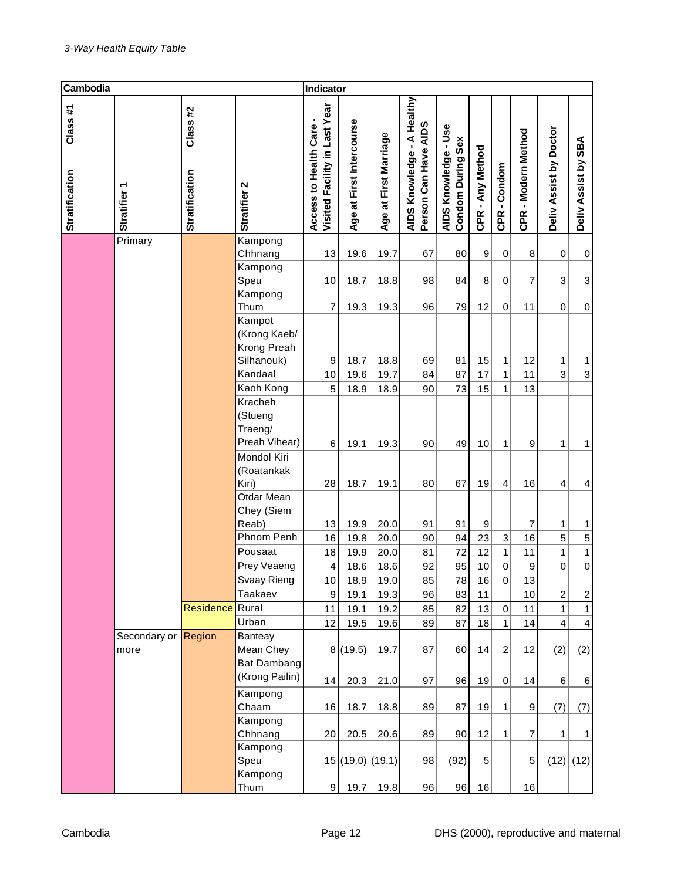*3-Way Health Equity Table*

| Cambodia | | | | Indicator | | | | | | | | | |
|---|---|---|---|---|---|---|---|---|---|---|---|---|---|
| Stratification Class #1 | Stratifier 1 | Stratification Class #2 | Stratifier 2 | Access to Health Care - Visited Facility in Last Year | Age at First Intercourse | Age at First Marriage | AIDS Knowledge - A Healthy Person Can Have AIDS | AIDS Knowledge - Use Condom During Sex | CPR - Any Method | CPR - Condom | CPR - Modern Method | Deliv Assist by Doctor | Deliv Assist by SBA |
| | Primary | | Kampong Chhnang | 13 | 19.6 | 19.7 | 67 | 80 | 9 | 0 | 8 | 0 | 0 |
| | | | Kampong Speu | 10 | 18.7 | 18.8 | 98 | 84 | 8 | 0 | 7 | 3 | 3 |
| | | | Kampong Thum | 7 | 19.3 | 19.3 | 96 | 79 | 12 | 0 | 11 | 0 | 0 |
| | | | Kampot (Krong Kaeb/ Krong Preah Silhanouk) | 9 | 18.7 | 18.8 | 69 | 81 | 15 | 1 | 12 | 1 | 1 |
| | | | Kandaal | 10 | 19.6 | 19.7 | 84 | 87 | 17 | 1 | 11 | 3 | 3 |
| | | | Kaoh Kong | 5 | 18.9 | 18.9 | 90 | 73 | 15 | 1 | 13 | | |
| | | | Kracheh (Stueng Traeng/ Preah Vihear) | 6 | 19.1 | 19.3 | 90 | 49 | 10 | 1 | 9 | 1 | 1 |
| | | | Mondol Kiri (Roatankak Kiri) | 28 | 18.7 | 19.1 | 80 | 67 | 19 | 4 | 16 | 4 | 4 |
| | | | Otdar Mean Chey (Siem Reab) | 13 | 19.9 | 20.0 | 91 | 91 | 9 | | 7 | 1 | 1 |
| | | | Phnom Penh | 16 | 19.8 | 20.0 | 90 | 94 | 23 | 3 | 16 | 5 | 5 |
| | | | Pousaat | 18 | 19.9 | 20.0 | 81 | 72 | 12 | 1 | 11 | 1 | 1 |
| | | | Prey Veaeng | 4 | 18.6 | 18.6 | 92 | 95 | 10 | 0 | 9 | 0 | 0 |
| | | | Svaay Rieng | 10 | 18.9 | 19.0 | 85 | 78 | 16 | 0 | 13 | | |
| | | | Taakaev | 9 | 19.1 | 19.3 | 96 | 83 | 11 | | 10 | 2 | 2 |
| | | Residence | Rural | 11 | 19.1 | 19.2 | 85 | 82 | 13 | 0 | 11 | 1 | 1 |
| | | | Urban | 12 | 19.5 | 19.6 | 89 | 87 | 18 | 1 | 14 | 4 | 4 |
| | Secondary or more | Region | Banteay Mean Chey | 8 | (19.5) | 19.7 | 87 | 60 | 14 | 2 | 12 | (2) | (2) |
| | | | Bat Dambang (Krong Pailin) | 14 | 20.3 | 21.0 | 97 | 96 | 19 | 0 | 14 | 6 | 6 |
| | | | Kampong Chaam | 16 | 18.7 | 18.8 | 89 | 87 | 19 | 1 | 9 | (7) | (7) |
| | | | Kampong Chhnang | 20 | 20.5 | 20.6 | 89 | 90 | 12 | 1 | 7 | 1 | 1 |
| | | | Kampong Speu | 15 | (19.0) | (19.1) | 98 | (92) | 5 | | 5 | (12) | (12) |
| | | | Kampong Thum | 9 | 19.7 | 19.8 | 96 | 96 | 16 | | 16 | | |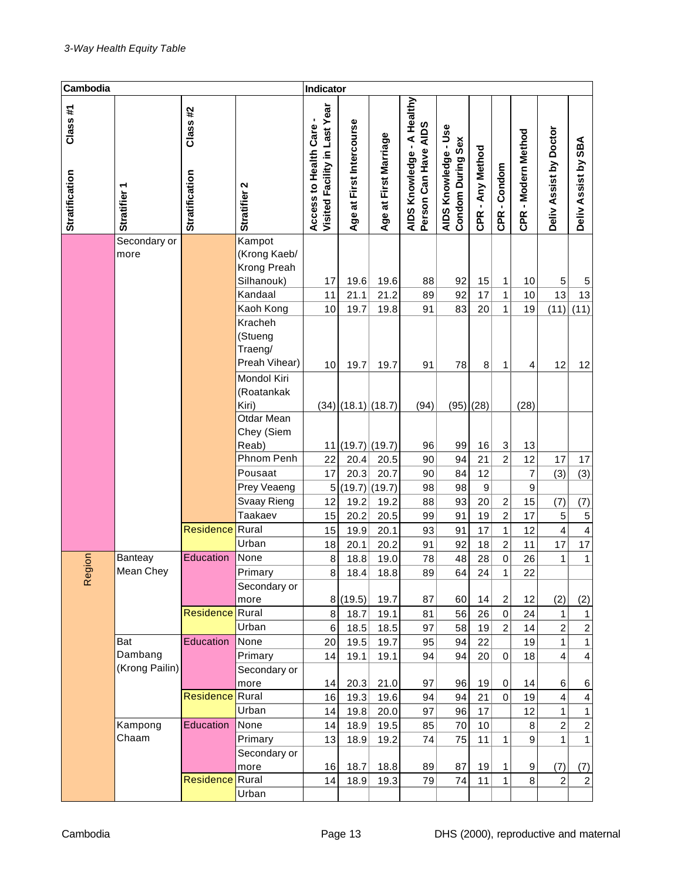*3-Way Health Equity Table*

| Cambodia | | | | Indicator | | | | | | | | | |
|---|---|---|---|---|---|---|---|---|---|---|---|---|---|
| Class #1 Stratification | Stratifier 1 | Class #2 Stratification | Stratifier 2 | Access to Health Care - Visited Facility in Last Year | Age at First Intercourse | Age at First Marriage | AIDS Knowledge - A Healthy Person Can Have AIDS | AIDS Knowledge - Use Condom During Sex | CPR - Any Method | CPR - Condom | CPR - Modern Method | Deliv Assist by Doctor | Deliv Assist by SBA |
| | Secondary or more | | Kampot (Krong Kaeb/ Krong Preah Silhanouk) | 17 | 19.6 | 19.6 | 88 | 92 | 15 | 1 | 10 | 5 | 5 |
| | | | Kandaal | 11 | 21.1 | 21.2 | 89 | 92 | 17 | 1 | 10 | 13 | 13 |
| | | | Kaoh Kong | 10 | 19.7 | 19.8 | 91 | 83 | 20 | 1 | 19 | (11) | (11) |
| | | | Kracheh (Stueng Traeng/ Preah Vihear) | 10 | 19.7 | 19.7 | 91 | 78 | 8 | 1 | 4 | 12 | 12 |
| | | | Mondol Kiri (Roatankak Kiri) | (34) | (18.1) | (18.7) | (94) | (95) | (28) | | (28) | | |
| | | | Otdar Mean Chey (Siem Reab) | 11 | (19.7) | (19.7) | 96 | 99 | 16 | 3 | 13 | | |
| | | | Phnom Penh | 22 | 20.4 | 20.5 | 90 | 94 | 21 | 2 | 12 | 17 | 17 |
| | | | Pousaat | 17 | 20.3 | 20.7 | 90 | 84 | 12 | | 7 | (3) | (3) |
| | | | Prey Veaeng | 5 | (19.7) | (19.7) | 98 | 98 | 9 | | 9 | | |
| | | | Svaay Rieng | 12 | 19.2 | 19.2 | 88 | 93 | 20 | 2 | 15 | (7) | (7) |
| | | | Taakaev | 15 | 20.2 | 20.5 | 99 | 91 | 19 | 2 | 17 | 5 | 5 |
| | | Residence | Rural | 15 | 19.9 | 20.1 | 93 | 91 | 17 | 1 | 12 | 4 | 4 |
| | | | Urban | 18 | 20.1 | 20.2 | 91 | 92 | 18 | 2 | 11 | 17 | 17 |
| Region | Banteay Mean Chey | Education | None | 8 | 18.8 | 19.0 | 78 | 48 | 28 | 0 | 26 | 1 | 1 |
| | | | Primary | 8 | 18.4 | 18.8 | 89 | 64 | 24 | 1 | 22 | | |
| | | | Secondary or more | 8 | (19.5) | 19.7 | 87 | 60 | 14 | 2 | 12 | (2) | (2) |
| | | Residence | Rural | 8 | 18.7 | 19.1 | 81 | 56 | 26 | 0 | 24 | 1 | 1 |
| | | | Urban | 6 | 18.5 | 18.5 | 97 | 58 | 19 | 2 | 14 | 2 | 2 |
| | Bat Dambang (Krong Pailin) | Education | None | 20 | 19.5 | 19.7 | 95 | 94 | 22 | | 19 | 1 | 1 |
| | | | Primary | 14 | 19.1 | 19.1 | 94 | 94 | 20 | 0 | 18 | 4 | 4 |
| | | | Secondary or more | 14 | 20.3 | 21.0 | 97 | 96 | 19 | 0 | 14 | 6 | 6 |
| | | Residence | Rural | 16 | 19.3 | 19.6 | 94 | 94 | 21 | 0 | 19 | 4 | 4 |
| | | | Urban | 14 | 19.8 | 20.0 | 97 | 96 | 17 | | 12 | 1 | 1 |
| | Kampong Chaam | Education | None | 14 | 18.9 | 19.5 | 85 | 70 | 10 | | 8 | 2 | 2 |
| | | | Primary | 13 | 18.9 | 19.2 | 74 | 75 | 11 | 1 | 9 | 1 | 1 |
| | | | Secondary or more | 16 | 18.7 | 18.8 | 89 | 87 | 19 | 1 | 9 | (7) | (7) |
| | | Residence | Rural | 14 | 18.9 | 19.3 | 79 | 74 | 11 | 1 | 8 | 2 | 2 |
| | | | Urban | | | | | | | | | | |

DHS (2000), reproductive and maternal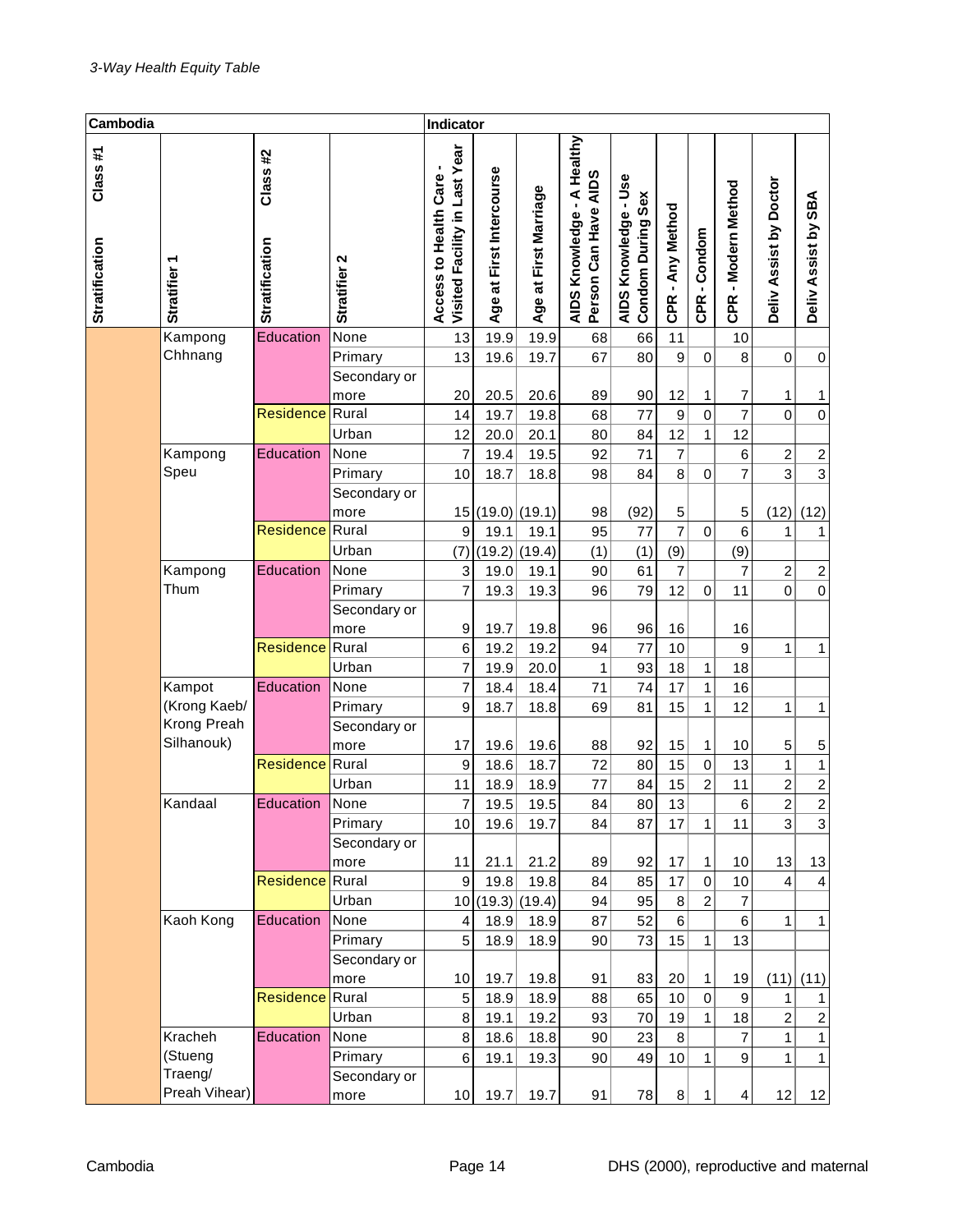*3-Way Health Equity Table*

| Cambodia | | | | Indicator | | | | | | | | | |
|---|---|---|---|---|---|---|---|---|---|---|---|---|---|
| Class #1 Stratification | Stratifier 1 | Class #2 Stratification | Stratifier 2 | Access to Health Care - Visited Facility in Last Year | Age at First Intercourse | Age at First Marriage | AIDS Knowledge - A Healthy Person Can Have AIDS | AIDS Knowledge - Use Condom During Sex | CPR - Any Method | CPR - Condom | CPR - Modern Method | Deliv Assist by Doctor | Deliv Assist by SBA |
| | Kampong Chhnang | Education | None | 13 | 19.9 | 19.9 | 68 | 66 | 11 | | 10 | | |
| | | | Primary | 13 | 19.6 | 19.7 | 67 | 80 | 9 | 0 | 8 | 0 | 0 |
| | | | Secondary or more | 20 | 20.5 | 20.6 | 89 | 90 | 12 | 1 | 7 | 1 | 1 |
| | | Residence | Rural | 14 | 19.7 | 19.8 | 68 | 77 | 9 | 0 | 7 | 0 | 0 |
| | | | Urban | 12 | 20.0 | 20.1 | 80 | 84 | 12 | 1 | 12 | | |
| | Kampong Speu | Education | None | 7 | 19.4 | 19.5 | 92 | 71 | 7 | | 6 | 2 | 2 |
| | | | Primary | 10 | 18.7 | 18.8 | 98 | 84 | 8 | 0 | 7 | 3 | 3 |
| | | | Secondary or more | 15 | (19.0) | (19.1) | 98 | (92) | 5 | | 5 | (12) | (12) |
| | | Residence | Rural | 9 | 19.1 | 19.1 | 95 | 77 | 7 | 0 | 6 | 1 | 1 |
| | | | Urban | (7) | (19.2) | (19.4) | (1) | (1) | (9) | | (9) | | |
| | Kampong Thum | Education | None | 3 | 19.0 | 19.1 | 90 | 61 | 7 | | 7 | 2 | 2 |
| | | | Primary | 7 | 19.3 | 19.3 | 96 | 79 | 12 | 0 | 11 | 0 | 0 |
| | | | Secondary or more | 9 | 19.7 | 19.8 | 96 | 96 | 16 | | 16 | | |
| | | Residence | Rural | 6 | 19.2 | 19.2 | 94 | 77 | 10 | | 9 | 1 | 1 |
| | | | Urban | 7 | 19.9 | 20.0 | 1 | 93 | 18 | 1 | 18 | | |
| | Kampot (Krong Kaeb/ Krong Preah Silhanouk) | Education | None | 7 | 18.4 | 18.4 | 71 | 74 | 17 | 1 | 16 | | |
| | | | Primary | 9 | 18.7 | 18.8 | 69 | 81 | 15 | 1 | 12 | 1 | 1 |
| | | | Secondary or more | 17 | 19.6 | 19.6 | 88 | 92 | 15 | 1 | 10 | 5 | 5 |
| | | Residence | Rural | 9 | 18.6 | 18.7 | 72 | 80 | 15 | 0 | 13 | 1 | 1 |
| | | | Urban | 11 | 18.9 | 18.9 | 77 | 84 | 15 | 2 | 11 | 2 | 2 |
| | Kandaal | Education | None | 7 | 19.5 | 19.5 | 84 | 80 | 13 | | 6 | 2 | 2 |
| | | | Primary | 10 | 19.6 | 19.7 | 84 | 87 | 17 | 1 | 11 | 3 | 3 |
| | | | Secondary or more | 11 | 21.1 | 21.2 | 89 | 92 | 17 | 1 | 10 | 13 | 13 |
| | | Residence | Rural | 9 | 19.8 | 19.8 | 84 | 85 | 17 | 0 | 10 | 4 | 4 |
| | | | Urban | 10 | (19.3) | (19.4) | 94 | 95 | 8 | 2 | 7 | | |
| | Kaoh Kong | Education | None | 4 | 18.9 | 18.9 | 87 | 52 | 6 | | 6 | 1 | 1 |
| | | | Primary | 5 | 18.9 | 18.9 | 90 | 73 | 15 | 1 | 13 | | |
| | | | Secondary or more | 10 | 19.7 | 19.8 | 91 | 83 | 20 | 1 | 19 | (11) | (11) |
| | | Residence | Rural | 5 | 18.9 | 18.9 | 88 | 65 | 10 | 0 | 9 | 1 | 1 |
| | | | Urban | 8 | 19.1 | 19.2 | 93 | 70 | 19 | 1 | 18 | 2 | 2 |
| | Kracheh (Stueng Traeng/ Preah Vihear) | Education | None | 8 | 18.6 | 18.8 | 90 | 23 | 8 | | 7 | 1 | 1 |
| | | | Primary | 6 | 19.1 | 19.3 | 90 | 49 | 10 | 1 | 9 | 1 | 1 |
| | | | Secondary or more | 10 | 19.7 | 19.7 | 91 | 78 | 8 | 1 | 4 | 12 | 12 |

Cambodia — DHS (2000), reproductive and maternal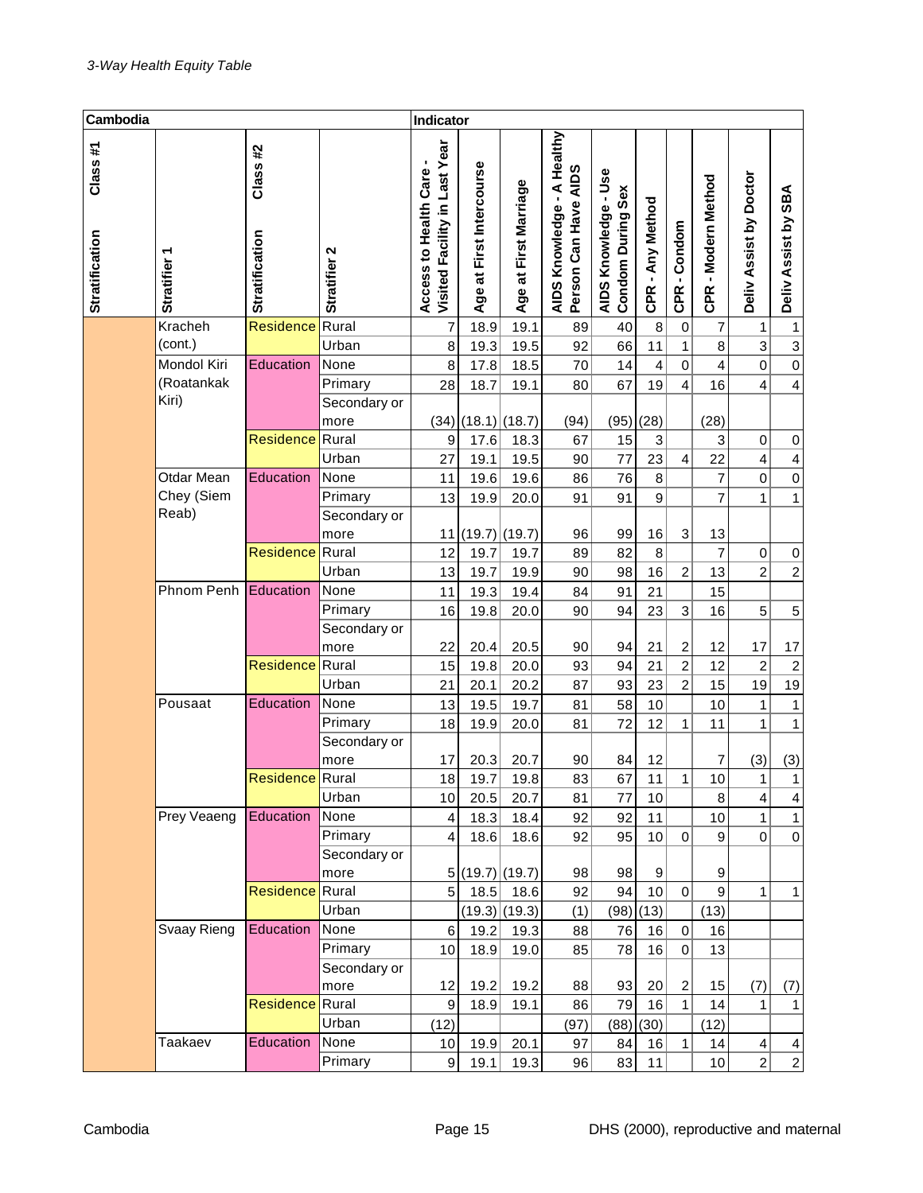*3-Way Health Equity Table*

| Cambodia | | | | Indicator | | | | | | | | | |
|---|---|---|---|---|---|---|---|---|---|---|---|---|---|
| Stratification Class #1 | Stratifier 1 | Stratification Class #2 | Stratifier 2 | Access to Health Care - Visited Facility in Last Year | Age at First Intercourse | Age at First Marriage | AIDS Knowledge - A Healthy Person Can Have AIDS | AIDS Knowledge - Use Condom During Sex | CPR - Any Method | CPR - Condom | CPR - Modern Method | Deliv Assist by Doctor | Deliv Assist by SBA |
| | Kracheh (cont.) | Residence | Rural | 7 | 18.9 | 19.1 | 89 | 40 | 8 | 0 | 7 | 1 | 1 |
| | | | Urban | 8 | 19.3 | 19.5 | 92 | 66 | 11 | 1 | 8 | 3 | 3 |
| | Mondol Kiri (Roatankak Kiri) | Education | None | 8 | 17.8 | 18.5 | 70 | 14 | 4 | 0 | 4 | 0 | 0 |
| | | | Primary | 28 | 18.7 | 19.1 | 80 | 67 | 19 | 4 | 16 | 4 | 4 |
| | | | Secondary or more | (34) | (18.1) | (18.7) | (94) | (95) | (28) | | (28) | | |
| | | Residence | Rural | 9 | 17.6 | 18.3 | 67 | 15 | 3 | | 3 | 0 | 0 |
| | | | Urban | 27 | 19.1 | 19.5 | 90 | 77 | 23 | 4 | 22 | 4 | 4 |
| | Otdar Mean Chey (Siem Reab) | Education | None | 11 | 19.6 | 19.6 | 86 | 76 | 8 | | 7 | 0 | 0 |
| | | | Primary | 13 | 19.9 | 20.0 | 91 | 91 | 9 | | 7 | 1 | 1 |
| | | | Secondary or more | 11 | (19.7) | (19.7) | 96 | 99 | 16 | 3 | 13 | | |
| | | Residence | Rural | 12 | 19.7 | 19.7 | 89 | 82 | 8 | | 7 | 0 | 0 |
| | | | Urban | 13 | 19.7 | 19.9 | 90 | 98 | 16 | 2 | 13 | 2 | 2 |
| | Phnom Penh | Education | None | 11 | 19.3 | 19.4 | 84 | 91 | 21 | | 15 | | |
| | | | Primary | 16 | 19.8 | 20.0 | 90 | 94 | 23 | 3 | 16 | 5 | 5 |
| | | | Secondary or more | 22 | 20.4 | 20.5 | 90 | 94 | 21 | 2 | 12 | 17 | 17 |
| | | Residence | Rural | 15 | 19.8 | 20.0 | 93 | 94 | 21 | 2 | 12 | 2 | 2 |
| | | | Urban | 21 | 20.1 | 20.2 | 87 | 93 | 23 | 2 | 15 | 19 | 19 |
| | Pousaat | Education | None | 13 | 19.5 | 19.7 | 81 | 58 | 10 | | 10 | 1 | 1 |
| | | | Primary | 18 | 19.9 | 20.0 | 81 | 72 | 12 | 1 | 11 | 1 | 1 |
| | | | Secondary or more | 17 | 20.3 | 20.7 | 90 | 84 | 12 | | 7 | (3) | (3) |
| | | Residence | Rural | 18 | 19.7 | 19.8 | 83 | 67 | 11 | 1 | 10 | 1 | 1 |
| | | | Urban | 10 | 20.5 | 20.7 | 81 | 77 | 10 | | 8 | 4 | 4 |
| | Prey Veaeng | Education | None | 4 | 18.3 | 18.4 | 92 | 92 | 11 | | 10 | 1 | 1 |
| | | | Primary | 4 | 18.6 | 18.6 | 92 | 95 | 10 | 0 | 9 | 0 | 0 |
| | | | Secondary or more | 5 | (19.7) | (19.7) | 98 | 98 | 9 | | 9 | | |
| | | Residence | Rural | 5 | 18.5 | 18.6 | 92 | 94 | 10 | 0 | 9 | 1 | 1 |
| | | | Urban | | (19.3) | (19.3) | (1) | (98) | (13) | | (13) | | |
| | Svaay Rieng | Education | None | 6 | 19.2 | 19.3 | 88 | 76 | 16 | 0 | 16 | | |
| | | | Primary | 10 | 18.9 | 19.0 | 85 | 78 | 16 | 0 | 13 | | |
| | | | Secondary or more | 12 | 19.2 | 19.2 | 88 | 93 | 20 | 2 | 15 | (7) | (7) |
| | | Residence | Rural | 9 | 18.9 | 19.1 | 86 | 79 | 16 | 1 | 14 | 1 | 1 |
| | | | Urban | (12) | | | (97) | (88) | (30) | | (12) | | |
| | Taakaev | Education | None | 10 | 19.9 | 20.1 | 97 | 84 | 16 | 1 | 14 | 4 | 4 |
| | | | Primary | 9 | 19.1 | 19.3 | 96 | 83 | 11 | | 10 | 2 | 2 |

Cambodia DHS (2000), reproductive and maternal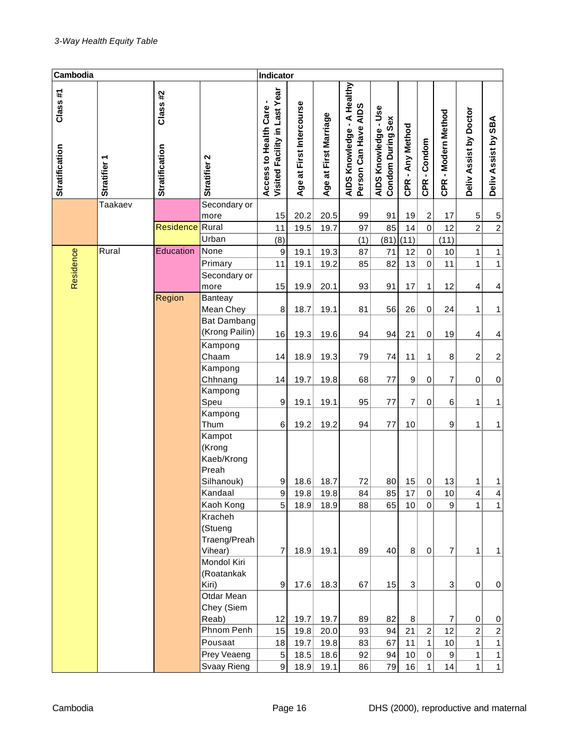*3-Way Health Equity Table*

| Cambodia | | | | Indicator | | | | | | | | | |
|---|---|---|---|---|---|---|---|---|---|---|---|---|---|
| Class #1 Stratification | Stratifier 1 | Class #2 Stratification | Stratifier 2 | Access to Health Care - Visited Facility in Last Year | Age at First Intercourse | Age at First Marriage | AIDS Knowledge - A Healthy Person Can Have AIDS | AIDS Knowledge - Use Condom During Sex | CPR - Any Method | CPR - Condom | CPR - Modern Method | Deliv Assist by Doctor | Deliv Assist by SBA |
| | Taakaev | | Secondary or more | 15 | 20.2 | 20.5 | 99 | 91 | 19 | 2 | 17 | 5 | 5 |
| | | Residence | Rural | 11 | 19.5 | 19.7 | 97 | 85 | 14 | 0 | 12 | 2 | 2 |
| | | | Urban | (8) | | | (1) | (81) | (11) | | (11) | | |
| Residence | Rural | Education | None | 9 | 19.1 | 19.3 | 87 | 71 | 12 | 0 | 10 | 1 | 1 |
| | | | Primary | 11 | 19.1 | 19.2 | 85 | 82 | 13 | 0 | 11 | 1 | 1 |
| | | | Secondary or more | 15 | 19.9 | 20.1 | 93 | 91 | 17 | 1 | 12 | 4 | 4 |
| | | Region | Banteay Mean Chey | 8 | 18.7 | 19.1 | 81 | 56 | 26 | 0 | 24 | 1 | 1 |
| | | | Bat Dambang (Krong Pailin) | 16 | 19.3 | 19.6 | 94 | 94 | 21 | 0 | 19 | 4 | 4 |
| | | | Kampong Chaam | 14 | 18.9 | 19.3 | 79 | 74 | 11 | 1 | 8 | 2 | 2 |
| | | | Kampong Chhnang | 14 | 19.7 | 19.8 | 68 | 77 | 9 | 0 | 7 | 0 | 0 |
| | | | Kampong Speu | 9 | 19.1 | 19.1 | 95 | 77 | 7 | 0 | 6 | 1 | 1 |
| | | | Kampong Thum | 6 | 19.2 | 19.2 | 94 | 77 | 10 | | 9 | 1 | 1 |
| | | | Kampot (Krong Kaeb/Krong Preah Silhanouk) | 9 | 18.6 | 18.7 | 72 | 80 | 15 | 0 | 13 | 1 | 1 |
| | | | Kandaal | 9 | 19.8 | 19.8 | 84 | 85 | 17 | 0 | 10 | 4 | 4 |
| | | | Kaoh Kong | 5 | 18.9 | 18.9 | 88 | 65 | 10 | 0 | 9 | 1 | 1 |
| | | | Kracheh (Stueng Traeng/Preah Vihear) | 7 | 18.9 | 19.1 | 89 | 40 | 8 | 0 | 7 | 1 | 1 |
| | | | Mondol Kiri (Roatankak Kiri) | 9 | 17.6 | 18.3 | 67 | 15 | 3 | | 3 | 0 | 0 |
| | | | Otdar Mean Chey (Siem Reab) | 12 | 19.7 | 19.7 | 89 | 82 | 8 | | 7 | 0 | 0 |
| | | | Phnom Penh | 15 | 19.8 | 20.0 | 93 | 94 | 21 | 2 | 12 | 2 | 2 |
| | | | Pousaat | 18 | 19.7 | 19.8 | 83 | 67 | 11 | 1 | 10 | 1 | 1 |
| | | | Prey Veaeng | 5 | 18.5 | 18.6 | 92 | 94 | 10 | 0 | 9 | 1 | 1 |
| | | | Svaay Rieng | 9 | 18.9 | 19.1 | 86 | 79 | 16 | 1 | 14 | 1 | 1 |

Cambodia DHS (2000), reproductive and maternal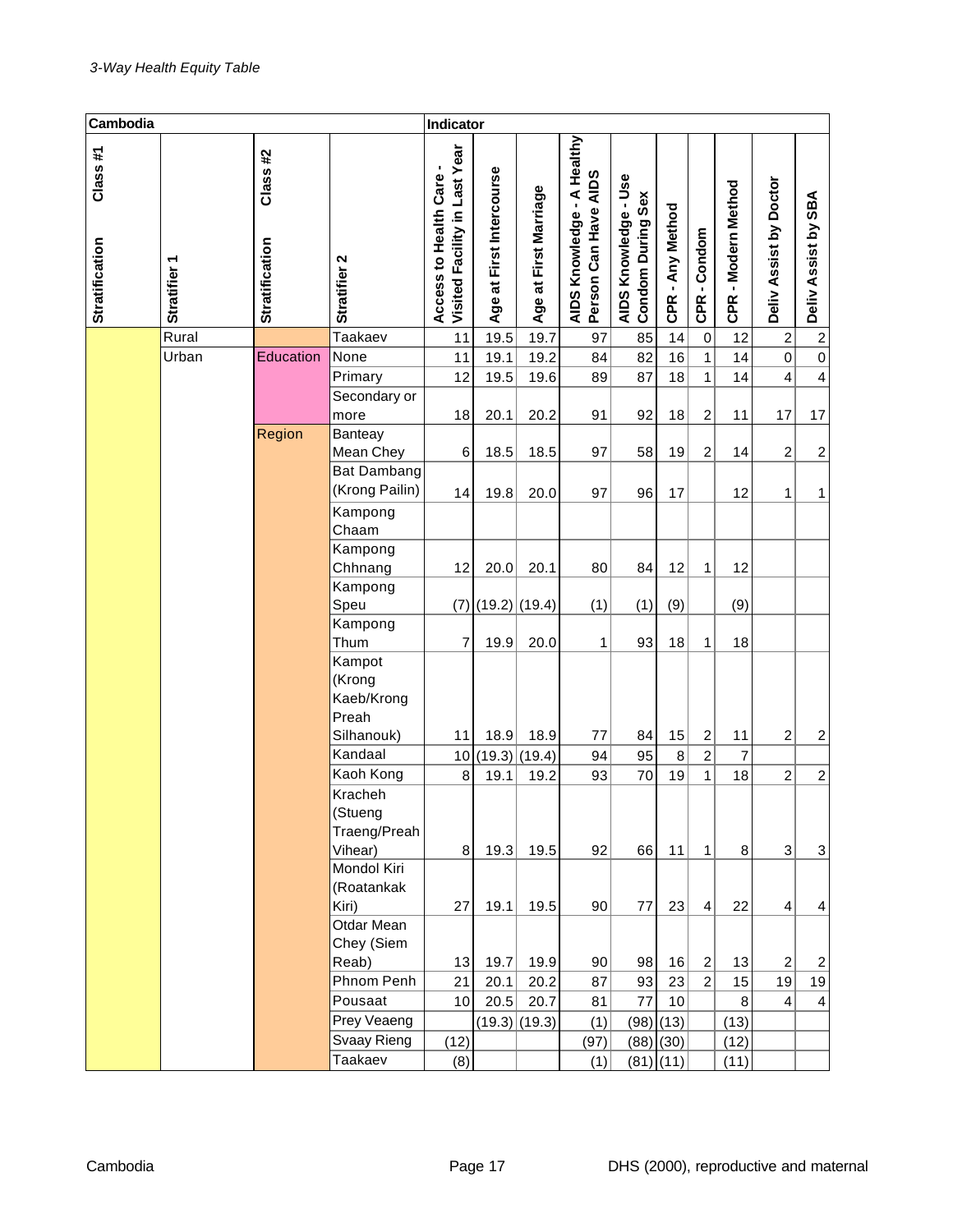*3-Way Health Equity Table*

| Cambodia | | | | Indicator | | | | | | | | | |
|---|---|---|---|---|---|---|---|---|---|---|---|---|---|
| Stratification Class #1 | Stratifier 1 | Stratification Class #2 | Stratifier 2 | Access to Health Care - Visited Facility in Last Year | Age at First Intercourse | Age at First Marriage | AIDS Knowledge - A Healthy Person Can Have AIDS | AIDS Knowledge - Use Condom During Sex | CPR - Any Method | CPR - Condom | CPR - Modern Method | Deliv Assist by Doctor | Deliv Assist by SBA |
| | Rural | | Taakaev | 11 | 19.5 | 19.7 | 97 | 85 | 14 | 0 | 12 | 2 | 2 |
| | Urban | Education | None | 11 | 19.1 | 19.2 | 84 | 82 | 16 | 1 | 14 | 0 | 0 |
| | | | Primary | 12 | 19.5 | 19.6 | 89 | 87 | 18 | 1 | 14 | 4 | 4 |
| | | | Secondary or more | 18 | 20.1 | 20.2 | 91 | 92 | 18 | 2 | 11 | 17 | 17 |
| | | Region | Banteay Mean Chey | 6 | 18.5 | 18.5 | 97 | 58 | 19 | 2 | 14 | 2 | 2 |
| | | | Bat Dambang (Krong Pailin) | 14 | 19.8 | 20.0 | 97 | 96 | 17 | | 12 | 1 | 1 |
| | | | Kampong Chaam | | | | | | | | | | |
| | | | Kampong Chhnang | 12 | 20.0 | 20.1 | 80 | 84 | 12 | 1 | 12 | | |
| | | | Kampong Speu | (7) | (19.2) | (19.4) | (1) | (1) | (9) | | (9) | | |
| | | | Kampong Thum | 7 | 19.9 | 20.0 | 1 | 93 | 18 | 1 | 18 | | |
| | | | Kampot (Krong Kaeb/Krong Preah Silhanouk) | 11 | 18.9 | 18.9 | 77 | 84 | 15 | 2 | 11 | 2 | 2 |
| | | | Kandaal | 10 | (19.3) | (19.4) | 94 | 95 | 8 | 2 | 7 | | |
| | | | Kaoh Kong | 8 | 19.1 | 19.2 | 93 | 70 | 19 | 1 | 18 | 2 | 2 |
| | | | Kracheh (Stueng Traeng/Preah Vihear) | 8 | 19.3 | 19.5 | 92 | 66 | 11 | 1 | 8 | 3 | 3 |
| | | | Mondol Kiri (Roatankak Kiri) | 27 | 19.1 | 19.5 | 90 | 77 | 23 | 4 | 22 | 4 | 4 |
| | | | Otdar Mean Chey (Siem Reab) | 13 | 19.7 | 19.9 | 90 | 98 | 16 | 2 | 13 | 2 | 2 |
| | | | Phnom Penh | 21 | 20.1 | 20.2 | 87 | 93 | 23 | 2 | 15 | 19 | 19 |
| | | | Pousaat | 10 | 20.5 | 20.7 | 81 | 77 | 10 | | 8 | 4 | 4 |
| | | | Prey Veaeng | | (19.3) | (19.3) | (1) | (98) | (13) | | (13) | | |
| | | | Svaay Rieng | (12) | | | (97) | (88) | (30) | | (12) | | |
| | | | Taakaev | (8) | | | (1) | (81) | (11) | | (11) | | |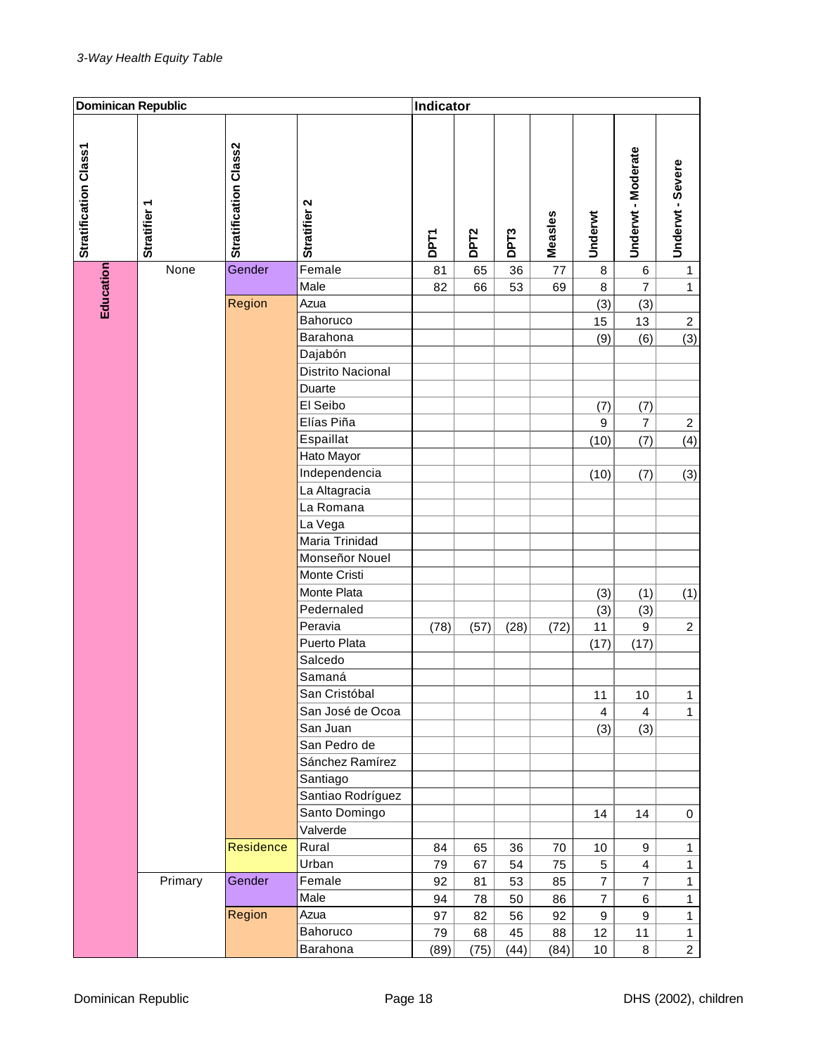*3-Way Health Equity Table*

| Dominican Republic | | | | Indicator | | | | | | |
|---|---|---|---|---|---|---|---|---|---|---|
| Stratification Class1 | Stratifier 1 | Stratification Class2 | Stratifier 2 | DPT1 | DPT2 | DPT3 | Measles | Underwt | Underwt - Moderate | Underwt - Severe |
| Education | None | Gender | Female | 81 | 65 | 36 | 77 | 8 | 6 | 1 |
| | | | Male | 82 | 66 | 53 | 69 | 8 | 7 | 1 |
| | | Region | Azua | | | | | (3) | (3) | |
| | | | Bahoruco | | | | | 15 | 13 | 2 |
| | | | Barahona | | | | | (9) | (6) | (3) |
| | | | Dajabón | | | | | | | |
| | | | Distrito Nacional | | | | | | | |
| | | | Duarte | | | | | | | |
| | | | El Seibo | | | | | (7) | (7) | |
| | | | Elías Piña | | | | | 9 | 7 | 2 |
| | | | Espaillat | | | | | (10) | (7) | (4) |
| | | | Hato Mayor | | | | | | | |
| | | | Independencia | | | | | (10) | (7) | (3) |
| | | | La Altagracia | | | | | | | |
| | | | La Romana | | | | | | | |
| | | | La Vega | | | | | | | |
| | | | Maria Trinidad | | | | | | | |
| | | | Monseñor Nouel | | | | | | | |
| | | | Monte Cristi | | | | | | | |
| | | | Monte Plata | | | | | (3) | (1) | (1) |
| | | | Pedernaled | | | | | (3) | (3) | |
| | | | Peravia | (78) | (57) | (28) | (72) | 11 | 9 | 2 |
| | | | Puerto Plata | | | | | (17) | (17) | |
| | | | Salcedo | | | | | | | |
| | | | Samaná | | | | | | | |
| | | | San Cristóbal | | | | | 11 | 10 | 1 |
| | | | San José de Ocoa | | | | | 4 | 4 | 1 |
| | | | San Juan | | | | | (3) | (3) | |
| | | | San Pedro de | | | | | | | |
| | | | Sánchez Ramírez | | | | | | | |
| | | | Santiago | | | | | | | |
| | | | Santiao Rodríguez | | | | | | | |
| | | | Santo Domingo | | | | | 14 | 14 | 0 |
| | | | Valverde | | | | | | | |
| | | Residence | Rural | 84 | 65 | 36 | 70 | 10 | 9 | 1 |
| | | | Urban | 79 | 67 | 54 | 75 | 5 | 4 | 1 |
| | Primary | Gender | Female | 92 | 81 | 53 | 85 | 7 | 7 | 1 |
| | | | Male | 94 | 78 | 50 | 86 | 7 | 6 | 1 |
| | | Region | Azua | 97 | 82 | 56 | 92 | 9 | 9 | 1 |
| | | | Bahoruco | 79 | 68 | 45 | 88 | 12 | 11 | 1 |
| | | | Barahona | (89) | (75) | (44) | (84) | 10 | 8 | 2 |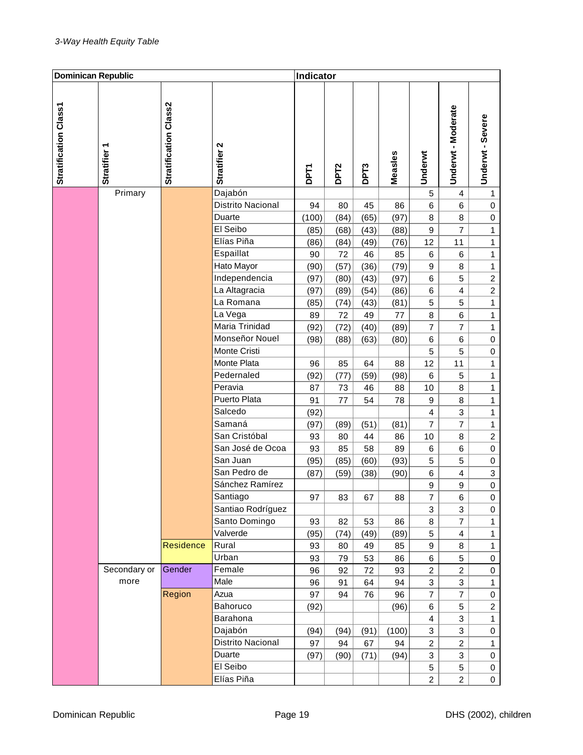*3-Way Health Equity Table*

| Dominican Republic | | | | Indicator | | | | | | |
|---|---|---|---|---|---|---|---|---|---|---|
| Stratification Class1 | Stratifier 1 | Stratification Class2 | Stratifier 2 | DPT1 | DPT2 | DPT3 | Measles | Underwt | Underwt - Moderate | Underwt - Severe |
| | Primary | | Dajabón | | | | | 5 | 4 | 1 |
| | | | Distrito Nacional | 94 | 80 | 45 | 86 | 6 | 6 | 0 |
| | | | Duarte | (100) | (84) | (65) | (97) | 8 | 8 | 0 |
| | | | El Seibo | (85) | (68) | (43) | (88) | 9 | 7 | 1 |
| | | | Elías Piña | (86) | (84) | (49) | (76) | 12 | 11 | 1 |
| | | | Espaillat | 90 | 72 | 46 | 85 | 6 | 6 | 1 |
| | | | Hato Mayor | (90) | (57) | (36) | (79) | 9 | 8 | 1 |
| | | | Independencia | (97) | (80) | (43) | (97) | 6 | 5 | 2 |
| | | | La Altagracia | (97) | (89) | (54) | (86) | 6 | 4 | 2 |
| | | | La Romana | (85) | (74) | (43) | (81) | 5 | 5 | 1 |
| | | | La Vega | 89 | 72 | 49 | 77 | 8 | 6 | 1 |
| | | | Maria Trinidad | (92) | (72) | (40) | (89) | 7 | 7 | 1 |
| | | | Monseñor Nouel | (98) | (88) | (63) | (80) | 6 | 6 | 0 |
| | | | Monte Cristi | | | | | 5 | 5 | 0 |
| | | | Monte Plata | 96 | 85 | 64 | 88 | 12 | 11 | 1 |
| | | | Pedernaled | (92) | (77) | (59) | (98) | 6 | 5 | 1 |
| | | | Peravia | 87 | 73 | 46 | 88 | 10 | 8 | 1 |
| | | | Puerto Plata | 91 | 77 | 54 | 78 | 9 | 8 | 1 |
| | | | Salcedo | (92) | | | | 4 | 3 | 1 |
| | | | Samaná | (97) | (89) | (51) | (81) | 7 | 7 | 1 |
| | | | San Cristóbal | 93 | 80 | 44 | 86 | 10 | 8 | 2 |
| | | | San José de Ocoa | 93 | 85 | 58 | 89 | 6 | 6 | 0 |
| | | | San Juan | (95) | (85) | (60) | (93) | 5 | 5 | 0 |
| | | | San Pedro de | (87) | (59) | (38) | (90) | 6 | 4 | 3 |
| | | | Sánchez Ramírez | | | | | 9 | 9 | 0 |
| | | | Santiago | 97 | 83 | 67 | 88 | 7 | 6 | 0 |
| | | | Santiao Rodríguez | | | | | 3 | 3 | 0 |
| | | | Santo Domingo | 93 | 82 | 53 | 86 | 8 | 7 | 1 |
| | | | Valverde | (95) | (74) | (49) | (89) | 5 | 4 | 1 |
| | | Residence | Rural | 93 | 80 | 49 | 85 | 9 | 8 | 1 |
| | | | Urban | 93 | 79 | 53 | 86 | 6 | 5 | 0 |
| | Secondary or more | Gender | Female | 96 | 92 | 72 | 93 | 2 | 2 | 0 |
| | | | Male | 96 | 91 | 64 | 94 | 3 | 3 | 1 |
| | | Region | Azua | 97 | 94 | 76 | 96 | 7 | 7 | 0 |
| | | | Bahoruco | (92) | | | (96) | 6 | 5 | 2 |
| | | | Barahona | | | | | 4 | 3 | 1 |
| | | | Dajabón | (94) | (94) | (91) | (100) | 3 | 3 | 0 |
| | | | Distrito Nacional | 97 | 94 | 67 | 94 | 2 | 2 | 1 |
| | | | Duarte | (97) | (90) | (71) | (94) | 3 | 3 | 0 |
| | | | El Seibo | | | | | 5 | 5 | 0 |
| | | | Elías Piña | | | | | 2 | 2 | 0 |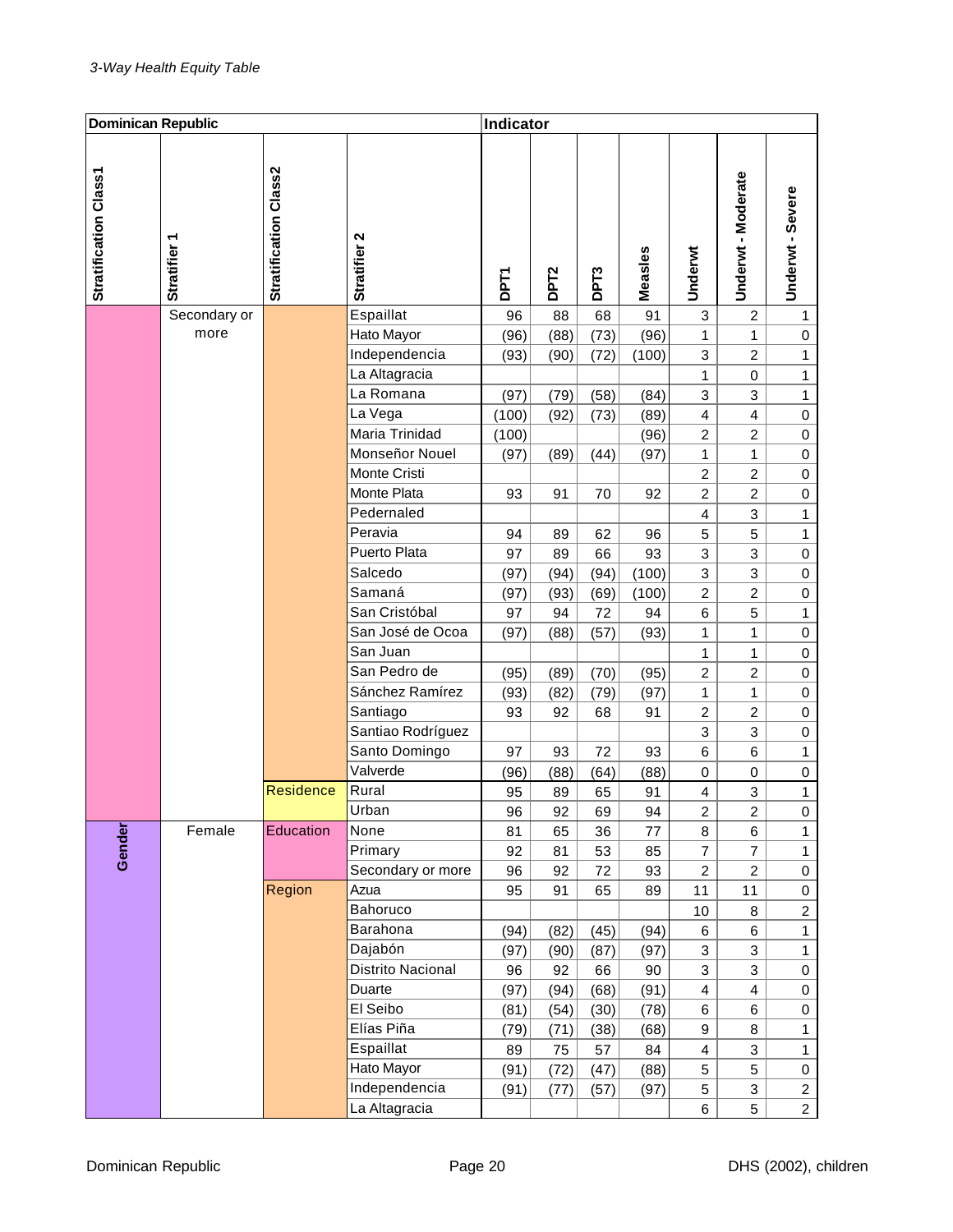*3-Way Health Equity Table*

| Dominican Republic | | | | Indicator | | | | | | |
|---|---|---|---|---|---|---|---|---|---|---|
| Stratification Class1 | Stratifier 1 | Stratification Class2 | Stratifier 2 | DPT1 | DPT2 | DPT3 | Measles | Underwt | Underwt - Moderate | Underwt - Severe |
| | Secondary or more | | Espaillat | 96 | 88 | 68 | 91 | 3 | 2 | 1 |
| | | | Hato Mayor | (96) | (88) | (73) | (96) | 1 | 1 | 0 |
| | | | Independencia | (93) | (90) | (72) | (100) | 3 | 2 | 1 |
| | | | La Altagracia | | | | | 1 | 0 | 1 |
| | | | La Romana | (97) | (79) | (58) | (84) | 3 | 3 | 1 |
| | | | La Vega | (100) | (92) | (73) | (89) | 4 | 4 | 0 |
| | | | Maria Trinidad | (100) | | | (96) | 2 | 2 | 0 |
| | | | Monseñor Nouel | (97) | (89) | (44) | (97) | 1 | 1 | 0 |
| | | | Monte Cristi | | | | | 2 | 2 | 0 |
| | | | Monte Plata | 93 | 91 | 70 | 92 | 2 | 2 | 0 |
| | | | Pedernaled | | | | | 4 | 3 | 1 |
| | | | Peravia | 94 | 89 | 62 | 96 | 5 | 5 | 1 |
| | | | Puerto Plata | 97 | 89 | 66 | 93 | 3 | 3 | 0 |
| | | | Salcedo | (97) | (94) | (94) | (100) | 3 | 3 | 0 |
| | | | Samaná | (97) | (93) | (69) | (100) | 2 | 2 | 0 |
| | | | San Cristóbal | 97 | 94 | 72 | 94 | 6 | 5 | 1 |
| | | | San José de Ocoa | (97) | (88) | (57) | (93) | 1 | 1 | 0 |
| | | | San Juan | | | | | 1 | 1 | 0 |
| | | | San Pedro de | (95) | (89) | (70) | (95) | 2 | 2 | 0 |
| | | | Sánchez Ramírez | (93) | (82) | (79) | (97) | 1 | 1 | 0 |
| | | | Santiago | 93 | 92 | 68 | 91 | 2 | 2 | 0 |
| | | | Santiao Rodríguez | | | | | 3 | 3 | 0 |
| | | | Santo Domingo | 97 | 93 | 72 | 93 | 6 | 6 | 1 |
| | | | Valverde | (96) | (88) | (64) | (88) | 0 | 0 | 0 |
| | | Residence | Rural | 95 | 89 | 65 | 91 | 4 | 3 | 1 |
| | | | Urban | 96 | 92 | 69 | 94 | 2 | 2 | 0 |
| Gender | Female | Education | None | 81 | 65 | 36 | 77 | 8 | 6 | 1 |
| | | | Primary | 92 | 81 | 53 | 85 | 7 | 7 | 1 |
| | | | Secondary or more | 96 | 92 | 72 | 93 | 2 | 2 | 0 |
| | | Region | Azua | 95 | 91 | 65 | 89 | 11 | 11 | 0 |
| | | | Bahoruco | | | | | 10 | 8 | 2 |
| | | | Barahona | (94) | (82) | (45) | (94) | 6 | 6 | 1 |
| | | | Dajabón | (97) | (90) | (87) | (97) | 3 | 3 | 1 |
| | | | Distrito Nacional | 96 | 92 | 66 | 90 | 3 | 3 | 0 |
| | | | Duarte | (97) | (94) | (68) | (91) | 4 | 4 | 0 |
| | | | El Seibo | (81) | (54) | (30) | (78) | 6 | 6 | 0 |
| | | | Elías Piña | (79) | (71) | (38) | (68) | 9 | 8 | 1 |
| | | | Espaillat | 89 | 75 | 57 | 84 | 4 | 3 | 1 |
| | | | Hato Mayor | (91) | (72) | (47) | (88) | 5 | 5 | 0 |
| | | | Independencia | (91) | (77) | (57) | (97) | 5 | 3 | 2 |
| | | | La Altagracia | | | | | 6 | 5 | 2 |

Dominican Republic DHS (2002), children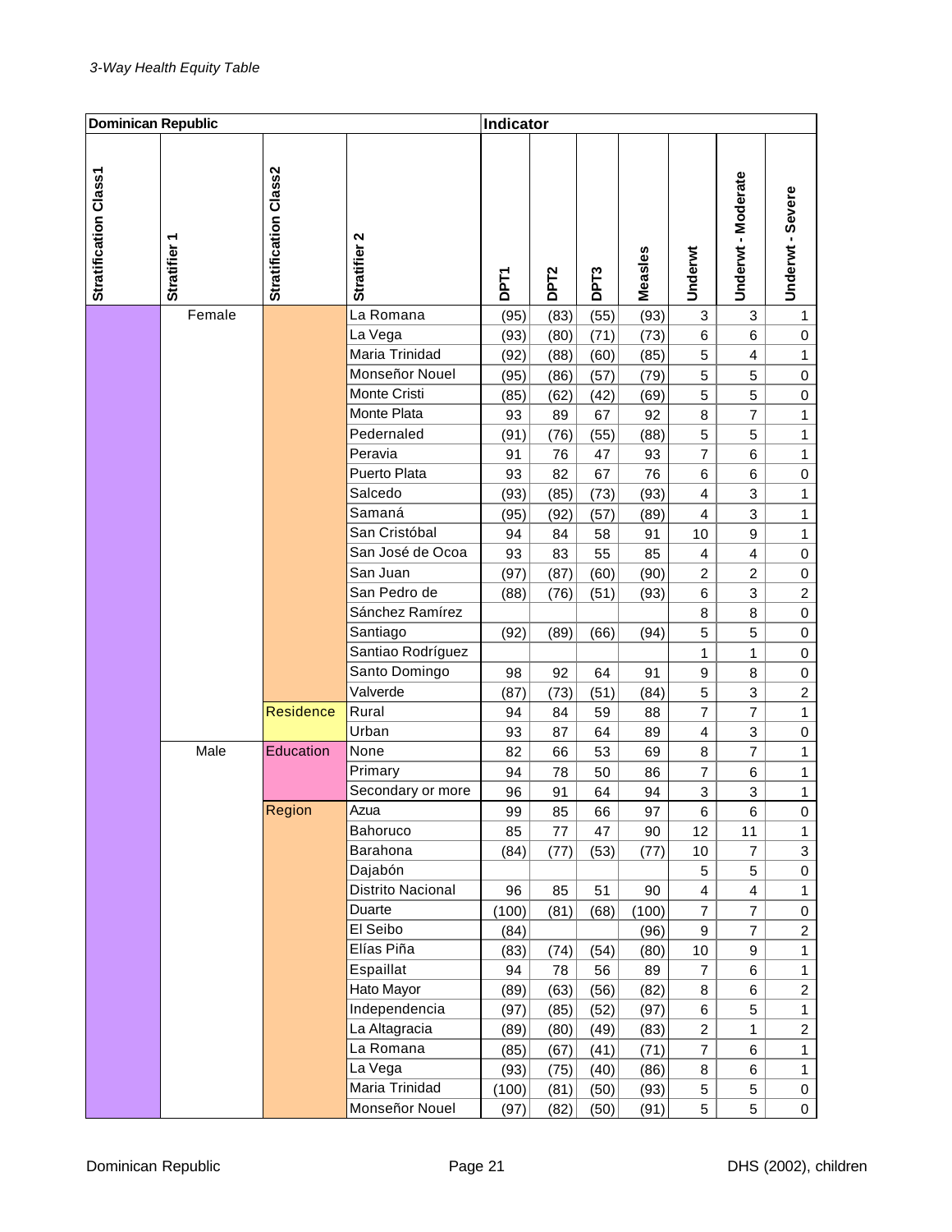*3-Way Health Equity Table*

| Dominican Republic | | | | Indicator | | | | | | |
|---|---|---|---|---|---|---|---|---|---|---|
| Stratification Class1 | Stratifier 1 | Stratification Class2 | Stratifier 2 | DPT1 | DPT2 | DPT3 | Measles | Underwt | Underwt - Moderate | Underwt - Severe |
| | Female | | La Romana | (95) | (83) | (55) | (93) | 3 | 3 | 1 |
| | | | La Vega | (93) | (80) | (71) | (73) | 6 | 6 | 0 |
| | | | Maria Trinidad | (92) | (88) | (60) | (85) | 5 | 4 | 1 |
| | | | Monseñor Nouel | (95) | (86) | (57) | (79) | 5 | 5 | 0 |
| | | | Monte Cristi | (85) | (62) | (42) | (69) | 5 | 5 | 0 |
| | | | Monte Plata | 93 | 89 | 67 | 92 | 8 | 7 | 1 |
| | | | Pedernaled | (91) | (76) | (55) | (88) | 5 | 5 | 1 |
| | | | Peravia | 91 | 76 | 47 | 93 | 7 | 6 | 1 |
| | | | Puerto Plata | 93 | 82 | 67 | 76 | 6 | 6 | 0 |
| | | | Salcedo | (93) | (85) | (73) | (93) | 4 | 3 | 1 |
| | | | Samaná | (95) | (92) | (57) | (89) | 4 | 3 | 1 |
| | | | San Cristóbal | 94 | 84 | 58 | 91 | 10 | 9 | 1 |
| | | | San José de Ocoa | 93 | 83 | 55 | 85 | 4 | 4 | 0 |
| | | | San Juan | (97) | (87) | (60) | (90) | 2 | 2 | 0 |
| | | | San Pedro de | (88) | (76) | (51) | (93) | 6 | 3 | 2 |
| | | | Sánchez Ramírez | | | | | 8 | 8 | 0 |
| | | | Santiago | (92) | (89) | (66) | (94) | 5 | 5 | 0 |
| | | | Santiao Rodríguez | | | | | 1 | 1 | 0 |
| | | | Santo Domingo | 98 | 92 | 64 | 91 | 9 | 8 | 0 |
| | | | Valverde | (87) | (73) | (51) | (84) | 5 | 3 | 2 |
| | | Residence | Rural | 94 | 84 | 59 | 88 | 7 | 7 | 1 |
| | | | Urban | 93 | 87 | 64 | 89 | 4 | 3 | 0 |
| | Male | Education | None | 82 | 66 | 53 | 69 | 8 | 7 | 1 |
| | | | Primary | 94 | 78 | 50 | 86 | 7 | 6 | 1 |
| | | | Secondary or more | 96 | 91 | 64 | 94 | 3 | 3 | 1 |
| | | Region | Azua | 99 | 85 | 66 | 97 | 6 | 6 | 0 |
| | | | Bahoruco | 85 | 77 | 47 | 90 | 12 | 11 | 1 |
| | | | Barahona | (84) | (77) | (53) | (77) | 10 | 7 | 3 |
| | | | Dajabón | | | | | 5 | 5 | 0 |
| | | | Distrito Nacional | 96 | 85 | 51 | 90 | 4 | 4 | 1 |
| | | | Duarte | (100) | (81) | (68) | (100) | 7 | 7 | 0 |
| | | | El Seibo | (84) | | | (96) | 9 | 7 | 2 |
| | | | Elías Piña | (83) | (74) | (54) | (80) | 10 | 9 | 1 |
| | | | Espaillat | 94 | 78 | 56 | 89 | 7 | 6 | 1 |
| | | | Hato Mayor | (89) | (63) | (56) | (82) | 8 | 6 | 2 |
| | | | Independencia | (97) | (85) | (52) | (97) | 6 | 5 | 1 |
| | | | La Altagracia | (89) | (80) | (49) | (83) | 2 | 1 | 2 |
| | | | La Romana | (85) | (67) | (41) | (71) | 7 | 6 | 1 |
| | | | La Vega | (93) | (75) | (40) | (86) | 8 | 6 | 1 |
| | | | Maria Trinidad | (100) | (81) | (50) | (93) | 5 | 5 | 0 |
| | | | Monseñor Nouel | (97) | (82) | (50) | (91) | 5 | 5 | 0 |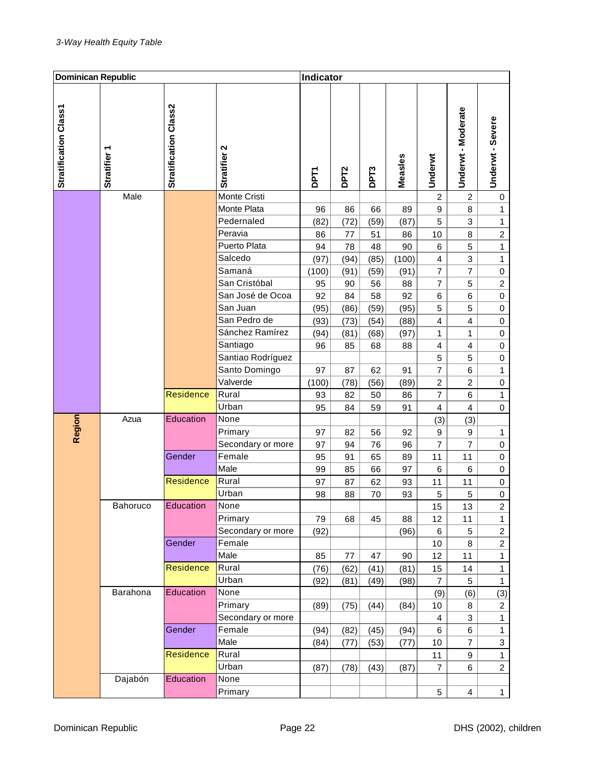*3-Way Health Equity Table*

| Dominican Republic | | | | Indicator | | | | | | |
|---|---|---|---|---|---|---|---|---|---|---|
| Stratification Class1 | Stratifier 1 | Stratification Class2 | Stratifier 2 | DPT1 | DPT2 | DPT3 | Measles | Underwt | Underwt - Moderate | Underwt - Severe |
| | Male | | Monte Cristi | | | | | 2 | 2 | 0 |
| | | | Monte Plata | 96 | 86 | 66 | 89 | 9 | 8 | 1 |
| | | | Pedernaled | (82) | (72) | (59) | (87) | 5 | 3 | 1 |
| | | | Peravia | 86 | 77 | 51 | 86 | 10 | 8 | 2 |
| | | | Puerto Plata | 94 | 78 | 48 | 90 | 6 | 5 | 1 |
| | | | Salcedo | (97) | (94) | (85) | (100) | 4 | 3 | 1 |
| | | | Samaná | (100) | (91) | (59) | (91) | 7 | 7 | 0 |
| | | | San Cristóbal | 95 | 90 | 56 | 88 | 7 | 5 | 2 |
| | | | San José de Ocoa | 92 | 84 | 58 | 92 | 6 | 6 | 0 |
| | | | San Juan | (95) | (86) | (59) | (95) | 5 | 5 | 0 |
| | | | San Pedro de | (93) | (73) | (54) | (88) | 4 | 4 | 0 |
| | | | Sánchez Ramírez | (94) | (81) | (68) | (97) | 1 | 1 | 0 |
| | | | Santiago | 96 | 85 | 68 | 88 | 4 | 4 | 0 |
| | | | Santiao Rodríguez | | | | | 5 | 5 | 0 |
| | | | Santo Domingo | 97 | 87 | 62 | 91 | 7 | 6 | 1 |
| | | | Valverde | (100) | (78) | (56) | (89) | 2 | 2 | 0 |
| | | Residence | Rural | 93 | 82 | 50 | 86 | 7 | 6 | 1 |
| | | | Urban | 95 | 84 | 59 | 91 | 4 | 4 | 0 |
| Region | Azua | Education | None | | | | | (3) | (3) | |
| | | | Primary | 97 | 82 | 56 | 92 | 9 | 9 | 1 |
| | | | Secondary or more | 97 | 94 | 76 | 96 | 7 | 7 | 0 |
| | | Gender | Female | 95 | 91 | 65 | 89 | 11 | 11 | 0 |
| | | | Male | 99 | 85 | 66 | 97 | 6 | 6 | 0 |
| | | Residence | Rural | 97 | 87 | 62 | 93 | 11 | 11 | 0 |
| | | | Urban | 98 | 88 | 70 | 93 | 5 | 5 | 0 |
| | Bahoruco | Education | None | | | | | 15 | 13 | 2 |
| | | | Primary | 79 | 68 | 45 | 88 | 12 | 11 | 1 |
| | | | Secondary or more | (92) | | | (96) | 6 | 5 | 2 |
| | | Gender | Female | | | | | 10 | 8 | 2 |
| | | | Male | 85 | 77 | 47 | 90 | 12 | 11 | 1 |
| | | Residence | Rural | (76) | (62) | (41) | (81) | 15 | 14 | 1 |
| | | | Urban | (92) | (81) | (49) | (98) | 7 | 5 | 1 |
| | Barahona | Education | None | | | | | (9) | (6) | (3) |
| | | | Primary | (89) | (75) | (44) | (84) | 10 | 8 | 2 |
| | | | Secondary or more | | | | | 4 | 3 | 1 |
| | | Gender | Female | (94) | (82) | (45) | (94) | 6 | 6 | 1 |
| | | | Male | (84) | (77) | (53) | (77) | 10 | 7 | 3 |
| | | Residence | Rural | | | | | 11 | 9 | 1 |
| | | | Urban | (87) | (78) | (43) | (87) | 7 | 6 | 2 |
| | Dajabón | Education | None | | | | | | | |
| | | | Primary | | | | | 5 | 4 | 1 |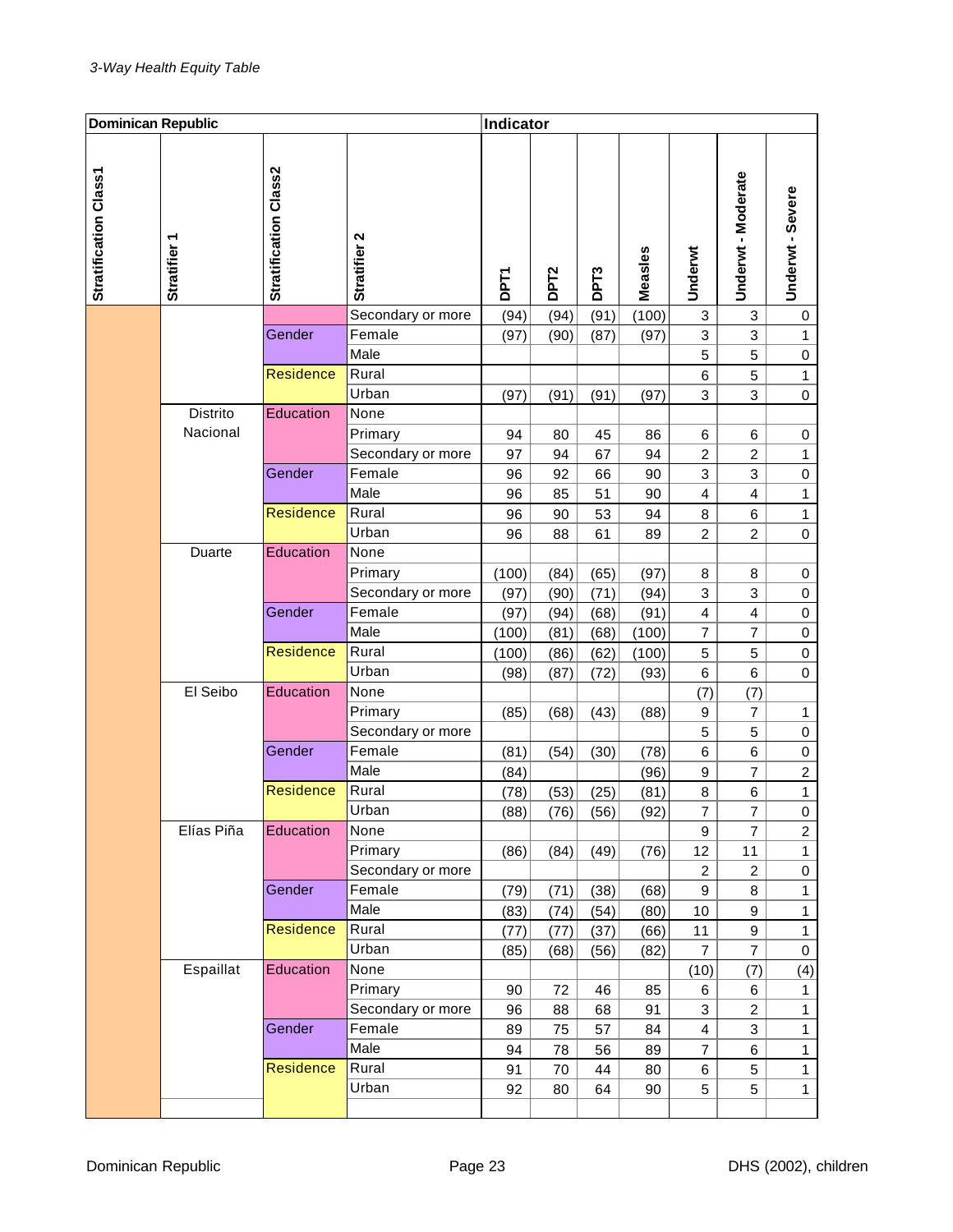*3-Way Health Equity Table*

| Dominican Republic | | | | Indicator | | | | | | |
|---|---|---|---|---|---|---|---|---|---|---|
| Stratification Class1 | Stratifier 1 | Stratification Class2 | Stratifier 2 | DPT1 | DPT2 | DPT3 | Measles | Underwt | Underwt - Moderate | Underwt - Severe |
| | | | Secondary or more | (94) | (94) | (91) | (100) | 3 | 3 | 0 |
| | | Gender | Female | (97) | (90) | (87) | (97) | 3 | 3 | 1 |
| | | | Male | | | | | 5 | 5 | 0 |
| | | Residence | Rural | | | | | 6 | 5 | 1 |
| | | | Urban | (97) | (91) | (91) | (97) | 3 | 3 | 0 |
| | Distrito Nacional | Education | None | | | | | | | |
| | | | Primary | 94 | 80 | 45 | 86 | 6 | 6 | 0 |
| | | | Secondary or more | 97 | 94 | 67 | 94 | 2 | 2 | 1 |
| | | Gender | Female | 96 | 92 | 66 | 90 | 3 | 3 | 0 |
| | | | Male | 96 | 85 | 51 | 90 | 4 | 4 | 1 |
| | | Residence | Rural | 96 | 90 | 53 | 94 | 8 | 6 | 1 |
| | | | Urban | 96 | 88 | 61 | 89 | 2 | 2 | 0 |
| | Duarte | Education | None | | | | | | | |
| | | | Primary | (100) | (84) | (65) | (97) | 8 | 8 | 0 |
| | | | Secondary or more | (97) | (90) | (71) | (94) | 3 | 3 | 0 |
| | | Gender | Female | (97) | (94) | (68) | (91) | 4 | 4 | 0 |
| | | | Male | (100) | (81) | (68) | (100) | 7 | 7 | 0 |
| | | Residence | Rural | (100) | (86) | (62) | (100) | 5 | 5 | 0 |
| | | | Urban | (98) | (87) | (72) | (93) | 6 | 6 | 0 |
| | El Seibo | Education | None | | | | | (7) | (7) | |
| | | | Primary | (85) | (68) | (43) | (88) | 9 | 7 | 1 |
| | | | Secondary or more | | | | | 5 | 5 | 0 |
| | | Gender | Female | (81) | (54) | (30) | (78) | 6 | 6 | 0 |
| | | | Male | (84) | | | (96) | 9 | 7 | 2 |
| | | Residence | Rural | (78) | (53) | (25) | (81) | 8 | 6 | 1 |
| | | | Urban | (88) | (76) | (56) | (92) | 7 | 7 | 0 |
| | Elías Piña | Education | None | | | | | 9 | 7 | 2 |
| | | | Primary | (86) | (84) | (49) | (76) | 12 | 11 | 1 |
| | | | Secondary or more | | | | | 2 | 2 | 0 |
| | | Gender | Female | (79) | (71) | (38) | (68) | 9 | 8 | 1 |
| | | | Male | (83) | (74) | (54) | (80) | 10 | 9 | 1 |
| | | Residence | Rural | (77) | (77) | (37) | (66) | 11 | 9 | 1 |
| | | | Urban | (85) | (68) | (56) | (82) | 7 | 7 | 0 |
| | Espaillat | Education | None | | | | | (10) | (7) | (4) |
| | | | Primary | 90 | 72 | 46 | 85 | 6 | 6 | 1 |
| | | | Secondary or more | 96 | 88 | 68 | 91 | 3 | 2 | 1 |
| | | Gender | Female | 89 | 75 | 57 | 84 | 4 | 3 | 1 |
| | | | Male | 94 | 78 | 56 | 89 | 7 | 6 | 1 |
| | | Residence | Rural | 91 | 70 | 44 | 80 | 6 | 5 | 1 |
| | | | Urban | 92 | 80 | 64 | 90 | 5 | 5 | 1 |

Dominican Republic — DHS (2002), children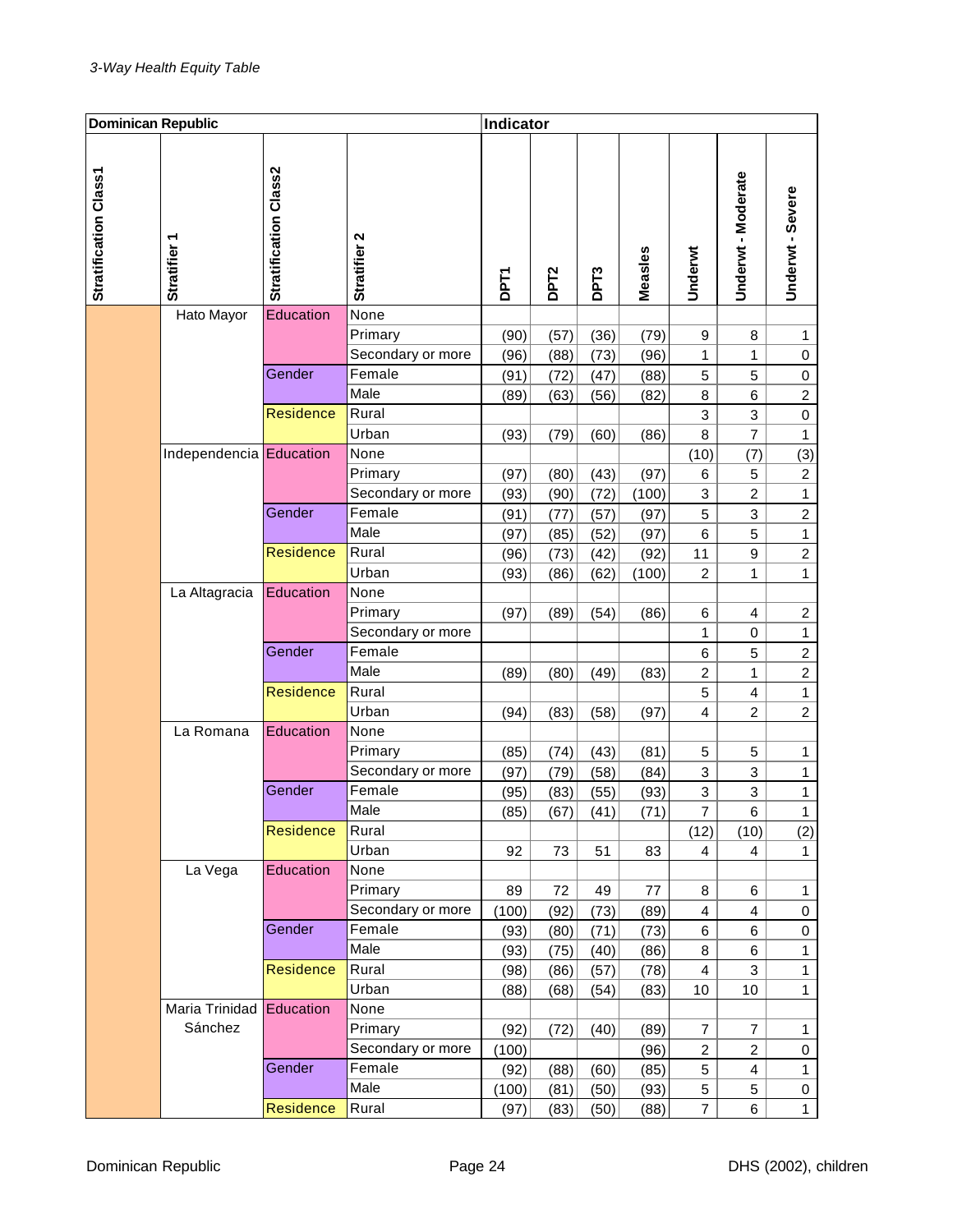*3-Way Health Equity Table*

| Dominican Republic | | | | Indicator | | | | | | |
|---|---|---|---|---|---|---|---|---|---|---|
| Stratification Class1 | Stratifier 1 | Stratification Class2 | Stratifier 2 | DPT1 | DPT2 | DPT3 | Measles | Underwt | Underwt - Moderate | Underwt - Severe |
| | Hato Mayor | Education | None | | | | | | | |
| | | | Primary | (90) | (57) | (36) | (79) | 9 | 8 | 1 |
| | | | Secondary or more | (96) | (88) | (73) | (96) | 1 | 1 | 0 |
| | | Gender | Female | (91) | (72) | (47) | (88) | 5 | 5 | 0 |
| | | | Male | (89) | (63) | (56) | (82) | 8 | 6 | 2 |
| | | Residence | Rural | | | | | 3 | 3 | 0 |
| | | | Urban | (93) | (79) | (60) | (86) | 8 | 7 | 1 |
| | Independencia | Education | None | | | | | (10) | (7) | (3) |
| | | | Primary | (97) | (80) | (43) | (97) | 6 | 5 | 2 |
| | | | Secondary or more | (93) | (90) | (72) | (100) | 3 | 2 | 1 |
| | | Gender | Female | (91) | (77) | (57) | (97) | 5 | 3 | 2 |
| | | | Male | (97) | (85) | (52) | (97) | 6 | 5 | 1 |
| | | Residence | Rural | (96) | (73) | (42) | (92) | 11 | 9 | 2 |
| | | | Urban | (93) | (86) | (62) | (100) | 2 | 1 | 1 |
| | La Altagracia | Education | None | | | | | | | |
| | | | Primary | (97) | (89) | (54) | (86) | 6 | 4 | 2 |
| | | | Secondary or more | | | | | 1 | 0 | 1 |
| | | Gender | Female | | | | | 6 | 5 | 2 |
| | | | Male | (89) | (80) | (49) | (83) | 2 | 1 | 2 |
| | | Residence | Rural | | | | | 5 | 4 | 1 |
| | | | Urban | (94) | (83) | (58) | (97) | 4 | 2 | 2 |
| | La Romana | Education | None | | | | | | | |
| | | | Primary | (85) | (74) | (43) | (81) | 5 | 5 | 1 |
| | | | Secondary or more | (97) | (79) | (58) | (84) | 3 | 3 | 1 |
| | | Gender | Female | (95) | (83) | (55) | (93) | 3 | 3 | 1 |
| | | | Male | (85) | (67) | (41) | (71) | 7 | 6 | 1 |
| | | Residence | Rural | | | | | (12) | (10) | (2) |
| | | | Urban | 92 | 73 | 51 | 83 | 4 | 4 | 1 |
| | La Vega | Education | None | | | | | | | |
| | | | Primary | 89 | 72 | 49 | 77 | 8 | 6 | 1 |
| | | | Secondary or more | (100) | (92) | (73) | (89) | 4 | 4 | 0 |
| | | Gender | Female | (93) | (80) | (71) | (73) | 6 | 6 | 0 |
| | | | Male | (93) | (75) | (40) | (86) | 8 | 6 | 1 |
| | | Residence | Rural | (98) | (86) | (57) | (78) | 4 | 3 | 1 |
| | | | Urban | (88) | (68) | (54) | (83) | 10 | 10 | 1 |
| | Maria Trinidad Sánchez | Education | None | | | | | | | |
| | | | Primary | (92) | (72) | (40) | (89) | 7 | 7 | 1 |
| | | | Secondary or more | (100) | | | (96) | 2 | 2 | 0 |
| | | Gender | Female | (92) | (88) | (60) | (85) | 5 | 4 | 1 |
| | | | Male | (100) | (81) | (50) | (93) | 5 | 5 | 0 |
| | | Residence | Rural | (97) | (83) | (50) | (88) | 7 | 6 | 1 |

Dominican Republic | DHS (2002), children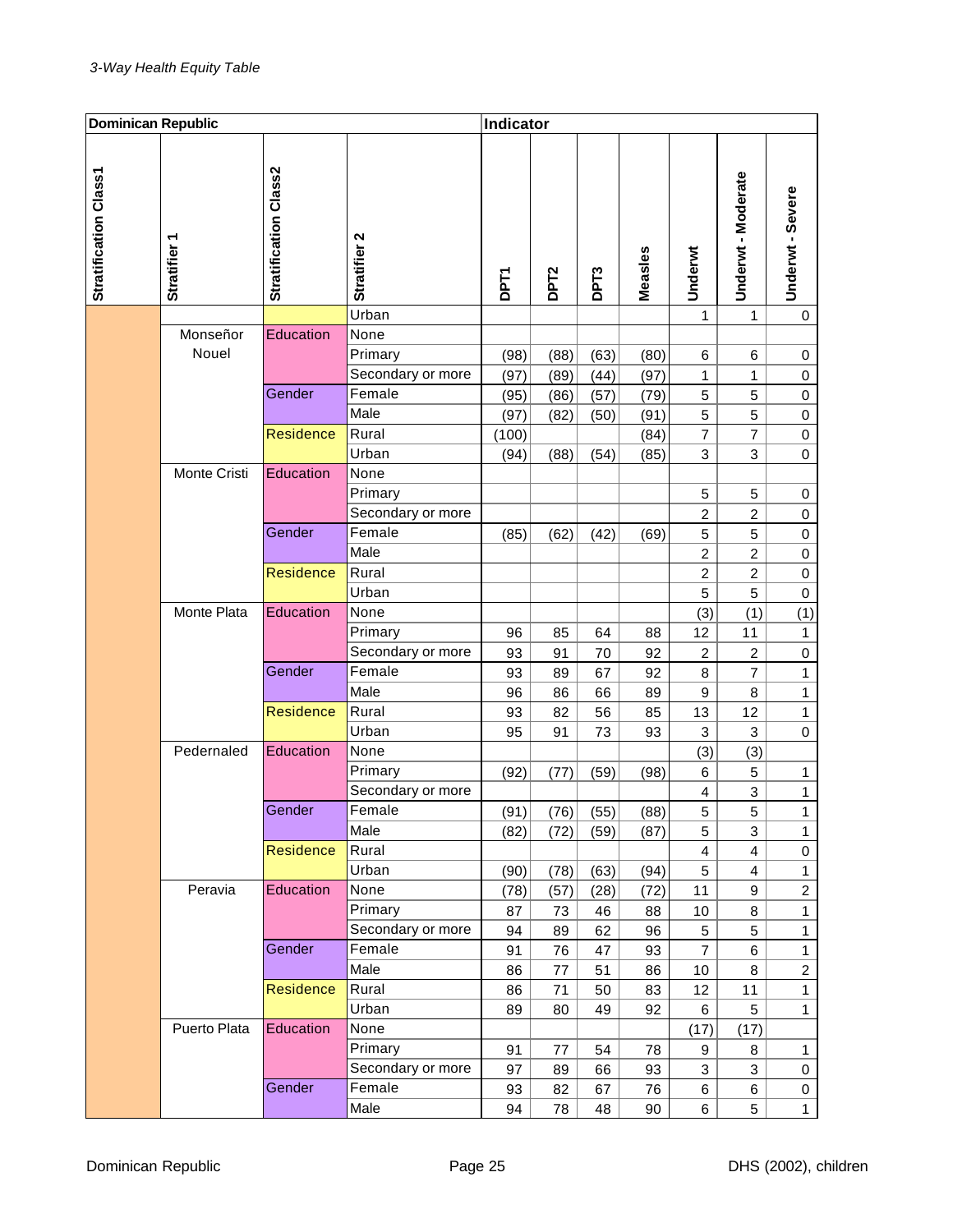*3-Way Health Equity Table*

| Dominican Republic | | | | Indicator | | | | | | |
|---|---|---|---|---|---|---|---|---|---|---|
| Stratification Class1 | Stratifier 1 | Stratification Class2 | Stratifier 2 | DPT1 | DPT2 | DPT3 | Measles | Underwt | Underwt - Moderate | Underwt - Severe |
| | | | Urban | | | | | 1 | 1 | 0 |
| | Monseñor Nouel | Education | None | | | | | | | |
| | | | Primary | (98) | (88) | (63) | (80) | 6 | 6 | 0 |
| | | | Secondary or more | (97) | (89) | (44) | (97) | 1 | 1 | 0 |
| | | Gender | Female | (95) | (86) | (57) | (79) | 5 | 5 | 0 |
| | | | Male | (97) | (82) | (50) | (91) | 5 | 5 | 0 |
| | | Residence | Rural | (100) | | | (84) | 7 | 7 | 0 |
| | | | Urban | (94) | (88) | (54) | (85) | 3 | 3 | 0 |
| | Monte Cristi | Education | None | | | | | | | |
| | | | Primary | | | | | 5 | 5 | 0 |
| | | | Secondary or more | | | | | 2 | 2 | 0 |
| | | Gender | Female | (85) | (62) | (42) | (69) | 5 | 5 | 0 |
| | | | Male | | | | | 2 | 2 | 0 |
| | | Residence | Rural | | | | | 2 | 2 | 0 |
| | | | Urban | | | | | 5 | 5 | 0 |
| | Monte Plata | Education | None | | | | | (3) | (1) | (1) |
| | | | Primary | 96 | 85 | 64 | 88 | 12 | 11 | 1 |
| | | | Secondary or more | 93 | 91 | 70 | 92 | 2 | 2 | 0 |
| | | Gender | Female | 93 | 89 | 67 | 92 | 8 | 7 | 1 |
| | | | Male | 96 | 86 | 66 | 89 | 9 | 8 | 1 |
| | | Residence | Rural | 93 | 82 | 56 | 85 | 13 | 12 | 1 |
| | | | Urban | 95 | 91 | 73 | 93 | 3 | 3 | 0 |
| | Pedernaled | Education | None | | | | | (3) | (3) | |
| | | | Primary | (92) | (77) | (59) | (98) | 6 | 5 | 1 |
| | | | Secondary or more | | | | | 4 | 3 | 1 |
| | | Gender | Female | (91) | (76) | (55) | (88) | 5 | 5 | 1 |
| | | | Male | (82) | (72) | (59) | (87) | 5 | 3 | 1 |
| | | Residence | Rural | | | | | 4 | 4 | 0 |
| | | | Urban | (90) | (78) | (63) | (94) | 5 | 4 | 1 |
| | Peravia | Education | None | (78) | (57) | (28) | (72) | 11 | 9 | 2 |
| | | | Primary | 87 | 73 | 46 | 88 | 10 | 8 | 1 |
| | | | Secondary or more | 94 | 89 | 62 | 96 | 5 | 5 | 1 |
| | | Gender | Female | 91 | 76 | 47 | 93 | 7 | 6 | 1 |
| | | | Male | 86 | 77 | 51 | 86 | 10 | 8 | 2 |
| | | Residence | Rural | 86 | 71 | 50 | 83 | 12 | 11 | 1 |
| | | | Urban | 89 | 80 | 49 | 92 | 6 | 5 | 1 |
| | Puerto Plata | Education | None | | | | | (17) | (17) | |
| | | | Primary | 91 | 77 | 54 | 78 | 9 | 8 | 1 |
| | | | Secondary or more | 97 | 89 | 66 | 93 | 3 | 3 | 0 |
| | | Gender | Female | 93 | 82 | 67 | 76 | 6 | 6 | 0 |
| | | | Male | 94 | 78 | 48 | 90 | 6 | 5 | 1 |

Dominican Republic DHS (2002), children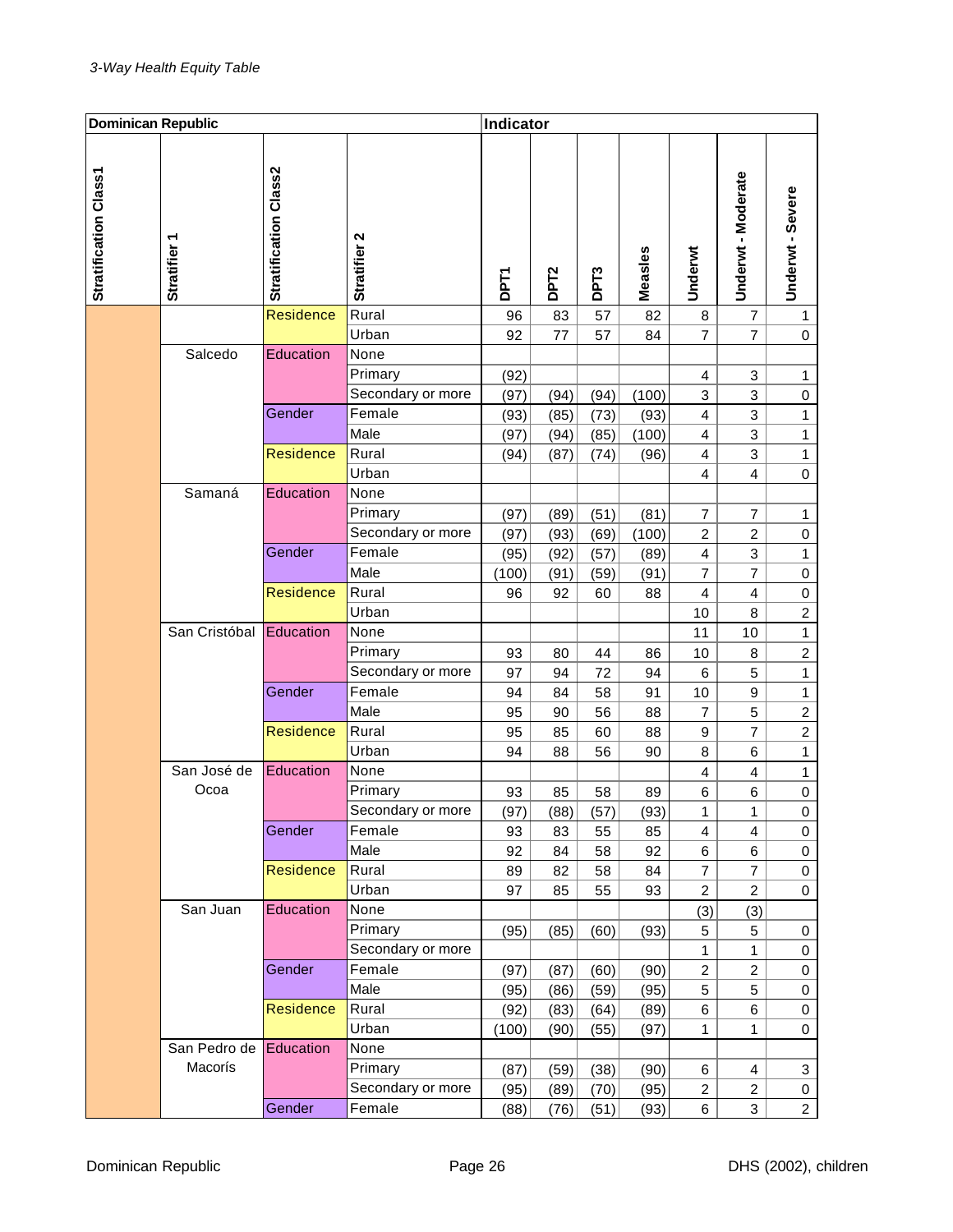*3-Way Health Equity Table*

| Dominican Republic | | | | Indicator | | | | | | |
|---|---|---|---|---|---|---|---|---|---|---|
| Stratification Class1 | Stratifier 1 | Stratification Class2 | Stratifier 2 | DPT1 | DPT2 | DPT3 | Measles | Underwt | Underwt - Moderate | Underwt - Severe |
| | | Residence | Rural | 96 | 83 | 57 | 82 | 8 | 7 | 1 |
| | | | Urban | 92 | 77 | 57 | 84 | 7 | 7 | 0 |
| | Salcedo | Education | None | | | | | | | |
| | | | Primary | (92) | | | | 4 | 3 | 1 |
| | | | Secondary or more | (97) | (94) | (94) | (100) | 3 | 3 | 0 |
| | | Gender | Female | (93) | (85) | (73) | (93) | 4 | 3 | 1 |
| | | | Male | (97) | (94) | (85) | (100) | 4 | 3 | 1 |
| | | Residence | Rural | (94) | (87) | (74) | (96) | 4 | 3 | 1 |
| | | | Urban | | | | | 4 | 4 | 0 |
| | Samaná | Education | None | | | | | | | |
| | | | Primary | (97) | (89) | (51) | (81) | 7 | 7 | 1 |
| | | | Secondary or more | (97) | (93) | (69) | (100) | 2 | 2 | 0 |
| | | Gender | Female | (95) | (92) | (57) | (89) | 4 | 3 | 1 |
| | | | Male | (100) | (91) | (59) | (91) | 7 | 7 | 0 |
| | | Residence | Rural | 96 | 92 | 60 | 88 | 4 | 4 | 0 |
| | | | Urban | | | | | 10 | 8 | 2 |
| | San Cristóbal | Education | None | | | | | 11 | 10 | 1 |
| | | | Primary | 93 | 80 | 44 | 86 | 10 | 8 | 2 |
| | | | Secondary or more | 97 | 94 | 72 | 94 | 6 | 5 | 1 |
| | | Gender | Female | 94 | 84 | 58 | 91 | 10 | 9 | 1 |
| | | | Male | 95 | 90 | 56 | 88 | 7 | 5 | 2 |
| | | Residence | Rural | 95 | 85 | 60 | 88 | 9 | 7 | 2 |
| | | | Urban | 94 | 88 | 56 | 90 | 8 | 6 | 1 |
| | San José de Ocoa | Education | None | | | | | 4 | 4 | 1 |
| | | | Primary | 93 | 85 | 58 | 89 | 6 | 6 | 0 |
| | | | Secondary or more | (97) | (88) | (57) | (93) | 1 | 1 | 0 |
| | | Gender | Female | 93 | 83 | 55 | 85 | 4 | 4 | 0 |
| | | | Male | 92 | 84 | 58 | 92 | 6 | 6 | 0 |
| | | Residence | Rural | 89 | 82 | 58 | 84 | 7 | 7 | 0 |
| | | | Urban | 97 | 85 | 55 | 93 | 2 | 2 | 0 |
| | San Juan | Education | None | | | | | (3) | (3) | |
| | | | Primary | (95) | (85) | (60) | (93) | 5 | 5 | 0 |
| | | | Secondary or more | | | | | 1 | 1 | 0 |
| | | Gender | Female | (97) | (87) | (60) | (90) | 2 | 2 | 0 |
| | | | Male | (95) | (86) | (59) | (95) | 5 | 5 | 0 |
| | | Residence | Rural | (92) | (83) | (64) | (89) | 6 | 6 | 0 |
| | | | Urban | (100) | (90) | (55) | (97) | 1 | 1 | 0 |
| | San Pedro de Macorís | Education | None | | | | | | | |
| | | | Primary | (87) | (59) | (38) | (90) | 6 | 4 | 3 |
| | | | Secondary or more | (95) | (89) | (70) | (95) | 2 | 2 | 0 |
| | | Gender | Female | (88) | (76) | (51) | (93) | 6 | 3 | 2 |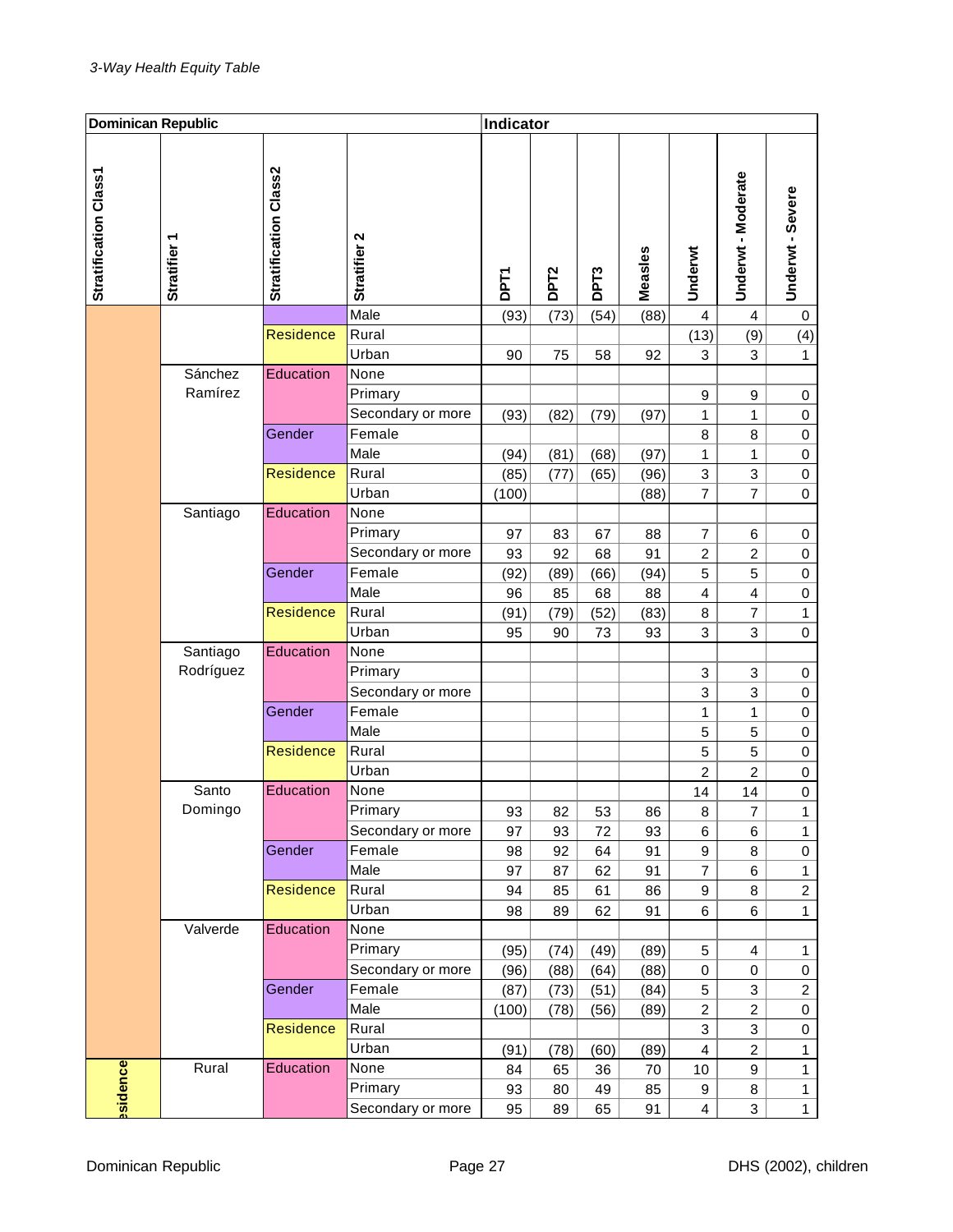*3-Way Health Equity Table*

| Dominican Republic | | | | Indicator | | | | | | |
|---|---|---|---|---|---|---|---|---|---|---|
| Stratification Class1 | Stratifier 1 | Stratification Class2 | Stratifier 2 | DPT1 | DPT2 | DPT3 | Measles | Underwt | Underwt - Moderate | Underwt - Severe |
| | | | Male | (93) | (73) | (54) | (88) | 4 | 4 | 0 |
| | | Residence | Rural | | | | | (13) | (9) | (4) |
| | | | Urban | 90 | 75 | 58 | 92 | 3 | 3 | 1 |
| | Sánchez Ramírez | Education | None | | | | | | | |
| | | | Primary | | | | | 9 | 9 | 0 |
| | | | Secondary or more | (93) | (82) | (79) | (97) | 1 | 1 | 0 |
| | | Gender | Female | | | | | 8 | 8 | 0 |
| | | | Male | (94) | (81) | (68) | (97) | 1 | 1 | 0 |
| | | Residence | Rural | (85) | (77) | (65) | (96) | 3 | 3 | 0 |
| | | | Urban | (100) | | | (88) | 7 | 7 | 0 |
| | Santiago | Education | None | | | | | | | |
| | | | Primary | 97 | 83 | 67 | 88 | 7 | 6 | 0 |
| | | | Secondary or more | 93 | 92 | 68 | 91 | 2 | 2 | 0 |
| | | Gender | Female | (92) | (89) | (66) | (94) | 5 | 5 | 0 |
| | | | Male | 96 | 85 | 68 | 88 | 4 | 4 | 0 |
| | | Residence | Rural | (91) | (79) | (52) | (83) | 8 | 7 | 1 |
| | | | Urban | 95 | 90 | 73 | 93 | 3 | 3 | 0 |
| | Santiago Rodríguez | Education | None | | | | | | | |
| | | | Primary | | | | | 3 | 3 | 0 |
| | | | Secondary or more | | | | | 3 | 3 | 0 |
| | | Gender | Female | | | | | 1 | 1 | 0 |
| | | | Male | | | | | 5 | 5 | 0 |
| | | Residence | Rural | | | | | 5 | 5 | 0 |
| | | | Urban | | | | | 2 | 2 | 0 |
| | Santo Domingo | Education | None | | | | | 14 | 14 | 0 |
| | | | Primary | 93 | 82 | 53 | 86 | 8 | 7 | 1 |
| | | | Secondary or more | 97 | 93 | 72 | 93 | 6 | 6 | 1 |
| | | Gender | Female | 98 | 92 | 64 | 91 | 9 | 8 | 0 |
| | | | Male | 97 | 87 | 62 | 91 | 7 | 6 | 1 |
| | | Residence | Rural | 94 | 85 | 61 | 86 | 9 | 8 | 2 |
| | | | Urban | 98 | 89 | 62 | 91 | 6 | 6 | 1 |
| | Valverde | Education | None | | | | | | | |
| | | | Primary | (95) | (74) | (49) | (89) | 5 | 4 | 1 |
| | | | Secondary or more | (96) | (88) | (64) | (88) | 0 | 0 | 0 |
| | | Gender | Female | (87) | (73) | (51) | (84) | 5 | 3 | 2 |
| | | | Male | (100) | (78) | (56) | (89) | 2 | 2 | 0 |
| | | Residence | Rural | | | | | 3 | 3 | 0 |
| | | | Urban | (91) | (78) | (60) | (89) | 4 | 2 | 1 |
| Residence | Rural | Education | None | 84 | 65 | 36 | 70 | 10 | 9 | 1 |
| | | | Primary | 93 | 80 | 49 | 85 | 9 | 8 | 1 |
| | | | Secondary or more | 95 | 89 | 65 | 91 | 4 | 3 | 1 |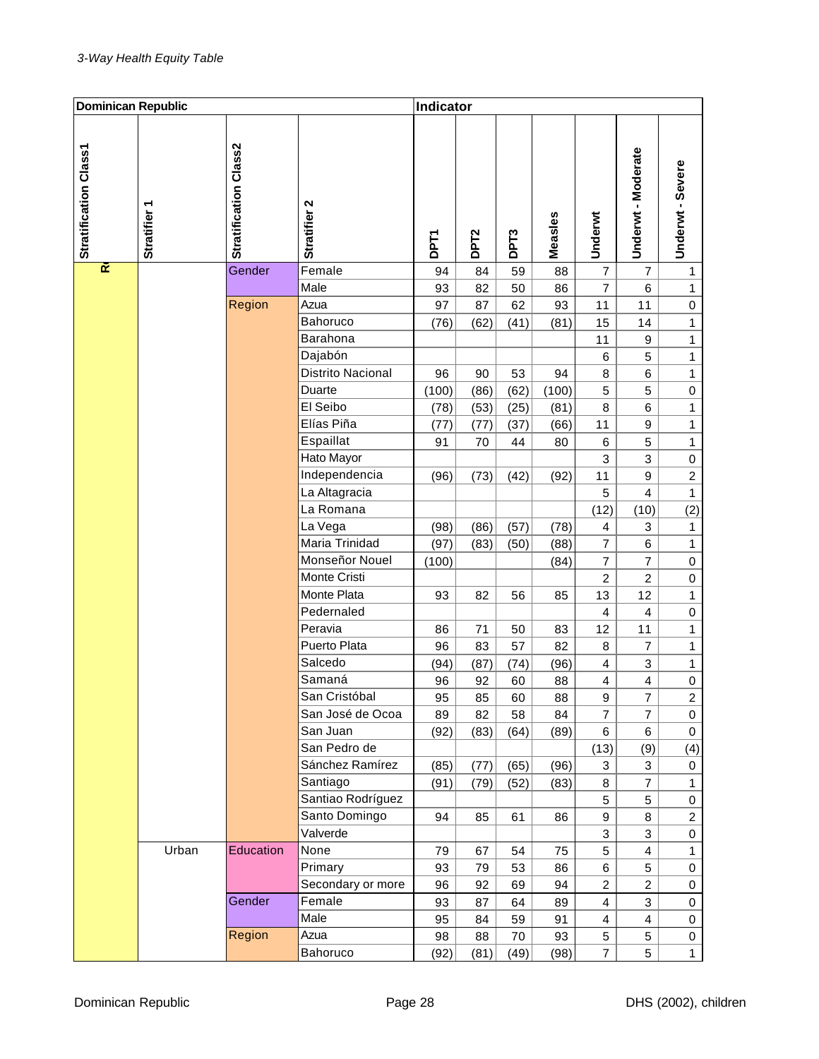*3-Way Health Equity Table*

| Dominican Republic | | | | Indicator | | | | | | |
|---|---|---|---|---|---|---|---|---|---|---|
| Stratification Class1 | Stratifier 1 | Stratification Class2 | Stratifier 2 | DPT1 | DPT2 | DPT3 | Measles | Underwt | Underwt - Moderate | Underwt - Severe |
| R | | Gender | Female | 94 | 84 | 59 | 88 | 7 | 7 | 1 |
| | | | Male | 93 | 82 | 50 | 86 | 7 | 6 | 1 |
| | | Region | Azua | 97 | 87 | 62 | 93 | 11 | 11 | 0 |
| | | | Bahoruco | (76) | (62) | (41) | (81) | 15 | 14 | 1 |
| | | | Barahona | | | | | 11 | 9 | 1 |
| | | | Dajabón | | | | | 6 | 5 | 1 |
| | | | Distrito Nacional | 96 | 90 | 53 | 94 | 8 | 6 | 1 |
| | | | Duarte | (100) | (86) | (62) | (100) | 5 | 5 | 0 |
| | | | El Seibo | (78) | (53) | (25) | (81) | 8 | 6 | 1 |
| | | | Elías Piña | (77) | (77) | (37) | (66) | 11 | 9 | 1 |
| | | | Espaillat | 91 | 70 | 44 | 80 | 6 | 5 | 1 |
| | | | Hato Mayor | | | | | 3 | 3 | 0 |
| | | | Independencia | (96) | (73) | (42) | (92) | 11 | 9 | 2 |
| | | | La Altagracia | | | | | 5 | 4 | 1 |
| | | | La Romana | | | | | (12) | (10) | (2) |
| | | | La Vega | (98) | (86) | (57) | (78) | 4 | 3 | 1 |
| | | | Maria Trinidad | (97) | (83) | (50) | (88) | 7 | 6 | 1 |
| | | | Monseñor Nouel | (100) | | | (84) | 7 | 7 | 0 |
| | | | Monte Cristi | | | | | 2 | 2 | 0 |
| | | | Monte Plata | 93 | 82 | 56 | 85 | 13 | 12 | 1 |
| | | | Pedernaled | | | | | 4 | 4 | 0 |
| | | | Peravia | 86 | 71 | 50 | 83 | 12 | 11 | 1 |
| | | | Puerto Plata | 96 | 83 | 57 | 82 | 8 | 7 | 1 |
| | | | Salcedo | (94) | (87) | (74) | (96) | 4 | 3 | 1 |
| | | | Samaná | 96 | 92 | 60 | 88 | 4 | 4 | 0 |
| | | | San Cristóbal | 95 | 85 | 60 | 88 | 9 | 7 | 2 |
| | | | San José de Ocoa | 89 | 82 | 58 | 84 | 7 | 7 | 0 |
| | | | San Juan | (92) | (83) | (64) | (89) | 6 | 6 | 0 |
| | | | San Pedro de | | | | | (13) | (9) | (4) |
| | | | Sánchez Ramírez | (85) | (77) | (65) | (96) | 3 | 3 | 0 |
| | | | Santiago | (91) | (79) | (52) | (83) | 8 | 7 | 1 |
| | | | Santiao Rodríguez | | | | | 5 | 5 | 0 |
| | | | Santo Domingo | 94 | 85 | 61 | 86 | 9 | 8 | 2 |
| | | | Valverde | | | | | 3 | 3 | 0 |
| | Urban | Education | None | 79 | 67 | 54 | 75 | 5 | 4 | 1 |
| | | | Primary | 93 | 79 | 53 | 86 | 6 | 5 | 0 |
| | | | Secondary or more | 96 | 92 | 69 | 94 | 2 | 2 | 0 |
| | | Gender | Female | 93 | 87 | 64 | 89 | 4 | 3 | 0 |
| | | | Male | 95 | 84 | 59 | 91 | 4 | 4 | 0 |
| | | Region | Azua | 98 | 88 | 70 | 93 | 5 | 5 | 0 |
| | | | Bahoruco | (92) | (81) | (49) | (98) | 7 | 5 | 1 |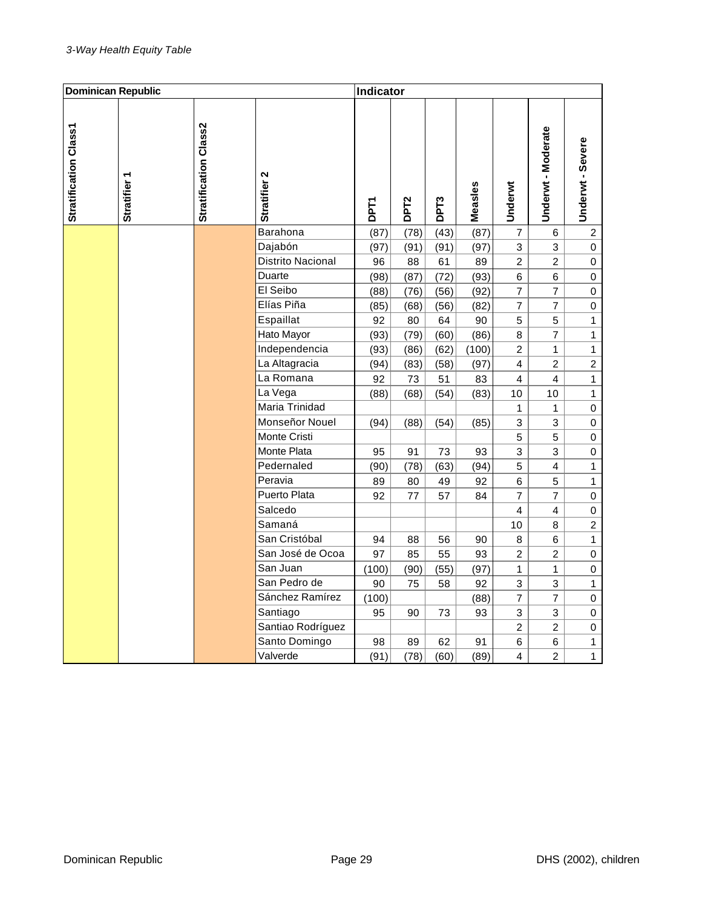*3-Way Health Equity Table*

| Dominican Republic | | | | Indicator | | | | | | |
|---|---|---|---|---|---|---|---|---|---|---|
| Stratification Class1 | Stratifier 1 | Stratification Class2 | Stratifier 2 | DPT1 | DPT2 | DPT3 | Measles | Underwt | Underwt - Moderate | Underwt - Severe |
| | | | Barahona | (87) | (78) | (43) | (87) | 7 | 6 | 2 |
| | | | Dajabón | (97) | (91) | (91) | (97) | 3 | 3 | 0 |
| | | | Distrito Nacional | 96 | 88 | 61 | 89 | 2 | 2 | 0 |
| | | | Duarte | (98) | (87) | (72) | (93) | 6 | 6 | 0 |
| | | | El Seibo | (88) | (76) | (56) | (92) | 7 | 7 | 0 |
| | | | Elías Piña | (85) | (68) | (56) | (82) | 7 | 7 | 0 |
| | | | Espaillat | 92 | 80 | 64 | 90 | 5 | 5 | 1 |
| | | | Hato Mayor | (93) | (79) | (60) | (86) | 8 | 7 | 1 |
| | | | Independencia | (93) | (86) | (62) | (100) | 2 | 1 | 1 |
| | | | La Altagracia | (94) | (83) | (58) | (97) | 4 | 2 | 2 |
| | | | La Romana | 92 | 73 | 51 | 83 | 4 | 4 | 1 |
| | | | La Vega | (88) | (68) | (54) | (83) | 10 | 10 | 1 |
| | | | Maria Trinidad | | | | | 1 | 1 | 0 |
| | | | Monseñor Nouel | (94) | (88) | (54) | (85) | 3 | 3 | 0 |
| | | | Monte Cristi | | | | | 5 | 5 | 0 |
| | | | Monte Plata | 95 | 91 | 73 | 93 | 3 | 3 | 0 |
| | | | Pedernaled | (90) | (78) | (63) | (94) | 5 | 4 | 1 |
| | | | Peravia | 89 | 80 | 49 | 92 | 6 | 5 | 1 |
| | | | Puerto Plata | 92 | 77 | 57 | 84 | 7 | 7 | 0 |
| | | | Salcedo | | | | | 4 | 4 | 0 |
| | | | Samaná | | | | | 10 | 8 | 2 |
| | | | San Cristóbal | 94 | 88 | 56 | 90 | 8 | 6 | 1 |
| | | | San José de Ocoa | 97 | 85 | 55 | 93 | 2 | 2 | 0 |
| | | | San Juan | (100) | (90) | (55) | (97) | 1 | 1 | 0 |
| | | | San Pedro de | 90 | 75 | 58 | 92 | 3 | 3 | 1 |
| | | | Sánchez Ramírez | (100) | | | (88) | 7 | 7 | 0 |
| | | | Santiago | 95 | 90 | 73 | 93 | 3 | 3 | 0 |
| | | | Santiao Rodríguez | | | | | 2 | 2 | 0 |
| | | | Santo Domingo | 98 | 89 | 62 | 91 | 6 | 6 | 1 |
| | | | Valverde | (91) | (78) | (60) | (89) | 4 | 2 | 1 |

DHS (2002), children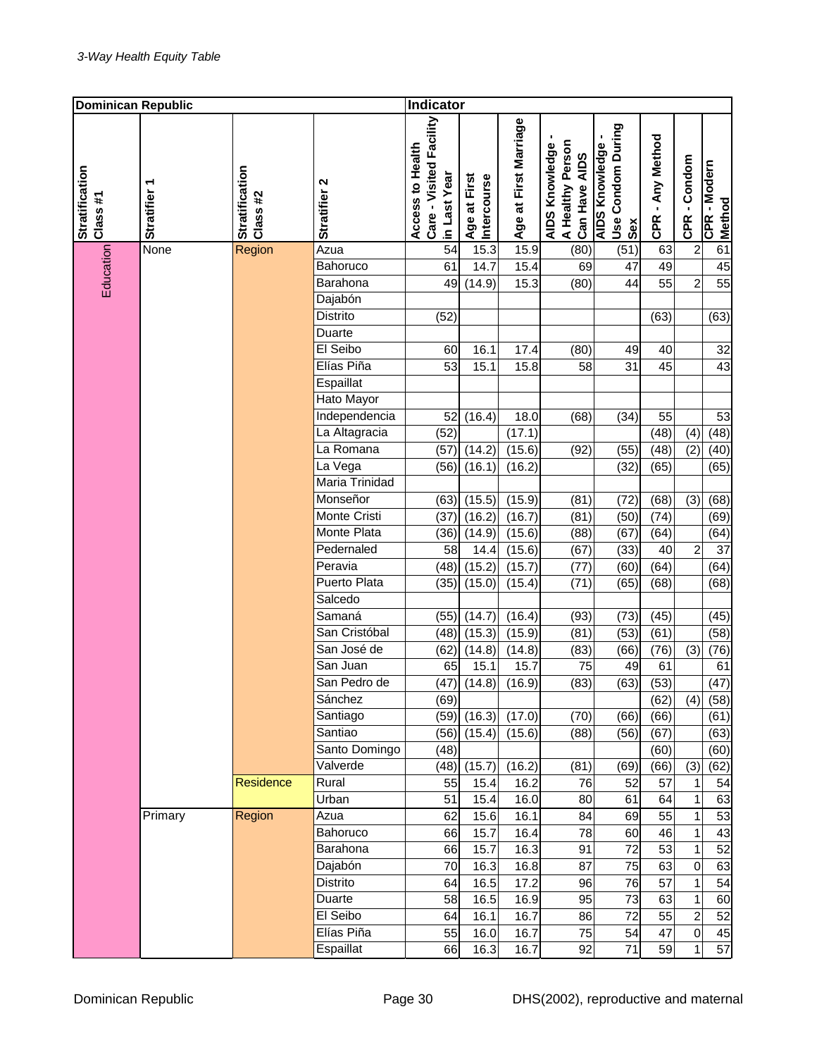*3-Way Health Equity Table*

| Dominican Republic | | | | Indicator | | | | | | | |
|---|---|---|---|---|---|---|---|---|---|---|---|
| Stratification Class #1 | Stratifier 1 | Stratification Class #2 | Stratifier 2 | Access to Health Care - Visited Facility in Last Year | Age at First Intercourse | Age at First Marriage | AIDS Knowledge - A Healthy Person Can Have AIDS | AIDS Knowledge - Use Condom During Sex | CPR - Any Method | CPR - Condom | CPR - Modern Method |
| Education | None | Region | Azua | 54 | 15.3 | 15.9 | (80) | (51) | 63 | 2 | 61 |
| | | | Bahoruco | 61 | 14.7 | 15.4 | 69 | 47 | 49 | | 45 |
| | | | Barahona | 49 | (14.9) | 15.3 | (80) | 44 | 55 | 2 | 55 |
| | | | Dajabón | | | | | | | | |
| | | | Distrito | (52) | | | | | (63) | | (63) |
| | | | Duarte | | | | | | | | |
| | | | El Seibo | 60 | 16.1 | 17.4 | (80) | 49 | 40 | | 32 |
| | | | Elías Piña | 53 | 15.1 | 15.8 | 58 | 31 | 45 | | 43 |
| | | | Espaillat | | | | | | | | |
| | | | Hato Mayor | | | | | | | | |
| | | | Independencia | 52 | (16.4) | 18.0 | (68) | (34) | 55 | | 53 |
| | | | La Altagracia | (52) | | (17.1) | | | (48) | (4) | (48) |
| | | | La Romana | (57) | (14.2) | (15.6) | (92) | (55) | (48) | (2) | (40) |
| | | | La Vega | (56) | (16.1) | (16.2) | | (32) | (65) | | (65) |
| | | | Maria Trinidad | | | | | | | | |
| | | | Monseñor | (63) | (15.5) | (15.9) | (81) | (72) | (68) | (3) | (68) |
| | | | Monte Cristi | (37) | (16.2) | (16.7) | (81) | (50) | (74) | | (69) |
| | | | Monte Plata | (36) | (14.9) | (15.6) | (88) | (67) | (64) | | (64) |
| | | | Pedernaled | 58 | 14.4 | (15.6) | (67) | (33) | 40 | 2 | 37 |
| | | | Peravia | (48) | (15.2) | (15.7) | (77) | (60) | (64) | | (64) |
| | | | Puerto Plata | (35) | (15.0) | (15.4) | (71) | (65) | (68) | | (68) |
| | | | Salcedo | | | | | | | | |
| | | | Samaná | (55) | (14.7) | (16.4) | (93) | (73) | (45) | | (45) |
| | | | San Cristóbal | (48) | (15.3) | (15.9) | (81) | (53) | (61) | | (58) |
| | | | San José de | (62) | (14.8) | (14.8) | (83) | (66) | (76) | (3) | (76) |
| | | | San Juan | 65 | 15.1 | 15.7 | 75 | 49 | 61 | | 61 |
| | | | San Pedro de | (47) | (14.8) | (16.9) | (83) | (63) | (53) | | (47) |
| | | | Sánchez | (69) | | | | | (62) | (4) | (58) |
| | | | Santiago | (59) | (16.3) | (17.0) | (70) | (66) | (66) | | (61) |
| | | | Santiao | (56) | (15.4) | (15.6) | (88) | (56) | (67) | | (63) |
| | | | Santo Domingo | (48) | | | | | (60) | | (60) |
| | | | Valverde | (48) | (15.7) | (16.2) | (81) | (69) | (66) | (3) | (62) |
| | | Residence | Rural | 55 | 15.4 | 16.2 | 76 | 52 | 57 | 1 | 54 |
| | | | Urban | 51 | 15.4 | 16.0 | 80 | 61 | 64 | 1 | 63 |
| | Primary | Region | Azua | 62 | 15.6 | 16.1 | 84 | 69 | 55 | 1 | 53 |
| | | | Bahoruco | 66 | 15.7 | 16.4 | 78 | 60 | 46 | 1 | 43 |
| | | | Barahona | 66 | 15.7 | 16.3 | 91 | 72 | 53 | 1 | 52 |
| | | | Dajabón | 70 | 16.3 | 16.8 | 87 | 75 | 63 | 0 | 63 |
| | | | Distrito | 64 | 16.5 | 17.2 | 96 | 76 | 57 | 1 | 54 |
| | | | Duarte | 58 | 16.5 | 16.9 | 95 | 73 | 63 | 1 | 60 |
| | | | El Seibo | 64 | 16.1 | 16.7 | 86 | 72 | 55 | 2 | 52 |
| | | | Elías Piña | 55 | 16.0 | 16.7 | 75 | 54 | 47 | 0 | 45 |
| | | | Espaillat | 66 | 16.3 | 16.7 | 92 | 71 | 59 | 1 | 57 |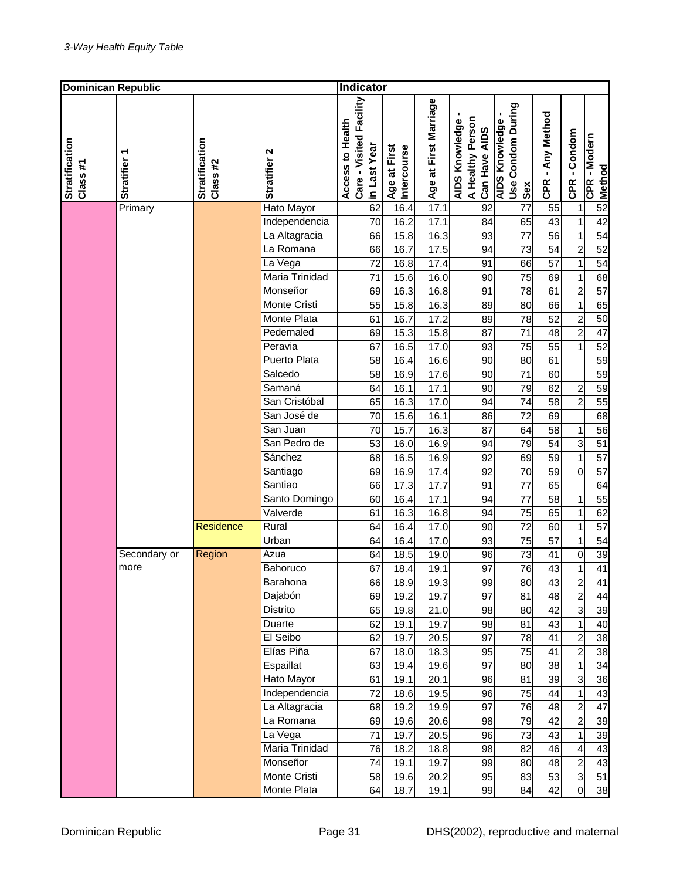*3-Way Health Equity Table*

| Dominican Republic | | | | Indicator | | | | | | | |
|---|---|---|---|---|---|---|---|---|---|---|---|
| Stratification Class #1 | Stratifier 1 | Stratification Class #2 | Stratifier 2 | Access to Health Care - Visited Facility in Last Year | Age at First Intercourse | Age at First Marriage | AIDS Knowledge - A Healthy Person Can Have AIDS | AIDS Knowledge - Use Condom During Sex | CPR - Any Method | CPR - Condom | CPR - Modern Method |
| | Primary | | Hato Mayor | 62 | 16.4 | 17.1 | 92 | 77 | 55 | 1 | 52 |
| | | | Independencia | 70 | 16.2 | 17.1 | 84 | 65 | 43 | 1 | 42 |
| | | | La Altagracia | 66 | 15.8 | 16.3 | 93 | 77 | 56 | 1 | 54 |
| | | | La Romana | 66 | 16.7 | 17.5 | 94 | 73 | 54 | 2 | 52 |
| | | | La Vega | 72 | 16.8 | 17.4 | 91 | 66 | 57 | 1 | 54 |
| | | | Maria Trinidad | 71 | 15.6 | 16.0 | 90 | 75 | 69 | 1 | 68 |
| | | | Monseñor | 69 | 16.3 | 16.8 | 91 | 78 | 61 | 2 | 57 |
| | | | Monte Cristi | 55 | 15.8 | 16.3 | 89 | 80 | 66 | 1 | 65 |
| | | | Monte Plata | 61 | 16.7 | 17.2 | 89 | 78 | 52 | 2 | 50 |
| | | | Pedernaled | 69 | 15.3 | 15.8 | 87 | 71 | 48 | 2 | 47 |
| | | | Peravia | 67 | 16.5 | 17.0 | 93 | 75 | 55 | 1 | 52 |
| | | | Puerto Plata | 58 | 16.4 | 16.6 | 90 | 80 | 61 | | 59 |
| | | | Salcedo | 58 | 16.9 | 17.6 | 90 | 71 | 60 | | 59 |
| | | | Samaná | 64 | 16.1 | 17.1 | 90 | 79 | 62 | 2 | 59 |
| | | | San Cristóbal | 65 | 16.3 | 17.0 | 94 | 74 | 58 | 2 | 55 |
| | | | San José de | 70 | 15.6 | 16.1 | 86 | 72 | 69 | | 68 |
| | | | San Juan | 70 | 15.7 | 16.3 | 87 | 64 | 58 | 1 | 56 |
| | | | San Pedro de | 53 | 16.0 | 16.9 | 94 | 79 | 54 | 3 | 51 |
| | | | Sánchez | 68 | 16.5 | 16.9 | 92 | 69 | 59 | 1 | 57 |
| | | | Santiago | 69 | 16.9 | 17.4 | 92 | 70 | 59 | 0 | 57 |
| | | | Santiao | 66 | 17.3 | 17.7 | 91 | 77 | 65 | | 64 |
| | | | Santo Domingo | 60 | 16.4 | 17.1 | 94 | 77 | 58 | 1 | 55 |
| | | | Valverde | 61 | 16.3 | 16.8 | 94 | 75 | 65 | 1 | 62 |
| | | Residence | Rural | 64 | 16.4 | 17.0 | 90 | 72 | 60 | 1 | 57 |
| | | | Urban | 64 | 16.4 | 17.0 | 93 | 75 | 57 | 1 | 54 |
| | Secondary or more | Region | Azua | 64 | 18.5 | 19.0 | 96 | 73 | 41 | 0 | 39 |
| | | | Bahoruco | 67 | 18.4 | 19.1 | 97 | 76 | 43 | 1 | 41 |
| | | | Barahona | 66 | 18.9 | 19.3 | 99 | 80 | 43 | 2 | 41 |
| | | | Dajabón | 69 | 19.2 | 19.7 | 97 | 81 | 48 | 2 | 44 |
| | | | Distrito | 65 | 19.8 | 21.0 | 98 | 80 | 42 | 3 | 39 |
| | | | Duarte | 62 | 19.1 | 19.7 | 98 | 81 | 43 | 1 | 40 |
| | | | El Seibo | 62 | 19.7 | 20.5 | 97 | 78 | 41 | 2 | 38 |
| | | | Elías Piña | 67 | 18.0 | 18.3 | 95 | 75 | 41 | 2 | 38 |
| | | | Espaillat | 63 | 19.4 | 19.6 | 97 | 80 | 38 | 1 | 34 |
| | | | Hato Mayor | 61 | 19.1 | 20.1 | 96 | 81 | 39 | 3 | 36 |
| | | | Independencia | 72 | 18.6 | 19.5 | 96 | 75 | 44 | 1 | 43 |
| | | | La Altagracia | 68 | 19.2 | 19.9 | 97 | 76 | 48 | 2 | 47 |
| | | | La Romana | 69 | 19.6 | 20.6 | 98 | 79 | 42 | 2 | 39 |
| | | | La Vega | 71 | 19.7 | 20.5 | 96 | 73 | 43 | 1 | 39 |
| | | | Maria Trinidad | 76 | 18.2 | 18.8 | 98 | 82 | 46 | 4 | 43 |
| | | | Monseñor | 74 | 19.1 | 19.7 | 99 | 80 | 48 | 2 | 43 |
| | | | Monte Cristi | 58 | 19.6 | 20.2 | 95 | 83 | 53 | 3 | 51 |
| | | | Monte Plata | 64 | 18.7 | 19.1 | 99 | 84 | 42 | 0 | 38 |

DHS(2002), reproductive and maternal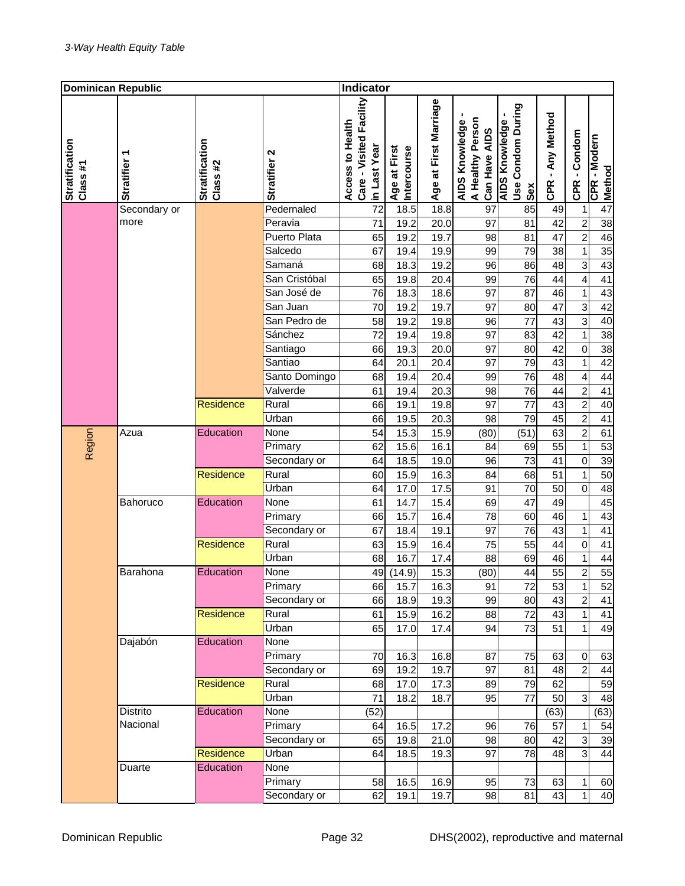*3-Way Health Equity Table*

| Dominican Republic | | | | Indicator | | | | | | | |
|---|---|---|---|---|---|---|---|---|---|---|---|
| Stratification Class #1 | Stratifier 1 | Stratification Class #2 | Stratifier 2 | Access to Health Care - Visited Facility in Last Year | Age at First Intercourse | Age at First Marriage | AIDS Knowledge - A Healthy Person Can Have AIDS | AIDS Knowledge - Use Condom During Sex | CPR - Any Method | CPR - Condom | CPR - Modern Method |
| | Secondary or more | | Pedernaled | 72 | 18.5 | 18.8 | 97 | 85 | 49 | 1 | 47 |
| | | | Peravia | 71 | 19.2 | 20.0 | 97 | 81 | 42 | 2 | 38 |
| | | | Puerto Plata | 65 | 19.2 | 19.7 | 98 | 81 | 47 | 2 | 46 |
| | | | Salcedo | 67 | 19.4 | 19.9 | 99 | 79 | 38 | 1 | 35 |
| | | | Samaná | 68 | 18.3 | 19.2 | 96 | 86 | 48 | 3 | 43 |
| | | | San Cristóbal | 65 | 19.8 | 20.4 | 99 | 76 | 44 | 4 | 41 |
| | | | San José de | 76 | 18.3 | 18.6 | 97 | 87 | 46 | 1 | 43 |
| | | | San Juan | 70 | 19.2 | 19.7 | 97 | 80 | 47 | 3 | 42 |
| | | | San Pedro de | 58 | 19.2 | 19.8 | 96 | 77 | 43 | 3 | 40 |
| | | | Sánchez | 72 | 19.4 | 19.8 | 97 | 83 | 42 | 1 | 38 |
| | | | Santiago | 66 | 19.3 | 20.0 | 97 | 80 | 42 | 0 | 38 |
| | | | Santiao | 64 | 20.1 | 20.4 | 97 | 79 | 43 | 1 | 42 |
| | | | Santo Domingo | 68 | 19.4 | 20.4 | 99 | 76 | 48 | 4 | 44 |
| | | | Valverde | 61 | 19.4 | 20.3 | 98 | 76 | 44 | 2 | 41 |
| | | Residence | Rural | 66 | 19.1 | 19.8 | 97 | 77 | 43 | 2 | 40 |
| | | | Urban | 66 | 19.5 | 20.3 | 98 | 79 | 45 | 2 | 41 |
| Region | Azua | Education | None | 54 | 15.3 | 15.9 | (80) | (51) | 63 | 2 | 61 |
| | | | Primary | 62 | 15.6 | 16.1 | 84 | 69 | 55 | 1 | 53 |
| | | | Secondary or | 64 | 18.5 | 19.0 | 96 | 73 | 41 | 0 | 39 |
| | | Residence | Rural | 60 | 15.9 | 16.3 | 84 | 68 | 51 | 1 | 50 |
| | | | Urban | 64 | 17.0 | 17.5 | 91 | 70 | 50 | 0 | 48 |
| | Bahoruco | Education | None | 61 | 14.7 | 15.4 | 69 | 47 | 49 | | 45 |
| | | | Primary | 66 | 15.7 | 16.4 | 78 | 60 | 46 | 1 | 43 |
| | | | Secondary or | 67 | 18.4 | 19.1 | 97 | 76 | 43 | 1 | 41 |
| | | Residence | Rural | 63 | 15.9 | 16.4 | 75 | 55 | 44 | 0 | 41 |
| | | | Urban | 68 | 16.7 | 17.4 | 88 | 69 | 46 | 1 | 44 |
| | Barahona | Education | None | 49 | (14.9) | 15.3 | (80) | 44 | 55 | 2 | 55 |
| | | | Primary | 66 | 15.7 | 16.3 | 91 | 72 | 53 | 1 | 52 |
| | | | Secondary or | 66 | 18.9 | 19.3 | 99 | 80 | 43 | 2 | 41 |
| | | Residence | Rural | 61 | 15.9 | 16.2 | 88 | 72 | 43 | 1 | 41 |
| | | | Urban | 65 | 17.0 | 17.4 | 94 | 73 | 51 | 1 | 49 |
| | Dajabón | Education | None | | | | | | | | |
| | | | Primary | 70 | 16.3 | 16.8 | 87 | 75 | 63 | 0 | 63 |
| | | | Secondary or | 69 | 19.2 | 19.7 | 97 | 81 | 48 | 2 | 44 |
| | | Residence | Rural | 68 | 17.0 | 17.3 | 89 | 79 | 62 | | 59 |
| | | | Urban | 71 | 18.2 | 18.7 | 95 | 77 | 50 | 3 | 48 |
| | Distrito Nacional | Education | None | (52) | | | | | (63) | | (63) |
| | | | Primary | 64 | 16.5 | 17.2 | 96 | 76 | 57 | 1 | 54 |
| | | | Secondary or | 65 | 19.8 | 21.0 | 98 | 80 | 42 | 3 | 39 |
| | | Residence | Urban | 64 | 18.5 | 19.3 | 97 | 78 | 48 | 3 | 44 |
| | Duarte | Education | None | | | | | | | | |
| | | | Primary | 58 | 16.5 | 16.9 | 95 | 73 | 63 | 1 | 60 |
| | | | Secondary or | 62 | 19.1 | 19.7 | 98 | 81 | 43 | 1 | 40 |

Dominican Republic DHS(2002), reproductive and maternal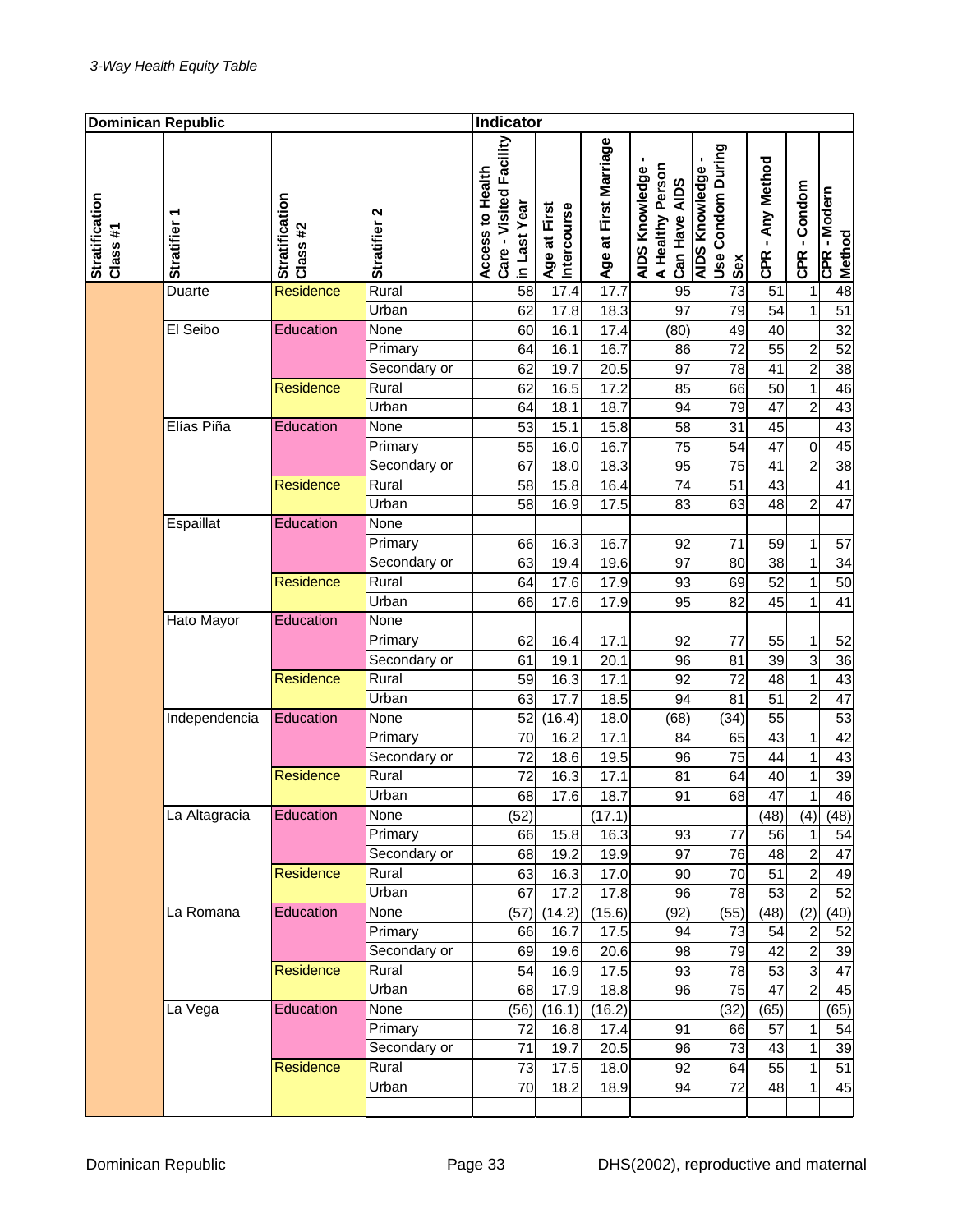*3-Way Health Equity Table*

| Dominican Republic | | | | Indicator | | | | | | | |
|---|---|---|---|---|---|---|---|---|---|---|---|
| Stratification Class #1 | Stratifier 1 | Stratification Class #2 | Stratifier 2 | Access to Health Care - Visited Facility in Last Year | Age at First Intercourse | Age at First Marriage | AIDS Knowledge - A Healthy Person Can Have AIDS | AIDS Knowledge - Use Condom During Sex | CPR - Any Method | CPR - Condom | CPR - Modern Method |
| | Duarte | Residence | Rural | 58 | 17.4 | 17.7 | 95 | 73 | 51 | 1 | 48 |
| | | | Urban | 62 | 17.8 | 18.3 | 97 | 79 | 54 | 1 | 51 |
| | El Seibo | Education | None | 60 | 16.1 | 17.4 | (80) | 49 | 40 | | 32 |
| | | | Primary | 64 | 16.1 | 16.7 | 86 | 72 | 55 | 2 | 52 |
| | | | Secondary or | 62 | 19.7 | 20.5 | 97 | 78 | 41 | 2 | 38 |
| | | Residence | Rural | 62 | 16.5 | 17.2 | 85 | 66 | 50 | 1 | 46 |
| | | | Urban | 64 | 18.1 | 18.7 | 94 | 79 | 47 | 2 | 43 |
| | Elías Piña | Education | None | 53 | 15.1 | 15.8 | 58 | 31 | 45 | | 43 |
| | | | Primary | 55 | 16.0 | 16.7 | 75 | 54 | 47 | 0 | 45 |
| | | | Secondary or | 67 | 18.0 | 18.3 | 95 | 75 | 41 | 2 | 38 |
| | | Residence | Rural | 58 | 15.8 | 16.4 | 74 | 51 | 43 | | 41 |
| | | | Urban | 58 | 16.9 | 17.5 | 83 | 63 | 48 | 2 | 47 |
| | Espaillat | Education | None | | | | | | | | |
| | | | Primary | 66 | 16.3 | 16.7 | 92 | 71 | 59 | 1 | 57 |
| | | | Secondary or | 63 | 19.4 | 19.6 | 97 | 80 | 38 | 1 | 34 |
| | | Residence | Rural | 64 | 17.6 | 17.9 | 93 | 69 | 52 | 1 | 50 |
| | | | Urban | 66 | 17.6 | 17.9 | 95 | 82 | 45 | 1 | 41 |
| | Hato Mayor | Education | None | | | | | | | | |
| | | | Primary | 62 | 16.4 | 17.1 | 92 | 77 | 55 | 1 | 52 |
| | | | Secondary or | 61 | 19.1 | 20.1 | 96 | 81 | 39 | 3 | 36 |
| | | Residence | Rural | 59 | 16.3 | 17.1 | 92 | 72 | 48 | 1 | 43 |
| | | | Urban | 63 | 17.7 | 18.5 | 94 | 81 | 51 | 2 | 47 |
| | Independencia | Education | None | 52 | (16.4) | 18.0 | (68) | (34) | 55 | | 53 |
| | | | Primary | 70 | 16.2 | 17.1 | 84 | 65 | 43 | 1 | 42 |
| | | | Secondary or | 72 | 18.6 | 19.5 | 96 | 75 | 44 | 1 | 43 |
| | | Residence | Rural | 72 | 16.3 | 17.1 | 81 | 64 | 40 | 1 | 39 |
| | | | Urban | 68 | 17.6 | 18.7 | 91 | 68 | 47 | 1 | 46 |
| | La Altagracia | Education | None | (52) | | (17.1) | | | (48) | (4) | (48) |
| | | | Primary | 66 | 15.8 | 16.3 | 93 | 77 | 56 | 1 | 54 |
| | | | Secondary or | 68 | 19.2 | 19.9 | 97 | 76 | 48 | 2 | 47 |
| | | Residence | Rural | 63 | 16.3 | 17.0 | 90 | 70 | 51 | 2 | 49 |
| | | | Urban | 67 | 17.2 | 17.8 | 96 | 78 | 53 | 2 | 52 |
| | La Romana | Education | None | (57) | (14.2) | (15.6) | (92) | (55) | (48) | (2) | (40) |
| | | | Primary | 66 | 16.7 | 17.5 | 94 | 73 | 54 | 2 | 52 |
| | | | Secondary or | 69 | 19.6 | 20.6 | 98 | 79 | 42 | 2 | 39 |
| | | Residence | Rural | 54 | 16.9 | 17.5 | 93 | 78 | 53 | 3 | 47 |
| | | | Urban | 68 | 17.9 | 18.8 | 96 | 75 | 47 | 2 | 45 |
| | La Vega | Education | None | (56) | (16.1) | (16.2) | | (32) | (65) | | (65) |
| | | | Primary | 72 | 16.8 | 17.4 | 91 | 66 | 57 | 1 | 54 |
| | | | Secondary or | 71 | 19.7 | 20.5 | 96 | 73 | 43 | 1 | 39 |
| | | Residence | Rural | 73 | 17.5 | 18.0 | 92 | 64 | 55 | 1 | 51 |
| | | | Urban | 70 | 18.2 | 18.9 | 94 | 72 | 48 | 1 | 45 |

Dominican Republic DHS(2002), reproductive and maternal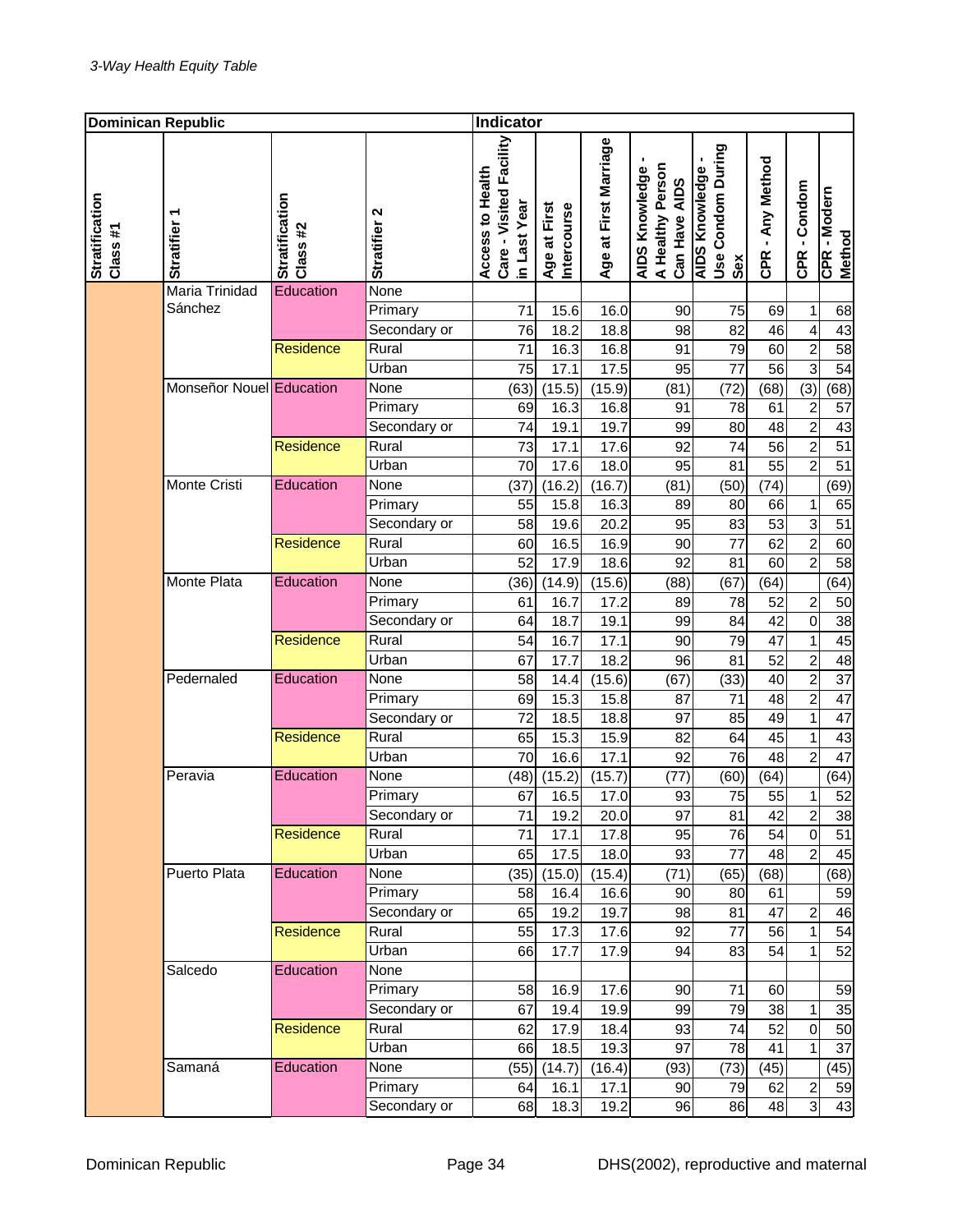*3-Way Health Equity Table*

| Dominican Republic | | | | Indicator | | | | | | | |
|---|---|---|---|---|---|---|---|---|---|---|---|
| Stratification Class #1 | Stratifier 1 | Stratification Class #2 | Stratifier 2 | Access to Health Care - Visited Facility in Last Year | Age at First Intercourse | Age at First Marriage | AIDS Knowledge - A Healthy Person Can Have AIDS | AIDS Knowledge - Use Condom During Sex | CPR - Any Method | CPR - Condom | CPR - Modern Method |
| | Maria Trinidad Sánchez | Education | None | | | | | | | | |
| | | | Primary | 71 | 15.6 | 16.0 | 90 | 75 | 69 | 1 | 68 |
| | | | Secondary or | 76 | 18.2 | 18.8 | 98 | 82 | 46 | 4 | 43 |
| | | Residence | Rural | 71 | 16.3 | 16.8 | 91 | 79 | 60 | 2 | 58 |
| | | | Urban | 75 | 17.1 | 17.5 | 95 | 77 | 56 | 3 | 54 |
| | Monseñor Nouel | Education | None | (63) | (15.5) | (15.9) | (81) | (72) | (68) | (3) | (68) |
| | | | Primary | 69 | 16.3 | 16.8 | 91 | 78 | 61 | 2 | 57 |
| | | | Secondary or | 74 | 19.1 | 19.7 | 99 | 80 | 48 | 2 | 43 |
| | | Residence | Rural | 73 | 17.1 | 17.6 | 92 | 74 | 56 | 2 | 51 |
| | | | Urban | 70 | 17.6 | 18.0 | 95 | 81 | 55 | 2 | 51 |
| | Monte Cristi | Education | None | (37) | (16.2) | (16.7) | (81) | (50) | (74) | | (69) |
| | | | Primary | 55 | 15.8 | 16.3 | 89 | 80 | 66 | 1 | 65 |
| | | | Secondary or | 58 | 19.6 | 20.2 | 95 | 83 | 53 | 3 | 51 |
| | | Residence | Rural | 60 | 16.5 | 16.9 | 90 | 77 | 62 | 2 | 60 |
| | | | Urban | 52 | 17.9 | 18.6 | 92 | 81 | 60 | 2 | 58 |
| | Monte Plata | Education | None | (36) | (14.9) | (15.6) | (88) | (67) | (64) | | (64) |
| | | | Primary | 61 | 16.7 | 17.2 | 89 | 78 | 52 | 2 | 50 |
| | | | Secondary or | 64 | 18.7 | 19.1 | 99 | 84 | 42 | 0 | 38 |
| | | Residence | Rural | 54 | 16.7 | 17.1 | 90 | 79 | 47 | 1 | 45 |
| | | | Urban | 67 | 17.7 | 18.2 | 96 | 81 | 52 | 2 | 48 |
| | Pedernaled | Education | None | 58 | 14.4 | (15.6) | (67) | (33) | 40 | 2 | 37 |
| | | | Primary | 69 | 15.3 | 15.8 | 87 | 71 | 48 | 2 | 47 |
| | | | Secondary or | 72 | 18.5 | 18.8 | 97 | 85 | 49 | 1 | 47 |
| | | Residence | Rural | 65 | 15.3 | 15.9 | 82 | 64 | 45 | 1 | 43 |
| | | | Urban | 70 | 16.6 | 17.1 | 92 | 76 | 48 | 2 | 47 |
| | Peravia | Education | None | (48) | (15.2) | (15.7) | (77) | (60) | (64) | | (64) |
| | | | Primary | 67 | 16.5 | 17.0 | 93 | 75 | 55 | 1 | 52 |
| | | | Secondary or | 71 | 19.2 | 20.0 | 97 | 81 | 42 | 2 | 38 |
| | | Residence | Rural | 71 | 17.1 | 17.8 | 95 | 76 | 54 | 0 | 51 |
| | | | Urban | 65 | 17.5 | 18.0 | 93 | 77 | 48 | 2 | 45 |
| | Puerto Plata | Education | None | (35) | (15.0) | (15.4) | (71) | (65) | (68) | | (68) |
| | | | Primary | 58 | 16.4 | 16.6 | 90 | 80 | 61 | | 59 |
| | | | Secondary or | 65 | 19.2 | 19.7 | 98 | 81 | 47 | 2 | 46 |
| | | Residence | Rural | 55 | 17.3 | 17.6 | 92 | 77 | 56 | 1 | 54 |
| | | | Urban | 66 | 17.7 | 17.9 | 94 | 83 | 54 | 1 | 52 |
| | Salcedo | Education | None | | | | | | | | |
| | | | Primary | 58 | 16.9 | 17.6 | 90 | 71 | 60 | | 59 |
| | | | Secondary or | 67 | 19.4 | 19.9 | 99 | 79 | 38 | 1 | 35 |
| | | Residence | Rural | 62 | 17.9 | 18.4 | 93 | 74 | 52 | 0 | 50 |
| | | | Urban | 66 | 18.5 | 19.3 | 97 | 78 | 41 | 1 | 37 |
| | Samaná | Education | None | (55) | (14.7) | (16.4) | (93) | (73) | (45) | | (45) |
| | | | Primary | 64 | 16.1 | 17.1 | 90 | 79 | 62 | 2 | 59 |
| | | | Secondary or | 68 | 18.3 | 19.2 | 96 | 86 | 48 | 3 | 43 |

Dominican Republic — DHS(2002), reproductive and maternal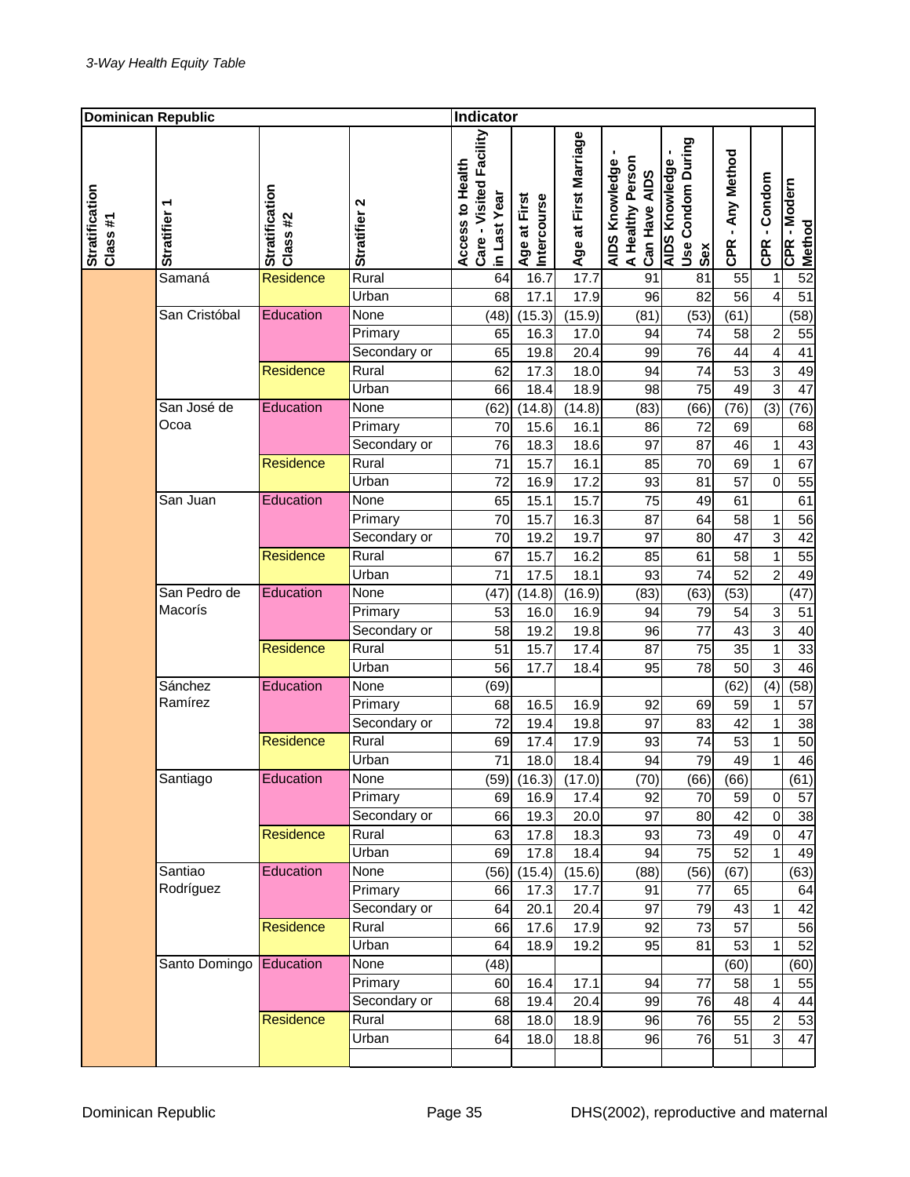*3-Way Health Equity Table*

| Dominican Republic | | | | Indicator | | | | | | | |
|---|---|---|---|---|---|---|---|---|---|---|---|
| Stratification Class #1 | Stratifier 1 | Stratification Class #2 | Stratifier 2 | Access to Health Care - Visited Facility in Last Year | Age at First Intercourse | Age at First Marriage | AIDS Knowledge - A Healthy Person Can Have AIDS | AIDS Knowledge - Use Condom During Sex | CPR - Any Method | CPR - Condom | CPR - Modern Method |
| | Samaná | Residence | Rural | 64 | 16.7 | 17.7 | 91 | 81 | 55 | 1 | 52 |
| | | | Urban | 68 | 17.1 | 17.9 | 96 | 82 | 56 | 4 | 51 |
| | San Cristóbal | Education | None | (48) | (15.3) | (15.9) | (81) | (53) | (61) | | (58) |
| | | | Primary | 65 | 16.3 | 17.0 | 94 | 74 | 58 | 2 | 55 |
| | | | Secondary or | 65 | 19.8 | 20.4 | 99 | 76 | 44 | 4 | 41 |
| | | Residence | Rural | 62 | 17.3 | 18.0 | 94 | 74 | 53 | 3 | 49 |
| | | | Urban | 66 | 18.4 | 18.9 | 98 | 75 | 49 | 3 | 47 |
| | San José de Ocoa | Education | None | (62) | (14.8) | (14.8) | (83) | (66) | (76) | (3) | (76) |
| | | | Primary | 70 | 15.6 | 16.1 | 86 | 72 | 69 | | 68 |
| | | | Secondary or | 76 | 18.3 | 18.6 | 97 | 87 | 46 | 1 | 43 |
| | | Residence | Rural | 71 | 15.7 | 16.1 | 85 | 70 | 69 | 1 | 67 |
| | | | Urban | 72 | 16.9 | 17.2 | 93 | 81 | 57 | 0 | 55 |
| | San Juan | Education | None | 65 | 15.1 | 15.7 | 75 | 49 | 61 | | 61 |
| | | | Primary | 70 | 15.7 | 16.3 | 87 | 64 | 58 | 1 | 56 |
| | | | Secondary or | 70 | 19.2 | 19.7 | 97 | 80 | 47 | 3 | 42 |
| | | Residence | Rural | 67 | 15.7 | 16.2 | 85 | 61 | 58 | 1 | 55 |
| | | | Urban | 71 | 17.5 | 18.1 | 93 | 74 | 52 | 2 | 49 |
| | San Pedro de Macorís | Education | None | (47) | (14.8) | (16.9) | (83) | (63) | (53) | | (47) |
| | | | Primary | 53 | 16.0 | 16.9 | 94 | 79 | 54 | 3 | 51 |
| | | | Secondary or | 58 | 19.2 | 19.8 | 96 | 77 | 43 | 3 | 40 |
| | | Residence | Rural | 51 | 15.7 | 17.4 | 87 | 75 | 35 | 1 | 33 |
| | | | Urban | 56 | 17.7 | 18.4 | 95 | 78 | 50 | 3 | 46 |
| | Sánchez Ramírez | Education | None | (69) | | | | | (62) | (4) | (58) |
| | | | Primary | 68 | 16.5 | 16.9 | 92 | 69 | 59 | 1 | 57 |
| | | | Secondary or | 72 | 19.4 | 19.8 | 97 | 83 | 42 | 1 | 38 |
| | | Residence | Rural | 69 | 17.4 | 17.9 | 93 | 74 | 53 | 1 | 50 |
| | | | Urban | 71 | 18.0 | 18.4 | 94 | 79 | 49 | 1 | 46 |
| | Santiago | Education | None | (59) | (16.3) | (17.0) | (70) | (66) | (66) | | (61) |
| | | | Primary | 69 | 16.9 | 17.4 | 92 | 70 | 59 | 0 | 57 |
| | | | Secondary or | 66 | 19.3 | 20.0 | 97 | 80 | 42 | 0 | 38 |
| | | Residence | Rural | 63 | 17.8 | 18.3 | 93 | 73 | 49 | 0 | 47 |
| | | | Urban | 69 | 17.8 | 18.4 | 94 | 75 | 52 | 1 | 49 |
| | Santiao Rodríguez | Education | None | (56) | (15.4) | (15.6) | (88) | (56) | (67) | | (63) |
| | | | Primary | 66 | 17.3 | 17.7 | 91 | 77 | 65 | | 64 |
| | | | Secondary or | 64 | 20.1 | 20.4 | 97 | 79 | 43 | 1 | 42 |
| | | Residence | Rural | 66 | 17.6 | 17.9 | 92 | 73 | 57 | | 56 |
| | | | Urban | 64 | 18.9 | 19.2 | 95 | 81 | 53 | 1 | 52 |
| | Santo Domingo | Education | None | (48) | | | | | (60) | | (60) |
| | | | Primary | 60 | 16.4 | 17.1 | 94 | 77 | 58 | 1 | 55 |
| | | | Secondary or | 68 | 19.4 | 20.4 | 99 | 76 | 48 | 4 | 44 |
| | | Residence | Rural | 68 | 18.0 | 18.9 | 96 | 76 | 55 | 2 | 53 |
| | | | Urban | 64 | 18.0 | 18.8 | 96 | 76 | 51 | 3 | 47 |

Dominican Republic — DHS(2002), reproductive and maternal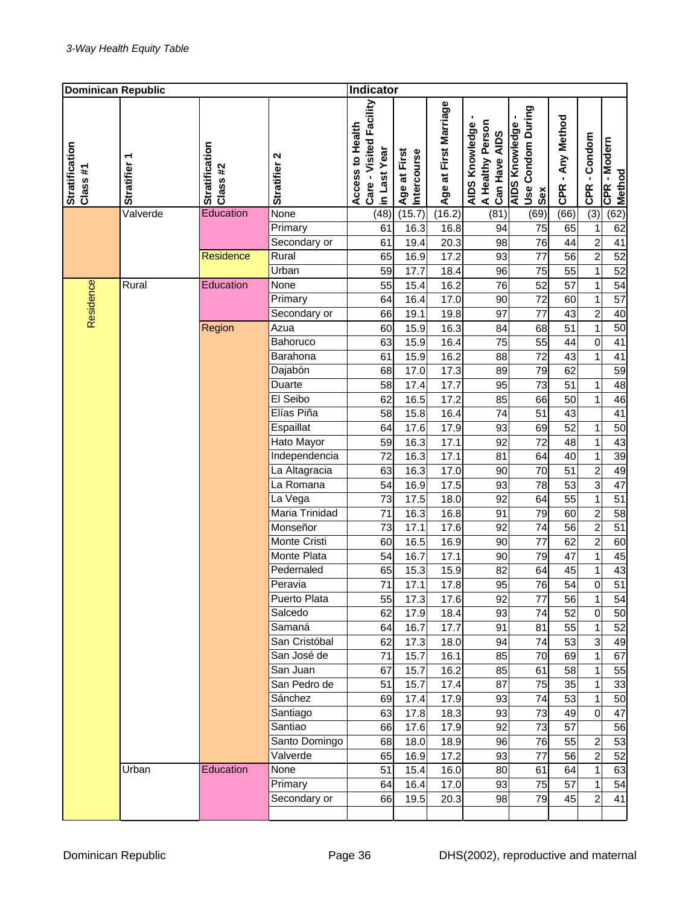*3-Way Health Equity Table*

| Dominican Republic | | | | Indicator | | | | | | | |
|---|---|---|---|---|---|---|---|---|---|---|---|
| Stratification Class #1 | Stratifier 1 | Stratification Class #2 | Stratifier 2 | Access to Health Care - Visited Facility in Last Year | Age at First Intercourse | Age at First Marriage | AIDS Knowledge - A Healthy Person Can Have AIDS | AIDS Knowledge - Use Condom During Sex | CPR - Any Method | CPR - Condom | CPR - Modern Method |
| | Valverde | Education | None | (48) | (15.7) | (16.2) | (81) | (69) | (66) | (3) | (62) |
| | | | Primary | 61 | 16.3 | 16.8 | 94 | 75 | 65 | 1 | 62 |
| | | | Secondary or | 61 | 19.4 | 20.3 | 98 | 76 | 44 | 2 | 41 |
| | | Residence | Rural | 65 | 16.9 | 17.2 | 93 | 77 | 56 | 2 | 52 |
| | | | Urban | 59 | 17.7 | 18.4 | 96 | 75 | 55 | 1 | 52 |
| Residence | Rural | Education | None | 55 | 15.4 | 16.2 | 76 | 52 | 57 | 1 | 54 |
| | | | Primary | 64 | 16.4 | 17.0 | 90 | 72 | 60 | 1 | 57 |
| | | | Secondary or | 66 | 19.1 | 19.8 | 97 | 77 | 43 | 2 | 40 |
| | | Region | Azua | 60 | 15.9 | 16.3 | 84 | 68 | 51 | 1 | 50 |
| | | | Bahoruco | 63 | 15.9 | 16.4 | 75 | 55 | 44 | 0 | 41 |
| | | | Barahona | 61 | 15.9 | 16.2 | 88 | 72 | 43 | 1 | 41 |
| | | | Dajabón | 68 | 17.0 | 17.3 | 89 | 79 | 62 | | 59 |
| | | | Duarte | 58 | 17.4 | 17.7 | 95 | 73 | 51 | 1 | 48 |
| | | | El Seibo | 62 | 16.5 | 17.2 | 85 | 66 | 50 | 1 | 46 |
| | | | Elías Piña | 58 | 15.8 | 16.4 | 74 | 51 | 43 | | 41 |
| | | | Espaillat | 64 | 17.6 | 17.9 | 93 | 69 | 52 | 1 | 50 |
| | | | Hato Mayor | 59 | 16.3 | 17.1 | 92 | 72 | 48 | 1 | 43 |
| | | | Independencia | 72 | 16.3 | 17.1 | 81 | 64 | 40 | 1 | 39 |
| | | | La Altagracia | 63 | 16.3 | 17.0 | 90 | 70 | 51 | 2 | 49 |
| | | | La Romana | 54 | 16.9 | 17.5 | 93 | 78 | 53 | 3 | 47 |
| | | | La Vega | 73 | 17.5 | 18.0 | 92 | 64 | 55 | 1 | 51 |
| | | | Maria Trinidad | 71 | 16.3 | 16.8 | 91 | 79 | 60 | 2 | 58 |
| | | | Monseñor | 73 | 17.1 | 17.6 | 92 | 74 | 56 | 2 | 51 |
| | | | Monte Cristi | 60 | 16.5 | 16.9 | 90 | 77 | 62 | 2 | 60 |
| | | | Monte Plata | 54 | 16.7 | 17.1 | 90 | 79 | 47 | 1 | 45 |
| | | | Pedernaled | 65 | 15.3 | 15.9 | 82 | 64 | 45 | 1 | 43 |
| | | | Peravia | 71 | 17.1 | 17.8 | 95 | 76 | 54 | 0 | 51 |
| | | | Puerto Plata | 55 | 17.3 | 17.6 | 92 | 77 | 56 | 1 | 54 |
| | | | Salcedo | 62 | 17.9 | 18.4 | 93 | 74 | 52 | 0 | 50 |
| | | | Samaná | 64 | 16.7 | 17.7 | 91 | 81 | 55 | 1 | 52 |
| | | | San Cristóbal | 62 | 17.3 | 18.0 | 94 | 74 | 53 | 3 | 49 |
| | | | San José de | 71 | 15.7 | 16.1 | 85 | 70 | 69 | 1 | 67 |
| | | | San Juan | 67 | 15.7 | 16.2 | 85 | 61 | 58 | 1 | 55 |
| | | | San Pedro de | 51 | 15.7 | 17.4 | 87 | 75 | 35 | 1 | 33 |
| | | | Sánchez | 69 | 17.4 | 17.9 | 93 | 74 | 53 | 1 | 50 |
| | | | Santiago | 63 | 17.8 | 18.3 | 93 | 73 | 49 | 0 | 47 |
| | | | Santiao | 66 | 17.6 | 17.9 | 92 | 73 | 57 | | 56 |
| | | | Santo Domingo | 68 | 18.0 | 18.9 | 96 | 76 | 55 | 2 | 53 |
| | | | Valverde | 65 | 16.9 | 17.2 | 93 | 77 | 56 | 2 | 52 |
| | Urban | Education | None | 51 | 15.4 | 16.0 | 80 | 61 | 64 | 1 | 63 |
| | | | Primary | 64 | 16.4 | 17.0 | 93 | 75 | 57 | 1 | 54 |
| | | | Secondary or | 66 | 19.5 | 20.3 | 98 | 79 | 45 | 2 | 41 |

Dominican Republic — DHS(2002), reproductive and maternal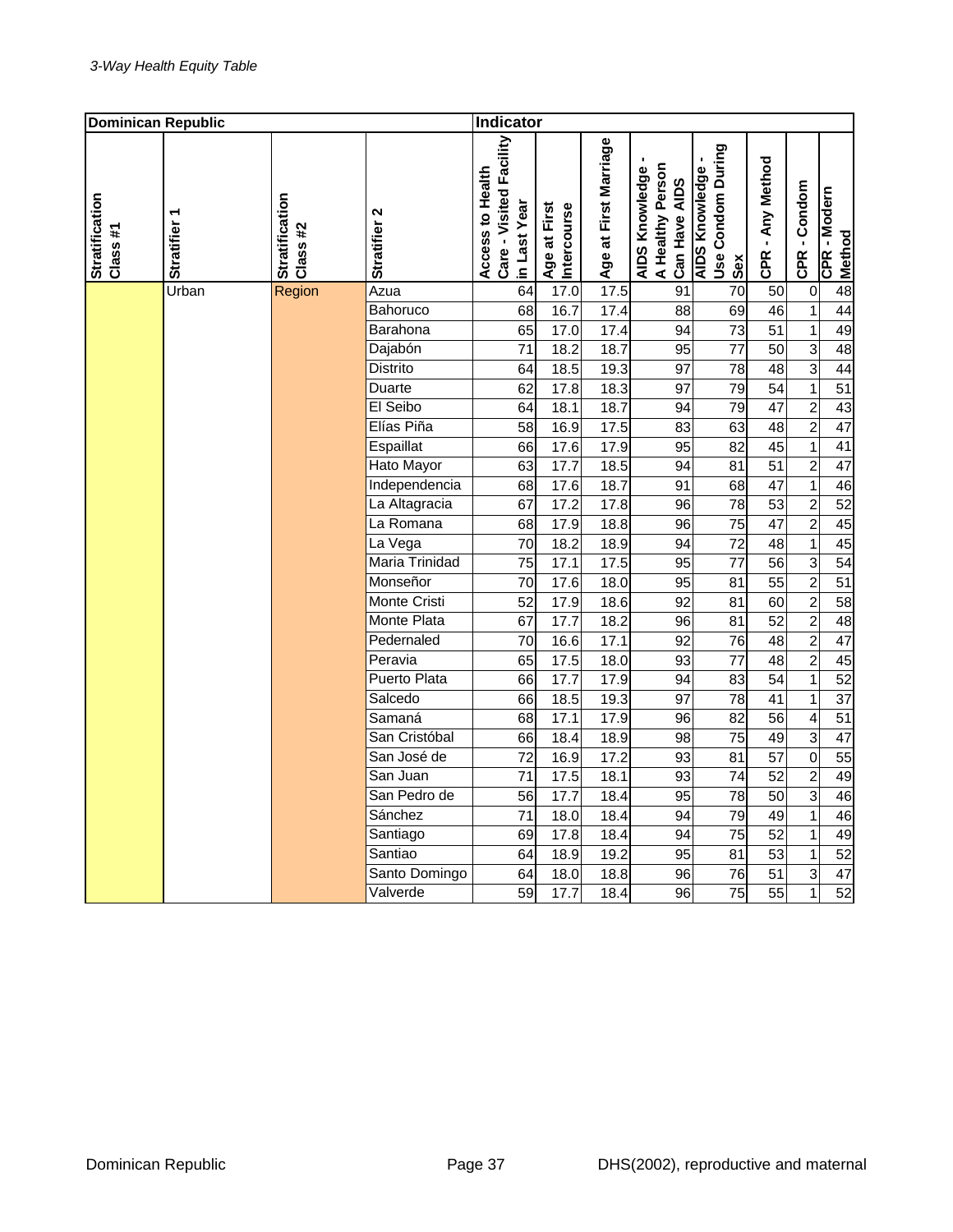*3-Way Health Equity Table*

| Dominican Republic | | | | Indicator | | | | | | | |
|---|---|---|---|---|---|---|---|---|---|---|---|
| Stratification Class #1 | Stratifier 1 | Stratification Class #2 | Stratifier 2 | Access to Health Care - Visited Facility in Last Year | Age at First Intercourse | Age at First Marriage | AIDS Knowledge - A Healthy Person Can Have AIDS | AIDS Knowledge - Use Condom During Sex | CPR - Any Method | CPR - Condom | CPR - Modern Method |
| | Urban | Region | Azua | 64 | 17.0 | 17.5 | 91 | 70 | 50 | 0 | 48 |
| | | | Bahoruco | 68 | 16.7 | 17.4 | 88 | 69 | 46 | 1 | 44 |
| | | | Barahona | 65 | 17.0 | 17.4 | 94 | 73 | 51 | 1 | 49 |
| | | | Dajabón | 71 | 18.2 | 18.7 | 95 | 77 | 50 | 3 | 48 |
| | | | Distrito | 64 | 18.5 | 19.3 | 97 | 78 | 48 | 3 | 44 |
| | | | Duarte | 62 | 17.8 | 18.3 | 97 | 79 | 54 | 1 | 51 |
| | | | El Seibo | 64 | 18.1 | 18.7 | 94 | 79 | 47 | 2 | 43 |
| | | | Elías Piña | 58 | 16.9 | 17.5 | 83 | 63 | 48 | 2 | 47 |
| | | | Espaillat | 66 | 17.6 | 17.9 | 95 | 82 | 45 | 1 | 41 |
| | | | Hato Mayor | 63 | 17.7 | 18.5 | 94 | 81 | 51 | 2 | 47 |
| | | | Independencia | 68 | 17.6 | 18.7 | 91 | 68 | 47 | 1 | 46 |
| | | | La Altagracia | 67 | 17.2 | 17.8 | 96 | 78 | 53 | 2 | 52 |
| | | | La Romana | 68 | 17.9 | 18.8 | 96 | 75 | 47 | 2 | 45 |
| | | | La Vega | 70 | 18.2 | 18.9 | 94 | 72 | 48 | 1 | 45 |
| | | | Maria Trinidad | 75 | 17.1 | 17.5 | 95 | 77 | 56 | 3 | 54 |
| | | | Monseñor | 70 | 17.6 | 18.0 | 95 | 81 | 55 | 2 | 51 |
| | | | Monte Cristi | 52 | 17.9 | 18.6 | 92 | 81 | 60 | 2 | 58 |
| | | | Monte Plata | 67 | 17.7 | 18.2 | 96 | 81 | 52 | 2 | 48 |
| | | | Pedernaled | 70 | 16.6 | 17.1 | 92 | 76 | 48 | 2 | 47 |
| | | | Peravia | 65 | 17.5 | 18.0 | 93 | 77 | 48 | 2 | 45 |
| | | | Puerto Plata | 66 | 17.7 | 17.9 | 94 | 83 | 54 | 1 | 52 |
| | | | Salcedo | 66 | 18.5 | 19.3 | 97 | 78 | 41 | 1 | 37 |
| | | | Samaná | 68 | 17.1 | 17.9 | 96 | 82 | 56 | 4 | 51 |
| | | | San Cristóbal | 66 | 18.4 | 18.9 | 98 | 75 | 49 | 3 | 47 |
| | | | San José de | 72 | 16.9 | 17.2 | 93 | 81 | 57 | 0 | 55 |
| | | | San Juan | 71 | 17.5 | 18.1 | 93 | 74 | 52 | 2 | 49 |
| | | | San Pedro de | 56 | 17.7 | 18.4 | 95 | 78 | 50 | 3 | 46 |
| | | | Sánchez | 71 | 18.0 | 18.4 | 94 | 79 | 49 | 1 | 46 |
| | | | Santiago | 69 | 17.8 | 18.4 | 94 | 75 | 52 | 1 | 49 |
| | | | Santiao | 64 | 18.9 | 19.2 | 95 | 81 | 53 | 1 | 52 |
| | | | Santo Domingo | 64 | 18.0 | 18.8 | 96 | 76 | 51 | 3 | 47 |
| | | | Valverde | 59 | 17.7 | 18.4 | 96 | 75 | 55 | 1 | 52 |

DHS(2002), reproductive and maternal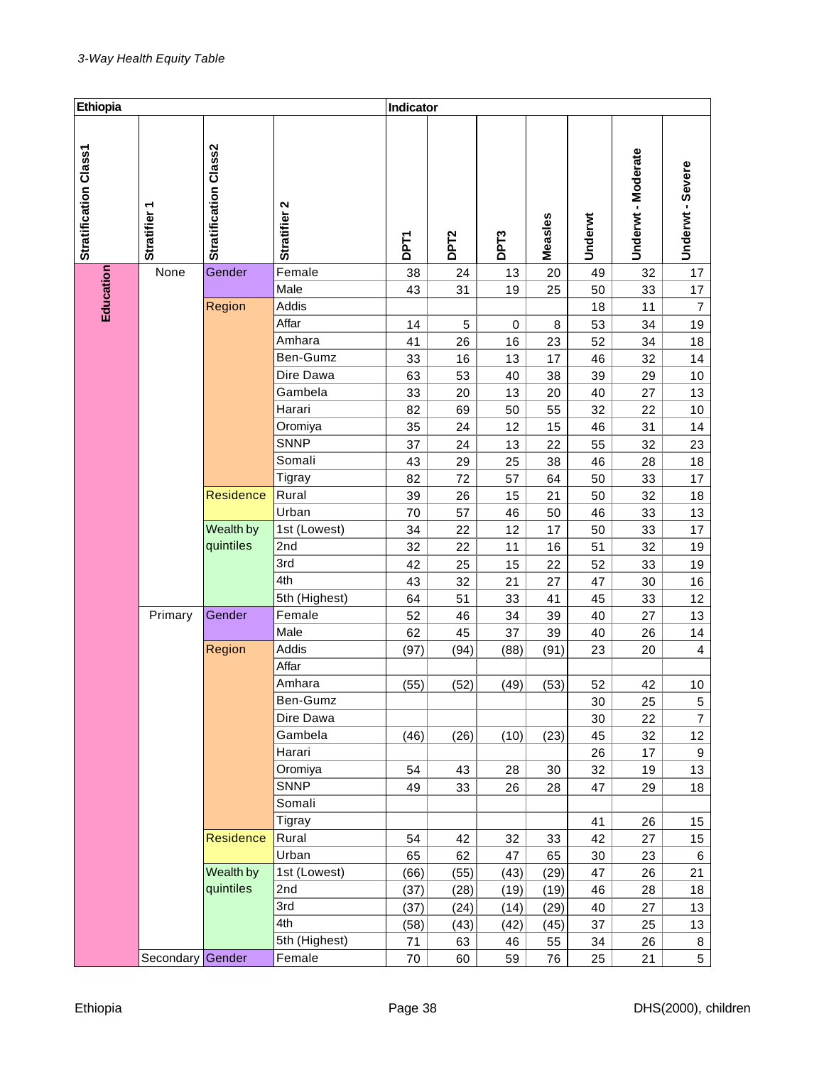*3-Way Health Equity Table*

| Ethiopia | | | | Indicator | | | | | | |
|---|---|---|---|---|---|---|---|---|---|---|
| Stratification Class1 | Stratifier 1 | Stratification Class2 | Stratifier 2 | DPT1 | DPT2 | DPT3 | Measles | Underwt | Underwt - Moderate | Underwt - Severe |
| Education | None | Gender | Female | 38 | 24 | 13 | 20 | 49 | 32 | 17 |
| | | | Male | 43 | 31 | 19 | 25 | 50 | 33 | 17 |
| | | Region | Addis | | | | | 18 | 11 | 7 |
| | | | Affar | 14 | 5 | 0 | 8 | 53 | 34 | 19 |
| | | | Amhara | 41 | 26 | 16 | 23 | 52 | 34 | 18 |
| | | | Ben-Gumz | 33 | 16 | 13 | 17 | 46 | 32 | 14 |
| | | | Dire Dawa | 63 | 53 | 40 | 38 | 39 | 29 | 10 |
| | | | Gambela | 33 | 20 | 13 | 20 | 40 | 27 | 13 |
| | | | Harari | 82 | 69 | 50 | 55 | 32 | 22 | 10 |
| | | | Oromiya | 35 | 24 | 12 | 15 | 46 | 31 | 14 |
| | | | SNNP | 37 | 24 | 13 | 22 | 55 | 32 | 23 |
| | | | Somali | 43 | 29 | 25 | 38 | 46 | 28 | 18 |
| | | | Tigray | 82 | 72 | 57 | 64 | 50 | 33 | 17 |
| | | Residence | Rural | 39 | 26 | 15 | 21 | 50 | 32 | 18 |
| | | | Urban | 70 | 57 | 46 | 50 | 46 | 33 | 13 |
| | | Wealth by quintiles | 1st (Lowest) | 34 | 22 | 12 | 17 | 50 | 33 | 17 |
| | | | 2nd | 32 | 22 | 11 | 16 | 51 | 32 | 19 |
| | | | 3rd | 42 | 25 | 15 | 22 | 52 | 33 | 19 |
| | | | 4th | 43 | 32 | 21 | 27 | 47 | 30 | 16 |
| | | | 5th (Highest) | 64 | 51 | 33 | 41 | 45 | 33 | 12 |
| | Primary | Gender | Female | 52 | 46 | 34 | 39 | 40 | 27 | 13 |
| | | | Male | 62 | 45 | 37 | 39 | 40 | 26 | 14 |
| | | Region | Addis | (97) | (94) | (88) | (91) | 23 | 20 | 4 |
| | | | Affar | | | | | | | |
| | | | Amhara | (55) | (52) | (49) | (53) | 52 | 42 | 10 |
| | | | Ben-Gumz | | | | | 30 | 25 | 5 |
| | | | Dire Dawa | | | | | 30 | 22 | 7 |
| | | | Gambela | (46) | (26) | (10) | (23) | 45 | 32 | 12 |
| | | | Harari | | | | | 26 | 17 | 9 |
| | | | Oromiya | 54 | 43 | 28 | 30 | 32 | 19 | 13 |
| | | | SNNP | 49 | 33 | 26 | 28 | 47 | 29 | 18 |
| | | | Somali | | | | | | | |
| | | | Tigray | | | | | 41 | 26 | 15 |
| | | Residence | Rural | 54 | 42 | 32 | 33 | 42 | 27 | 15 |
| | | | Urban | 65 | 62 | 47 | 65 | 30 | 23 | 6 |
| | | Wealth by quintiles | 1st (Lowest) | (66) | (55) | (43) | (29) | 47 | 26 | 21 |
| | | | 2nd | (37) | (28) | (19) | (19) | 46 | 28 | 18 |
| | | | 3rd | (37) | (24) | (14) | (29) | 40 | 27 | 13 |
| | | | 4th | (58) | (43) | (42) | (45) | 37 | 25 | 13 |
| | | | 5th (Highest) | 71 | 63 | 46 | 55 | 34 | 26 | 8 |
| | Secondary | Gender | Female | 70 | 60 | 59 | 76 | 25 | 21 | 5 |

Ethiopia DHS(2000), children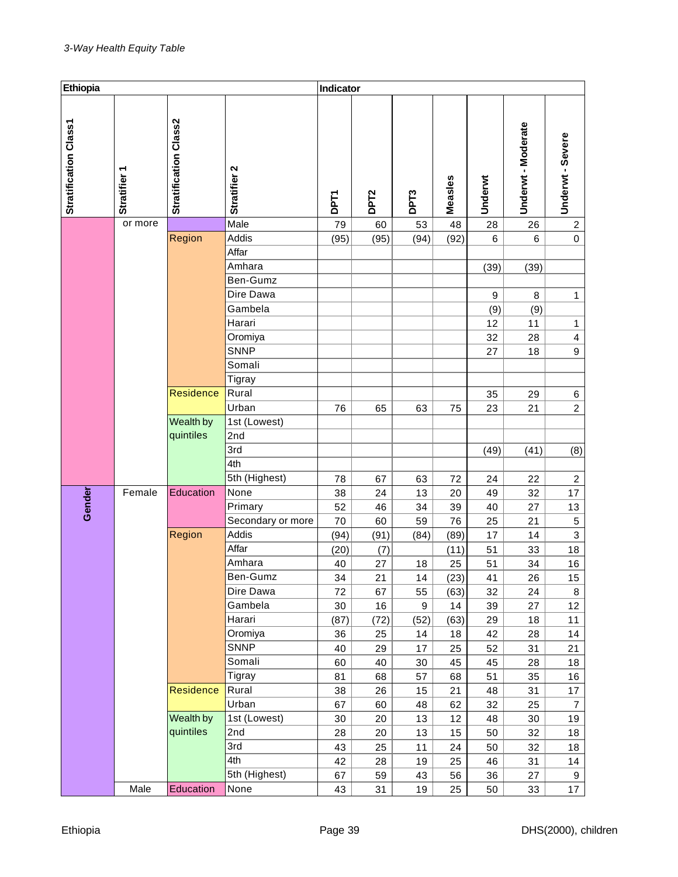*3-Way Health Equity Table*

| Ethiopia | | | | Indicator | | | | | | |
|---|---|---|---|---|---|---|---|---|---|---|
| Stratification Class1 | Stratifier 1 | Stratification Class2 | Stratifier 2 | DPT1 | DPT2 | DPT3 | Measles | Underwt | Underwt - Moderate | Underwt - Severe |
| | or more | | Male | 79 | 60 | 53 | 48 | 28 | 26 | 2 |
| | | Region | Addis | (95) | (95) | (94) | (92) | 6 | 6 | 0 |
| | | | Affar | | | | | | | |
| | | | Amhara | | | | | (39) | (39) | |
| | | | Ben-Gumz | | | | | | | |
| | | | Dire Dawa | | | | | 9 | 8 | 1 |
| | | | Gambela | | | | | (9) | (9) | |
| | | | Harari | | | | | 12 | 11 | 1 |
| | | | Oromiya | | | | | 32 | 28 | 4 |
| | | | SNNP | | | | | 27 | 18 | 9 |
| | | | Somali | | | | | | | |
| | | | Tigray | | | | | | | |
| | | Residence | Rural | | | | | 35 | 29 | 6 |
| | | | Urban | 76 | 65 | 63 | 75 | 23 | 21 | 2 |
| | | Wealth by quintiles | 1st (Lowest) | | | | | | | |
| | | | 2nd | | | | | | | |
| | | | 3rd | | | | | (49) | (41) | (8) |
| | | | 4th | | | | | | | |
| | | | 5th (Highest) | 78 | 67 | 63 | 72 | 24 | 22 | 2 |
| Gender | Female | Education | None | 38 | 24 | 13 | 20 | 49 | 32 | 17 |
| | | | Primary | 52 | 46 | 34 | 39 | 40 | 27 | 13 |
| | | | Secondary or more | 70 | 60 | 59 | 76 | 25 | 21 | 5 |
| | | Region | Addis | (94) | (91) | (84) | (89) | 17 | 14 | 3 |
| | | | Affar | (20) | (7) | | (11) | 51 | 33 | 18 |
| | | | Amhara | 40 | 27 | 18 | 25 | 51 | 34 | 16 |
| | | | Ben-Gumz | 34 | 21 | 14 | (23) | 41 | 26 | 15 |
| | | | Dire Dawa | 72 | 67 | 55 | (63) | 32 | 24 | 8 |
| | | | Gambela | 30 | 16 | 9 | 14 | 39 | 27 | 12 |
| | | | Harari | (87) | (72) | (52) | (63) | 29 | 18 | 11 |
| | | | Oromiya | 36 | 25 | 14 | 18 | 42 | 28 | 14 |
| | | | SNNP | 40 | 29 | 17 | 25 | 52 | 31 | 21 |
| | | | Somali | 60 | 40 | 30 | 45 | 45 | 28 | 18 |
| | | | Tigray | 81 | 68 | 57 | 68 | 51 | 35 | 16 |
| | | Residence | Rural | 38 | 26 | 15 | 21 | 48 | 31 | 17 |
| | | | Urban | 67 | 60 | 48 | 62 | 32 | 25 | 7 |
| | | Wealth by quintiles | 1st (Lowest) | 30 | 20 | 13 | 12 | 48 | 30 | 19 |
| | | | 2nd | 28 | 20 | 13 | 15 | 50 | 32 | 18 |
| | | | 3rd | 43 | 25 | 11 | 24 | 50 | 32 | 18 |
| | | | 4th | 42 | 28 | 19 | 25 | 46 | 31 | 14 |
| | | | 5th (Highest) | 67 | 59 | 43 | 56 | 36 | 27 | 9 |
| | Male | Education | None | 43 | 31 | 19 | 25 | 50 | 33 | 17 |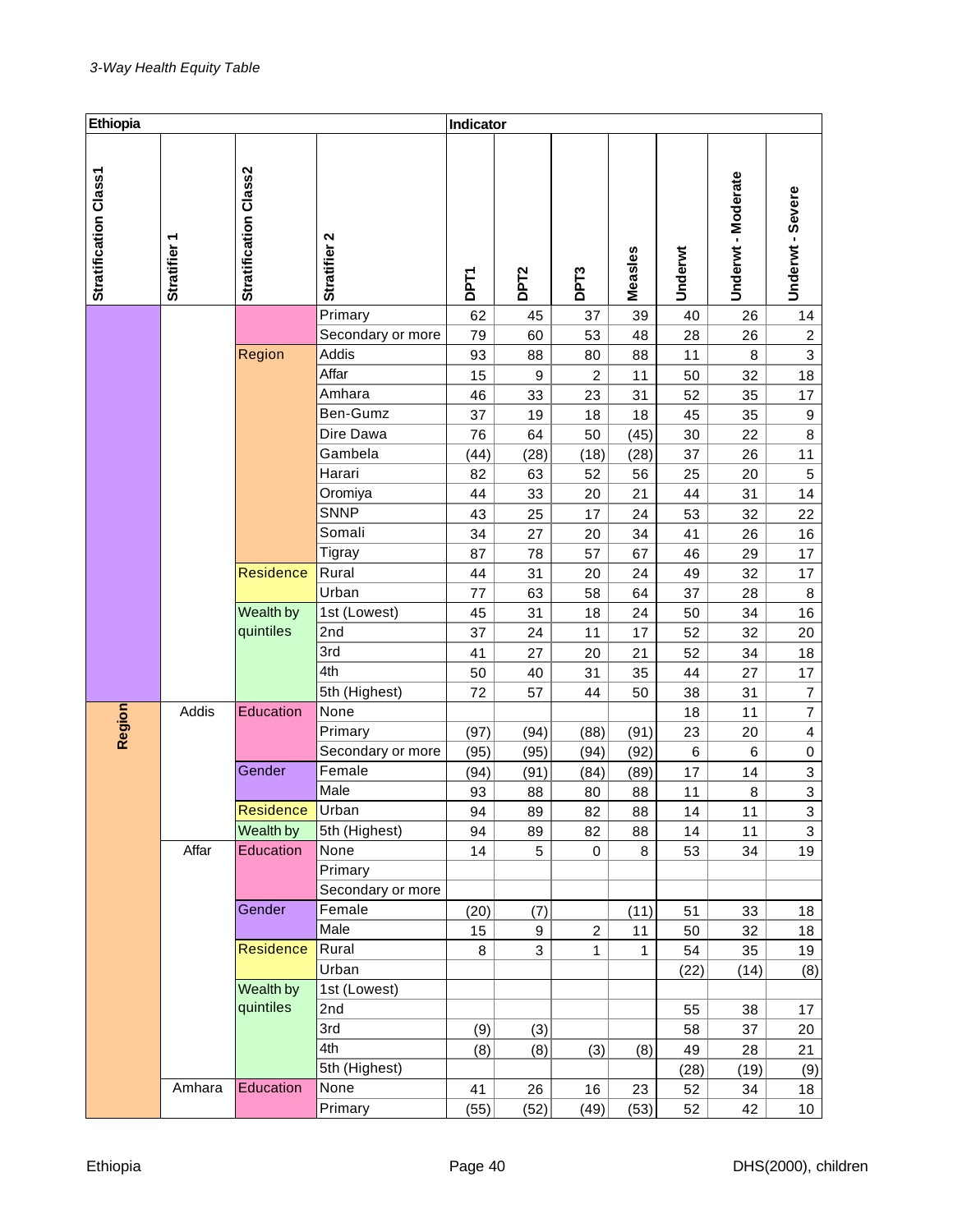*3-Way Health Equity Table*

| Ethiopia | | | | Indicator | | | | | | |
|---|---|---|---|---|---|---|---|---|---|---|
| Stratification Class1 | Stratifier 1 | Stratification Class2 | Stratifier 2 | DPT1 | DPT2 | DPT3 | Measles | Underwt | Underwt - Moderate | Underwt - Severe |
| | | | Primary | 62 | 45 | 37 | 39 | 40 | 26 | 14 |
| | | | Secondary or more | 79 | 60 | 53 | 48 | 28 | 26 | 2 |
| | | Region | Addis | 93 | 88 | 80 | 88 | 11 | 8 | 3 |
| | | | Affar | 15 | 9 | 2 | 11 | 50 | 32 | 18 |
| | | | Amhara | 46 | 33 | 23 | 31 | 52 | 35 | 17 |
| | | | Ben-Gumz | 37 | 19 | 18 | 18 | 45 | 35 | 9 |
| | | | Dire Dawa | 76 | 64 | 50 | (45) | 30 | 22 | 8 |
| | | | Gambela | (44) | (28) | (18) | (28) | 37 | 26 | 11 |
| | | | Harari | 82 | 63 | 52 | 56 | 25 | 20 | 5 |
| | | | Oromiya | 44 | 33 | 20 | 21 | 44 | 31 | 14 |
| | | | SNNP | 43 | 25 | 17 | 24 | 53 | 32 | 22 |
| | | | Somali | 34 | 27 | 20 | 34 | 41 | 26 | 16 |
| | | | Tigray | 87 | 78 | 57 | 67 | 46 | 29 | 17 |
| | | Residence | Rural | 44 | 31 | 20 | 24 | 49 | 32 | 17 |
| | | | Urban | 77 | 63 | 58 | 64 | 37 | 28 | 8 |
| | | Wealth by quintiles | 1st (Lowest) | 45 | 31 | 18 | 24 | 50 | 34 | 16 |
| | | | 2nd | 37 | 24 | 11 | 17 | 52 | 32 | 20 |
| | | | 3rd | 41 | 27 | 20 | 21 | 52 | 34 | 18 |
| | | | 4th | 50 | 40 | 31 | 35 | 44 | 27 | 17 |
| | | | 5th (Highest) | 72 | 57 | 44 | 50 | 38 | 31 | 7 |
| Region | Addis | Education | None | | | | | 18 | 11 | 7 |
| | | | Primary | (97) | (94) | (88) | (91) | 23 | 20 | 4 |
| | | | Secondary or more | (95) | (95) | (94) | (92) | 6 | 6 | 0 |
| | | Gender | Female | (94) | (91) | (84) | (89) | 17 | 14 | 3 |
| | | | Male | 93 | 88 | 80 | 88 | 11 | 8 | 3 |
| | | Residence | Urban | 94 | 89 | 82 | 88 | 14 | 11 | 3 |
| | | Wealth by | 5th (Highest) | 94 | 89 | 82 | 88 | 14 | 11 | 3 |
| | Affar | Education | None | 14 | 5 | 0 | 8 | 53 | 34 | 19 |
| | | | Primary | | | | | | | |
| | | | Secondary or more | | | | | | | |
| | | Gender | Female | (20) | (7) | | (11) | 51 | 33 | 18 |
| | | | Male | 15 | 9 | 2 | 11 | 50 | 32 | 18 |
| | | Residence | Rural | 8 | 3 | 1 | 1 | 54 | 35 | 19 |
| | | | Urban | | | | | (22) | (14) | (8) |
| | | Wealth by quintiles | 1st (Lowest) | | | | | | | |
| | | | 2nd | | | | | 55 | 38 | 17 |
| | | | 3rd | (9) | (3) | | | 58 | 37 | 20 |
| | | | 4th | (8) | (8) | (3) | (8) | 49 | 28 | 21 |
| | | | 5th (Highest) | | | | | (28) | (19) | (9) |
| | Amhara | Education | None | 41 | 26 | 16 | 23 | 52 | 34 | 18 |
| | | | Primary | (55) | (52) | (49) | (53) | 52 | 42 | 10 |

Ethiopia DHS(2000), children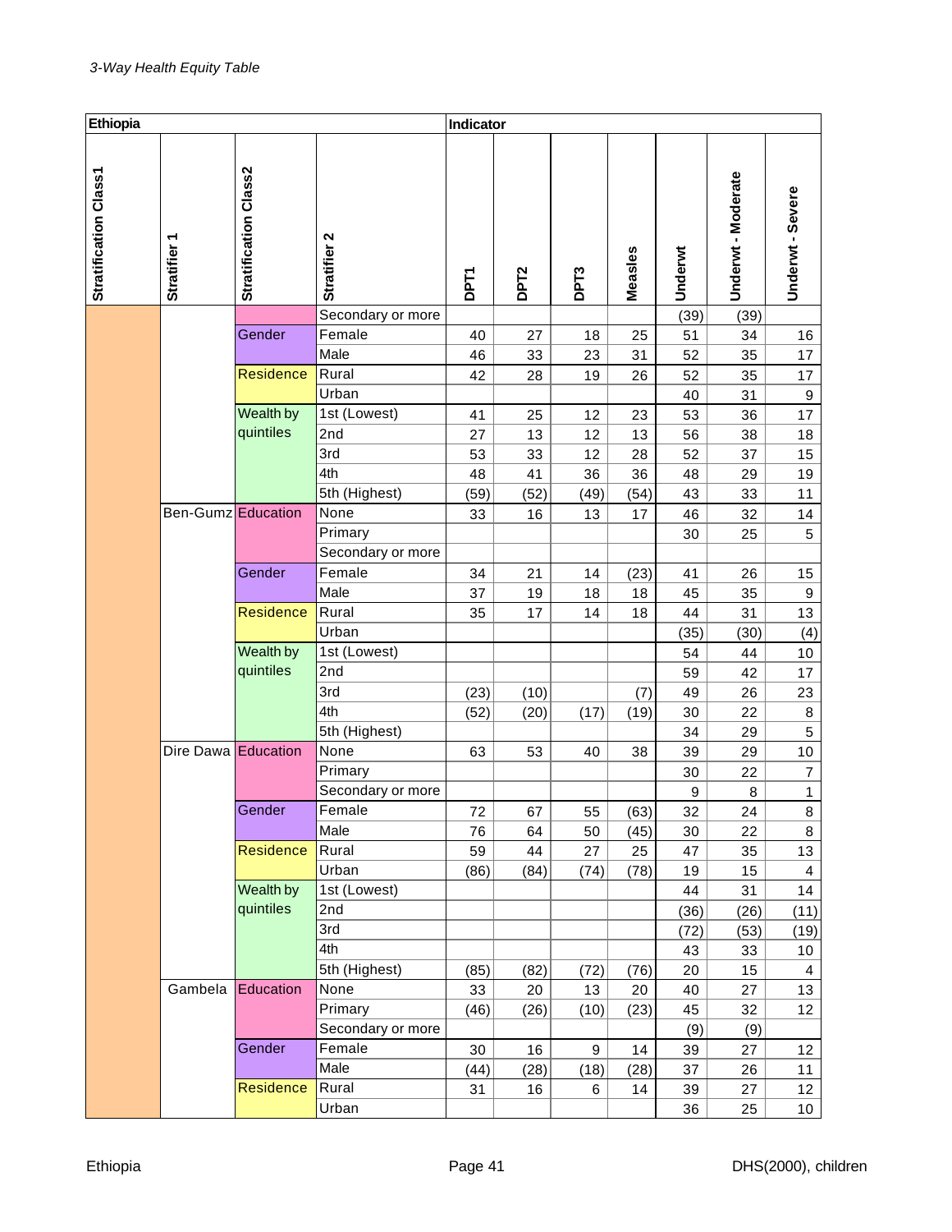*3-Way Health Equity Table*

| Ethiopia | | | | Indicator | | | | | | |
|---|---|---|---|---|---|---|---|---|---|---|
| Stratification Class1 | Stratifier 1 | Stratification Class2 | Stratifier 2 | DPT1 | DPT2 | DPT3 | Measles | Underwt | Underwt - Moderate | Underwt - Severe |
| | | | Secondary or more | | | | | (39) | (39) | |
| | | Gender | Female | 40 | 27 | 18 | 25 | 51 | 34 | 16 |
| | | | Male | 46 | 33 | 23 | 31 | 52 | 35 | 17 |
| | | Residence | Rural | 42 | 28 | 19 | 26 | 52 | 35 | 17 |
| | | | Urban | | | | | 40 | 31 | 9 |
| | | Wealth by quintiles | 1st (Lowest) | 41 | 25 | 12 | 23 | 53 | 36 | 17 |
| | | | 2nd | 27 | 13 | 12 | 13 | 56 | 38 | 18 |
| | | | 3rd | 53 | 33 | 12 | 28 | 52 | 37 | 15 |
| | | | 4th | 48 | 41 | 36 | 36 | 48 | 29 | 19 |
| | | | 5th (Highest) | (59) | (52) | (49) | (54) | 43 | 33 | 11 |
| | Ben-Gumz | Education | None | 33 | 16 | 13 | 17 | 46 | 32 | 14 |
| | | | Primary | | | | | 30 | 25 | 5 |
| | | | Secondary or more | | | | | | | |
| | | Gender | Female | 34 | 21 | 14 | (23) | 41 | 26 | 15 |
| | | | Male | 37 | 19 | 18 | 18 | 45 | 35 | 9 |
| | | Residence | Rural | 35 | 17 | 14 | 18 | 44 | 31 | 13 |
| | | | Urban | | | | | (35) | (30) | (4) |
| | | Wealth by quintiles | 1st (Lowest) | | | | | 54 | 44 | 10 |
| | | | 2nd | | | | | 59 | 42 | 17 |
| | | | 3rd | (23) | (10) | | (7) | 49 | 26 | 23 |
| | | | 4th | (52) | (20) | (17) | (19) | 30 | 22 | 8 |
| | | | 5th (Highest) | | | | | 34 | 29 | 5 |
| | Dire Dawa | Education | None | 63 | 53 | 40 | 38 | 39 | 29 | 10 |
| | | | Primary | | | | | 30 | 22 | 7 |
| | | | Secondary or more | | | | | 9 | 8 | 1 |
| | | Gender | Female | 72 | 67 | 55 | (63) | 32 | 24 | 8 |
| | | | Male | 76 | 64 | 50 | (45) | 30 | 22 | 8 |
| | | Residence | Rural | 59 | 44 | 27 | 25 | 47 | 35 | 13 |
| | | | Urban | (86) | (84) | (74) | (78) | 19 | 15 | 4 |
| | | Wealth by quintiles | 1st (Lowest) | | | | | 44 | 31 | 14 |
| | | | 2nd | | | | | (36) | (26) | (11) |
| | | | 3rd | | | | | (72) | (53) | (19) |
| | | | 4th | | | | | 43 | 33 | 10 |
| | | | 5th (Highest) | (85) | (82) | (72) | (76) | 20 | 15 | 4 |
| | Gambela | Education | None | 33 | 20 | 13 | 20 | 40 | 27 | 13 |
| | | | Primary | (46) | (26) | (10) | (23) | 45 | 32 | 12 |
| | | | Secondary or more | | | | | (9) | (9) | |
| | | Gender | Female | 30 | 16 | 9 | 14 | 39 | 27 | 12 |
| | | | Male | (44) | (28) | (18) | (28) | 37 | 26 | 11 |
| | | Residence | Rural | 31 | 16 | 6 | 14 | 39 | 27 | 12 |
| | | | Urban | | | | | 36 | 25 | 10 |

Ethiopia DHS(2000), children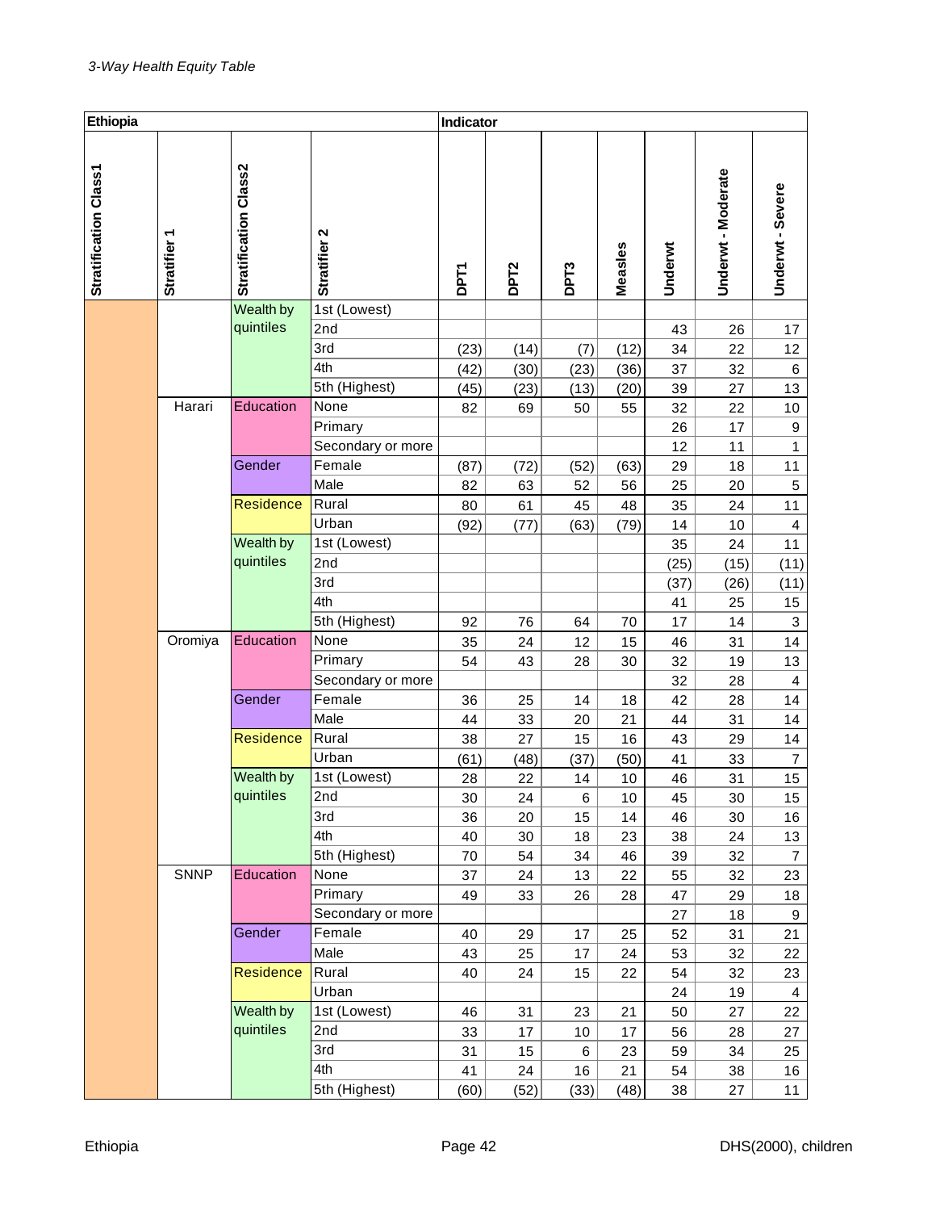*3-Way Health Equity Table*

| Ethiopia | | | | Indicator | | | | | | |
|---|---|---|---|---|---|---|---|---|---|---|
| Stratification Class1 | Stratifier 1 | Stratification Class2 | Stratifier 2 | DPT1 | DPT2 | DPT3 | Measles | Underwt | Underwt - Moderate | Underwt - Severe |
| | | Wealth by quintiles | 1st (Lowest) | | | | | | | |
| | | | 2nd | | | | | 43 | 26 | 17 |
| | | | 3rd | (23) | (14) | (7) | (12) | 34 | 22 | 12 |
| | | | 4th | (42) | (30) | (23) | (36) | 37 | 32 | 6 |
| | | | 5th (Highest) | (45) | (23) | (13) | (20) | 39 | 27 | 13 |
| | Harari | Education | None | 82 | 69 | 50 | 55 | 32 | 22 | 10 |
| | | | Primary | | | | | 26 | 17 | 9 |
| | | | Secondary or more | | | | | 12 | 11 | 1 |
| | | Gender | Female | (87) | (72) | (52) | (63) | 29 | 18 | 11 |
| | | | Male | 82 | 63 | 52 | 56 | 25 | 20 | 5 |
| | | Residence | Rural | 80 | 61 | 45 | 48 | 35 | 24 | 11 |
| | | | Urban | (92) | (77) | (63) | (79) | 14 | 10 | 4 |
| | | Wealth by quintiles | 1st (Lowest) | | | | | 35 | 24 | 11 |
| | | | 2nd | | | | | (25) | (15) | (11) |
| | | | 3rd | | | | | (37) | (26) | (11) |
| | | | 4th | | | | | 41 | 25 | 15 |
| | | | 5th (Highest) | 92 | 76 | 64 | 70 | 17 | 14 | 3 |
| | Oromiya | Education | None | 35 | 24 | 12 | 15 | 46 | 31 | 14 |
| | | | Primary | 54 | 43 | 28 | 30 | 32 | 19 | 13 |
| | | | Secondary or more | | | | | 32 | 28 | 4 |
| | | Gender | Female | 36 | 25 | 14 | 18 | 42 | 28 | 14 |
| | | | Male | 44 | 33 | 20 | 21 | 44 | 31 | 14 |
| | | Residence | Rural | 38 | 27 | 15 | 16 | 43 | 29 | 14 |
| | | | Urban | (61) | (48) | (37) | (50) | 41 | 33 | 7 |
| | | Wealth by quintiles | 1st (Lowest) | 28 | 22 | 14 | 10 | 46 | 31 | 15 |
| | | | 2nd | 30 | 24 | 6 | 10 | 45 | 30 | 15 |
| | | | 3rd | 36 | 20 | 15 | 14 | 46 | 30 | 16 |
| | | | 4th | 40 | 30 | 18 | 23 | 38 | 24 | 13 |
| | | | 5th (Highest) | 70 | 54 | 34 | 46 | 39 | 32 | 7 |
| | SNNP | Education | None | 37 | 24 | 13 | 22 | 55 | 32 | 23 |
| | | | Primary | 49 | 33 | 26 | 28 | 47 | 29 | 18 |
| | | | Secondary or more | | | | | 27 | 18 | 9 |
| | | Gender | Female | 40 | 29 | 17 | 25 | 52 | 31 | 21 |
| | | | Male | 43 | 25 | 17 | 24 | 53 | 32 | 22 |
| | | Residence | Rural | 40 | 24 | 15 | 22 | 54 | 32 | 23 |
| | | | Urban | | | | | 24 | 19 | 4 |
| | | Wealth by quintiles | 1st (Lowest) | 46 | 31 | 23 | 21 | 50 | 27 | 22 |
| | | | 2nd | 33 | 17 | 10 | 17 | 56 | 28 | 27 |
| | | | 3rd | 31 | 15 | 6 | 23 | 59 | 34 | 25 |
| | | | 4th | 41 | 24 | 16 | 21 | 54 | 38 | 16 |
| | | | 5th (Highest) | (60) | (52) | (33) | (48) | 38 | 27 | 11 |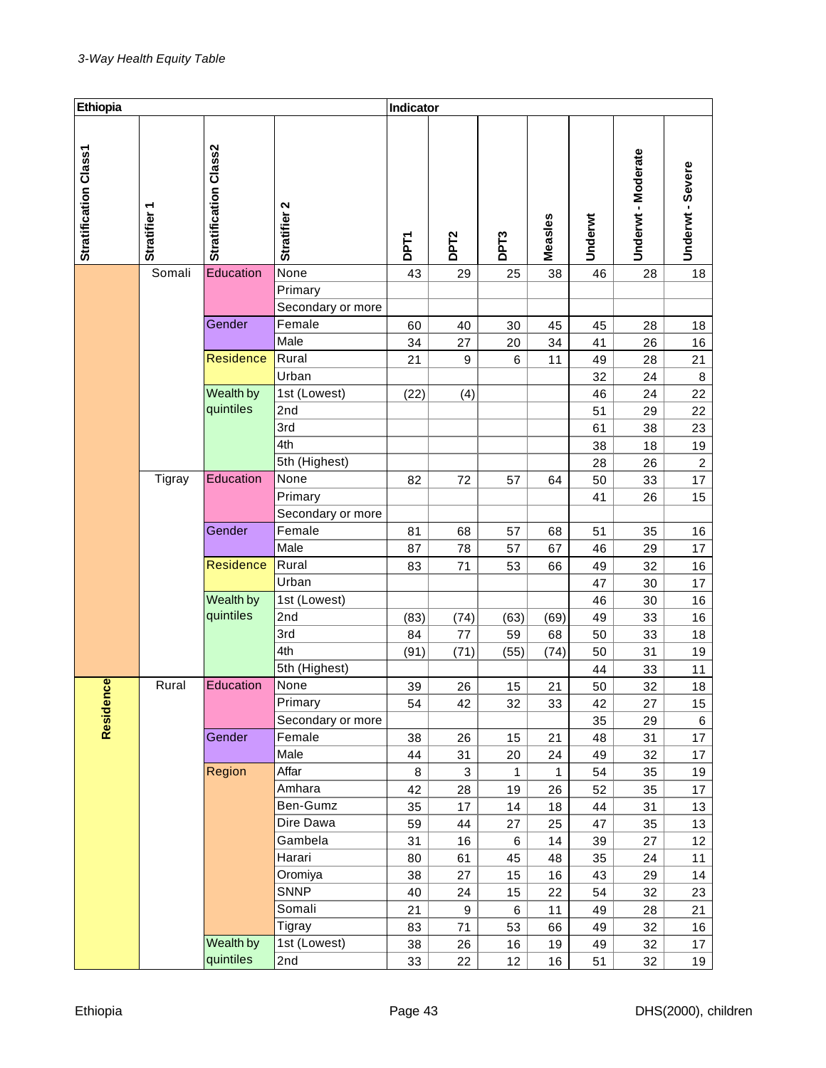*3-Way Health Equity Table*

| Ethiopia | | | | Indicator | | | | | | |
|---|---|---|---|---|---|---|---|---|---|---|
| Stratification Class1 | Stratifier 1 | Stratification Class2 | Stratifier 2 | DPT1 | DPT2 | DPT3 | Measles | Underwt | Underwt - Moderate | Underwt - Severe |
| | Somali | Education | None | 43 | 29 | 25 | 38 | 46 | 28 | 18 |
| | | | Primary | | | | | | | |
| | | | Secondary or more | | | | | | | |
| | | Gender | Female | 60 | 40 | 30 | 45 | 45 | 28 | 18 |
| | | | Male | 34 | 27 | 20 | 34 | 41 | 26 | 16 |
| | | Residence | Rural | 21 | 9 | 6 | 11 | 49 | 28 | 21 |
| | | | Urban | | | | | 32 | 24 | 8 |
| | | Wealth by quintiles | 1st (Lowest) | (22) | (4) | | | 46 | 24 | 22 |
| | | | 2nd | | | | | 51 | 29 | 22 |
| | | | 3rd | | | | | 61 | 38 | 23 |
| | | | 4th | | | | | 38 | 18 | 19 |
| | | | 5th (Highest) | | | | | 28 | 26 | 2 |
| | Tigray | Education | None | 82 | 72 | 57 | 64 | 50 | 33 | 17 |
| | | | Primary | | | | | 41 | 26 | 15 |
| | | | Secondary or more | | | | | | | |
| | | Gender | Female | 81 | 68 | 57 | 68 | 51 | 35 | 16 |
| | | | Male | 87 | 78 | 57 | 67 | 46 | 29 | 17 |
| | | Residence | Rural | 83 | 71 | 53 | 66 | 49 | 32 | 16 |
| | | | Urban | | | | | 47 | 30 | 17 |
| | | Wealth by quintiles | 1st (Lowest) | | | | | 46 | 30 | 16 |
| | | | 2nd | (83) | (74) | (63) | (69) | 49 | 33 | 16 |
| | | | 3rd | 84 | 77 | 59 | 68 | 50 | 33 | 18 |
| | | | 4th | (91) | (71) | (55) | (74) | 50 | 31 | 19 |
| | | | 5th (Highest) | | | | | 44 | 33 | 11 |
| Residence | Rural | Education | None | 39 | 26 | 15 | 21 | 50 | 32 | 18 |
| | | | Primary | 54 | 42 | 32 | 33 | 42 | 27 | 15 |
| | | | Secondary or more | | | | | 35 | 29 | 6 |
| | | Gender | Female | 38 | 26 | 15 | 21 | 48 | 31 | 17 |
| | | | Male | 44 | 31 | 20 | 24 | 49 | 32 | 17 |
| | | Region | Affar | 8 | 3 | 1 | 1 | 54 | 35 | 19 |
| | | | Amhara | 42 | 28 | 19 | 26 | 52 | 35 | 17 |
| | | | Ben-Gumz | 35 | 17 | 14 | 18 | 44 | 31 | 13 |
| | | | Dire Dawa | 59 | 44 | 27 | 25 | 47 | 35 | 13 |
| | | | Gambela | 31 | 16 | 6 | 14 | 39 | 27 | 12 |
| | | | Harari | 80 | 61 | 45 | 48 | 35 | 24 | 11 |
| | | | Oromiya | 38 | 27 | 15 | 16 | 43 | 29 | 14 |
| | | | SNNP | 40 | 24 | 15 | 22 | 54 | 32 | 23 |
| | | | Somali | 21 | 9 | 6 | 11 | 49 | 28 | 21 |
| | | | Tigray | 83 | 71 | 53 | 66 | 49 | 32 | 16 |
| | | Wealth by quintiles | 1st (Lowest) | 38 | 26 | 16 | 19 | 49 | 32 | 17 |
| | | | 2nd | 33 | 22 | 12 | 16 | 51 | 32 | 19 |

Ethiopia | DHS(2000), children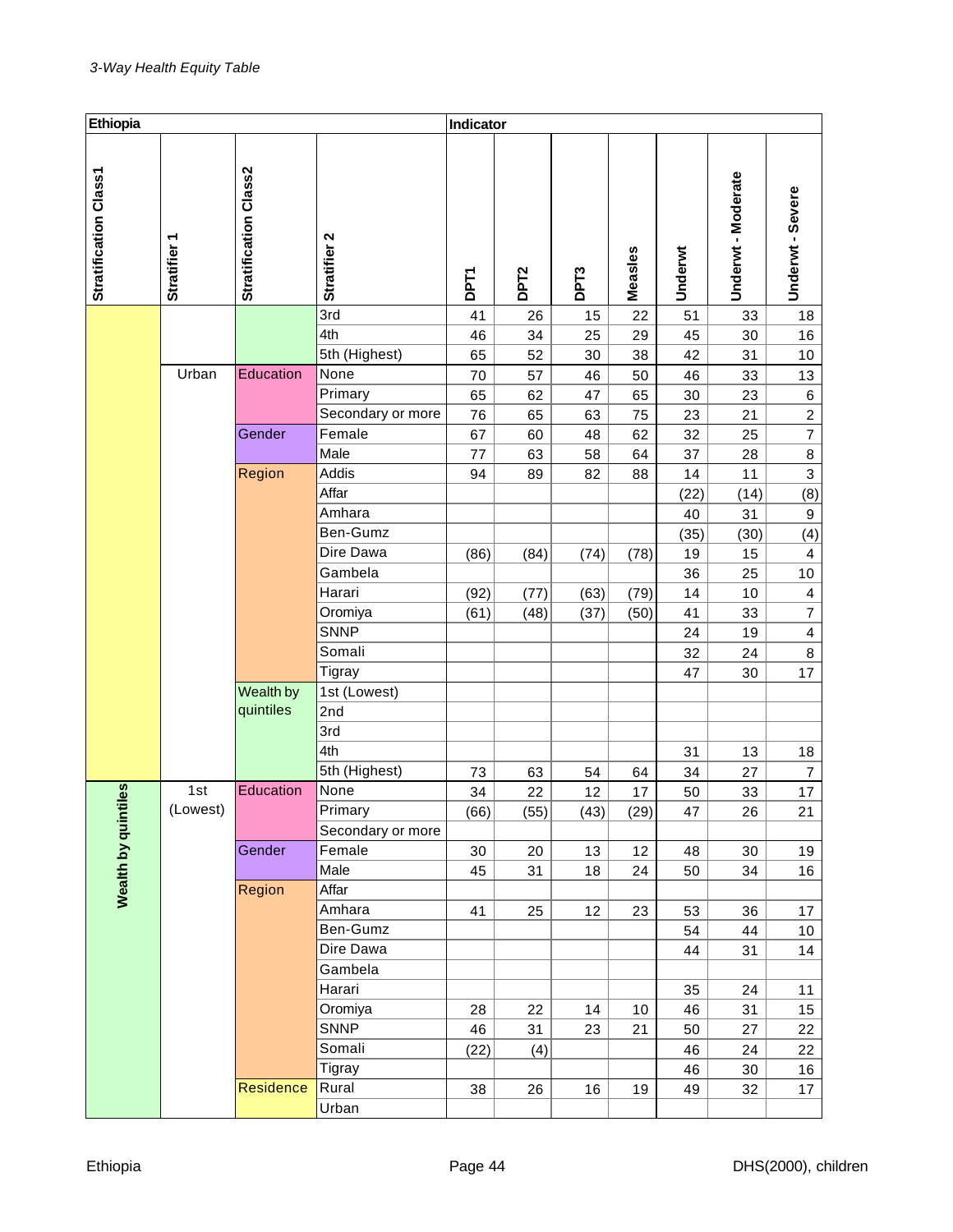*3-Way Health Equity Table*

| Ethiopia | | | | Indicator | | | | | | |
|---|---|---|---|---|---|---|---|---|---|---|
| Stratification Class1 | Stratifier 1 | Stratification Class2 | Stratifier 2 | DPT1 | DPT2 | DPT3 | Measles | Underwt | Underwt - Moderate | Underwt - Severe |
| | | | 3rd | 41 | 26 | 15 | 22 | 51 | 33 | 18 |
| | | | 4th | 46 | 34 | 25 | 29 | 45 | 30 | 16 |
| | | | 5th (Highest) | 65 | 52 | 30 | 38 | 42 | 31 | 10 |
| | Urban | Education | None | 70 | 57 | 46 | 50 | 46 | 33 | 13 |
| | | | Primary | 65 | 62 | 47 | 65 | 30 | 23 | 6 |
| | | | Secondary or more | 76 | 65 | 63 | 75 | 23 | 21 | 2 |
| | | Gender | Female | 67 | 60 | 48 | 62 | 32 | 25 | 7 |
| | | | Male | 77 | 63 | 58 | 64 | 37 | 28 | 8 |
| | | Region | Addis | 94 | 89 | 82 | 88 | 14 | 11 | 3 |
| | | | Affar | | | | | (22) | (14) | (8) |
| | | | Amhara | | | | | 40 | 31 | 9 |
| | | | Ben-Gumz | | | | | (35) | (30) | (4) |
| | | | Dire Dawa | (86) | (84) | (74) | (78) | 19 | 15 | 4 |
| | | | Gambela | | | | | 36 | 25 | 10 |
| | | | Harari | (92) | (77) | (63) | (79) | 14 | 10 | 4 |
| | | | Oromiya | (61) | (48) | (37) | (50) | 41 | 33 | 7 |
| | | | SNNP | | | | | 24 | 19 | 4 |
| | | | Somali | | | | | 32 | 24 | 8 |
| | | | Tigray | | | | | 47 | 30 | 17 |
| | | Wealth by quintiles | 1st (Lowest) | | | | | | | |
| | | | 2nd | | | | | | | |
| | | | 3rd | | | | | | | |
| | | | 4th | | | | | 31 | 13 | 18 |
| | | | 5th (Highest) | 73 | 63 | 54 | 64 | 34 | 27 | 7 |
| Wealth by quintiles | 1st (Lowest) | Education | None | 34 | 22 | 12 | 17 | 50 | 33 | 17 |
| | | | Primary | (66) | (55) | (43) | (29) | 47 | 26 | 21 |
| | | | Secondary or more | | | | | | | |
| | | Gender | Female | 30 | 20 | 13 | 12 | 48 | 30 | 19 |
| | | | Male | 45 | 31 | 18 | 24 | 50 | 34 | 16 |
| | | Region | Affar | | | | | | | |
| | | | Amhara | 41 | 25 | 12 | 23 | 53 | 36 | 17 |
| | | | Ben-Gumz | | | | | 54 | 44 | 10 |
| | | | Dire Dawa | | | | | 44 | 31 | 14 |
| | | | Gambela | | | | | | | |
| | | | Harari | | | | | 35 | 24 | 11 |
| | | | Oromiya | 28 | 22 | 14 | 10 | 46 | 31 | 15 |
| | | | SNNP | 46 | 31 | 23 | 21 | 50 | 27 | 22 |
| | | | Somali | (22) | (4) | | | 46 | 24 | 22 |
| | | | Tigray | | | | | 46 | 30 | 16 |
| | | Residence | Rural | 38 | 26 | 16 | 19 | 49 | 32 | 17 |
| | | | Urban | | | | | | | |

Ethiopia | DHS(2000), children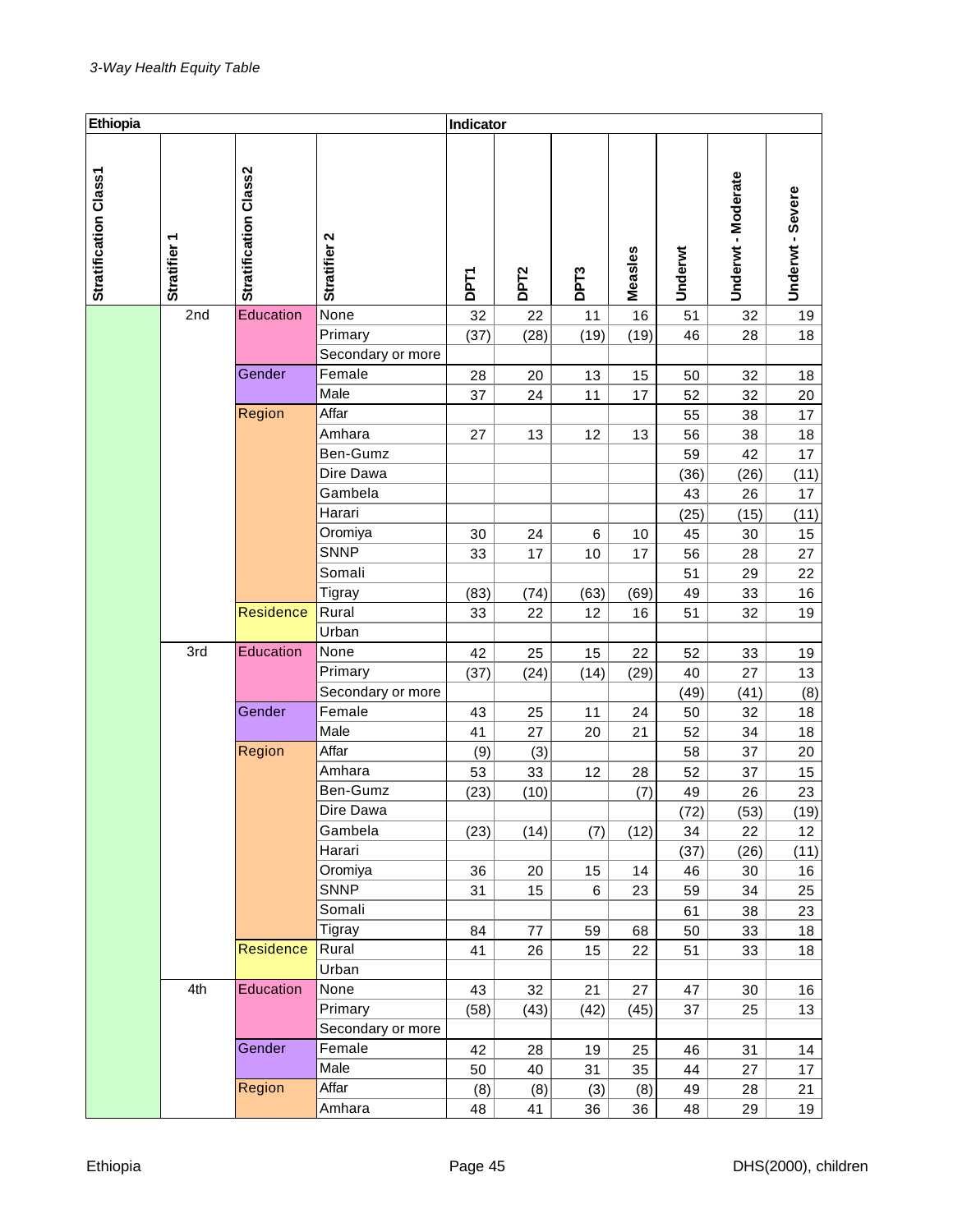*3-Way Health Equity Table*

| Ethiopia | | | | Indicator | | | | | | |
|---|---|---|---|---|---|---|---|---|---|---|
| Stratification Class1 | Stratifier 1 | Stratification Class2 | Stratifier 2 | DPT1 | DPT2 | DPT3 | Measles | Underwt | Underwt - Moderate | Underwt - Severe |
| | 2nd | Education | None | 32 | 22 | 11 | 16 | 51 | 32 | 19 |
| | | | Primary | (37) | (28) | (19) | (19) | 46 | 28 | 18 |
| | | | Secondary or more | | | | | | | |
| | | Gender | Female | 28 | 20 | 13 | 15 | 50 | 32 | 18 |
| | | | Male | 37 | 24 | 11 | 17 | 52 | 32 | 20 |
| | | Region | Affar | | | | | 55 | 38 | 17 |
| | | | Amhara | 27 | 13 | 12 | 13 | 56 | 38 | 18 |
| | | | Ben-Gumz | | | | | 59 | 42 | 17 |
| | | | Dire Dawa | | | | | (36) | (26) | (11) |
| | | | Gambela | | | | | 43 | 26 | 17 |
| | | | Harari | | | | | (25) | (15) | (11) |
| | | | Oromiya | 30 | 24 | 6 | 10 | 45 | 30 | 15 |
| | | | SNNP | 33 | 17 | 10 | 17 | 56 | 28 | 27 |
| | | | Somali | | | | | 51 | 29 | 22 |
| | | | Tigray | (83) | (74) | (63) | (69) | 49 | 33 | 16 |
| | | Residence | Rural | 33 | 22 | 12 | 16 | 51 | 32 | 19 |
| | | | Urban | | | | | | | |
| | 3rd | Education | None | 42 | 25 | 15 | 22 | 52 | 33 | 19 |
| | | | Primary | (37) | (24) | (14) | (29) | 40 | 27 | 13 |
| | | | Secondary or more | | | | | (49) | (41) | (8) |
| | | Gender | Female | 43 | 25 | 11 | 24 | 50 | 32 | 18 |
| | | | Male | 41 | 27 | 20 | 21 | 52 | 34 | 18 |
| | | Region | Affar | (9) | (3) | | | 58 | 37 | 20 |
| | | | Amhara | 53 | 33 | 12 | 28 | 52 | 37 | 15 |
| | | | Ben-Gumz | (23) | (10) | | (7) | 49 | 26 | 23 |
| | | | Dire Dawa | | | | | (72) | (53) | (19) |
| | | | Gambela | (23) | (14) | (7) | (12) | 34 | 22 | 12 |
| | | | Harari | | | | | (37) | (26) | (11) |
| | | | Oromiya | 36 | 20 | 15 | 14 | 46 | 30 | 16 |
| | | | SNNP | 31 | 15 | 6 | 23 | 59 | 34 | 25 |
| | | | Somali | | | | | 61 | 38 | 23 |
| | | | Tigray | 84 | 77 | 59 | 68 | 50 | 33 | 18 |
| | | Residence | Rural | 41 | 26 | 15 | 22 | 51 | 33 | 18 |
| | | | Urban | | | | | | | |
| | 4th | Education | None | 43 | 32 | 21 | 27 | 47 | 30 | 16 |
| | | | Primary | (58) | (43) | (42) | (45) | 37 | 25 | 13 |
| | | | Secondary or more | | | | | | | |
| | | Gender | Female | 42 | 28 | 19 | 25 | 46 | 31 | 14 |
| | | | Male | 50 | 40 | 31 | 35 | 44 | 27 | 17 |
| | | Region | Affar | (8) | (8) | (3) | (8) | 49 | 28 | 21 |
| | | | Amhara | 48 | 41 | 36 | 36 | 48 | 29 | 19 |

Ethiopia DHS(2000), children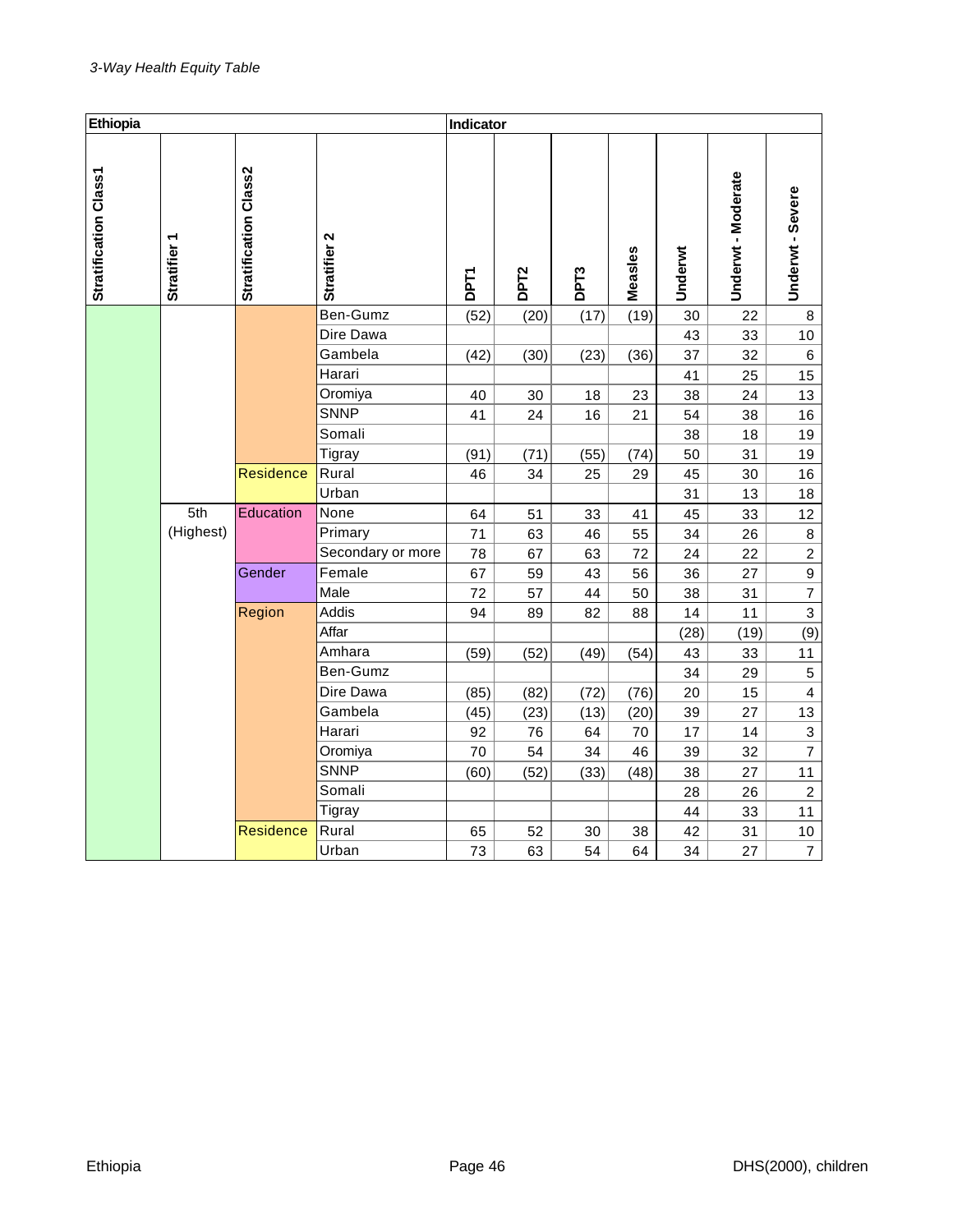*3-Way Health Equity Table*

| Ethiopia | | | | Indicator | | | | | | |
|---|---|---|---|---|---|---|---|---|---|---|
| Stratification Class1 | Stratifier 1 | Stratification Class2 | Stratifier 2 | DPT1 | DPT2 | DPT3 | Measles | Underwt | Underwt - Moderate | Underwt - Severe |
| | | | Ben-Gumz | (52) | (20) | (17) | (19) | 30 | 22 | 8 |
| | | | Dire Dawa | | | | | 43 | 33 | 10 |
| | | | Gambela | (42) | (30) | (23) | (36) | 37 | 32 | 6 |
| | | | Harari | | | | | 41 | 25 | 15 |
| | | | Oromiya | 40 | 30 | 18 | 23 | 38 | 24 | 13 |
| | | | SNNP | 41 | 24 | 16 | 21 | 54 | 38 | 16 |
| | | | Somali | | | | | 38 | 18 | 19 |
| | | | Tigray | (91) | (71) | (55) | (74) | 50 | 31 | 19 |
| | | Residence | Rural | 46 | 34 | 25 | 29 | 45 | 30 | 16 |
| | | | Urban | | | | | 31 | 13 | 18 |
| | 5th (Highest) | Education | None | 64 | 51 | 33 | 41 | 45 | 33 | 12 |
| | | | Primary | 71 | 63 | 46 | 55 | 34 | 26 | 8 |
| | | | Secondary or more | 78 | 67 | 63 | 72 | 24 | 22 | 2 |
| | | Gender | Female | 67 | 59 | 43 | 56 | 36 | 27 | 9 |
| | | | Male | 72 | 57 | 44 | 50 | 38 | 31 | 7 |
| | | Region | Addis | 94 | 89 | 82 | 88 | 14 | 11 | 3 |
| | | | Affar | | | | | (28) | (19) | (9) |
| | | | Amhara | (59) | (52) | (49) | (54) | 43 | 33 | 11 |
| | | | Ben-Gumz | | | | | 34 | 29 | 5 |
| | | | Dire Dawa | (85) | (82) | (72) | (76) | 20 | 15 | 4 |
| | | | Gambela | (45) | (23) | (13) | (20) | 39 | 27 | 13 |
| | | | Harari | 92 | 76 | 64 | 70 | 17 | 14 | 3 |
| | | | Oromiya | 70 | 54 | 34 | 46 | 39 | 32 | 7 |
| | | | SNNP | (60) | (52) | (33) | (48) | 38 | 27 | 11 |
| | | | Somali | | | | | 28 | 26 | 2 |
| | | | Tigray | | | | | 44 | 33 | 11 |
| | | Residence | Rural | 65 | 52 | 30 | 38 | 42 | 31 | 10 |
| | | | Urban | 73 | 63 | 54 | 64 | 34 | 27 | 7 |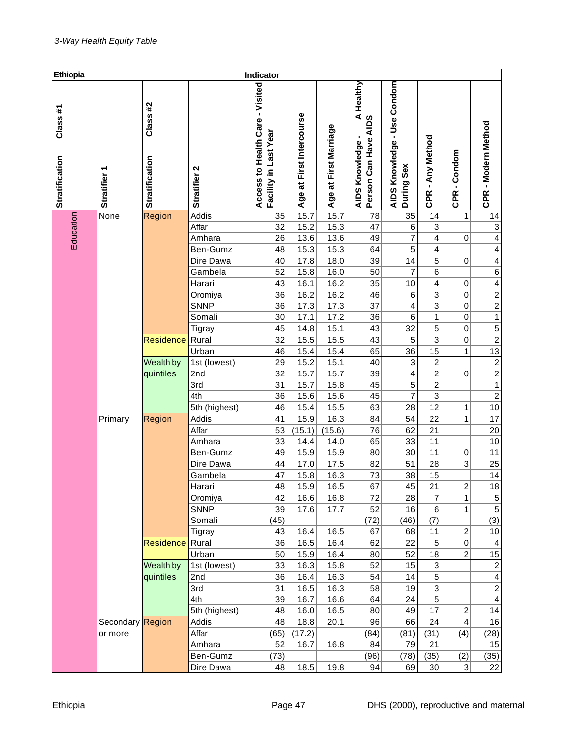*3-Way Health Equity Table*

| Ethiopia | | | | Indicator | | | | | | | |
|---|---|---|---|---|---|---|---|---|---|---|---|
| Stratification Class #1 | Stratifier 1 | Stratification Class #2 | Stratifier 2 | Access to Health Care - Visited Facility in Last Year | Age at First Intercourse | Age at First Marriage | AIDS Knowledge - A Healthy Person Can Have AIDS | AIDS Knowledge - Use Condom During Sex | CPR - Any Method | CPR - Condom | CPR - Modern Method |
| Education | None | Region | Addis | 35 | 15.7 | 15.7 | 78 | 35 | 14 | 1 | 14 |
| | | | Affar | 32 | 15.2 | 15.3 | 47 | 6 | 3 | | 3 |
| | | | Amhara | 26 | 13.6 | 13.6 | 49 | 7 | 4 | 0 | 4 |
| | | | Ben-Gumz | 48 | 15.3 | 15.3 | 64 | 5 | 4 | | 4 |
| | | | Dire Dawa | 40 | 17.8 | 18.0 | 39 | 14 | 5 | 0 | 4 |
| | | | Gambela | 52 | 15.8 | 16.0 | 50 | 7 | 6 | | 6 |
| | | | Harari | 43 | 16.1 | 16.2 | 35 | 10 | 4 | 0 | 4 |
| | | | Oromiya | 36 | 16.2 | 16.2 | 46 | 6 | 3 | 0 | 2 |
| | | | SNNP | 36 | 17.3 | 17.3 | 37 | 4 | 3 | 0 | 2 |
| | | | Somali | 30 | 17.1 | 17.2 | 36 | 6 | 1 | 0 | 1 |
| | | | Tigray | 45 | 14.8 | 15.1 | 43 | 32 | 5 | 0 | 5 |
| | | Residence | Rural | 32 | 15.5 | 15.5 | 43 | 5 | 3 | 0 | 2 |
| | | | Urban | 46 | 15.4 | 15.4 | 65 | 36 | 15 | 1 | 13 |
| | | Wealth by quintiles | 1st (lowest) | 29 | 15.2 | 15.1 | 40 | 3 | 2 | | 2 |
| | | | 2nd | 32 | 15.7 | 15.7 | 39 | 4 | 2 | 0 | 2 |
| | | | 3rd | 31 | 15.7 | 15.8 | 45 | 5 | 2 | | 1 |
| | | | 4th | 36 | 15.6 | 15.6 | 45 | 7 | 3 | | 2 |
| | | | 5th (highest) | 46 | 15.4 | 15.5 | 63 | 28 | 12 | 1 | 10 |
| | Primary | Region | Addis | 41 | 15.9 | 16.3 | 84 | 54 | 22 | 1 | 17 |
| | | | Affar | 53 | (15.1) | (15.6) | 76 | 62 | 21 | | 20 |
| | | | Amhara | 33 | 14.4 | 14.0 | 65 | 33 | 11 | | 10 |
| | | | Ben-Gumz | 49 | 15.9 | 15.9 | 80 | 30 | 11 | 0 | 11 |
| | | | Dire Dawa | 44 | 17.0 | 17.5 | 82 | 51 | 28 | 3 | 25 |
| | | | Gambela | 47 | 15.8 | 16.3 | 73 | 38 | 15 | | 14 |
| | | | Harari | 48 | 15.9 | 16.5 | 67 | 45 | 21 | 2 | 18 |
| | | | Oromiya | 42 | 16.6 | 16.8 | 72 | 28 | 7 | 1 | 5 |
| | | | SNNP | 39 | 17.6 | 17.7 | 52 | 16 | 6 | 1 | 5 |
| | | | Somali | (45) | | | (72) | (46) | (7) | | (3) |
| | | | Tigray | 43 | 16.4 | 16.5 | 67 | 68 | 11 | 2 | 10 |
| | | Residence | Rural | 36 | 16.5 | 16.4 | 62 | 22 | 5 | 0 | 4 |
| | | | Urban | 50 | 15.9 | 16.4 | 80 | 52 | 18 | 2 | 15 |
| | | Wealth by quintiles | 1st (lowest) | 33 | 16.3 | 15.8 | 52 | 15 | 3 | | 2 |
| | | | 2nd | 36 | 16.4 | 16.3 | 54 | 14 | 5 | | 4 |
| | | | 3rd | 31 | 16.5 | 16.3 | 58 | 19 | 3 | | 2 |
| | | | 4th | 39 | 16.7 | 16.6 | 64 | 24 | 5 | | 4 |
| | | | 5th (highest) | 48 | 16.0 | 16.5 | 80 | 49 | 17 | 2 | 14 |
| | Secondary or more | Region | Addis | 48 | 18.8 | 20.1 | 96 | 66 | 24 | 4 | 16 |
| | | | Affar | (65) | (17.2) | | (84) | (81) | (31) | (4) | (28) |
| | | | Amhara | 52 | 16.7 | 16.8 | 84 | 79 | 21 | | 15 |
| | | | Ben-Gumz | (73) | | | (96) | (78) | (35) | (2) | (35) |
| | | | Dire Dawa | 48 | 18.5 | 19.8 | 94 | 69 | 30 | 3 | 22 |

Ethiopia | DHS (2000), reproductive and maternal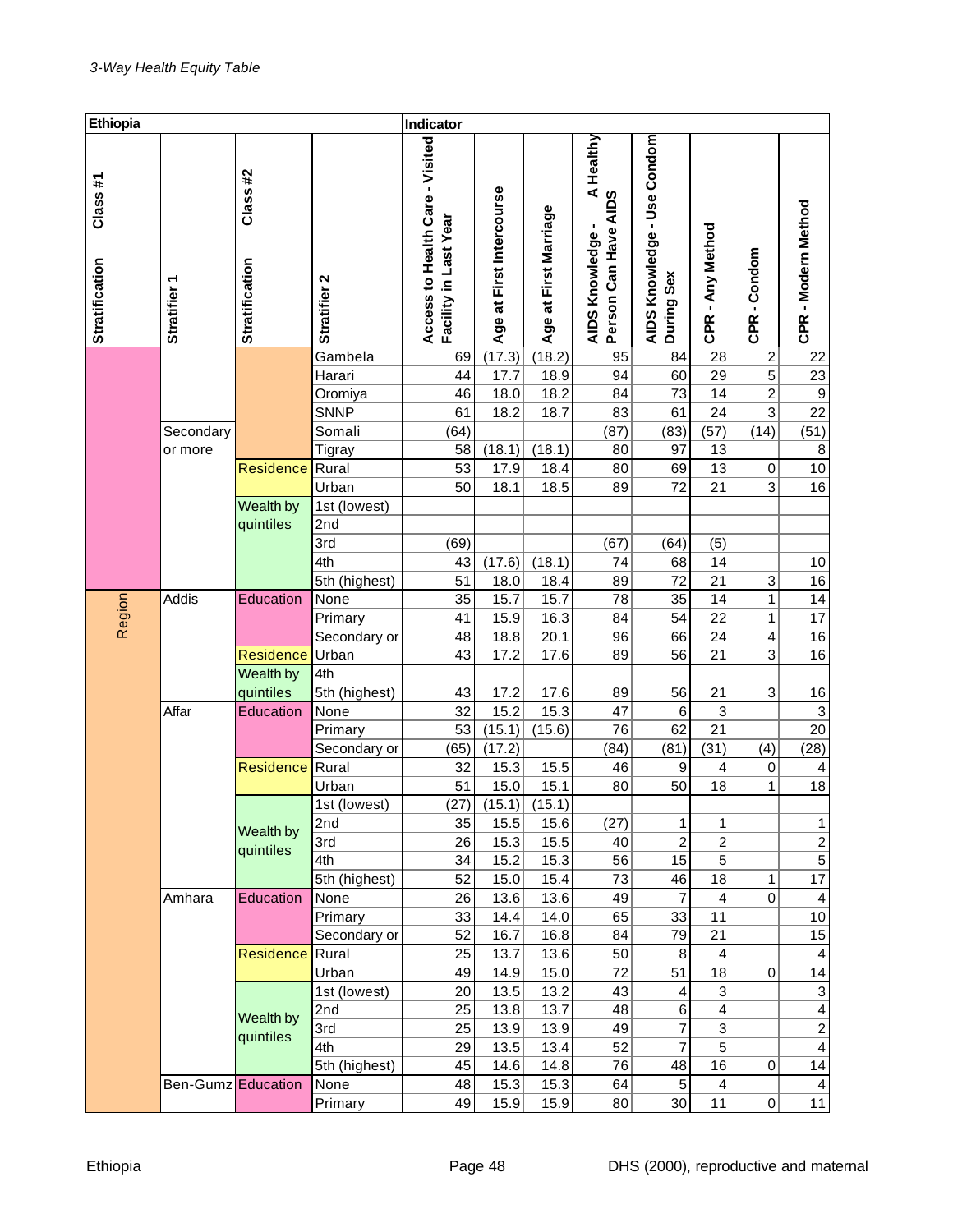*3-Way Health Equity Table*

| Ethiopia | | | | Indicator | | | | | | | |
|---|---|---|---|---|---|---|---|---|---|---|---|
| Stratification Class #1 | Stratifier 1 | Stratification Class #2 | Stratifier 2 | Access to Health Care - Visited Facility in Last Year | Age at First Intercourse | Age at First Marriage | AIDS Knowledge - A Healthy Person Can Have AIDS | AIDS Knowledge - Use Condom During Sex | CPR - Any Method | CPR - Condom | CPR - Modern Method |
| | | | Gambela | 69 | (17.3) | (18.2) | 95 | 84 | 28 | 2 | 22 |
| | | | Harari | 44 | 17.7 | 18.9 | 94 | 60 | 29 | 5 | 23 |
| | | | Oromiya | 46 | 18.0 | 18.2 | 84 | 73 | 14 | 2 | 9 |
| | | | SNNP | 61 | 18.2 | 18.7 | 83 | 61 | 24 | 3 | 22 |
| | Secondary or more | | Somali | (64) | | | (87) | (83) | (57) | (14) | (51) |
| | | | Tigray | 58 | (18.1) | (18.1) | 80 | 97 | 13 | | 8 |
| | | Residence | Rural | 53 | 17.9 | 18.4 | 80 | 69 | 13 | 0 | 10 |
| | | | Urban | 50 | 18.1 | 18.5 | 89 | 72 | 21 | 3 | 16 |
| | | Wealth by quintiles | 1st (lowest) | | | | | | | | |
| | | | 2nd | | | | | | | | |
| | | | 3rd | (69) | | | (67) | (64) | (5) | | |
| | | | 4th | 43 | (17.6) | (18.1) | 74 | 68 | 14 | | 10 |
| | | | 5th (highest) | 51 | 18.0 | 18.4 | 89 | 72 | 21 | 3 | 16 |
| Region | Addis | Education | None | 35 | 15.7 | 15.7 | 78 | 35 | 14 | 1 | 14 |
| | | | Primary | 41 | 15.9 | 16.3 | 84 | 54 | 22 | 1 | 17 |
| | | | Secondary or | 48 | 18.8 | 20.1 | 96 | 66 | 24 | 4 | 16 |
| | | Residence | Urban | 43 | 17.2 | 17.6 | 89 | 56 | 21 | 3 | 16 |
| | | Wealth by quintiles | 4th | | | | | | | | |
| | | | 5th (highest) | 43 | 17.2 | 17.6 | 89 | 56 | 21 | 3 | 16 |
| | Affar | Education | None | 32 | 15.2 | 15.3 | 47 | 6 | 3 | | 3 |
| | | | Primary | 53 | (15.1) | (15.6) | 76 | 62 | 21 | | 20 |
| | | | Secondary or | (65) | (17.2) | | (84) | (81) | (31) | (4) | (28) |
| | | Residence | Rural | 32 | 15.3 | 15.5 | 46 | 9 | 4 | 0 | 4 |
| | | | Urban | 51 | 15.0 | 15.1 | 80 | 50 | 18 | 1 | 18 |
| | | Wealth by quintiles | 1st (lowest) | (27) | (15.1) | (15.1) | | | | | |
| | | | 2nd | 35 | 15.5 | 15.6 | (27) | 1 | 1 | | 1 |
| | | | 3rd | 26 | 15.3 | 15.5 | 40 | 2 | 2 | | 2 |
| | | | 4th | 34 | 15.2 | 15.3 | 56 | 15 | 5 | | 5 |
| | | | 5th (highest) | 52 | 15.0 | 15.4 | 73 | 46 | 18 | 1 | 17 |
| | Amhara | Education | None | 26 | 13.6 | 13.6 | 49 | 7 | 4 | 0 | 4 |
| | | | Primary | 33 | 14.4 | 14.0 | 65 | 33 | 11 | | 10 |
| | | | Secondary or | 52 | 16.7 | 16.8 | 84 | 79 | 21 | | 15 |
| | | Residence | Rural | 25 | 13.7 | 13.6 | 50 | 8 | 4 | | 4 |
| | | | Urban | 49 | 14.9 | 15.0 | 72 | 51 | 18 | 0 | 14 |
| | | Wealth by quintiles | 1st (lowest) | 20 | 13.5 | 13.2 | 43 | 4 | 3 | | 3 |
| | | | 2nd | 25 | 13.8 | 13.7 | 48 | 6 | 4 | | 4 |
| | | | 3rd | 25 | 13.9 | 13.9 | 49 | 7 | 3 | | 2 |
| | | | 4th | 29 | 13.5 | 13.4 | 52 | 7 | 5 | | 4 |
| | | | 5th (highest) | 45 | 14.6 | 14.8 | 76 | 48 | 16 | 0 | 14 |
| | Ben-Gumz | Education | None | 48 | 15.3 | 15.3 | 64 | 5 | 4 | | 4 |
| | | | Primary | 49 | 15.9 | 15.9 | 80 | 30 | 11 | 0 | 11 |

DHS (2000), reproductive and maternal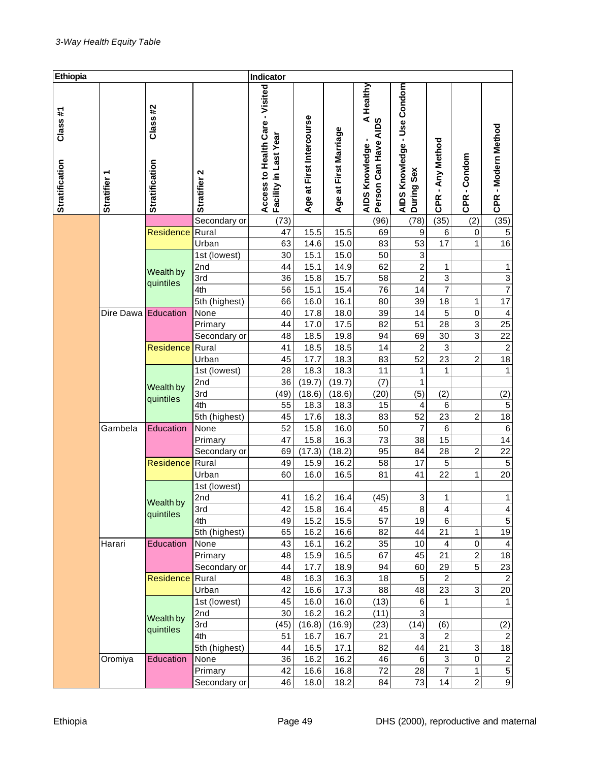*3-Way Health Equity Table*

| Ethiopia | | | | Indicator | | | | | | | |
|---|---|---|---|---|---|---|---|---|---|---|---|
| Class #1 Stratification | Stratifier 1 | Class #2 Stratification | Stratifier 2 | Access to Health Care - Visited Facility in Last Year | Age at First Intercourse | Age at First Marriage | AIDS Knowledge - A Healthy Person Can Have AIDS | AIDS Knowledge - Use Condom During Sex | CPR - Any Method | CPR - Condom | CPR - Modern Method |
| | | | Secondary or | (73) | | | (96) | (78) | (35) | (2) | (35) |
| | | Residence | Rural | 47 | 15.5 | 15.5 | 69 | 9 | 6 | 0 | 5 |
| | | | Urban | 63 | 14.6 | 15.0 | 83 | 53 | 17 | 1 | 16 |
| | | Wealth by quintiles | 1st (lowest) | 30 | 15.1 | 15.0 | 50 | 3 | | | |
| | | | 2nd | 44 | 15.1 | 14.9 | 62 | 2 | 1 | | 1 |
| | | | 3rd | 36 | 15.8 | 15.7 | 58 | 2 | 3 | | 3 |
| | | | 4th | 56 | 15.1 | 15.4 | 76 | 14 | 7 | | 7 |
| | | | 5th (highest) | 66 | 16.0 | 16.1 | 80 | 39 | 18 | 1 | 17 |
| | Dire Dawa | Education | None | 40 | 17.8 | 18.0 | 39 | 14 | 5 | 0 | 4 |
| | | | Primary | 44 | 17.0 | 17.5 | 82 | 51 | 28 | 3 | 25 |
| | | | Secondary or | 48 | 18.5 | 19.8 | 94 | 69 | 30 | 3 | 22 |
| | | Residence | Rural | 41 | 18.5 | 18.5 | 14 | 2 | 3 | | 2 |
| | | | Urban | 45 | 17.7 | 18.3 | 83 | 52 | 23 | 2 | 18 |
| | | Wealth by quintiles | 1st (lowest) | 28 | 18.3 | 18.3 | 11 | 1 | 1 | | 1 |
| | | | 2nd | 36 | (19.7) | (19.7) | (7) | 1 | | | |
| | | | 3rd | (49) | (18.6) | (18.6) | (20) | (5) | (2) | | (2) |
| | | | 4th | 55 | 18.3 | 18.3 | 15 | 4 | 6 | | 5 |
| | | | 5th (highest) | 45 | 17.6 | 18.3 | 83 | 52 | 23 | 2 | 18 |
| | Gambela | Education | None | 52 | 15.8 | 16.0 | 50 | 7 | 6 | | 6 |
| | | | Primary | 47 | 15.8 | 16.3 | 73 | 38 | 15 | | 14 |
| | | | Secondary or | 69 | (17.3) | (18.2) | 95 | 84 | 28 | 2 | 22 |
| | | Residence | Rural | 49 | 15.9 | 16.2 | 58 | 17 | 5 | | 5 |
| | | | Urban | 60 | 16.0 | 16.5 | 81 | 41 | 22 | 1 | 20 |
| | | Wealth by quintiles | 1st (lowest) | | | | | | | | |
| | | | 2nd | 41 | 16.2 | 16.4 | (45) | 3 | 1 | | 1 |
| | | | 3rd | 42 | 15.8 | 16.4 | 45 | 8 | 4 | | 4 |
| | | | 4th | 49 | 15.2 | 15.5 | 57 | 19 | 6 | | 5 |
| | | | 5th (highest) | 65 | 16.2 | 16.6 | 82 | 44 | 21 | 1 | 19 |
| | Harari | Education | None | 43 | 16.1 | 16.2 | 35 | 10 | 4 | 0 | 4 |
| | | | Primary | 48 | 15.9 | 16.5 | 67 | 45 | 21 | 2 | 18 |
| | | | Secondary or | 44 | 17.7 | 18.9 | 94 | 60 | 29 | 5 | 23 |
| | | Residence | Rural | 48 | 16.3 | 16.3 | 18 | 5 | 2 | | 2 |
| | | | Urban | 42 | 16.6 | 17.3 | 88 | 48 | 23 | 3 | 20 |
| | | Wealth by quintiles | 1st (lowest) | 45 | 16.0 | 16.0 | (13) | 6 | 1 | | 1 |
| | | | 2nd | 30 | 16.2 | 16.2 | (11) | 3 | | | |
| | | | 3rd | (45) | (16.8) | (16.9) | (23) | (14) | (6) | | (2) |
| | | | 4th | 51 | 16.7 | 16.7 | 21 | 3 | 2 | | 2 |
| | | | 5th (highest) | 44 | 16.5 | 17.1 | 82 | 44 | 21 | 3 | 18 |
| | Oromiya | Education | None | 36 | 16.2 | 16.2 | 46 | 6 | 3 | 0 | 2 |
| | | | Primary | 42 | 16.6 | 16.8 | 72 | 28 | 7 | 1 | 5 |
| | | | Secondary or | 46 | 18.0 | 18.2 | 84 | 73 | 14 | 2 | 9 |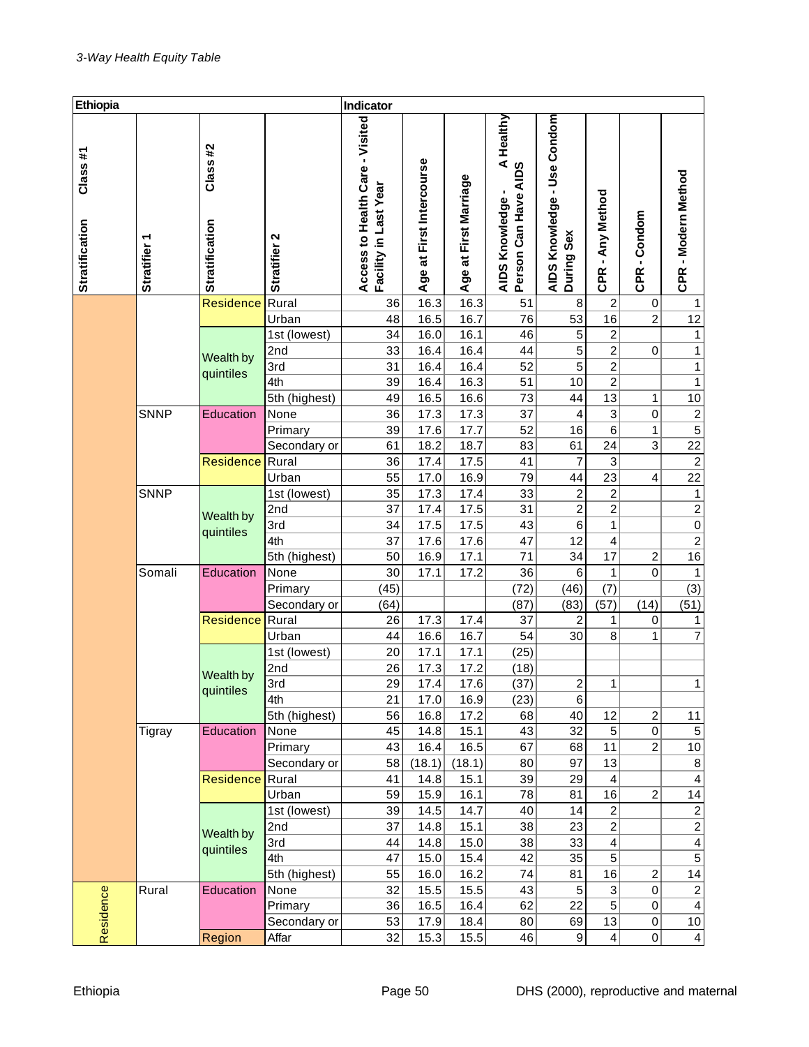*3-Way Health Equity Table*

| Ethiopia | | | | Indicator | | | | | | | |
|---|---|---|---|---|---|---|---|---|---|---|---|
| Stratification Class #1 | Stratifier 1 | Stratification Class #2 | Stratifier 2 | Access to Health Care - Visited Facility in Last Year | Age at First Intercourse | Age at First Marriage | AIDS Knowledge - A Healthy Person Can Have AIDS | AIDS Knowledge - Use Condom During Sex | CPR - Any Method | CPR - Condom | CPR - Modern Method |
| | | Residence | Rural | 36 | 16.3 | 16.3 | 51 | 8 | 2 | 0 | 1 |
| | | | Urban | 48 | 16.5 | 16.7 | 76 | 53 | 16 | 2 | 12 |
| | | Wealth by quintiles | 1st (lowest) | 34 | 16.0 | 16.1 | 46 | 5 | 2 | | 1 |
| | | | 2nd | 33 | 16.4 | 16.4 | 44 | 5 | 2 | 0 | 1 |
| | | | 3rd | 31 | 16.4 | 16.4 | 52 | 5 | 2 | | 1 |
| | | | 4th | 39 | 16.4 | 16.3 | 51 | 10 | 2 | | 1 |
| | | | 5th (highest) | 49 | 16.5 | 16.6 | 73 | 44 | 13 | 1 | 10 |
| | SNNP | Education | None | 36 | 17.3 | 17.3 | 37 | 4 | 3 | 0 | 2 |
| | | | Primary | 39 | 17.6 | 17.7 | 52 | 16 | 6 | 1 | 5 |
| | | | Secondary or | 61 | 18.2 | 18.7 | 83 | 61 | 24 | 3 | 22 |
| | | Residence | Rural | 36 | 17.4 | 17.5 | 41 | 7 | 3 | | 2 |
| | | | Urban | 55 | 17.0 | 16.9 | 79 | 44 | 23 | 4 | 22 |
| | SNNP | Wealth by quintiles | 1st (lowest) | 35 | 17.3 | 17.4 | 33 | 2 | 2 | | 1 |
| | | | 2nd | 37 | 17.4 | 17.5 | 31 | 2 | 2 | | 2 |
| | | | 3rd | 34 | 17.5 | 17.5 | 43 | 6 | 1 | | 0 |
| | | | 4th | 37 | 17.6 | 17.6 | 47 | 12 | 4 | | 2 |
| | | | 5th (highest) | 50 | 16.9 | 17.1 | 71 | 34 | 17 | 2 | 16 |
| | Somali | Education | None | 30 | 17.1 | 17.2 | 36 | 6 | 1 | 0 | 1 |
| | | | Primary | (45) | | | (72) | (46) | (7) | | (3) |
| | | | Secondary or | (64) | | | (87) | (83) | (57) | (14) | (51) |
| | | Residence | Rural | 26 | 17.3 | 17.4 | 37 | 2 | 1 | 0 | 1 |
| | | | Urban | 44 | 16.6 | 16.7 | 54 | 30 | 8 | 1 | 7 |
| | | Wealth by quintiles | 1st (lowest) | 20 | 17.1 | 17.1 | (25) | | | | |
| | | | 2nd | 26 | 17.3 | 17.2 | (18) | | | | |
| | | | 3rd | 29 | 17.4 | 17.6 | (37) | 2 | 1 | | 1 |
| | | | 4th | 21 | 17.0 | 16.9 | (23) | 6 | | | |
| | | | 5th (highest) | 56 | 16.8 | 17.2 | 68 | 40 | 12 | 2 | 11 |
| | Tigray | Education | None | 45 | 14.8 | 15.1 | 43 | 32 | 5 | 0 | 5 |
| | | | Primary | 43 | 16.4 | 16.5 | 67 | 68 | 11 | 2 | 10 |
| | | | Secondary or | 58 | (18.1) | (18.1) | 80 | 97 | 13 | | 8 |
| | | Residence | Rural | 41 | 14.8 | 15.1 | 39 | 29 | 4 | | 4 |
| | | | Urban | 59 | 15.9 | 16.1 | 78 | 81 | 16 | 2 | 14 |
| | | Wealth by quintiles | 1st (lowest) | 39 | 14.5 | 14.7 | 40 | 14 | 2 | | 2 |
| | | | 2nd | 37 | 14.8 | 15.1 | 38 | 23 | 2 | | 2 |
| | | | 3rd | 44 | 14.8 | 15.0 | 38 | 33 | 4 | | 4 |
| | | | 4th | 47 | 15.0 | 15.4 | 42 | 35 | 5 | | 5 |
| | | | 5th (highest) | 55 | 16.0 | 16.2 | 74 | 81 | 16 | 2 | 14 |
| Residence | Rural | Education | None | 32 | 15.5 | 15.5 | 43 | 5 | 3 | 0 | 2 |
| | | | Primary | 36 | 16.5 | 16.4 | 62 | 22 | 5 | 0 | 4 |
| | | | Secondary or | 53 | 17.9 | 18.4 | 80 | 69 | 13 | 0 | 10 |
| | | Region | Affar | 32 | 15.3 | 15.5 | 46 | 9 | 4 | 0 | 4 |

Ethiopia | DHS (2000), reproductive and maternal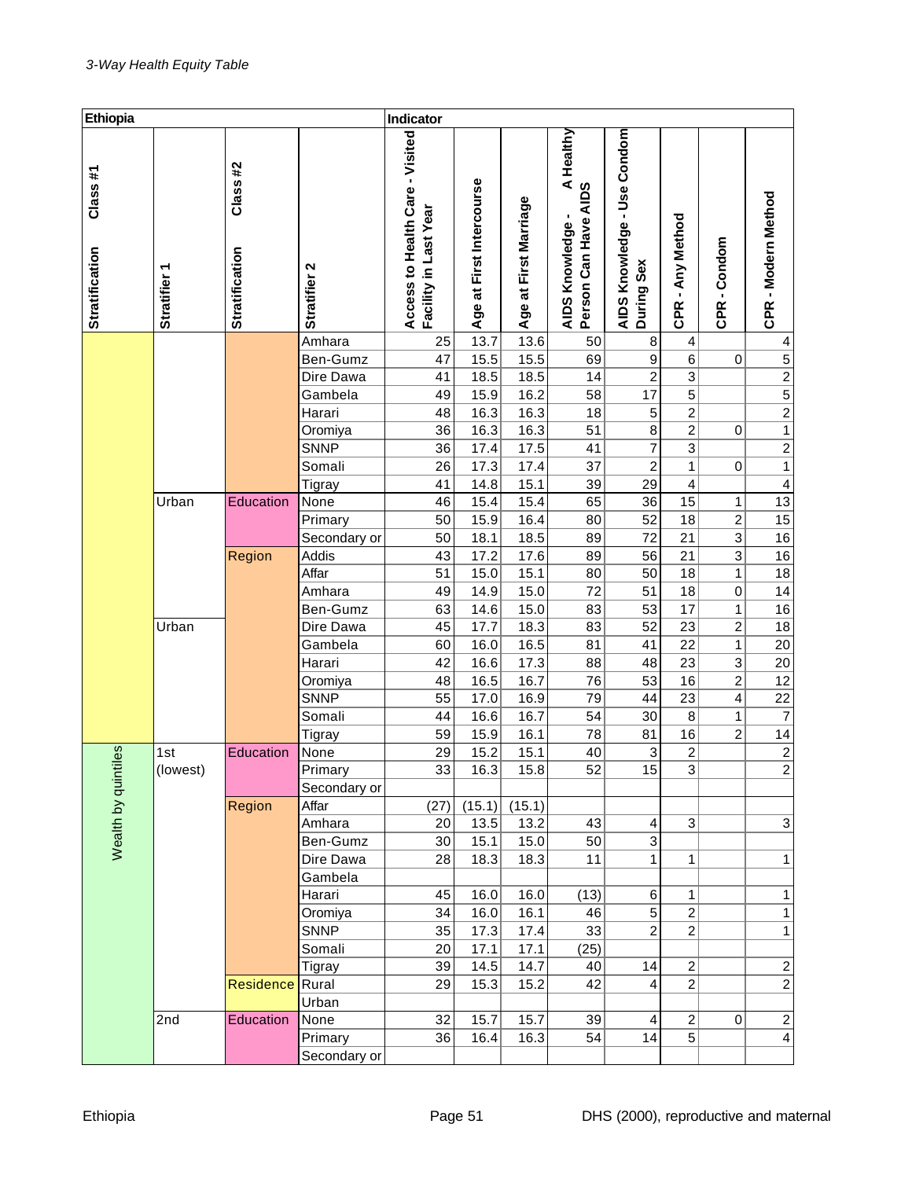*3-Way Health Equity Table*

| Ethiopia | | | | Indicator | | | | | | | |
|---|---|---|---|---|---|---|---|---|---|---|---|
| Stratification / Class #1 | Stratifier 1 | Stratification / Class #2 | Stratifier 2 | Access to Health Care - Visited Facility in Last Year | Age at First Intercourse | Age at First Marriage | AIDS Knowledge - A Healthy Person Can Have AIDS | AIDS Knowledge - Use Condom During Sex | CPR - Any Method | CPR - Condom | CPR - Modern Method |
| | | | Amhara | 25 | 13.7 | 13.6 | 50 | 8 | 4 | | 4 |
| | | | Ben-Gumz | 47 | 15.5 | 15.5 | 69 | 9 | 6 | 0 | 5 |
| | | | Dire Dawa | 41 | 18.5 | 18.5 | 14 | 2 | 3 | | 2 |
| | | | Gambela | 49 | 15.9 | 16.2 | 58 | 17 | 5 | | 5 |
| | | | Harari | 48 | 16.3 | 16.3 | 18 | 5 | 2 | | 2 |
| | | | Oromiya | 36 | 16.3 | 16.3 | 51 | 8 | 2 | 0 | 1 |
| | | | SNNP | 36 | 17.4 | 17.5 | 41 | 7 | 3 | | 2 |
| | | | Somali | 26 | 17.3 | 17.4 | 37 | 2 | 1 | 0 | 1 |
| | | | Tigray | 41 | 14.8 | 15.1 | 39 | 29 | 4 | | 4 |
| | Urban | Education | None | 46 | 15.4 | 15.4 | 65 | 36 | 15 | 1 | 13 |
| | | | Primary | 50 | 15.9 | 16.4 | 80 | 52 | 18 | 2 | 15 |
| | | | Secondary or | 50 | 18.1 | 18.5 | 89 | 72 | 21 | 3 | 16 |
| | | Region | Addis | 43 | 17.2 | 17.6 | 89 | 56 | 21 | 3 | 16 |
| | | | Affar | 51 | 15.0 | 15.1 | 80 | 50 | 18 | 1 | 18 |
| | | | Amhara | 49 | 14.9 | 15.0 | 72 | 51 | 18 | 0 | 14 |
| | | | Ben-Gumz | 63 | 14.6 | 15.0 | 83 | 53 | 17 | 1 | 16 |
| | Urban | | Dire Dawa | 45 | 17.7 | 18.3 | 83 | 52 | 23 | 2 | 18 |
| | | | Gambela | 60 | 16.0 | 16.5 | 81 | 41 | 22 | 1 | 20 |
| | | | Harari | 42 | 16.6 | 17.3 | 88 | 48 | 23 | 3 | 20 |
| | | | Oromiya | 48 | 16.5 | 16.7 | 76 | 53 | 16 | 2 | 12 |
| | | | SNNP | 55 | 17.0 | 16.9 | 79 | 44 | 23 | 4 | 22 |
| | | | Somali | 44 | 16.6 | 16.7 | 54 | 30 | 8 | 1 | 7 |
| | | | Tigray | 59 | 15.9 | 16.1 | 78 | 81 | 16 | 2 | 14 |
| Wealth by quintiles | 1st (lowest) | Education | None | 29 | 15.2 | 15.1 | 40 | 3 | 2 | | 2 |
| | | | Primary | 33 | 16.3 | 15.8 | 52 | 15 | 3 | | 2 |
| | | | Secondary or | | | | | | | | |
| | | Region | Affar | (27) | (15.1) | (15.1) | | | | | |
| | | | Amhara | 20 | 13.5 | 13.2 | 43 | 4 | 3 | | 3 |
| | | | Ben-Gumz | 30 | 15.1 | 15.0 | 50 | 3 | | | |
| | | | Dire Dawa | 28 | 18.3 | 18.3 | 11 | 1 | 1 | | 1 |
| | | | Gambela | | | | | | | | |
| | | | Harari | 45 | 16.0 | 16.0 | (13) | 6 | 1 | | 1 |
| | | | Oromiya | 34 | 16.0 | 16.1 | 46 | 5 | 2 | | 1 |
| | | | SNNP | 35 | 17.3 | 17.4 | 33 | 2 | 2 | | 1 |
| | | | Somali | 20 | 17.1 | 17.1 | (25) | | | | |
| | | | Tigray | 39 | 14.5 | 14.7 | 40 | 14 | 2 | | 2 |
| | | Residence | Rural | 29 | 15.3 | 15.2 | 42 | 4 | 2 | | 2 |
| | | | Urban | | | | | | | | |
| | 2nd | Education | None | 32 | 15.7 | 15.7 | 39 | 4 | 2 | 0 | 2 |
| | | | Primary | 36 | 16.4 | 16.3 | 54 | 14 | 5 | | 4 |
| | | | Secondary or | | | | | | | | |

Ethiopia — DHS (2000), reproductive and maternal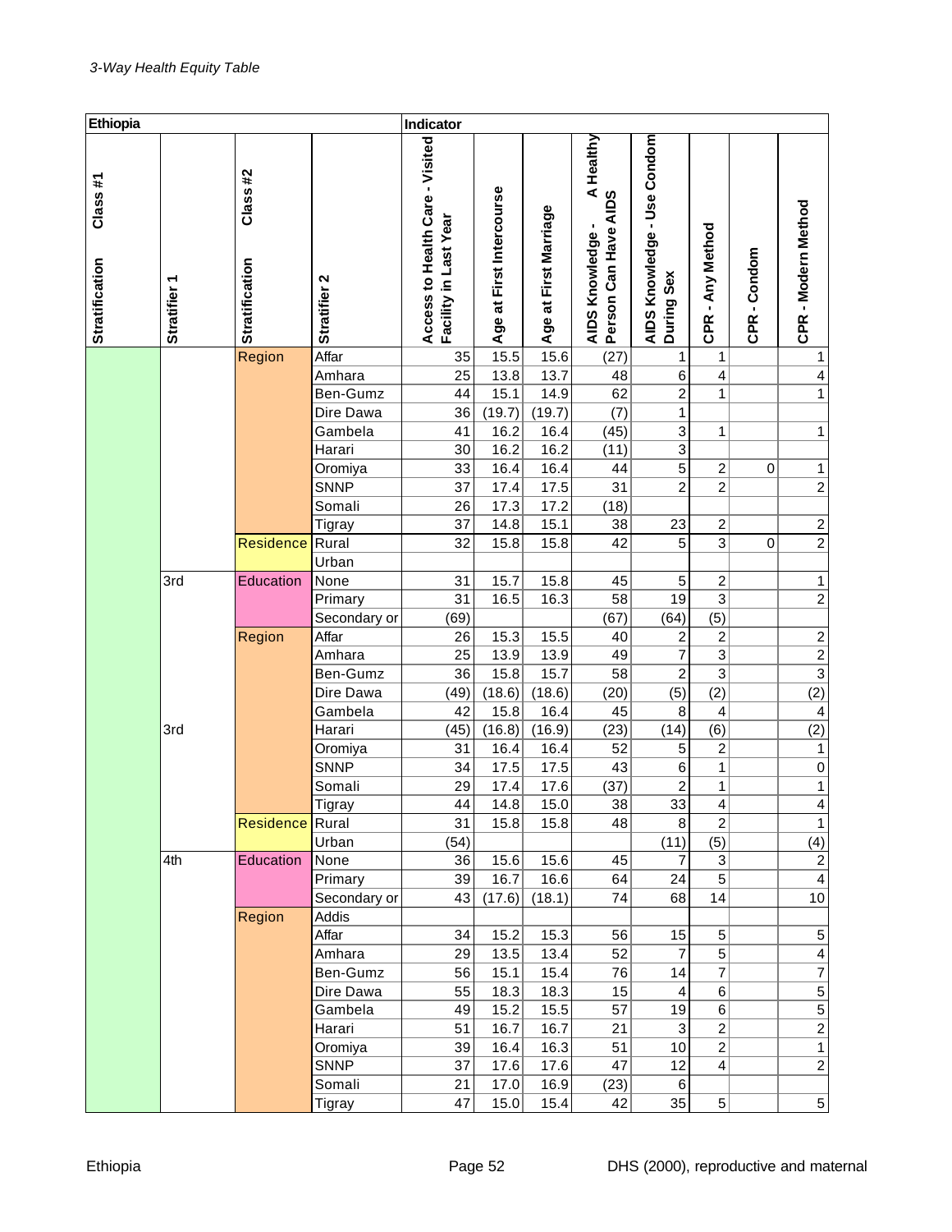*3-Way Health Equity Table*

| Ethiopia | | | | Indicator | | | | | | | |
|---|---|---|---|---|---|---|---|---|---|---|---|
| Stratification Class #1 | Stratifier 1 | Stratification Class #2 | Stratifier 2 | Access to Health Care - Visited Facility in Last Year | Age at First Intercourse | Age at First Marriage | AIDS Knowledge - A Healthy Person Can Have AIDS | AIDS Knowledge - Use Condom During Sex | CPR - Any Method | CPR - Condom | CPR - Modern Method |
| | | Region | Affar | 35 | 15.5 | 15.6 | (27) | 1 | 1 | | 1 |
| | | | Amhara | 25 | 13.8 | 13.7 | 48 | 6 | 4 | | 4 |
| | | | Ben-Gumz | 44 | 15.1 | 14.9 | 62 | 2 | 1 | | 1 |
| | | | Dire Dawa | 36 | (19.7) | (19.7) | (7) | 1 | | | |
| | | | Gambela | 41 | 16.2 | 16.4 | (45) | 3 | 1 | | 1 |
| | | | Harari | 30 | 16.2 | 16.2 | (11) | 3 | | | |
| | | | Oromiya | 33 | 16.4 | 16.4 | 44 | 5 | 2 | 0 | 1 |
| | | | SNNP | 37 | 17.4 | 17.5 | 31 | 2 | 2 | | 2 |
| | | | Somali | 26 | 17.3 | 17.2 | (18) | | | | |
| | | | Tigray | 37 | 14.8 | 15.1 | 38 | 23 | 2 | | 2 |
| | | Residence | Rural | 32 | 15.8 | 15.8 | 42 | 5 | 3 | 0 | 2 |
| | | | Urban | | | | | | | | |
| | 3rd | Education | None | 31 | 15.7 | 15.8 | 45 | 5 | 2 | | 1 |
| | | | Primary | 31 | 16.5 | 16.3 | 58 | 19 | 3 | | 2 |
| | | | Secondary or | (69) | | | (67) | (64) | (5) | | |
| | | Region | Affar | 26 | 15.3 | 15.5 | 40 | 2 | 2 | | 2 |
| | | | Amhara | 25 | 13.9 | 13.9 | 49 | 7 | 3 | | 2 |
| | | | Ben-Gumz | 36 | 15.8 | 15.7 | 58 | 2 | 3 | | 3 |
| | | | Dire Dawa | (49) | (18.6) | (18.6) | (20) | (5) | (2) | | (2) |
| | | | Gambela | 42 | 15.8 | 16.4 | 45 | 8 | 4 | | 4 |
| | 3rd | | Harari | (45) | (16.8) | (16.9) | (23) | (14) | (6) | | (2) |
| | | | Oromiya | 31 | 16.4 | 16.4 | 52 | 5 | 2 | | 1 |
| | | | SNNP | 34 | 17.5 | 17.5 | 43 | 6 | 1 | | 0 |
| | | | Somali | 29 | 17.4 | 17.6 | (37) | 2 | 1 | | 1 |
| | | | Tigray | 44 | 14.8 | 15.0 | 38 | 33 | 4 | | 4 |
| | | Residence | Rural | 31 | 15.8 | 15.8 | 48 | 8 | 2 | | 1 |
| | | | Urban | (54) | | | | (11) | (5) | | (4) |
| | 4th | Education | None | 36 | 15.6 | 15.6 | 45 | 7 | 3 | | 2 |
| | | | Primary | 39 | 16.7 | 16.6 | 64 | 24 | 5 | | 4 |
| | | | Secondary or | 43 | (17.6) | (18.1) | 74 | 68 | 14 | | 10 |
| | | Region | Addis | | | | | | | | |
| | | | Affar | 34 | 15.2 | 15.3 | 56 | 15 | 5 | | 5 |
| | | | Amhara | 29 | 13.5 | 13.4 | 52 | 7 | 5 | | 4 |
| | | | Ben-Gumz | 56 | 15.1 | 15.4 | 76 | 14 | 7 | | 7 |
| | | | Dire Dawa | 55 | 18.3 | 18.3 | 15 | 4 | 6 | | 5 |
| | | | Gambela | 49 | 15.2 | 15.5 | 57 | 19 | 6 | | 5 |
| | | | Harari | 51 | 16.7 | 16.7 | 21 | 3 | 2 | | 2 |
| | | | Oromiya | 39 | 16.4 | 16.3 | 51 | 10 | 2 | | 1 |
| | | | SNNP | 37 | 17.6 | 17.6 | 47 | 12 | 4 | | 2 |
| | | | Somali | 21 | 17.0 | 16.9 | (23) | 6 | | | |
| | | | Tigray | 47 | 15.0 | 15.4 | 42 | 35 | 5 | | 5 |

Ethiopia — DHS (2000), reproductive and maternal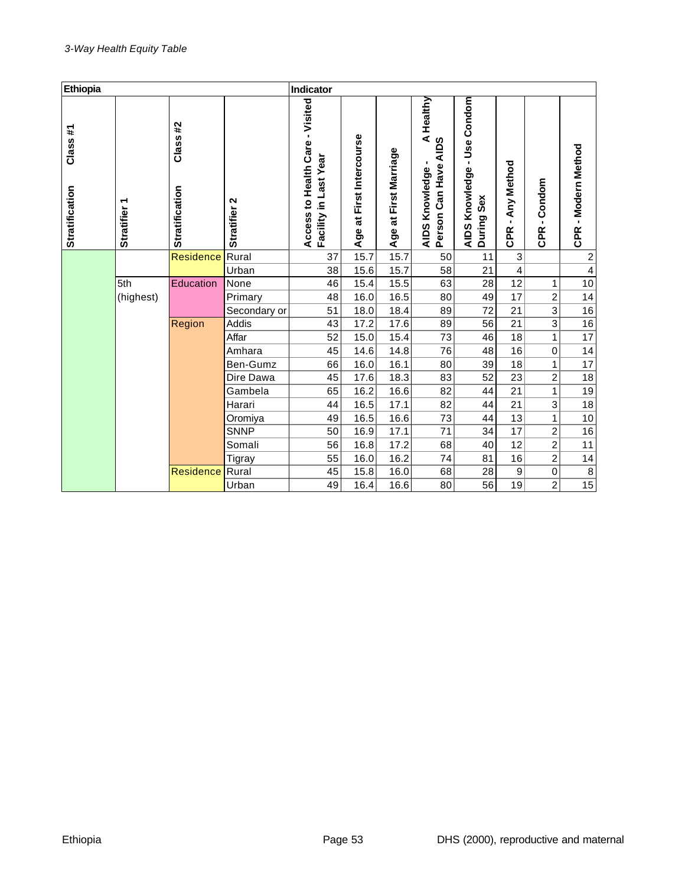*3-Way Health Equity Table*

| Ethiopia | | | | Indicator | | | | | | | |
|---|---|---|---|---|---|---|---|---|---|---|---|
| Stratification Class #1 | Stratifier 1 | Stratification Class #2 | Stratifier 2 | Access to Health Care - Visited Facility in Last Year | Age at First Intercourse | Age at First Marriage | AIDS Knowledge - A Healthy Person Can Have AIDS | AIDS Knowledge - Use Condom During Sex | CPR - Any Method | CPR - Condom | CPR - Modern Method |
| | | Residence | Rural | 37 | 15.7 | 15.7 | 50 | 11 | 3 | | 2 |
| | | | Urban | 38 | 15.6 | 15.7 | 58 | 21 | 4 | | 4 |
| | 5th (highest) | Education | None | 46 | 15.4 | 15.5 | 63 | 28 | 12 | 1 | 10 |
| | | | Primary | 48 | 16.0 | 16.5 | 80 | 49 | 17 | 2 | 14 |
| | | | Secondary or | 51 | 18.0 | 18.4 | 89 | 72 | 21 | 3 | 16 |
| | | Region | Addis | 43 | 17.2 | 17.6 | 89 | 56 | 21 | 3 | 16 |
| | | | Affar | 52 | 15.0 | 15.4 | 73 | 46 | 18 | 1 | 17 |
| | | | Amhara | 45 | 14.6 | 14.8 | 76 | 48 | 16 | 0 | 14 |
| | | | Ben-Gumz | 66 | 16.0 | 16.1 | 80 | 39 | 18 | 1 | 17 |
| | | | Dire Dawa | 45 | 17.6 | 18.3 | 83 | 52 | 23 | 2 | 18 |
| | | | Gambela | 65 | 16.2 | 16.6 | 82 | 44 | 21 | 1 | 19 |
| | | | Harari | 44 | 16.5 | 17.1 | 82 | 44 | 21 | 3 | 18 |
| | | | Oromiya | 49 | 16.5 | 16.6 | 73 | 44 | 13 | 1 | 10 |
| | | | SNNP | 50 | 16.9 | 17.1 | 71 | 34 | 17 | 2 | 16 |
| | | | Somali | 56 | 16.8 | 17.2 | 68 | 40 | 12 | 2 | 11 |
| | | | Tigray | 55 | 16.0 | 16.2 | 74 | 81 | 16 | 2 | 14 |
| | | Residence | Rural | 45 | 15.8 | 16.0 | 68 | 28 | 9 | 0 | 8 |
| | | | Urban | 49 | 16.4 | 16.6 | 80 | 56 | 19 | 2 | 15 |

DHS (2000), reproductive and maternal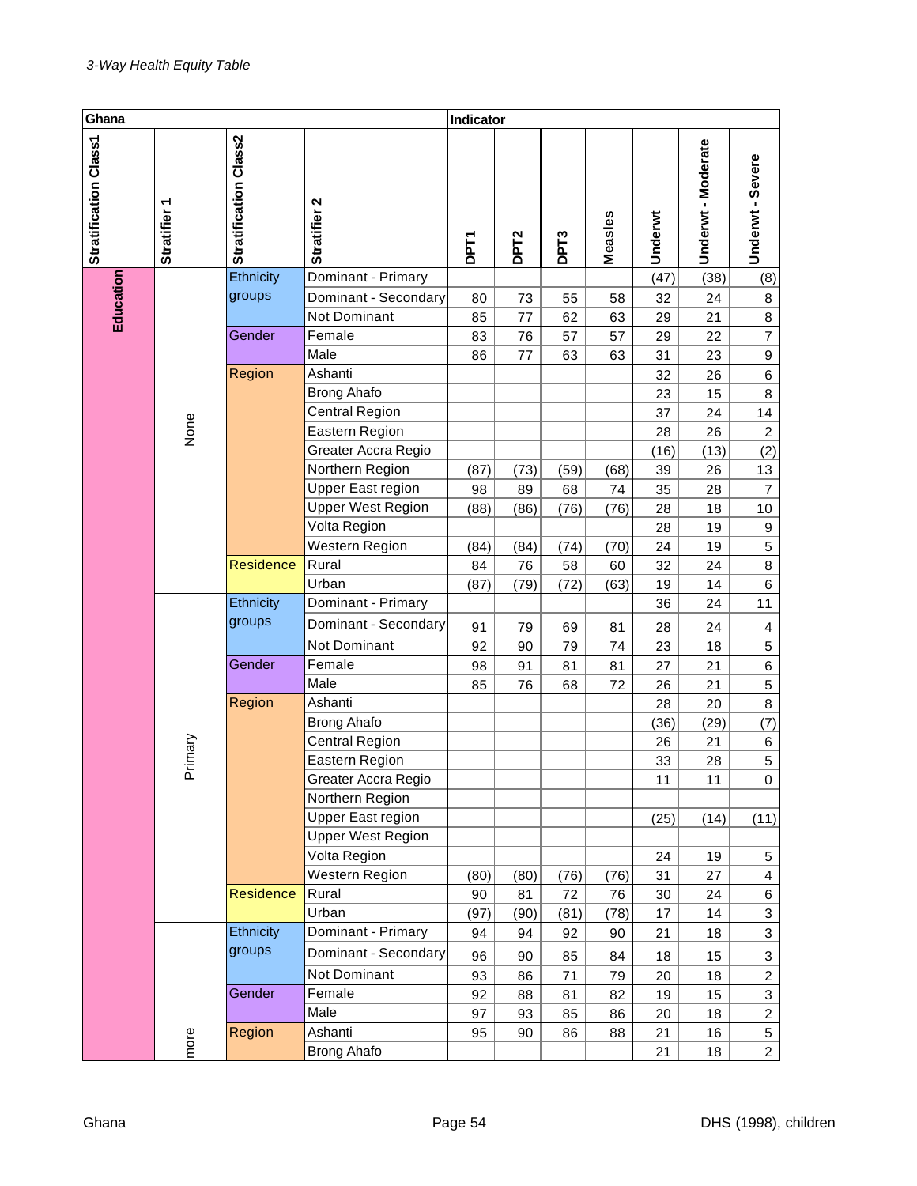*3-Way Health Equity Table*

| Ghana | | | | Indicator | | | | | | |
|---|---|---|---|---|---|---|---|---|---|---|
| Stratification Class1 | Stratifier 1 | Stratification Class2 | Stratifier 2 | DPT1 | DPT2 | DPT3 | Measles | Underwt | Underwt - Moderate | Underwt - Severe |
| Education | None | Ethnicity groups | Dominant - Primary | | | | | (47) | (38) | (8) |
| | | | Dominant - Secondary | 80 | 73 | 55 | 58 | 32 | 24 | 8 |
| | | | Not Dominant | 85 | 77 | 62 | 63 | 29 | 21 | 8 |
| | | Gender | Female | 83 | 76 | 57 | 57 | 29 | 22 | 7 |
| | | | Male | 86 | 77 | 63 | 63 | 31 | 23 | 9 |
| | | Region | Ashanti | | | | | 32 | 26 | 6 |
| | | | Brong Ahafo | | | | | 23 | 15 | 8 |
| | | | Central Region | | | | | 37 | 24 | 14 |
| | | | Eastern Region | | | | | 28 | 26 | 2 |
| | | | Greater Accra Regio | | | | | (16) | (13) | (2) |
| | | | Northern Region | (87) | (73) | (59) | (68) | 39 | 26 | 13 |
| | | | Upper East region | 98 | 89 | 68 | 74 | 35 | 28 | 7 |
| | | | Upper West Region | (88) | (86) | (76) | (76) | 28 | 18 | 10 |
| | | | Volta Region | | | | | 28 | 19 | 9 |
| | | | Western Region | (84) | (84) | (74) | (70) | 24 | 19 | 5 |
| | | Residence | Rural | 84 | 76 | 58 | 60 | 32 | 24 | 8 |
| | | | Urban | (87) | (79) | (72) | (63) | 19 | 14 | 6 |
| | Primary | Ethnicity groups | Dominant - Primary | | | | | 36 | 24 | 11 |
| | | | Dominant - Secondary | 91 | 79 | 69 | 81 | 28 | 24 | 4 |
| | | | Not Dominant | 92 | 90 | 79 | 74 | 23 | 18 | 5 |
| | | Gender | Female | 98 | 91 | 81 | 81 | 27 | 21 | 6 |
| | | | Male | 85 | 76 | 68 | 72 | 26 | 21 | 5 |
| | | Region | Ashanti | | | | | 28 | 20 | 8 |
| | | | Brong Ahafo | | | | | (36) | (29) | (7) |
| | | | Central Region | | | | | 26 | 21 | 6 |
| | | | Eastern Region | | | | | 33 | 28 | 5 |
| | | | Greater Accra Regio | | | | | 11 | 11 | 0 |
| | | | Northern Region | | | | | | | |
| | | | Upper East region | | | | | (25) | (14) | (11) |
| | | | Upper West Region | | | | | | | |
| | | | Volta Region | | | | | 24 | 19 | 5 |
| | | | Western Region | (80) | (80) | (76) | (76) | 31 | 27 | 4 |
| | | Residence | Rural | 90 | 81 | 72 | 76 | 30 | 24 | 6 |
| | | | Urban | (97) | (90) | (81) | (78) | 17 | 14 | 3 |
| | more | Ethnicity groups | Dominant - Primary | 94 | 94 | 92 | 90 | 21 | 18 | 3 |
| | | | Dominant - Secondary | 96 | 90 | 85 | 84 | 18 | 15 | 3 |
| | | | Not Dominant | 93 | 86 | 71 | 79 | 20 | 18 | 2 |
| | | Gender | Female | 92 | 88 | 81 | 82 | 19 | 15 | 3 |
| | | | Male | 97 | 93 | 85 | 86 | 20 | 18 | 2 |
| | | Region | Ashanti | 95 | 90 | 86 | 88 | 21 | 16 | 5 |
| | | | Brong Ahafo | | | | | 21 | 18 | 2 |

Ghana DHS (1998), children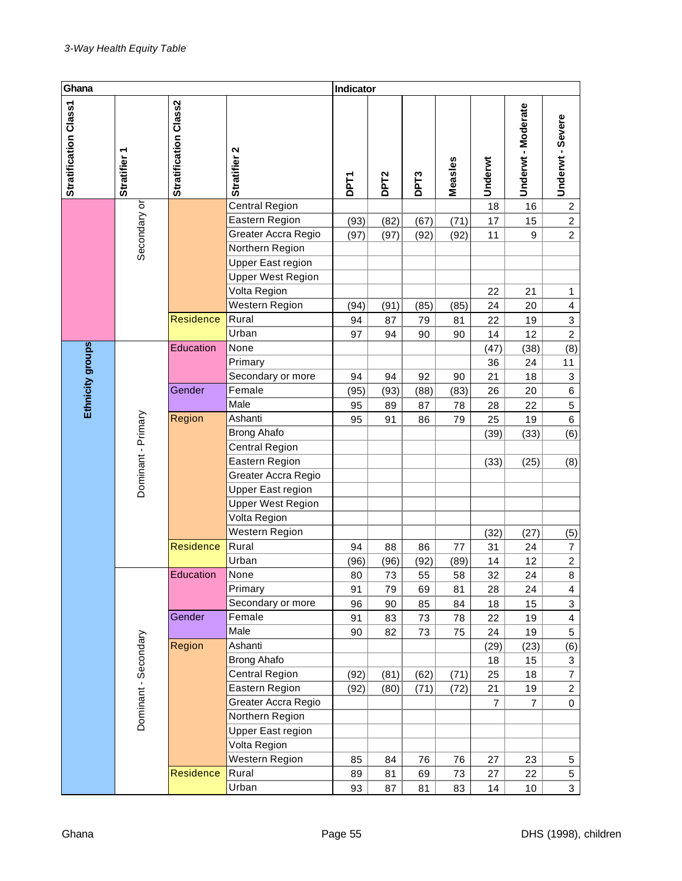*3-Way Health Equity Table*

| Ghana | | | | Indicator | | | | | | |
|---|---|---|---|---|---|---|---|---|---|---|
| Stratification Class1 | Stratifier 1 | Stratification Class2 | Stratifier 2 | DPT1 | DPT2 | DPT3 | Measles | Underwt | Underwt - Moderate | Underwt - Severe |
| | Secondary or | | Central Region | | | | | 18 | 16 | 2 |
| | | | Eastern Region | (93) | (82) | (67) | (71) | 17 | 15 | 2 |
| | | | Greater Accra Regio | (97) | (97) | (92) | (92) | 11 | 9 | 2 |
| | | | Northern Region | | | | | | | |
| | | | Upper East region | | | | | | | |
| | | | Upper West Region | | | | | | | |
| | | | Volta Region | | | | | 22 | 21 | 1 |
| | | | Western Region | (94) | (91) | (85) | (85) | 24 | 20 | 4 |
| | | Residence | Rural | 94 | 87 | 79 | 81 | 22 | 19 | 3 |
| | | | Urban | 97 | 94 | 90 | 90 | 14 | 12 | 2 |
| Ethnicity groups | Dominant - Primary | Education | None | | | | | (47) | (38) | (8) |
| | | | Primary | | | | | 36 | 24 | 11 |
| | | | Secondary or more | 94 | 94 | 92 | 90 | 21 | 18 | 3 |
| | | Gender | Female | (95) | (93) | (88) | (83) | 26 | 20 | 6 |
| | | | Male | 95 | 89 | 87 | 78 | 28 | 22 | 5 |
| | | Region | Ashanti | 95 | 91 | 86 | 79 | 25 | 19 | 6 |
| | | | Brong Ahafo | | | | | (39) | (33) | (6) |
| | | | Central Region | | | | | | | |
| | | | Eastern Region | | | | | (33) | (25) | (8) |
| | | | Greater Accra Regio | | | | | | | |
| | | | Upper East region | | | | | | | |
| | | | Upper West Region | | | | | | | |
| | | | Volta Region | | | | | | | |
| | | | Western Region | | | | | (32) | (27) | (5) |
| | | Residence | Rural | 94 | 88 | 86 | 77 | 31 | 24 | 7 |
| | | | Urban | (96) | (96) | (92) | (89) | 14 | 12 | 2 |
| | Dominant - Secondary | Education | None | 80 | 73 | 55 | 58 | 32 | 24 | 8 |
| | | | Primary | 91 | 79 | 69 | 81 | 28 | 24 | 4 |
| | | | Secondary or more | 96 | 90 | 85 | 84 | 18 | 15 | 3 |
| | | Gender | Female | 91 | 83 | 73 | 78 | 22 | 19 | 4 |
| | | | Male | 90 | 82 | 73 | 75 | 24 | 19 | 5 |
| | | Region | Ashanti | | | | | (29) | (23) | (6) |
| | | | Brong Ahafo | | | | | 18 | 15 | 3 |
| | | | Central Region | (92) | (81) | (62) | (71) | 25 | 18 | 7 |
| | | | Eastern Region | (92) | (80) | (71) | (72) | 21 | 19 | 2 |
| | | | Greater Accra Regio | | | | | 7 | 7 | 0 |
| | | | Northern Region | | | | | | | |
| | | | Upper East region | | | | | | | |
| | | | Volta Region | | | | | | | |
| | | | Western Region | 85 | 84 | 76 | 76 | 27 | 23 | 5 |
| | | Residence | Rural | 89 | 81 | 69 | 73 | 27 | 22 | 5 |
| | | | Urban | 93 | 87 | 81 | 83 | 14 | 10 | 3 |

Ghana DHS (1998), children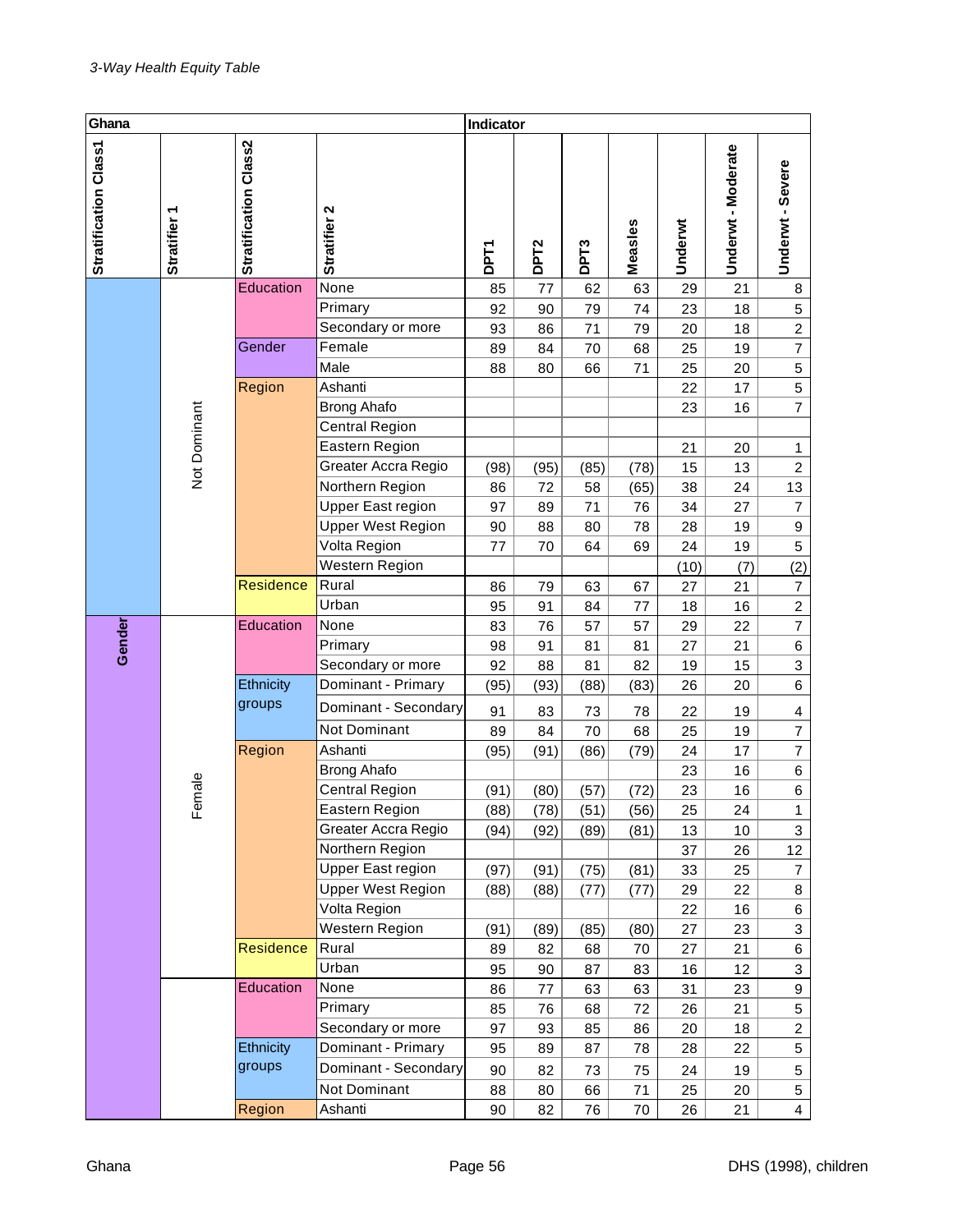*3-Way Health Equity Table*

| Ghana | | | | Indicator | | | | | | |
|---|---|---|---|---|---|---|---|---|---|---|
| Stratification Class1 | Stratifier 1 | Stratification Class2 | Stratifier 2 | DPT1 | DPT2 | DPT3 | Measles | Underwt | Underwt - Moderate | Underwt - Severe |
| | Not Dominant | Education | None | 85 | 77 | 62 | 63 | 29 | 21 | 8 |
| | | | Primary | 92 | 90 | 79 | 74 | 23 | 18 | 5 |
| | | | Secondary or more | 93 | 86 | 71 | 79 | 20 | 18 | 2 |
| | | Gender | Female | 89 | 84 | 70 | 68 | 25 | 19 | 7 |
| | | | Male | 88 | 80 | 66 | 71 | 25 | 20 | 5 |
| | | Region | Ashanti | | | | | 22 | 17 | 5 |
| | | | Brong Ahafo | | | | | 23 | 16 | 7 |
| | | | Central Region | | | | | | | |
| | | | Eastern Region | | | | | 21 | 20 | 1 |
| | | | Greater Accra Regio | (98) | (95) | (85) | (78) | 15 | 13 | 2 |
| | | | Northern Region | 86 | 72 | 58 | (65) | 38 | 24 | 13 |
| | | | Upper East region | 97 | 89 | 71 | 76 | 34 | 27 | 7 |
| | | | Upper West Region | 90 | 88 | 80 | 78 | 28 | 19 | 9 |
| | | | Volta Region | 77 | 70 | 64 | 69 | 24 | 19 | 5 |
| | | | Western Region | | | | | (10) | (7) | (2) |
| | | Residence | Rural | 86 | 79 | 63 | 67 | 27 | 21 | 7 |
| | | | Urban | 95 | 91 | 84 | 77 | 18 | 16 | 2 |
| Gender | Female | Education | None | 83 | 76 | 57 | 57 | 29 | 22 | 7 |
| | | | Primary | 98 | 91 | 81 | 81 | 27 | 21 | 6 |
| | | | Secondary or more | 92 | 88 | 81 | 82 | 19 | 15 | 3 |
| | | Ethnicity groups | Dominant - Primary | (95) | (93) | (88) | (83) | 26 | 20 | 6 |
| | | | Dominant - Secondary | 91 | 83 | 73 | 78 | 22 | 19 | 4 |
| | | | Not Dominant | 89 | 84 | 70 | 68 | 25 | 19 | 7 |
| | | Region | Ashanti | (95) | (91) | (86) | (79) | 24 | 17 | 7 |
| | | | Brong Ahafo | | | | | 23 | 16 | 6 |
| | | | Central Region | (91) | (80) | (57) | (72) | 23 | 16 | 6 |
| | | | Eastern Region | (88) | (78) | (51) | (56) | 25 | 24 | 1 |
| | | | Greater Accra Regio | (94) | (92) | (89) | (81) | 13 | 10 | 3 |
| | | | Northern Region | | | | | 37 | 26 | 12 |
| | | | Upper East region | (97) | (91) | (75) | (81) | 33 | 25 | 7 |
| | | | Upper West Region | (88) | (88) | (77) | (77) | 29 | 22 | 8 |
| | | | Volta Region | | | | | 22 | 16 | 6 |
| | | | Western Region | (91) | (89) | (85) | (80) | 27 | 23 | 3 |
| | | Residence | Rural | 89 | 82 | 68 | 70 | 27 | 21 | 6 |
| | | | Urban | 95 | 90 | 87 | 83 | 16 | 12 | 3 |
| | | Education | None | 86 | 77 | 63 | 63 | 31 | 23 | 9 |
| | | | Primary | 85 | 76 | 68 | 72 | 26 | 21 | 5 |
| | | | Secondary or more | 97 | 93 | 85 | 86 | 20 | 18 | 2 |
| | | Ethnicity groups | Dominant - Primary | 95 | 89 | 87 | 78 | 28 | 22 | 5 |
| | | | Dominant - Secondary | 90 | 82 | 73 | 75 | 24 | 19 | 5 |
| | | | Not Dominant | 88 | 80 | 66 | 71 | 25 | 20 | 5 |
| | | Region | Ashanti | 90 | 82 | 76 | 70 | 26 | 21 | 4 |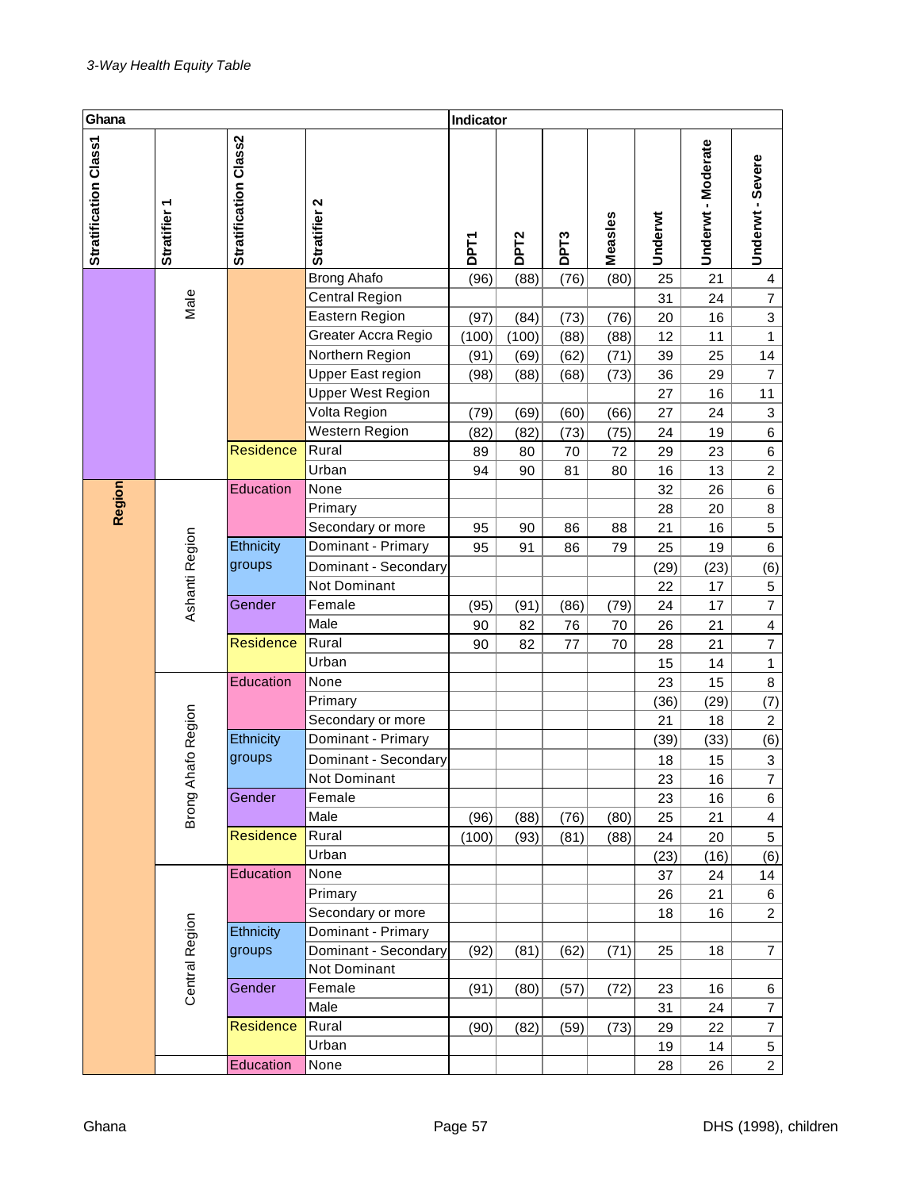*3-Way Health Equity Table*

| Ghana | | | | Indicator | | | | | | |
|---|---|---|---|---|---|---|---|---|---|---|
| Stratification Class1 | Stratifier 1 | Stratification Class2 | Stratifier 2 | DPT1 | DPT2 | DPT3 | Measles | Underwt | Underwt - Moderate | Underwt - Severe |
| | Male | | Brong Ahafo | (96) | (88) | (76) | (80) | 25 | 21 | 4 |
| | | | Central Region | | | | | 31 | 24 | 7 |
| | | | Eastern Region | (97) | (84) | (73) | (76) | 20 | 16 | 3 |
| | | | Greater Accra Regio | (100) | (100) | (88) | (88) | 12 | 11 | 1 |
| | | | Northern Region | (91) | (69) | (62) | (71) | 39 | 25 | 14 |
| | | | Upper East region | (98) | (88) | (68) | (73) | 36 | 29 | 7 |
| | | | Upper West Region | | | | | 27 | 16 | 11 |
| | | | Volta Region | (79) | (69) | (60) | (66) | 27 | 24 | 3 |
| | | | Western Region | (82) | (82) | (73) | (75) | 24 | 19 | 6 |
| | | Residence | Rural | 89 | 80 | 70 | 72 | 29 | 23 | 6 |
| | | | Urban | 94 | 90 | 81 | 80 | 16 | 13 | 2 |
| Region | Ashanti Region | Education | None | | | | | 32 | 26 | 6 |
| | | | Primary | | | | | 28 | 20 | 8 |
| | | | Secondary or more | 95 | 90 | 86 | 88 | 21 | 16 | 5 |
| | | Ethnicity groups | Dominant - Primary | 95 | 91 | 86 | 79 | 25 | 19 | 6 |
| | | | Dominant - Secondary | | | | | (29) | (23) | (6) |
| | | | Not Dominant | | | | | 22 | 17 | 5 |
| | | Gender | Female | (95) | (91) | (86) | (79) | 24 | 17 | 7 |
| | | | Male | 90 | 82 | 76 | 70 | 26 | 21 | 4 |
| | | Residence | Rural | 90 | 82 | 77 | 70 | 28 | 21 | 7 |
| | | | Urban | | | | | 15 | 14 | 1 |
| | Brong Ahafo Region | Education | None | | | | | 23 | 15 | 8 |
| | | | Primary | | | | | (36) | (29) | (7) |
| | | | Secondary or more | | | | | 21 | 18 | 2 |
| | | Ethnicity groups | Dominant - Primary | | | | | (39) | (33) | (6) |
| | | | Dominant - Secondary | | | | | 18 | 15 | 3 |
| | | | Not Dominant | | | | | 23 | 16 | 7 |
| | | Gender | Female | | | | | 23 | 16 | 6 |
| | | | Male | (96) | (88) | (76) | (80) | 25 | 21 | 4 |
| | | Residence | Rural | (100) | (93) | (81) | (88) | 24 | 20 | 5 |
| | | | Urban | | | | | (23) | (16) | (6) |
| | Central Region | Education | None | | | | | 37 | 24 | 14 |
| | | | Primary | | | | | 26 | 21 | 6 |
| | | | Secondary or more | | | | | 18 | 16 | 2 |
| | | Ethnicity groups | Dominant - Primary | | | | | | | |
| | | | Dominant - Secondary | (92) | (81) | (62) | (71) | 25 | 18 | 7 |
| | | | Not Dominant | | | | | | | |
| | | Gender | Female | (91) | (80) | (57) | (72) | 23 | 16 | 6 |
| | | | Male | | | | | 31 | 24 | 7 |
| | | Residence | Rural | (90) | (82) | (59) | (73) | 29 | 22 | 7 |
| | | | Urban | | | | | 19 | 14 | 5 |
| | | Education | None | | | | | 28 | 26 | 2 |

Ghana | DHS (1998), children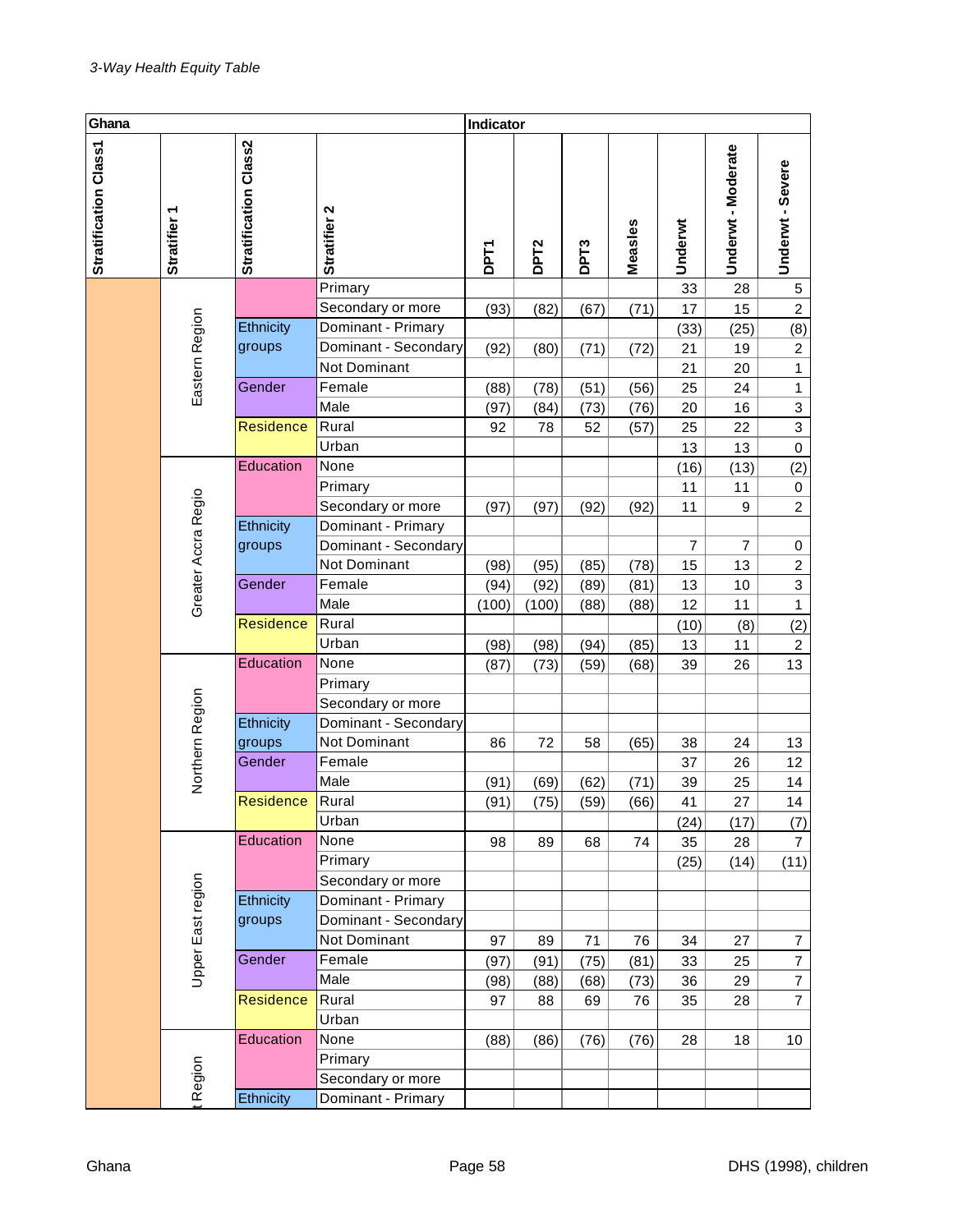*3-Way Health Equity Table*

| Ghana | | | | Indicator | | | | | | |
|---|---|---|---|---|---|---|---|---|---|---|
| Stratification Class1 | Stratifier 1 | Stratification Class2 | Stratifier 2 | DPT1 | DPT2 | DPT3 | Measles | Underwt | Underwt - Moderate | Underwt - Severe |
| | Eastern Region | | Primary | | | | | 33 | 28 | 5 |
| | | | Secondary or more | (93) | (82) | (67) | (71) | 17 | 15 | 2 |
| | | Ethnicity groups | Dominant - Primary | | | | | (33) | (25) | (8) |
| | | | Dominant - Secondary | (92) | (80) | (71) | (72) | 21 | 19 | 2 |
| | | | Not Dominant | | | | | 21 | 20 | 1 |
| | | Gender | Female | (88) | (78) | (51) | (56) | 25 | 24 | 1 |
| | | | Male | (97) | (84) | (73) | (76) | 20 | 16 | 3 |
| | | Residence | Rural | 92 | 78 | 52 | (57) | 25 | 22 | 3 |
| | | | Urban | | | | | 13 | 13 | 0 |
| | Greater Accra Regio | Education | None | | | | | (16) | (13) | (2) |
| | | | Primary | | | | | 11 | 11 | 0 |
| | | | Secondary or more | (97) | (97) | (92) | (92) | 11 | 9 | 2 |
| | | Ethnicity groups | Dominant - Primary | | | | | | | |
| | | | Dominant - Secondary | | | | | 7 | 7 | 0 |
| | | | Not Dominant | (98) | (95) | (85) | (78) | 15 | 13 | 2 |
| | | Gender | Female | (94) | (92) | (89) | (81) | 13 | 10 | 3 |
| | | | Male | (100) | (100) | (88) | (88) | 12 | 11 | 1 |
| | | Residence | Rural | | | | | (10) | (8) | (2) |
| | | | Urban | (98) | (98) | (94) | (85) | 13 | 11 | 2 |
| | Northern Region | Education | None | (87) | (73) | (59) | (68) | 39 | 26 | 13 |
| | | | Primary | | | | | | | |
| | | | Secondary or more | | | | | | | |
| | | Ethnicity groups | Dominant - Secondary | | | | | | | |
| | | | Not Dominant | 86 | 72 | 58 | (65) | 38 | 24 | 13 |
| | | Gender | Female | | | | | 37 | 26 | 12 |
| | | | Male | (91) | (69) | (62) | (71) | 39 | 25 | 14 |
| | | Residence | Rural | (91) | (75) | (59) | (66) | 41 | 27 | 14 |
| | | | Urban | | | | | (24) | (17) | (7) |
| | Upper East region | Education | None | 98 | 89 | 68 | 74 | 35 | 28 | 7 |
| | | | Primary | | | | | (25) | (14) | (11) |
| | | | Secondary or more | | | | | | | |
| | | Ethnicity groups | Dominant - Primary | | | | | | | |
| | | | Dominant - Secondary | | | | | | | |
| | | | Not Dominant | 97 | 89 | 71 | 76 | 34 | 27 | 7 |
| | | Gender | Female | (97) | (91) | (75) | (81) | 33 | 25 | 7 |
| | | | Male | (98) | (88) | (68) | (73) | 36 | 29 | 7 |
| | | Residence | Rural | 97 | 88 | 69 | 76 | 35 | 28 | 7 |
| | | | Urban | | | | | | | |
| | t Region | Education | None | (88) | (86) | (76) | (76) | 28 | 18 | 10 |
| | | | Primary | | | | | | | |
| | | | Secondary or more | | | | | | | |
| | | Ethnicity | Dominant - Primary | | | | | | | |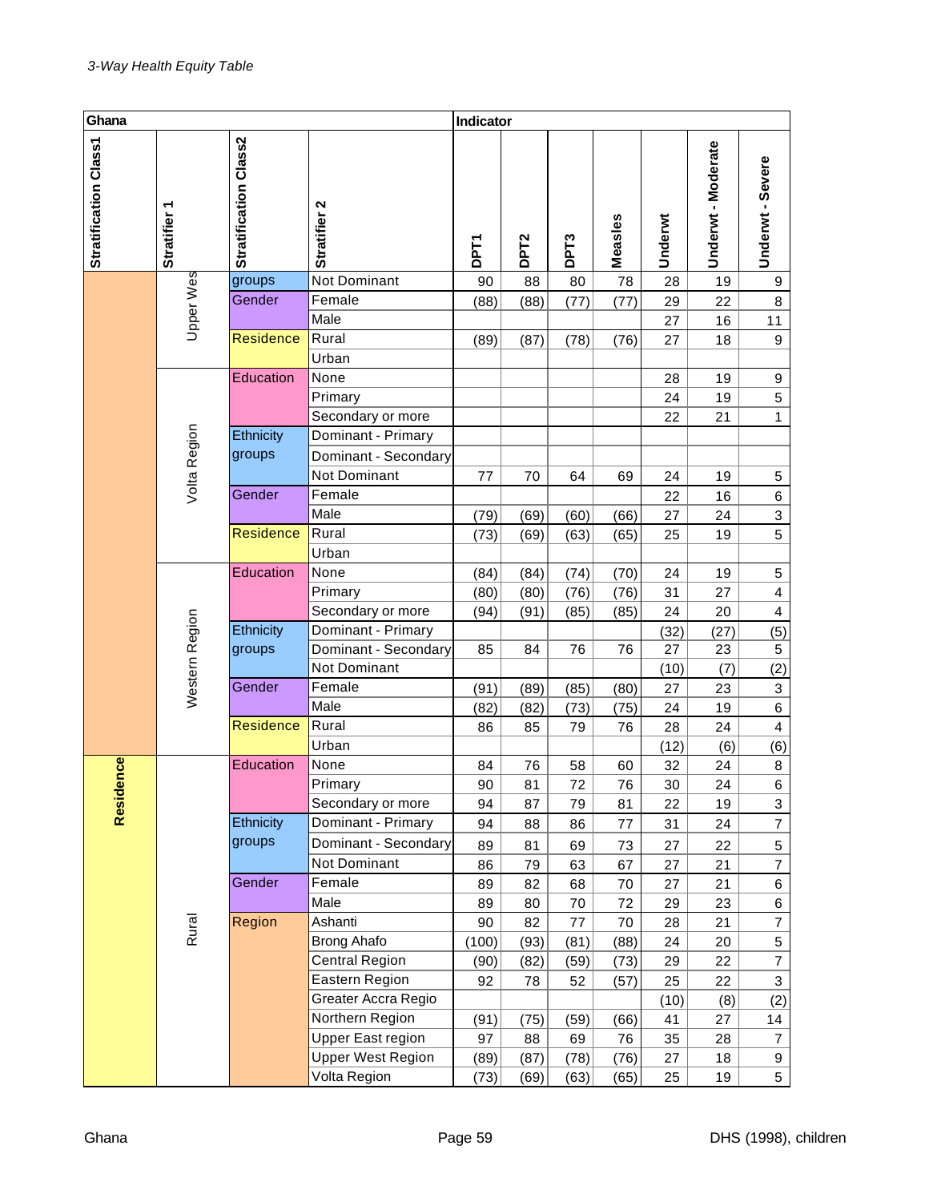*3-Way Health Equity Table*

| Ghana | | | | Indicator | | | | | | |
|---|---|---|---|---|---|---|---|---|---|---|
| Stratification Class1 | Stratifier 1 | Stratification Class2 | Stratifier 2 | DPT1 | DPT2 | DPT3 | Measles | Underwt | Underwt - Moderate | Underwt - Severe |
| | Upper Wes | groups | Not Dominant | 90 | 88 | 80 | 78 | 28 | 19 | 9 |
| | | Gender | Female | (88) | (88) | (77) | (77) | 29 | 22 | 8 |
| | | | Male | | | | | 27 | 16 | 11 |
| | | Residence | Rural | (89) | (87) | (78) | (76) | 27 | 18 | 9 |
| | | | Urban | | | | | | | |
| | Volta Region | Education | None | | | | | 28 | 19 | 9 |
| | | | Primary | | | | | 24 | 19 | 5 |
| | | | Secondary or more | | | | | 22 | 21 | 1 |
| | | Ethnicity groups | Dominant - Primary | | | | | | | |
| | | | Dominant - Secondary | | | | | | | |
| | | | Not Dominant | 77 | 70 | 64 | 69 | 24 | 19 | 5 |
| | | Gender | Female | | | | | 22 | 16 | 6 |
| | | | Male | (79) | (69) | (60) | (66) | 27 | 24 | 3 |
| | | Residence | Rural | (73) | (69) | (63) | (65) | 25 | 19 | 5 |
| | | | Urban | | | | | | | |
| | Western Region | Education | None | (84) | (84) | (74) | (70) | 24 | 19 | 5 |
| | | | Primary | (80) | (80) | (76) | (76) | 31 | 27 | 4 |
| | | | Secondary or more | (94) | (91) | (85) | (85) | 24 | 20 | 4 |
| | | Ethnicity groups | Dominant - Primary | | | | | (32) | (27) | (5) |
| | | | Dominant - Secondary | 85 | 84 | 76 | 76 | 27 | 23 | 5 |
| | | | Not Dominant | | | | | (10) | (7) | (2) |
| | | Gender | Female | (91) | (89) | (85) | (80) | 27 | 23 | 3 |
| | | | Male | (82) | (82) | (73) | (75) | 24 | 19 | 6 |
| | | Residence | Rural | 86 | 85 | 79 | 76 | 28 | 24 | 4 |
| | | | Urban | | | | | (12) | (6) | (6) |
| Residence | Rural | Education | None | 84 | 76 | 58 | 60 | 32 | 24 | 8 |
| | | | Primary | 90 | 81 | 72 | 76 | 30 | 24 | 6 |
| | | | Secondary or more | 94 | 87 | 79 | 81 | 22 | 19 | 3 |
| | | Ethnicity groups | Dominant - Primary | 94 | 88 | 86 | 77 | 31 | 24 | 7 |
| | | | Dominant - Secondary | 89 | 81 | 69 | 73 | 27 | 22 | 5 |
| | | | Not Dominant | 86 | 79 | 63 | 67 | 27 | 21 | 7 |
| | | Gender | Female | 89 | 82 | 68 | 70 | 27 | 21 | 6 |
| | | | Male | 89 | 80 | 70 | 72 | 29 | 23 | 6 |
| | | Region | Ashanti | 90 | 82 | 77 | 70 | 28 | 21 | 7 |
| | | | Brong Ahafo | (100) | (93) | (81) | (88) | 24 | 20 | 5 |
| | | | Central Region | (90) | (82) | (59) | (73) | 29 | 22 | 7 |
| | | | Eastern Region | 92 | 78 | 52 | (57) | 25 | 22 | 3 |
| | | | Greater Accra Regio | | | | | (10) | (8) | (2) |
| | | | Northern Region | (91) | (75) | (59) | (66) | 41 | 27 | 14 |
| | | | Upper East region | 97 | 88 | 69 | 76 | 35 | 28 | 7 |
| | | | Upper West Region | (89) | (87) | (78) | (76) | 27 | 18 | 9 |
| | | | Volta Region | (73) | (69) | (63) | (65) | 25 | 19 | 5 |

Ghana DHS (1998), children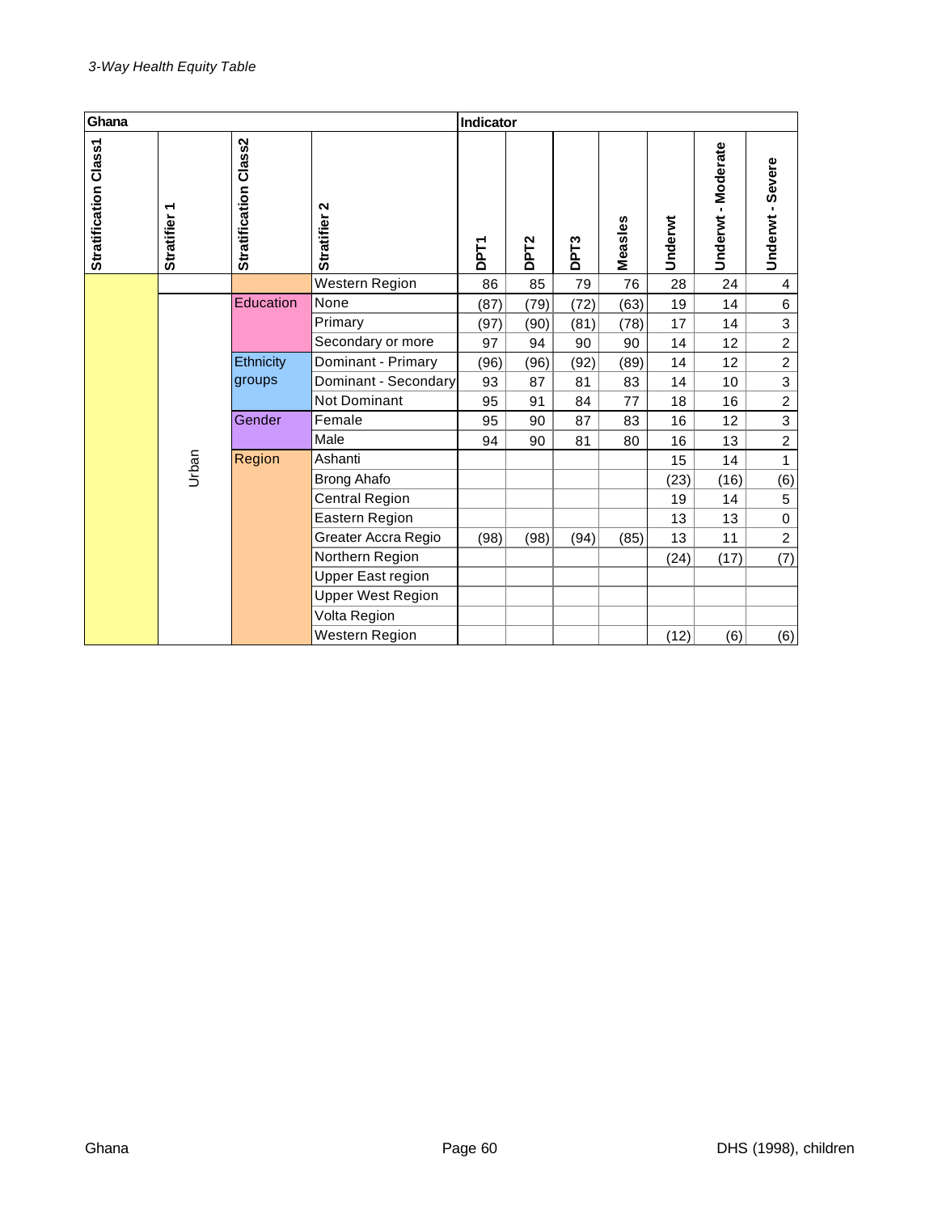*3-Way Health Equity Table*

| Ghana | | | | Indicator | | | | | | |
|---|---|---|---|---|---|---|---|---|---|---|
| Stratification Class1 | Stratifier 1 | Stratification Class2 | Stratifier 2 | DPT1 | DPT2 | DPT3 | Measles | Underwt | Underwt - Moderate | Underwt - Severe |
| | | | Western Region | 86 | 85 | 79 | 76 | 28 | 24 | 4 |
| | Urban | Education | None | (87) | (79) | (72) | (63) | 19 | 14 | 6 |
| | | | Primary | (97) | (90) | (81) | (78) | 17 | 14 | 3 |
| | | | Secondary or more | 97 | 94 | 90 | 90 | 14 | 12 | 2 |
| | | Ethnicity groups | Dominant - Primary | (96) | (96) | (92) | (89) | 14 | 12 | 2 |
| | | | Dominant - Secondary | 93 | 87 | 81 | 83 | 14 | 10 | 3 |
| | | | Not Dominant | 95 | 91 | 84 | 77 | 18 | 16 | 2 |
| | | Gender | Female | 95 | 90 | 87 | 83 | 16 | 12 | 3 |
| | | | Male | 94 | 90 | 81 | 80 | 16 | 13 | 2 |
| | | Region | Ashanti | | | | | 15 | 14 | 1 |
| | | | Brong Ahafo | | | | | (23) | (16) | (6) |
| | | | Central Region | | | | | 19 | 14 | 5 |
| | | | Eastern Region | | | | | 13 | 13 | 0 |
| | | | Greater Accra Regio | (98) | (98) | (94) | (85) | 13 | 11 | 2 |
| | | | Northern Region | | | | | (24) | (17) | (7) |
| | | | Upper East region | | | | | | | |
| | | | Upper West Region | | | | | | | |
| | | | Volta Region | | | | | | | |
| | | | Western Region | | | | | (12) | (6) | (6) |

Ghana — DHS (1998), children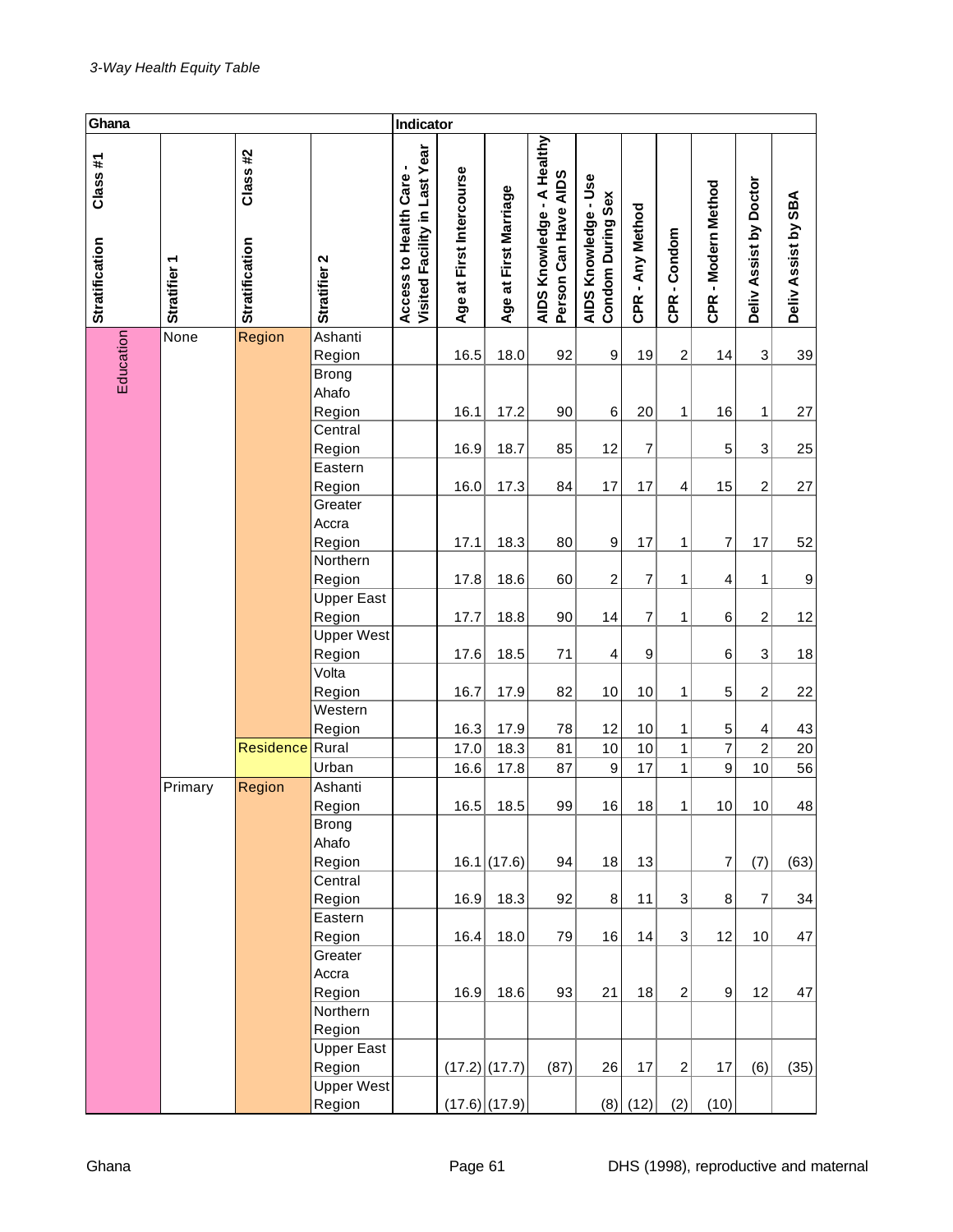*3-Way Health Equity Table*

| Ghana | | | | Indicator | | | | | | | | | |
|---|---|---|---|---|---|---|---|---|---|---|---|---|---|
| Stratification Class #1 | Stratifier 1 | Stratification Class #2 | Stratifier 2 | Access to Health Care - Visited Facility in Last Year | Age at First Intercourse | Age at First Marriage | AIDS Knowledge - A Healthy Person Can Have AIDS | AIDS Knowledge - Use Condom During Sex | CPR - Any Method | CPR - Condom | CPR - Modern Method | Deliv Assist by Doctor | Deliv Assist by SBA |
| Education | None | Region | Ashanti Region | | 16.5 | 18.0 | 92 | 9 | 19 | 2 | 14 | 3 | 39 |
| | | | Brong Ahafo Region | | 16.1 | 17.2 | 90 | 6 | 20 | 1 | 16 | 1 | 27 |
| | | | Central Region | | 16.9 | 18.7 | 85 | 12 | 7 | | 5 | 3 | 25 |
| | | | Eastern Region | | 16.0 | 17.3 | 84 | 17 | 17 | 4 | 15 | 2 | 27 |
| | | | Greater Accra Region | | 17.1 | 18.3 | 80 | 9 | 17 | 1 | 7 | 17 | 52 |
| | | | Northern Region | | 17.8 | 18.6 | 60 | 2 | 7 | 1 | 4 | 1 | 9 |
| | | | Upper East Region | | 17.7 | 18.8 | 90 | 14 | 7 | 1 | 6 | 2 | 12 |
| | | | Upper West Region | | 17.6 | 18.5 | 71 | 4 | 9 | | 6 | 3 | 18 |
| | | | Volta Region | | 16.7 | 17.9 | 82 | 10 | 10 | 1 | 5 | 2 | 22 |
| | | | Western Region | | 16.3 | 17.9 | 78 | 12 | 10 | 1 | 5 | 4 | 43 |
| | | Residence | Rural | | 17.0 | 18.3 | 81 | 10 | 10 | 1 | 7 | 2 | 20 |
| | | | Urban | | 16.6 | 17.8 | 87 | 9 | 17 | 1 | 9 | 10 | 56 |
| | Primary | Region | Ashanti Region | | 16.5 | 18.5 | 99 | 16 | 18 | 1 | 10 | 10 | 48 |
| | | | Brong Ahafo Region | | 16.1 | (17.6) | 94 | 18 | 13 | | 7 | (7) | (63) |
| | | | Central Region | | 16.9 | 18.3 | 92 | 8 | 11 | 3 | 8 | 7 | 34 |
| | | | Eastern Region | | 16.4 | 18.0 | 79 | 16 | 14 | 3 | 12 | 10 | 47 |
| | | | Greater Accra Region | | 16.9 | 18.6 | 93 | 21 | 18 | 2 | 9 | 12 | 47 |
| | | | Northern Region | | | | | | | | | | |
| | | | Upper East Region | | (17.2) | (17.7) | (87) | 26 | 17 | 2 | 17 | (6) | (35) |
| | | | Upper West Region | | (17.6) | (17.9) | | (8) | (12) | (2) | (10) | | |

Ghana | DHS (1998), reproductive and maternal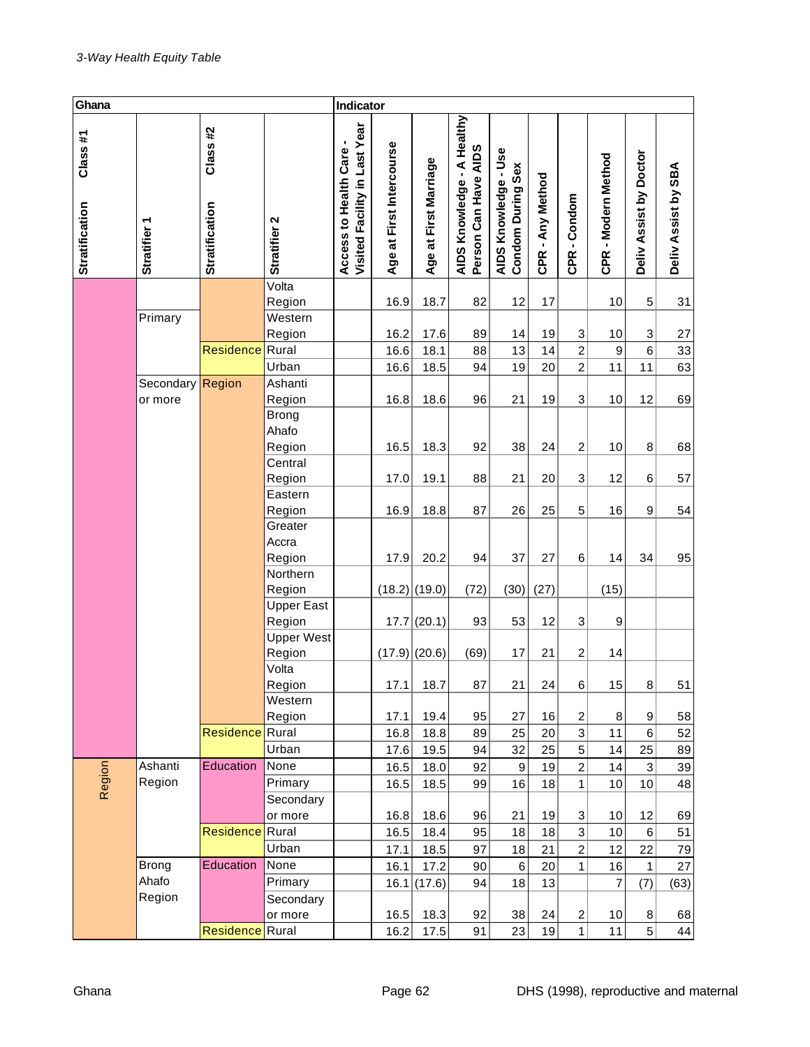*3-Way Health Equity Table*

| Ghana | | | | Indicator | | | | | | | | | |
|---|---|---|---|---|---|---|---|---|---|---|---|---|---|
| Stratification Class #1 | Stratifier 1 | Stratification Class #2 | Stratifier 2 | Access to Health Care - Visited Facility in Last Year | Age at First Intercourse | Age at First Marriage | AIDS Knowledge - A Healthy Person Can Have AIDS | AIDS Knowledge - Use Condom During Sex | CPR - Any Method | CPR - Condom | CPR - Modern Method | Deliv Assist by Doctor | Deliv Assist by SBA |
| | | | Volta Region | | 16.9 | 18.7 | 82 | 12 | 17 | | 10 | 5 | 31 |
| | Primary | | Western Region | | 16.2 | 17.6 | 89 | 14 | 19 | 3 | 10 | 3 | 27 |
| | | Residence | Rural | | 16.6 | 18.1 | 88 | 13 | 14 | 2 | 9 | 6 | 33 |
| | | | Urban | | 16.6 | 18.5 | 94 | 19 | 20 | 2 | 11 | 11 | 63 |
| | Secondary or more | Region | Ashanti Region | | 16.8 | 18.6 | 96 | 21 | 19 | 3 | 10 | 12 | 69 |
| | | | Brong Ahafo Region | | 16.5 | 18.3 | 92 | 38 | 24 | 2 | 10 | 8 | 68 |
| | | | Central Region | | 17.0 | 19.1 | 88 | 21 | 20 | 3 | 12 | 6 | 57 |
| | | | Eastern Region | | 16.9 | 18.8 | 87 | 26 | 25 | 5 | 16 | 9 | 54 |
| | | | Greater Accra Region | | 17.9 | 20.2 | 94 | 37 | 27 | 6 | 14 | 34 | 95 |
| | | | Northern Region | | (18.2) | (19.0) | (72) | (30) | (27) | | (15) | | |
| | | | Upper East Region | | 17.7 | (20.1) | 93 | 53 | 12 | 3 | 9 | | |
| | | | Upper West Region | | (17.9) | (20.6) | (69) | 17 | 21 | 2 | 14 | | |
| | | | Volta Region | | 17.1 | 18.7 | 87 | 21 | 24 | 6 | 15 | 8 | 51 |
| | | | Western Region | | 17.1 | 19.4 | 95 | 27 | 16 | 2 | 8 | 9 | 58 |
| | | Residence | Rural | | 16.8 | 18.8 | 89 | 25 | 20 | 3 | 11 | 6 | 52 |
| | | | Urban | | 17.6 | 19.5 | 94 | 32 | 25 | 5 | 14 | 25 | 89 |
| Region | Ashanti Region | Education | None | | 16.5 | 18.0 | 92 | 9 | 19 | 2 | 14 | 3 | 39 |
| | | | Primary | | 16.5 | 18.5 | 99 | 16 | 18 | 1 | 10 | 10 | 48 |
| | | | Secondary or more | | 16.8 | 18.6 | 96 | 21 | 19 | 3 | 10 | 12 | 69 |
| | | Residence | Rural | | 16.5 | 18.4 | 95 | 18 | 18 | 3 | 10 | 6 | 51 |
| | | | Urban | | 17.1 | 18.5 | 97 | 18 | 21 | 2 | 12 | 22 | 79 |
| | Brong Ahafo Region | Education | None | | 16.1 | 17.2 | 90 | 6 | 20 | 1 | 16 | 1 | 27 |
| | | | Primary | | 16.1 | (17.6) | 94 | 18 | 13 | | 7 | (7) | (63) |
| | | | Secondary or more | | 16.5 | 18.3 | 92 | 38 | 24 | 2 | 10 | 8 | 68 |
| | | Residence | Rural | | 16.2 | 17.5 | 91 | 23 | 19 | 1 | 11 | 5 | 44 |

Ghana DHS (1998), reproductive and maternal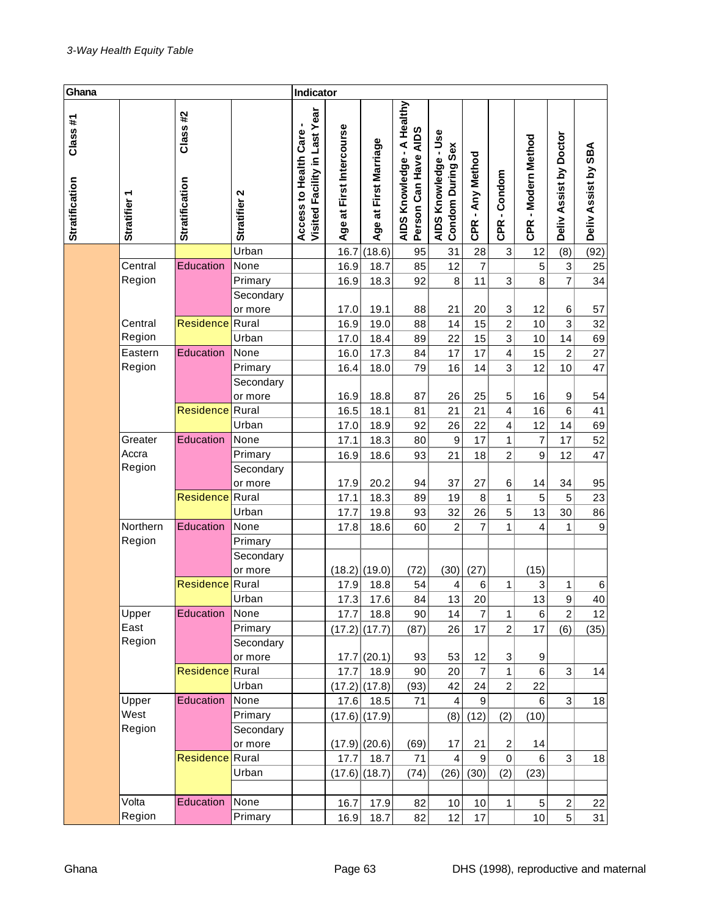| Ghana | | | | Indicator | | | | | | | | | |
|---|---|---|---|---|---|---|---|---|---|---|---|---|---|
| Stratification Class #1 | Stratifier 1 | Stratification Class #2 | Stratifier 2 | Access to Health Care - Visited Facility in Last Year | Age at First Intercourse | Age at First Marriage | AIDS Knowledge - A Healthy Person Can Have AIDS | AIDS Knowledge - Use Condom During Sex | CPR - Any Method | CPR - Condom | CPR - Modern Method | Deliv Assist by Doctor | Deliv Assist by SBA |
| | | | Urban | | 16.7 | (18.6) | 95 | 31 | 28 | 3 | 12 | (8) | (92) |
| | Central Region | Education | None | | 16.9 | 18.7 | 85 | 12 | 7 | | 5 | 3 | 25 |
| | | | Primary | | 16.9 | 18.3 | 92 | 8 | 11 | 3 | 8 | 7 | 34 |
| | | | Secondary or more | | 17.0 | 19.1 | 88 | 21 | 20 | 3 | 12 | 6 | 57 |
| | Central Region | Residence | Rural | | 16.9 | 19.0 | 88 | 14 | 15 | 2 | 10 | 3 | 32 |
| | | | Urban | | 17.0 | 18.4 | 89 | 22 | 15 | 3 | 10 | 14 | 69 |
| | Eastern Region | Education | None | | 16.0 | 17.3 | 84 | 17 | 17 | 4 | 15 | 2 | 27 |
| | | | Primary | | 16.4 | 18.0 | 79 | 16 | 14 | 3 | 12 | 10 | 47 |
| | | | Secondary or more | | 16.9 | 18.8 | 87 | 26 | 25 | 5 | 16 | 9 | 54 |
| | | Residence | Rural | | 16.5 | 18.1 | 81 | 21 | 21 | 4 | 16 | 6 | 41 |
| | | | Urban | | 17.0 | 18.9 | 92 | 26 | 22 | 4 | 12 | 14 | 69 |
| | Greater Accra Region | Education | None | | 17.1 | 18.3 | 80 | 9 | 17 | 1 | 7 | 17 | 52 |
| | | | Primary | | 16.9 | 18.6 | 93 | 21 | 18 | 2 | 9 | 12 | 47 |
| | | | Secondary or more | | 17.9 | 20.2 | 94 | 37 | 27 | 6 | 14 | 34 | 95 |
| | | Residence | Rural | | 17.1 | 18.3 | 89 | 19 | 8 | 1 | 5 | 5 | 23 |
| | | | Urban | | 17.7 | 19.8 | 93 | 32 | 26 | 5 | 13 | 30 | 86 |
| | Northern Region | Education | None | | 17.8 | 18.6 | 60 | 2 | 7 | 1 | 4 | 1 | 9 |
| | | | Primary | | | | | | | | | | |
| | | | Secondary or more | | (18.2) | (19.0) | (72) | (30) | (27) | | (15) | | |
| | | Residence | Rural | | 17.9 | 18.8 | 54 | 4 | 6 | 1 | 3 | 1 | 6 |
| | | | Urban | | 17.3 | 17.6 | 84 | 13 | 20 | | 13 | 9 | 40 |
| | Upper East Region | Education | None | | 17.7 | 18.8 | 90 | 14 | 7 | 1 | 6 | 2 | 12 |
| | | | Primary | | (17.2) | (17.7) | (87) | 26 | 17 | 2 | 17 | (6) | (35) |
| | | | Secondary or more | | 17.7 | (20.1) | 93 | 53 | 12 | 3 | 9 | | |
| | | Residence | Rural | | 17.7 | 18.9 | 90 | 20 | 7 | 1 | 6 | 3 | 14 |
| | | | Urban | | (17.2) | (17.8) | (93) | 42 | 24 | 2 | 22 | | |
| | Upper West Region | Education | None | | 17.6 | 18.5 | 71 | 4 | 9 | | 6 | 3 | 18 |
| | | | Primary | | (17.6) | (17.9) | | (8) | (12) | (2) | (10) | | |
| | | | Secondary or more | | (17.9) | (20.6) | (69) | 17 | 21 | 2 | 14 | | |
| | | Residence | Rural | | 17.7 | 18.7 | 71 | 4 | 9 | 0 | 6 | 3 | 18 |
| | | | Urban | | (17.6) | (18.7) | (74) | (26) | (30) | (2) | (23) | | |
| | | | | | | | | | | | | | |
| | Volta Region | Education | None | | 16.7 | 17.9 | 82 | 10 | 10 | 1 | 5 | 2 | 22 |
| | | | Primary | | 16.9 | 18.7 | 82 | 12 | 17 | | 10 | 5 | 31 |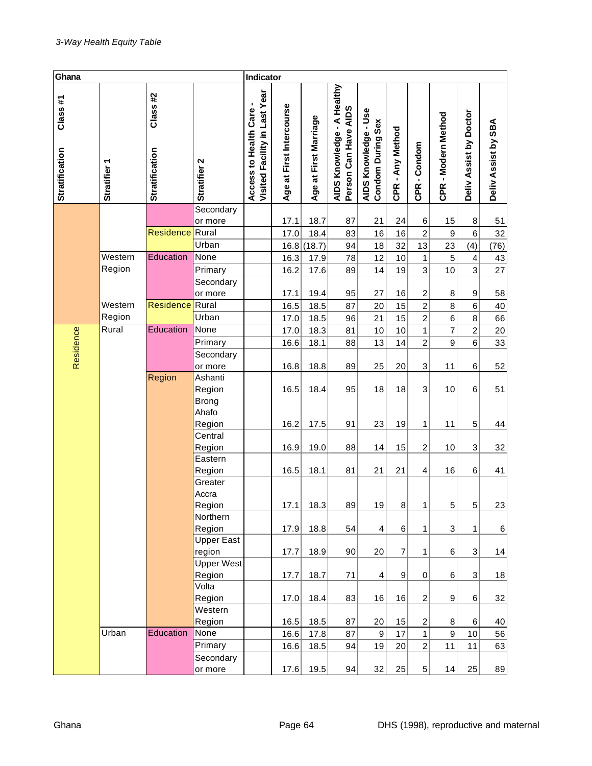*3-Way Health Equity Table*

| Ghana | | | | Indicator | | | | | | | | | |
|---|---|---|---|---|---|---|---|---|---|---|---|---|---|
| Stratification Class #1 | Stratifier 1 | Stratification Class #2 | Stratifier 2 | Access to Health Care - Visited Facility in Last Year | Age at First Intercourse | Age at First Marriage | AIDS Knowledge - A Healthy Person Can Have AIDS | AIDS Knowledge - Use Condom During Sex | CPR - Any Method | CPR - Condom | CPR - Modern Method | Deliv Assist by Doctor | Deliv Assist by SBA |
| | | | Secondary or more | | 17.1 | 18.7 | 87 | 21 | 24 | 6 | 15 | 8 | 51 |
| | | Residence | Rural | | 17.0 | 18.4 | 83 | 16 | 16 | 2 | 9 | 6 | 32 |
| | | | Urban | | 16.8 | (18.7) | 94 | 18 | 32 | 13 | 23 | (4) | (76) |
| | Western Region | Education | None | | 16.3 | 17.9 | 78 | 12 | 10 | 1 | 5 | 4 | 43 |
| | | | Primary | | 16.2 | 17.6 | 89 | 14 | 19 | 3 | 10 | 3 | 27 |
| | | | Secondary or more | | 17.1 | 19.4 | 95 | 27 | 16 | 2 | 8 | 9 | 58 |
| | Western Region | Residence | Rural | | 16.5 | 18.5 | 87 | 20 | 15 | 2 | 8 | 6 | 40 |
| | | | Urban | | 17.0 | 18.5 | 96 | 21 | 15 | 2 | 6 | 8 | 66 |
| Residence | Rural | Education | None | | 17.0 | 18.3 | 81 | 10 | 10 | 1 | 7 | 2 | 20 |
| | | | Primary | | 16.6 | 18.1 | 88 | 13 | 14 | 2 | 9 | 6 | 33 |
| | | | Secondary or more | | 16.8 | 18.8 | 89 | 25 | 20 | 3 | 11 | 6 | 52 |
| | | Region | Ashanti Region | | 16.5 | 18.4 | 95 | 18 | 18 | 3 | 10 | 6 | 51 |
| | | | Brong Ahafo Region | | 16.2 | 17.5 | 91 | 23 | 19 | 1 | 11 | 5 | 44 |
| | | | Central Region | | 16.9 | 19.0 | 88 | 14 | 15 | 2 | 10 | 3 | 32 |
| | | | Eastern Region | | 16.5 | 18.1 | 81 | 21 | 21 | 4 | 16 | 6 | 41 |
| | | | Greater Accra Region | | 17.1 | 18.3 | 89 | 19 | 8 | 1 | 5 | 5 | 23 |
| | | | Northern Region | | 17.9 | 18.8 | 54 | 4 | 6 | 1 | 3 | 1 | 6 |
| | | | Upper East region | | 17.7 | 18.9 | 90 | 20 | 7 | 1 | 6 | 3 | 14 |
| | | | Upper West Region | | 17.7 | 18.7 | 71 | 4 | 9 | 0 | 6 | 3 | 18 |
| | | | Volta Region | | 17.0 | 18.4 | 83 | 16 | 16 | 2 | 9 | 6 | 32 |
| | | | Western Region | | 16.5 | 18.5 | 87 | 20 | 15 | 2 | 8 | 6 | 40 |
| | Urban | Education | None | | 16.6 | 17.8 | 87 | 9 | 17 | 1 | 9 | 10 | 56 |
| | | | Primary | | 16.6 | 18.5 | 94 | 19 | 20 | 2 | 11 | 11 | 63 |
| | | | Secondary or more | | 17.6 | 19.5 | 94 | 32 | 25 | 5 | 14 | 25 | 89 |

Ghana DHS (1998), reproductive and maternal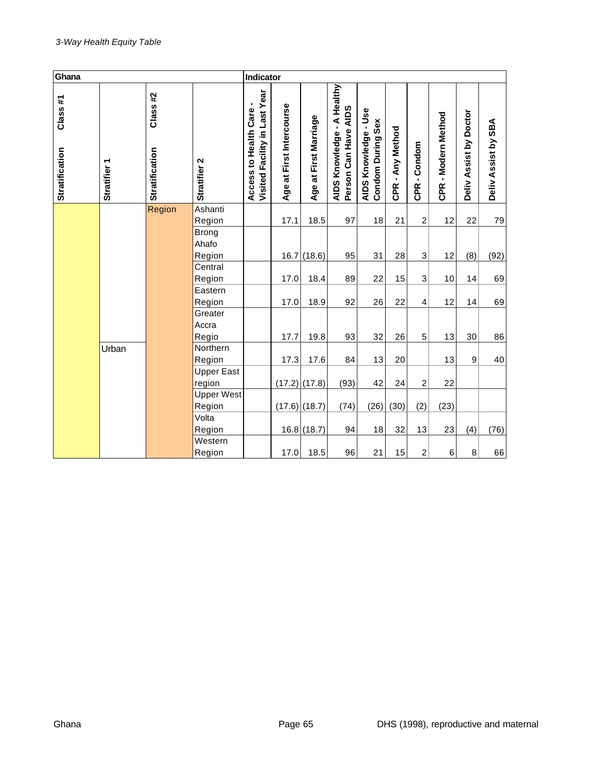*3-Way Health Equity Table*

| Ghana | | | | Indicator | | | | | | | | | |
|---|---|---|---|---|---|---|---|---|---|---|---|---|---|
| Stratification Class #1 | Stratifier 1 | Stratification Class #2 | Stratifier 2 | Access to Health Care - Visited Facility in Last Year | Age at First Intercourse | Age at First Marriage | AIDS Knowledge - A Healthy Person Can Have AIDS | AIDS Knowledge - Use Condom During Sex | CPR - Any Method | CPR - Condom | CPR - Modern Method | Deliv Assist by Doctor | Deliv Assist by SBA |
| | Urban | Region | Ashanti Region | | 17.1 | 18.5 | 97 | 18 | 21 | 2 | 12 | 22 | 79 |
| | | | Brong Ahafo Region | | 16.7 | (18.6) | 95 | 31 | 28 | 3 | 12 | (8) | (92) |
| | | | Central Region | | 17.0 | 18.4 | 89 | 22 | 15 | 3 | 10 | 14 | 69 |
| | | | Eastern Region | | 17.0 | 18.9 | 92 | 26 | 22 | 4 | 12 | 14 | 69 |
| | | | Greater Accra Regio | | 17.7 | 19.8 | 93 | 32 | 26 | 5 | 13 | 30 | 86 |
| | | | Northern Region | | 17.3 | 17.6 | 84 | 13 | 20 | | 13 | 9 | 40 |
| | | | Upper East region | | (17.2) | (17.8) | (93) | 42 | 24 | 2 | 22 | | |
| | | | Upper West Region | | (17.6) | (18.7) | (74) | (26) | (30) | (2) | (23) | | |
| | | | Volta Region | | 16.8 | (18.7) | 94 | 18 | 32 | 13 | 23 | (4) | (76) |
| | | | Western Region | | 17.0 | 18.5 | 96 | 21 | 15 | 2 | 6 | 8 | 66 |

Ghana — DHS (1998), reproductive and maternal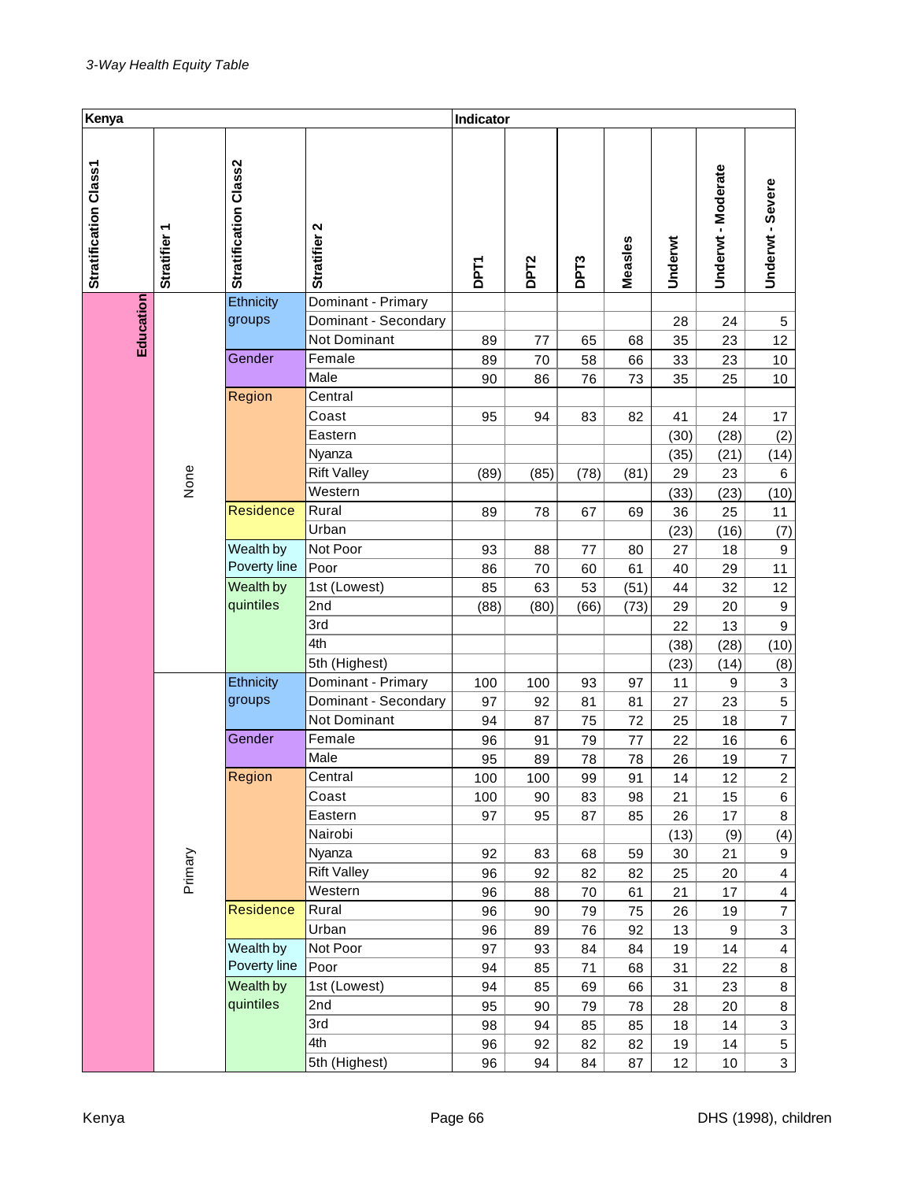*3-Way Health Equity Table*

| Kenya | | | | Indicator | | | | | | |
|---|---|---|---|---|---|---|---|---|---|---|
| Stratification Class1 | Stratifier 1 | Stratification Class2 | Stratifier 2 | DPT1 | DPT2 | DPT3 | Measles | Underwt | Underwt - Moderate | Underwt - Severe |
| Education | None | Ethnicity groups | Dominant - Primary | | | | | | | |
| | | | Dominant - Secondary | | | | | 28 | 24 | 5 |
| | | | Not Dominant | 89 | 77 | 65 | 68 | 35 | 23 | 12 |
| | | Gender | Female | 89 | 70 | 58 | 66 | 33 | 23 | 10 |
| | | | Male | 90 | 86 | 76 | 73 | 35 | 25 | 10 |
| | | Region | Central | | | | | | | |
| | | | Coast | 95 | 94 | 83 | 82 | 41 | 24 | 17 |
| | | | Eastern | | | | | (30) | (28) | (2) |
| | | | Nyanza | | | | | (35) | (21) | (14) |
| | | | Rift Valley | (89) | (85) | (78) | (81) | 29 | 23 | 6 |
| | | | Western | | | | | (33) | (23) | (10) |
| | | Residence | Rural | 89 | 78 | 67 | 69 | 36 | 25 | 11 |
| | | | Urban | | | | | (23) | (16) | (7) |
| | | Wealth by Poverty line | Not Poor | 93 | 88 | 77 | 80 | 27 | 18 | 9 |
| | | | Poor | 86 | 70 | 60 | 61 | 40 | 29 | 11 |
| | | Wealth by quintiles | 1st (Lowest) | 85 | 63 | 53 | (51) | 44 | 32 | 12 |
| | | | 2nd | (88) | (80) | (66) | (73) | 29 | 20 | 9 |
| | | | 3rd | | | | | 22 | 13 | 9 |
| | | | 4th | | | | | (38) | (28) | (10) |
| | | | 5th (Highest) | | | | | (23) | (14) | (8) |
| | Primary | Ethnicity groups | Dominant - Primary | 100 | 100 | 93 | 97 | 11 | 9 | 3 |
| | | | Dominant - Secondary | 97 | 92 | 81 | 81 | 27 | 23 | 5 |
| | | | Not Dominant | 94 | 87 | 75 | 72 | 25 | 18 | 7 |
| | | Gender | Female | 96 | 91 | 79 | 77 | 22 | 16 | 6 |
| | | | Male | 95 | 89 | 78 | 78 | 26 | 19 | 7 |
| | | Region | Central | 100 | 100 | 99 | 91 | 14 | 12 | 2 |
| | | | Coast | 100 | 90 | 83 | 98 | 21 | 15 | 6 |
| | | | Eastern | 97 | 95 | 87 | 85 | 26 | 17 | 8 |
| | | | Nairobi | | | | | (13) | (9) | (4) |
| | | | Nyanza | 92 | 83 | 68 | 59 | 30 | 21 | 9 |
| | | | Rift Valley | 96 | 92 | 82 | 82 | 25 | 20 | 4 |
| | | | Western | 96 | 88 | 70 | 61 | 21 | 17 | 4 |
| | | Residence | Rural | 96 | 90 | 79 | 75 | 26 | 19 | 7 |
| | | | Urban | 96 | 89 | 76 | 92 | 13 | 9 | 3 |
| | | Wealth by Poverty line | Not Poor | 97 | 93 | 84 | 84 | 19 | 14 | 4 |
| | | | Poor | 94 | 85 | 71 | 68 | 31 | 22 | 8 |
| | | Wealth by quintiles | 1st (Lowest) | 94 | 85 | 69 | 66 | 31 | 23 | 8 |
| | | | 2nd | 95 | 90 | 79 | 78 | 28 | 20 | 8 |
| | | | 3rd | 98 | 94 | 85 | 85 | 18 | 14 | 3 |
| | | | 4th | 96 | 92 | 82 | 82 | 19 | 14 | 5 |
| | | | 5th (Highest) | 96 | 94 | 84 | 87 | 12 | 10 | 3 |

Kenya — DHS (1998), children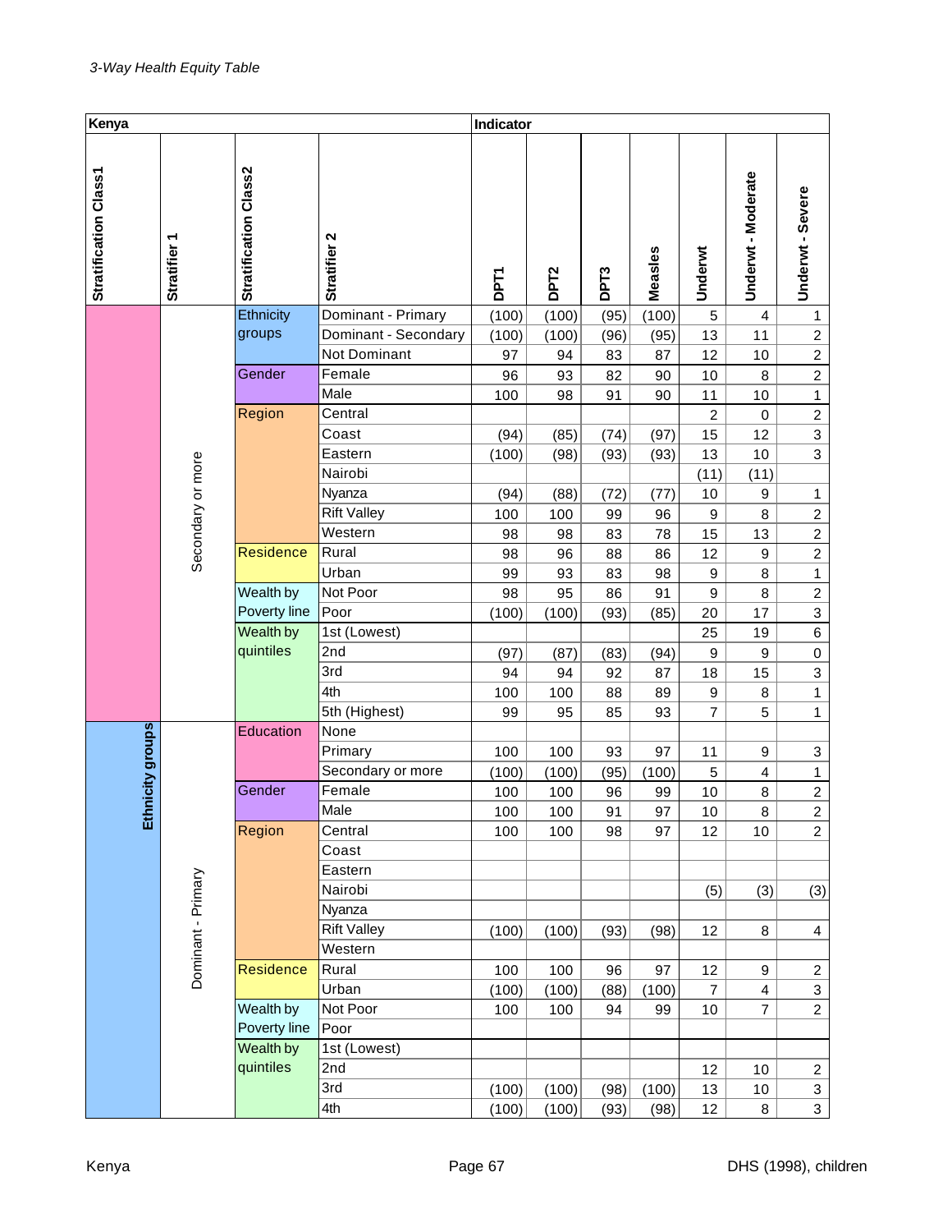*3-Way Health Equity Table*

| Kenya | | | | Indicator | | | | | | |
|---|---|---|---|---|---|---|---|---|---|---|
| Stratification Class1 | Stratifier 1 | Stratification Class2 | Stratifier 2 | DPT1 | DPT2 | DPT3 | Measles | Underwt | Underwt - Moderate | Underwt - Severe |
| | Secondary or more | Ethnicity groups | Dominant - Primary | (100) | (100) | (95) | (100) | 5 | 4 | 1 |
| | | | Dominant - Secondary | (100) | (100) | (96) | (95) | 13 | 11 | 2 |
| | | | Not Dominant | 97 | 94 | 83 | 87 | 12 | 10 | 2 |
| | | Gender | Female | 96 | 93 | 82 | 90 | 10 | 8 | 2 |
| | | | Male | 100 | 98 | 91 | 90 | 11 | 10 | 1 |
| | | Region | Central | | | | | 2 | 0 | 2 |
| | | | Coast | (94) | (85) | (74) | (97) | 15 | 12 | 3 |
| | | | Eastern | (100) | (98) | (93) | (93) | 13 | 10 | 3 |
| | | | Nairobi | | | | | (11) | (11) | |
| | | | Nyanza | (94) | (88) | (72) | (77) | 10 | 9 | 1 |
| | | | Rift Valley | 100 | 100 | 99 | 96 | 9 | 8 | 2 |
| | | | Western | 98 | 98 | 83 | 78 | 15 | 13 | 2 |
| | | Residence | Rural | 98 | 96 | 88 | 86 | 12 | 9 | 2 |
| | | | Urban | 99 | 93 | 83 | 98 | 9 | 8 | 1 |
| | | Wealth by Poverty line | Not Poor | 98 | 95 | 86 | 91 | 9 | 8 | 2 |
| | | | Poor | (100) | (100) | (93) | (85) | 20 | 17 | 3 |
| | | Wealth by quintiles | 1st (Lowest) | | | | | 25 | 19 | 6 |
| | | | 2nd | (97) | (87) | (83) | (94) | 9 | 9 | 0 |
| | | | 3rd | 94 | 94 | 92 | 87 | 18 | 15 | 3 |
| | | | 4th | 100 | 100 | 88 | 89 | 9 | 8 | 1 |
| | | | 5th (Highest) | 99 | 95 | 85 | 93 | 7 | 5 | 1 |
| Ethnicity groups | Dominant - Primary | Education | None | | | | | | | |
| | | | Primary | 100 | 100 | 93 | 97 | 11 | 9 | 3 |
| | | | Secondary or more | (100) | (100) | (95) | (100) | 5 | 4 | 1 |
| | | Gender | Female | 100 | 100 | 96 | 99 | 10 | 8 | 2 |
| | | | Male | 100 | 100 | 91 | 97 | 10 | 8 | 2 |
| | | Region | Central | 100 | 100 | 98 | 97 | 12 | 10 | 2 |
| | | | Coast | | | | | | | |
| | | | Eastern | | | | | | | |
| | | | Nairobi | | | | | (5) | (3) | (3) |
| | | | Nyanza | | | | | | | |
| | | | Rift Valley | (100) | (100) | (93) | (98) | 12 | 8 | 4 |
| | | | Western | | | | | | | |
| | | Residence | Rural | 100 | 100 | 96 | 97 | 12 | 9 | 2 |
| | | | Urban | (100) | (100) | (88) | (100) | 7 | 4 | 3 |
| | | Wealth by Poverty line | Not Poor | 100 | 100 | 94 | 99 | 10 | 7 | 2 |
| | | | Poor | | | | | | | |
| | | Wealth by quintiles | 1st (Lowest) | | | | | | | |
| | | | 2nd | | | | | 12 | 10 | 2 |
| | | | 3rd | (100) | (100) | (98) | (100) | 13 | 10 | 3 |
| | | | 4th | (100) | (100) | (93) | (98) | 12 | 8 | 3 |

Kenya DHS (1998), children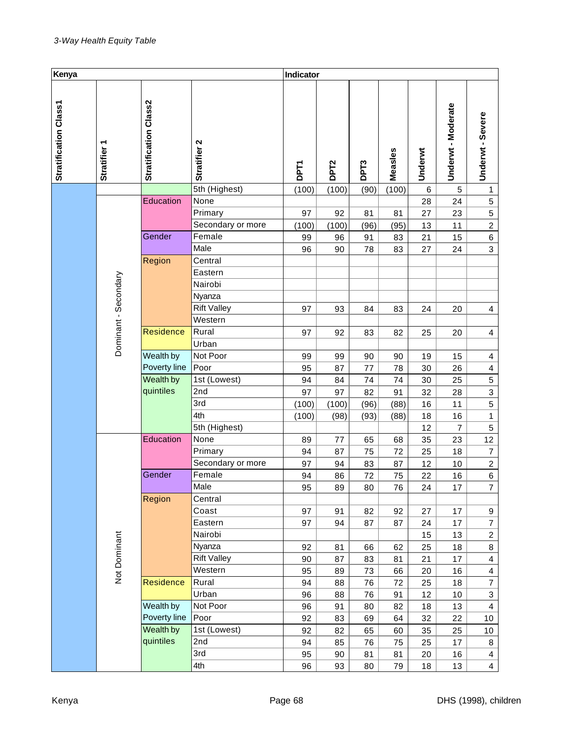*3-Way Health Equity Table*

| Kenya | | | | Indicator | | | | | | |
|---|---|---|---|---|---|---|---|---|---|---|
| Stratification Class1 | Stratifier 1 | Stratification Class2 | Stratifier 2 | DPT1 | DPT2 | DPT3 | Measles | Underwt | Underwt - Moderate | Underwt - Severe |
| | | | 5th (Highest) | (100) | (100) | (90) | (100) | 6 | 5 | 1 |
| | Dominant - Secondary | Education | None | | | | | 28 | 24 | 5 |
| | | | Primary | 97 | 92 | 81 | 81 | 27 | 23 | 5 |
| | | | Secondary or more | (100) | (100) | (96) | (95) | 13 | 11 | 2 |
| | | Gender | Female | 99 | 96 | 91 | 83 | 21 | 15 | 6 |
| | | | Male | 96 | 90 | 78 | 83 | 27 | 24 | 3 |
| | | Region | Central | | | | | | | |
| | | | Eastern | | | | | | | |
| | | | Nairobi | | | | | | | |
| | | | Nyanza | | | | | | | |
| | | | Rift Valley | 97 | 93 | 84 | 83 | 24 | 20 | 4 |
| | | | Western | | | | | | | |
| | | Residence | Rural | 97 | 92 | 83 | 82 | 25 | 20 | 4 |
| | | | Urban | | | | | | | |
| | | Wealth by Poverty line | Not Poor | 99 | 99 | 90 | 90 | 19 | 15 | 4 |
| | | | Poor | 95 | 87 | 77 | 78 | 30 | 26 | 4 |
| | | Wealth by quintiles | 1st (Lowest) | 94 | 84 | 74 | 74 | 30 | 25 | 5 |
| | | | 2nd | 97 | 97 | 82 | 91 | 32 | 28 | 3 |
| | | | 3rd | (100) | (100) | (96) | (88) | 16 | 11 | 5 |
| | | | 4th | (100) | (98) | (93) | (88) | 18 | 16 | 1 |
| | | | 5th (Highest) | | | | | 12 | 7 | 5 |
| | Not Dominant | Education | None | 89 | 77 | 65 | 68 | 35 | 23 | 12 |
| | | | Primary | 94 | 87 | 75 | 72 | 25 | 18 | 7 |
| | | | Secondary or more | 97 | 94 | 83 | 87 | 12 | 10 | 2 |
| | | Gender | Female | 94 | 86 | 72 | 75 | 22 | 16 | 6 |
| | | | Male | 95 | 89 | 80 | 76 | 24 | 17 | 7 |
| | | Region | Central | | | | | | | |
| | | | Coast | 97 | 91 | 82 | 92 | 27 | 17 | 9 |
| | | | Eastern | 97 | 94 | 87 | 87 | 24 | 17 | 7 |
| | | | Nairobi | | | | | 15 | 13 | 2 |
| | | | Nyanza | 92 | 81 | 66 | 62 | 25 | 18 | 8 |
| | | | Rift Valley | 90 | 87 | 83 | 81 | 21 | 17 | 4 |
| | | | Western | 95 | 89 | 73 | 66 | 20 | 16 | 4 |
| | | Residence | Rural | 94 | 88 | 76 | 72 | 25 | 18 | 7 |
| | | | Urban | 96 | 88 | 76 | 91 | 12 | 10 | 3 |
| | | Wealth by Poverty line | Not Poor | 96 | 91 | 80 | 82 | 18 | 13 | 4 |
| | | | Poor | 92 | 83 | 69 | 64 | 32 | 22 | 10 |
| | | Wealth by quintiles | 1st (Lowest) | 92 | 82 | 65 | 60 | 35 | 25 | 10 |
| | | | 2nd | 94 | 85 | 76 | 75 | 25 | 17 | 8 |
| | | | 3rd | 95 | 90 | 81 | 81 | 20 | 16 | 4 |
| | | | 4th | 96 | 93 | 80 | 79 | 18 | 13 | 4 |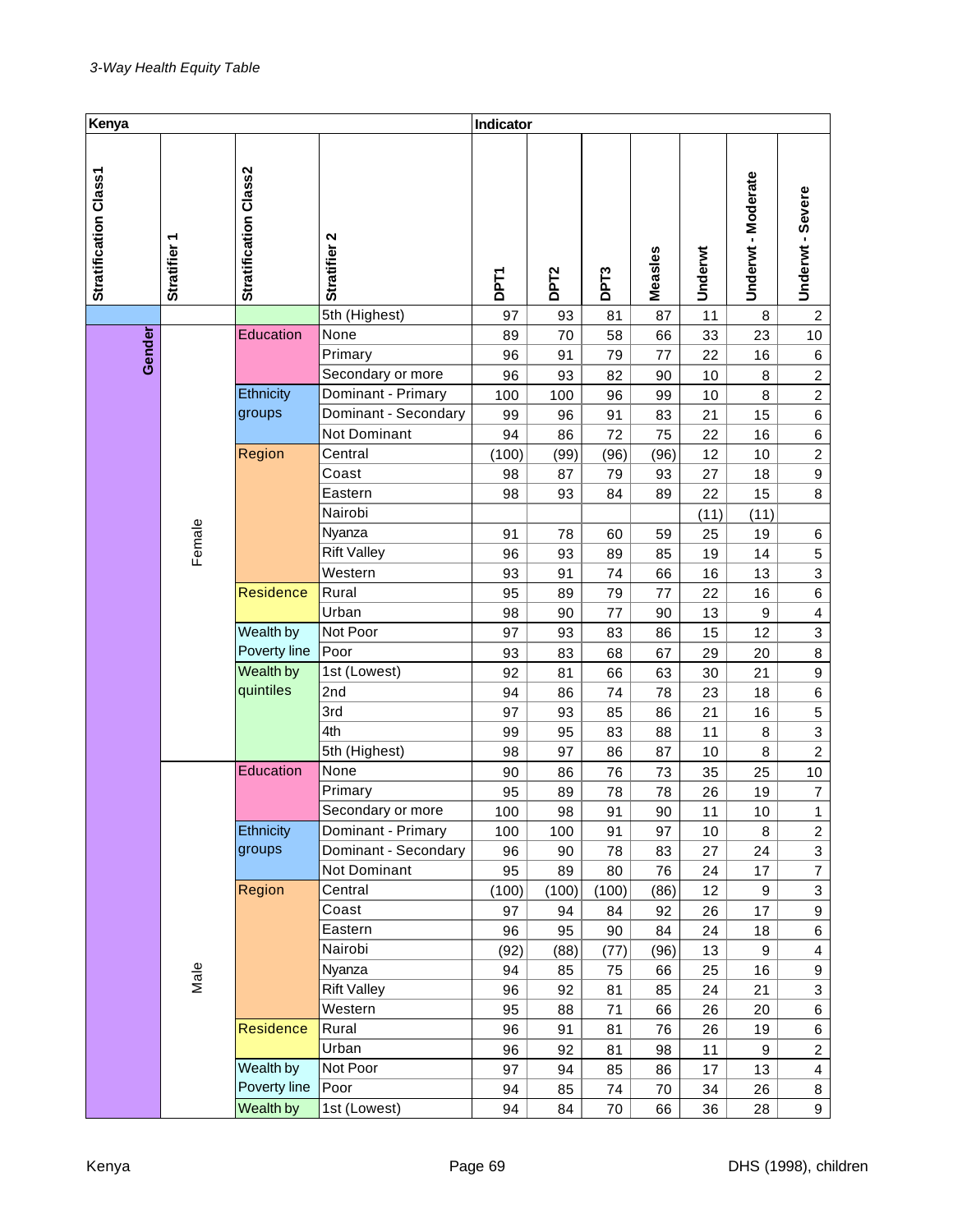*3-Way Health Equity Table*

| Kenya | | | | Indicator | | | | | | |
|---|---|---|---|---|---|---|---|---|---|---|
| Stratification Class1 | Stratifier 1 | Stratification Class2 | Stratifier 2 | DPT1 | DPT2 | DPT3 | Measles | Underwt | Underwt - Moderate | Underwt - Severe |
| | | | 5th (Highest) | 97 | 93 | 81 | 87 | 11 | 8 | 2 |
| Gender | Female | Education | None | 89 | 70 | 58 | 66 | 33 | 23 | 10 |
| | | | Primary | 96 | 91 | 79 | 77 | 22 | 16 | 6 |
| | | | Secondary or more | 96 | 93 | 82 | 90 | 10 | 8 | 2 |
| | | Ethnicity groups | Dominant - Primary | 100 | 100 | 96 | 99 | 10 | 8 | 2 |
| | | | Dominant - Secondary | 99 | 96 | 91 | 83 | 21 | 15 | 6 |
| | | | Not Dominant | 94 | 86 | 72 | 75 | 22 | 16 | 6 |
| | | Region | Central | (100) | (99) | (96) | (96) | 12 | 10 | 2 |
| | | | Coast | 98 | 87 | 79 | 93 | 27 | 18 | 9 |
| | | | Eastern | 98 | 93 | 84 | 89 | 22 | 15 | 8 |
| | | | Nairobi | | | | | (11) | (11) | |
| | | | Nyanza | 91 | 78 | 60 | 59 | 25 | 19 | 6 |
| | | | Rift Valley | 96 | 93 | 89 | 85 | 19 | 14 | 5 |
| | | | Western | 93 | 91 | 74 | 66 | 16 | 13 | 3 |
| | | Residence | Rural | 95 | 89 | 79 | 77 | 22 | 16 | 6 |
| | | | Urban | 98 | 90 | 77 | 90 | 13 | 9 | 4 |
| | | Wealth by Poverty line | Not Poor | 97 | 93 | 83 | 86 | 15 | 12 | 3 |
| | | | Poor | 93 | 83 | 68 | 67 | 29 | 20 | 8 |
| | | Wealth by quintiles | 1st (Lowest) | 92 | 81 | 66 | 63 | 30 | 21 | 9 |
| | | | 2nd | 94 | 86 | 74 | 78 | 23 | 18 | 6 |
| | | | 3rd | 97 | 93 | 85 | 86 | 21 | 16 | 5 |
| | | | 4th | 99 | 95 | 83 | 88 | 11 | 8 | 3 |
| | | | 5th (Highest) | 98 | 97 | 86 | 87 | 10 | 8 | 2 |
| | Male | Education | None | 90 | 86 | 76 | 73 | 35 | 25 | 10 |
| | | | Primary | 95 | 89 | 78 | 78 | 26 | 19 | 7 |
| | | | Secondary or more | 100 | 98 | 91 | 90 | 11 | 10 | 1 |
| | | Ethnicity groups | Dominant - Primary | 100 | 100 | 91 | 97 | 10 | 8 | 2 |
| | | | Dominant - Secondary | 96 | 90 | 78 | 83 | 27 | 24 | 3 |
| | | | Not Dominant | 95 | 89 | 80 | 76 | 24 | 17 | 7 |
| | | Region | Central | (100) | (100) | (100) | (86) | 12 | 9 | 3 |
| | | | Coast | 97 | 94 | 84 | 92 | 26 | 17 | 9 |
| | | | Eastern | 96 | 95 | 90 | 84 | 24 | 18 | 6 |
| | | | Nairobi | (92) | (88) | (77) | (96) | 13 | 9 | 4 |
| | | | Nyanza | 94 | 85 | 75 | 66 | 25 | 16 | 9 |
| | | | Rift Valley | 96 | 92 | 81 | 85 | 24 | 21 | 3 |
| | | | Western | 95 | 88 | 71 | 66 | 26 | 20 | 6 |
| | | Residence | Rural | 96 | 91 | 81 | 76 | 26 | 19 | 6 |
| | | | Urban | 96 | 92 | 81 | 98 | 11 | 9 | 2 |
| | | Wealth by Poverty line | Not Poor | 97 | 94 | 85 | 86 | 17 | 13 | 4 |
| | | | Poor | 94 | 85 | 74 | 70 | 34 | 26 | 8 |
| | | Wealth by | 1st (Lowest) | 94 | 84 | 70 | 66 | 36 | 28 | 9 |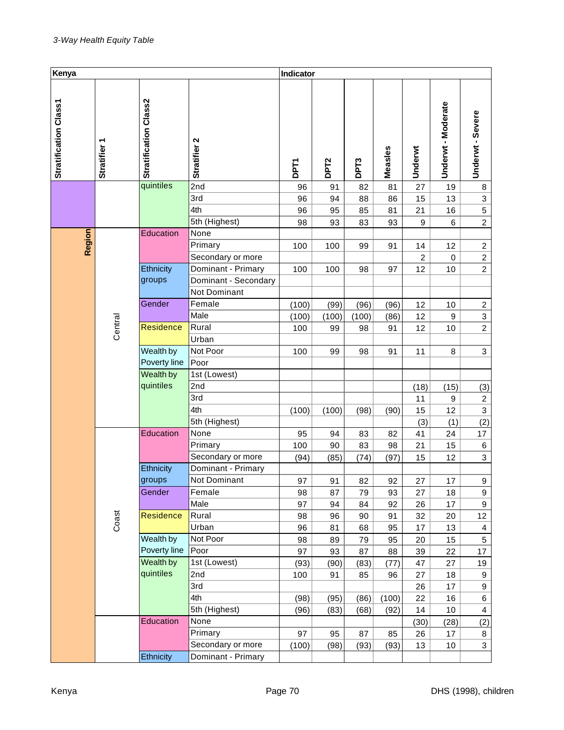*3-Way Health Equity Table*

| Kenya | | | | Indicator | | | | | | |
|---|---|---|---|---|---|---|---|---|---|---|
| Stratification Class1 | Stratifier 1 | Stratification Class2 | Stratifier 2 | DPT1 | DPT2 | DPT3 | Measles | Underwt | Underwt - Moderate | Underwt - Severe |
| | | quintiles | 2nd | 96 | 91 | 82 | 81 | 27 | 19 | 8 |
| | | | 3rd | 96 | 94 | 88 | 86 | 15 | 13 | 3 |
| | | | 4th | 96 | 95 | 85 | 81 | 21 | 16 | 5 |
| | | | 5th (Highest) | 98 | 93 | 83 | 93 | 9 | 6 | 2 |
| Region | Central | Education | None | | | | | | | |
| | | | Primary | 100 | 100 | 99 | 91 | 14 | 12 | 2 |
| | | | Secondary or more | | | | | 2 | 0 | 2 |
| | | Ethnicity groups | Dominant - Primary | 100 | 100 | 98 | 97 | 12 | 10 | 2 |
| | | | Dominant - Secondary | | | | | | | |
| | | | Not Dominant | | | | | | | |
| | | Gender | Female | (100) | (99) | (96) | (96) | 12 | 10 | 2 |
| | | | Male | (100) | (100) | (100) | (86) | 12 | 9 | 3 |
| | | Residence | Rural | 100 | 99 | 98 | 91 | 12 | 10 | 2 |
| | | | Urban | | | | | | | |
| | | Wealth by Poverty line | Not Poor | 100 | 99 | 98 | 91 | 11 | 8 | 3 |
| | | | Poor | | | | | | | |
| | | Wealth by quintiles | 1st (Lowest) | | | | | | | |
| | | | 2nd | | | | | (18) | (15) | (3) |
| | | | 3rd | | | | | 11 | 9 | 2 |
| | | | 4th | (100) | (100) | (98) | (90) | 15 | 12 | 3 |
| | | | 5th (Highest) | | | | | (3) | (1) | (2) |
| | Coast | Education | None | 95 | 94 | 83 | 82 | 41 | 24 | 17 |
| | | | Primary | 100 | 90 | 83 | 98 | 21 | 15 | 6 |
| | | | Secondary or more | (94) | (85) | (74) | (97) | 15 | 12 | 3 |
| | | Ethnicity groups | Dominant - Primary | | | | | | | |
| | | | Not Dominant | 97 | 91 | 82 | 92 | 27 | 17 | 9 |
| | | Gender | Female | 98 | 87 | 79 | 93 | 27 | 18 | 9 |
| | | | Male | 97 | 94 | 84 | 92 | 26 | 17 | 9 |
| | | Residence | Rural | 98 | 96 | 90 | 91 | 32 | 20 | 12 |
| | | | Urban | 96 | 81 | 68 | 95 | 17 | 13 | 4 |
| | | Wealth by Poverty line | Not Poor | 98 | 89 | 79 | 95 | 20 | 15 | 5 |
| | | | Poor | 97 | 93 | 87 | 88 | 39 | 22 | 17 |
| | | Wealth by quintiles | 1st (Lowest) | (93) | (90) | (83) | (77) | 47 | 27 | 19 |
| | | | 2nd | 100 | 91 | 85 | 96 | 27 | 18 | 9 |
| | | | 3rd | | | | | 26 | 17 | 9 |
| | | | 4th | (98) | (95) | (86) | (100) | 22 | 16 | 6 |
| | | | 5th (Highest) | (96) | (83) | (68) | (92) | 14 | 10 | 4 |
| | | Education | None | | | | | (30) | (28) | (2) |
| | | | Primary | 97 | 95 | 87 | 85 | 26 | 17 | 8 |
| | | | Secondary or more | (100) | (98) | (93) | (93) | 13 | 10 | 3 |
| | | Ethnicity | Dominant - Primary | | | | | | | |

Kenya DHS (1998), children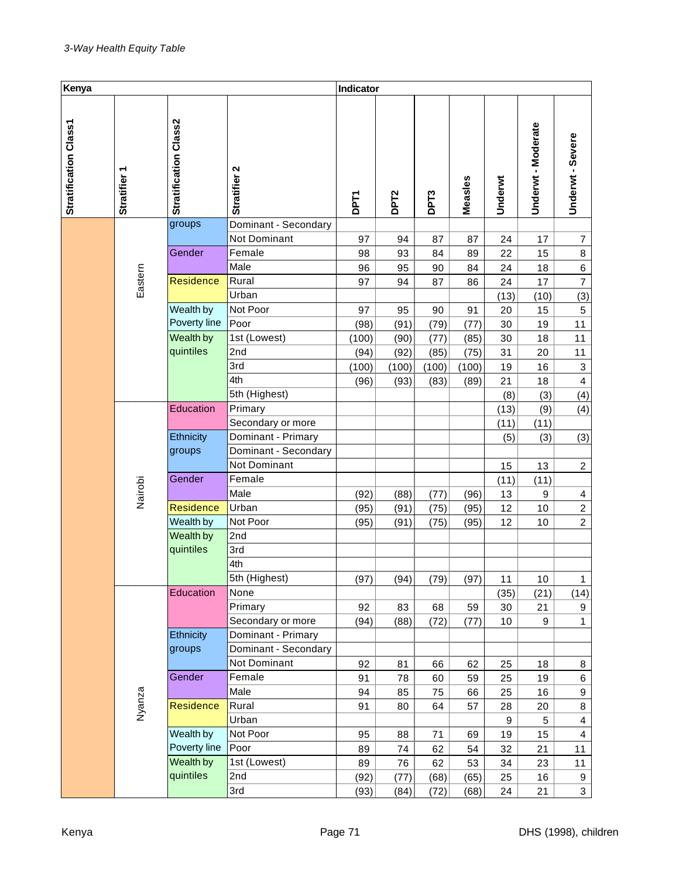*3-Way Health Equity Table*

| Kenya | | | | Indicator | | | | | | |
|---|---|---|---|---|---|---|---|---|---|---|
| Stratification Class1 | Stratifier 1 | Stratification Class2 | Stratifier 2 | DPT1 | DPT2 | DPT3 | Measles | Underwt | Underwt - Moderate | Underwt - Severe |
| | Eastern | groups | Dominant - Secondary | | | | | | | |
| | | | Not Dominant | 97 | 94 | 87 | 87 | 24 | 17 | 7 |
| | | Gender | Female | 98 | 93 | 84 | 89 | 22 | 15 | 8 |
| | | | Male | 96 | 95 | 90 | 84 | 24 | 18 | 6 |
| | | Residence | Rural | 97 | 94 | 87 | 86 | 24 | 17 | 7 |
| | | | Urban | | | | | (13) | (10) | (3) |
| | | Wealth by Poverty line | Not Poor | 97 | 95 | 90 | 91 | 20 | 15 | 5 |
| | | | Poor | (98) | (91) | (79) | (77) | 30 | 19 | 11 |
| | | Wealth by quintiles | 1st (Lowest) | (100) | (90) | (77) | (85) | 30 | 18 | 11 |
| | | | 2nd | (94) | (92) | (85) | (75) | 31 | 20 | 11 |
| | | | 3rd | (100) | (100) | (100) | (100) | 19 | 16 | 3 |
| | | | 4th | (96) | (93) | (83) | (89) | 21 | 18 | 4 |
| | | | 5th (Highest) | | | | | (8) | (3) | (4) |
| | Nairobi | Education | Primary | | | | | (13) | (9) | (4) |
| | | | Secondary or more | | | | | (11) | (11) | |
| | | Ethnicity groups | Dominant - Primary | | | | | (5) | (3) | (3) |
| | | | Dominant - Secondary | | | | | | | |
| | | | Not Dominant | | | | | 15 | 13 | 2 |
| | | Gender | Female | | | | | (11) | (11) | |
| | | | Male | (92) | (88) | (77) | (96) | 13 | 9 | 4 |
| | | Residence | Urban | (95) | (91) | (75) | (95) | 12 | 10 | 2 |
| | | Wealth by | Not Poor | (95) | (91) | (75) | (95) | 12 | 10 | 2 |
| | | Wealth by quintiles | 2nd | | | | | | | |
| | | | 3rd | | | | | | | |
| | | | 4th | | | | | | | |
| | | | 5th (Highest) | (97) | (94) | (79) | (97) | 11 | 10 | 1 |
| | Nyanza | Education | None | | | | | (35) | (21) | (14) |
| | | | Primary | 92 | 83 | 68 | 59 | 30 | 21 | 9 |
| | | | Secondary or more | (94) | (88) | (72) | (77) | 10 | 9 | 1 |
| | | Ethnicity groups | Dominant - Primary | | | | | | | |
| | | | Dominant - Secondary | | | | | | | |
| | | | Not Dominant | 92 | 81 | 66 | 62 | 25 | 18 | 8 |
| | | Gender | Female | 91 | 78 | 60 | 59 | 25 | 19 | 6 |
| | | | Male | 94 | 85 | 75 | 66 | 25 | 16 | 9 |
| | | Residence | Rural | 91 | 80 | 64 | 57 | 28 | 20 | 8 |
| | | | Urban | | | | | 9 | 5 | 4 |
| | | Wealth by Poverty line | Not Poor | 95 | 88 | 71 | 69 | 19 | 15 | 4 |
| | | | Poor | 89 | 74 | 62 | 54 | 32 | 21 | 11 |
| | | Wealth by quintiles | 1st (Lowest) | 89 | 76 | 62 | 53 | 34 | 23 | 11 |
| | | | 2nd | (92) | (77) | (68) | (65) | 25 | 16 | 9 |
| | | | 3rd | (93) | (84) | (72) | (68) | 24 | 21 | 3 |

DHS (1998), children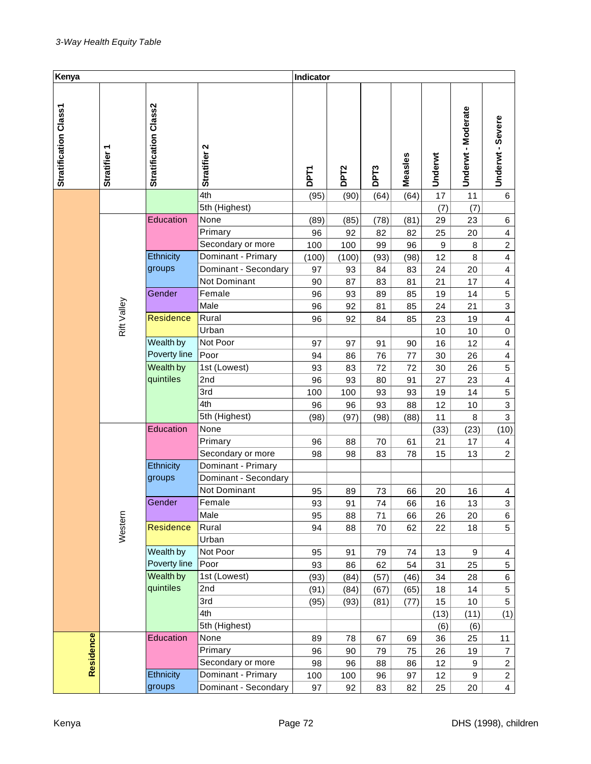*3-Way Health Equity Table*

| Kenya | | | | Indicator | | | | | | |
|---|---|---|---|---|---|---|---|---|---|---|
| Stratification Class1 | Stratifier 1 | Stratification Class2 | Stratifier 2 | DPT1 | DPT2 | DPT3 | Measles | Underwt | Underwt - Moderate | Underwt - Severe |
| | | | 4th | (95) | (90) | (64) | (64) | 17 | 11 | 6 |
| | | | 5th (Highest) | | | | | (7) | (7) | |
| | Rift Valley | Education | None | (89) | (85) | (78) | (81) | 29 | 23 | 6 |
| | | | Primary | 96 | 92 | 82 | 82 | 25 | 20 | 4 |
| | | | Secondary or more | 100 | 100 | 99 | 96 | 9 | 8 | 2 |
| | | Ethnicity groups | Dominant - Primary | (100) | (100) | (93) | (98) | 12 | 8 | 4 |
| | | | Dominant - Secondary | 97 | 93 | 84 | 83 | 24 | 20 | 4 |
| | | | Not Dominant | 90 | 87 | 83 | 81 | 21 | 17 | 4 |
| | | Gender | Female | 96 | 93 | 89 | 85 | 19 | 14 | 5 |
| | | | Male | 96 | 92 | 81 | 85 | 24 | 21 | 3 |
| | | Residence | Rural | 96 | 92 | 84 | 85 | 23 | 19 | 4 |
| | | | Urban | | | | | 10 | 10 | 0 |
| | | Wealth by Poverty line | Not Poor | 97 | 97 | 91 | 90 | 16 | 12 | 4 |
| | | | Poor | 94 | 86 | 76 | 77 | 30 | 26 | 4 |
| | | Wealth by quintiles | 1st (Lowest) | 93 | 83 | 72 | 72 | 30 | 26 | 5 |
| | | | 2nd | 96 | 93 | 80 | 91 | 27 | 23 | 4 |
| | | | 3rd | 100 | 100 | 93 | 93 | 19 | 14 | 5 |
| | | | 4th | 96 | 96 | 93 | 88 | 12 | 10 | 3 |
| | | | 5th (Highest) | (98) | (97) | (98) | (88) | 11 | 8 | 3 |
| | Western | Education | None | | | | | (33) | (23) | (10) |
| | | | Primary | 96 | 88 | 70 | 61 | 21 | 17 | 4 |
| | | | Secondary or more | 98 | 98 | 83 | 78 | 15 | 13 | 2 |
| | | Ethnicity groups | Dominant - Primary | | | | | | | |
| | | | Dominant - Secondary | | | | | | | |
| | | | Not Dominant | 95 | 89 | 73 | 66 | 20 | 16 | 4 |
| | | Gender | Female | 93 | 91 | 74 | 66 | 16 | 13 | 3 |
| | | | Male | 95 | 88 | 71 | 66 | 26 | 20 | 6 |
| | | Residence | Rural | 94 | 88 | 70 | 62 | 22 | 18 | 5 |
| | | | Urban | | | | | | | |
| | | Wealth by Poverty line | Not Poor | 95 | 91 | 79 | 74 | 13 | 9 | 4 |
| | | | Poor | 93 | 86 | 62 | 54 | 31 | 25 | 5 |
| | | Wealth by quintiles | 1st (Lowest) | (93) | (84) | (57) | (46) | 34 | 28 | 6 |
| | | | 2nd | (91) | (84) | (67) | (65) | 18 | 14 | 5 |
| | | | 3rd | (95) | (93) | (81) | (77) | 15 | 10 | 5 |
| | | | 4th | | | | | (13) | (11) | (1) |
| | | | 5th (Highest) | | | | | (6) | (6) | |
| Residence | | Education | None | 89 | 78 | 67 | 69 | 36 | 25 | 11 |
| | | | Primary | 96 | 90 | 79 | 75 | 26 | 19 | 7 |
| | | | Secondary or more | 98 | 96 | 88 | 86 | 12 | 9 | 2 |
| | | Ethnicity groups | Dominant - Primary | 100 | 100 | 96 | 97 | 12 | 9 | 2 |
| | | | Dominant - Secondary | 97 | 92 | 83 | 82 | 25 | 20 | 4 |

Kenya DHS (1998), children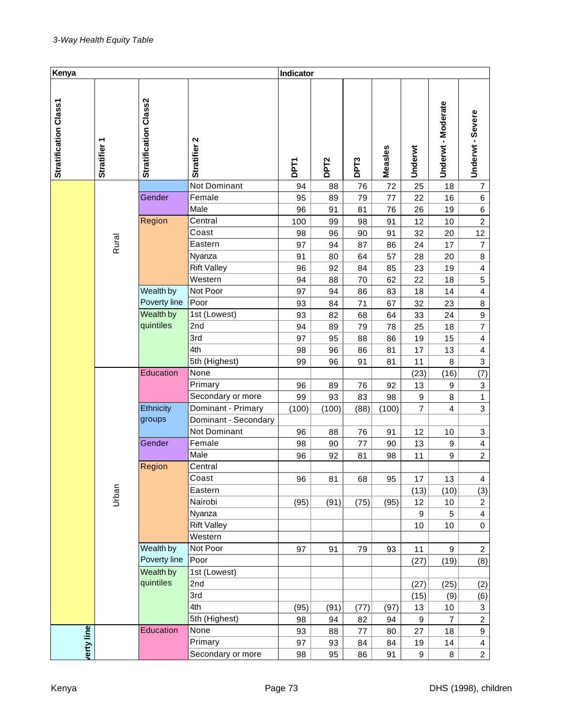*3-Way Health Equity Table*

| Kenya | | | | Indicator | | | | | | |
|---|---|---|---|---|---|---|---|---|---|---|
| Stratification Class1 | Stratifier 1 | Stratification Class2 | Stratifier 2 | DPT1 | DPT2 | DPT3 | Measles | Underwt | Underwt - Moderate | Underwt - Severe |
| | Rural | | Not Dominant | 94 | 88 | 76 | 72 | 25 | 18 | 7 |
| | | Gender | Female | 95 | 89 | 79 | 77 | 22 | 16 | 6 |
| | | | Male | 96 | 91 | 81 | 76 | 26 | 19 | 6 |
| | | Region | Central | 100 | 99 | 98 | 91 | 12 | 10 | 2 |
| | | | Coast | 98 | 96 | 90 | 91 | 32 | 20 | 12 |
| | | | Eastern | 97 | 94 | 87 | 86 | 24 | 17 | 7 |
| | | | Nyanza | 91 | 80 | 64 | 57 | 28 | 20 | 8 |
| | | | Rift Valley | 96 | 92 | 84 | 85 | 23 | 19 | 4 |
| | | | Western | 94 | 88 | 70 | 62 | 22 | 18 | 5 |
| | | Wealth by Poverty line | Not Poor | 97 | 94 | 86 | 83 | 18 | 14 | 4 |
| | | | Poor | 93 | 84 | 71 | 67 | 32 | 23 | 8 |
| | | Wealth by quintiles | 1st (Lowest) | 93 | 82 | 68 | 64 | 33 | 24 | 9 |
| | | | 2nd | 94 | 89 | 79 | 78 | 25 | 18 | 7 |
| | | | 3rd | 97 | 95 | 88 | 86 | 19 | 15 | 4 |
| | | | 4th | 98 | 96 | 86 | 81 | 17 | 13 | 4 |
| | | | 5th (Highest) | 99 | 96 | 91 | 81 | 11 | 8 | 3 |
| | Urban | Education | None | | | | | (23) | (16) | (7) |
| | | | Primary | 96 | 89 | 76 | 92 | 13 | 9 | 3 |
| | | | Secondary or more | 99 | 93 | 83 | 98 | 9 | 8 | 1 |
| | | Ethnicity groups | Dominant - Primary | (100) | (100) | (88) | (100) | 7 | 4 | 3 |
| | | | Dominant - Secondary | | | | | | | |
| | | | Not Dominant | 96 | 88 | 76 | 91 | 12 | 10 | 3 |
| | | Gender | Female | 98 | 90 | 77 | 90 | 13 | 9 | 4 |
| | | | Male | 96 | 92 | 81 | 98 | 11 | 9 | 2 |
| | | Region | Central | | | | | | | |
| | | | Coast | 96 | 81 | 68 | 95 | 17 | 13 | 4 |
| | | | Eastern | | | | | (13) | (10) | (3) |
| | | | Nairobi | (95) | (91) | (75) | (95) | 12 | 10 | 2 |
| | | | Nyanza | | | | | 9 | 5 | 4 |
| | | | Rift Valley | | | | | 10 | 10 | 0 |
| | | | Western | | | | | | | |
| | | Wealth by Poverty line | Not Poor | 97 | 91 | 79 | 93 | 11 | 9 | 2 |
| | | | Poor | | | | | (27) | (19) | (8) |
| | | Wealth by quintiles | 1st (Lowest) | | | | | | | |
| | | | 2nd | | | | | (27) | (25) | (2) |
| | | | 3rd | | | | | (15) | (9) | (6) |
| | | | 4th | (95) | (91) | (77) | (97) | 13 | 10 | 3 |
| | | | 5th (Highest) | 98 | 94 | 82 | 94 | 9 | 7 | 2 |
| verty line | | Education | None | 93 | 88 | 77 | 80 | 27 | 18 | 9 |
| | | | Primary | 97 | 93 | 84 | 84 | 19 | 14 | 4 |
| | | | Secondary or more | 98 | 95 | 86 | 91 | 9 | 8 | 2 |

Kenya | DHS (1998), children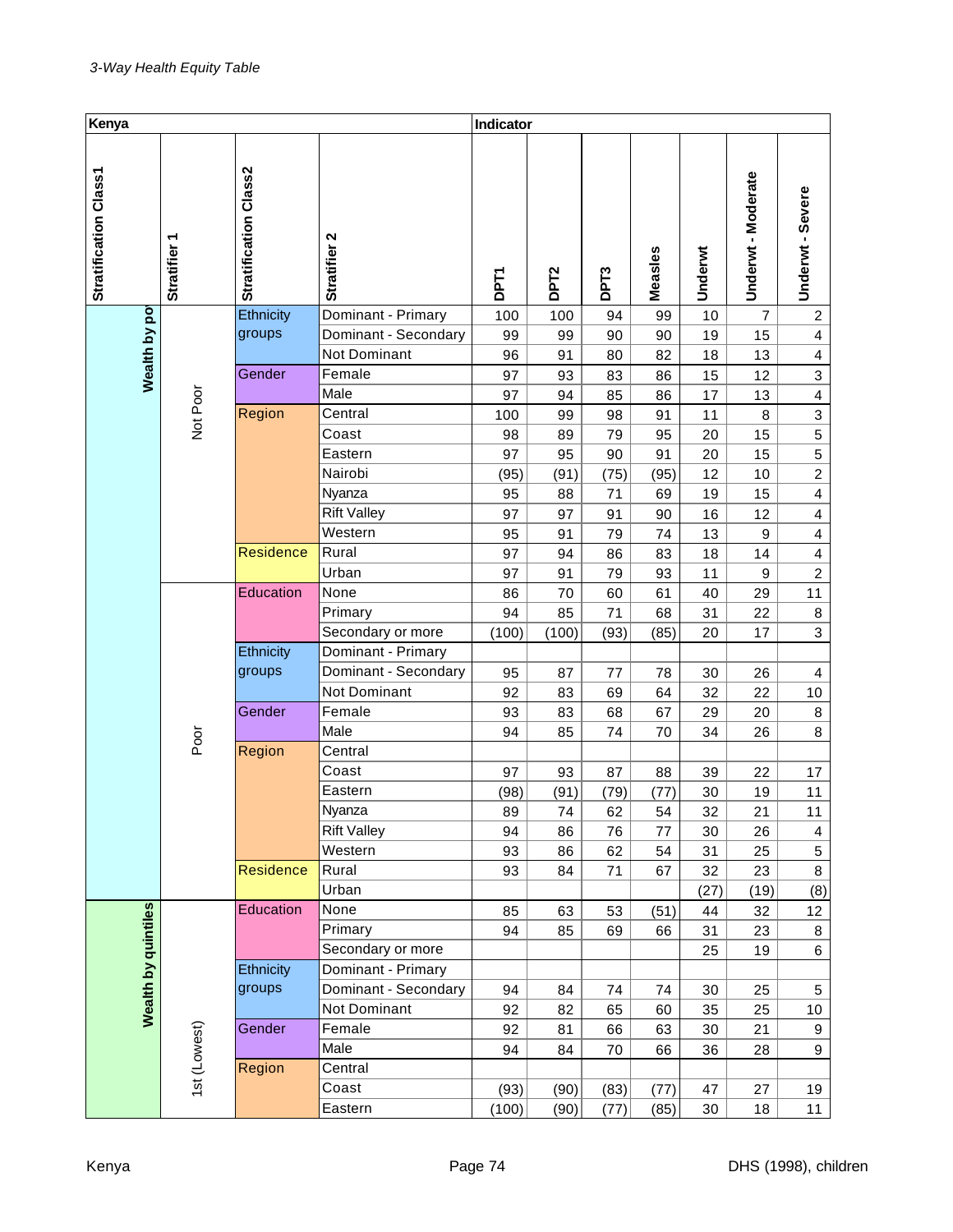*3-Way Health Equity Table*

| Kenya | | | | Indicator | | | | | | |
|---|---|---|---|---|---|---|---|---|---|---|
| Stratification Class1 | Stratifier 1 | Stratification Class2 | Stratifier 2 | DPT1 | DPT2 | DPT3 | Measles | Underwt | Underwt - Moderate | Underwt - Severe |
| Wealth by po | Not Poor | Ethnicity groups | Dominant - Primary | 100 | 100 | 94 | 99 | 10 | 7 | 2 |
| | | | Dominant - Secondary | 99 | 99 | 90 | 90 | 19 | 15 | 4 |
| | | | Not Dominant | 96 | 91 | 80 | 82 | 18 | 13 | 4 |
| | | Gender | Female | 97 | 93 | 83 | 86 | 15 | 12 | 3 |
| | | | Male | 97 | 94 | 85 | 86 | 17 | 13 | 4 |
| | | Region | Central | 100 | 99 | 98 | 91 | 11 | 8 | 3 |
| | | | Coast | 98 | 89 | 79 | 95 | 20 | 15 | 5 |
| | | | Eastern | 97 | 95 | 90 | 91 | 20 | 15 | 5 |
| | | | Nairobi | (95) | (91) | (75) | (95) | 12 | 10 | 2 |
| | | | Nyanza | 95 | 88 | 71 | 69 | 19 | 15 | 4 |
| | | | Rift Valley | 97 | 97 | 91 | 90 | 16 | 12 | 4 |
| | | | Western | 95 | 91 | 79 | 74 | 13 | 9 | 4 |
| | | Residence | Rural | 97 | 94 | 86 | 83 | 18 | 14 | 4 |
| | | | Urban | 97 | 91 | 79 | 93 | 11 | 9 | 2 |
| | Poor | Education | None | 86 | 70 | 60 | 61 | 40 | 29 | 11 |
| | | | Primary | 94 | 85 | 71 | 68 | 31 | 22 | 8 |
| | | | Secondary or more | (100) | (100) | (93) | (85) | 20 | 17 | 3 |
| | | Ethnicity groups | Dominant - Primary | | | | | | | |
| | | | Dominant - Secondary | 95 | 87 | 77 | 78 | 30 | 26 | 4 |
| | | | Not Dominant | 92 | 83 | 69 | 64 | 32 | 22 | 10 |
| | | Gender | Female | 93 | 83 | 68 | 67 | 29 | 20 | 8 |
| | | | Male | 94 | 85 | 74 | 70 | 34 | 26 | 8 |
| | | Region | Central | | | | | | | |
| | | | Coast | 97 | 93 | 87 | 88 | 39 | 22 | 17 |
| | | | Eastern | (98) | (91) | (79) | (77) | 30 | 19 | 11 |
| | | | Nyanza | 89 | 74 | 62 | 54 | 32 | 21 | 11 |
| | | | Rift Valley | 94 | 86 | 76 | 77 | 30 | 26 | 4 |
| | | | Western | 93 | 86 | 62 | 54 | 31 | 25 | 5 |
| | | Residence | Rural | 93 | 84 | 71 | 67 | 32 | 23 | 8 |
| | | | Urban | | | | | (27) | (19) | (8) |
| Wealth by quintiles | 1st (Lowest) | Education | None | 85 | 63 | 53 | (51) | 44 | 32 | 12 |
| | | | Primary | 94 | 85 | 69 | 66 | 31 | 23 | 8 |
| | | | Secondary or more | | | | | 25 | 19 | 6 |
| | | Ethnicity groups | Dominant - Primary | | | | | | | |
| | | | Dominant - Secondary | 94 | 84 | 74 | 74 | 30 | 25 | 5 |
| | | | Not Dominant | 92 | 82 | 65 | 60 | 35 | 25 | 10 |
| | | Gender | Female | 92 | 81 | 66 | 63 | 30 | 21 | 9 |
| | | | Male | 94 | 84 | 70 | 66 | 36 | 28 | 9 |
| | | Region | Central | | | | | | | |
| | | | Coast | (93) | (90) | (83) | (77) | 47 | 27 | 19 |
| | | | Eastern | (100) | (90) | (77) | (85) | 30 | 18 | 11 |

Kenya — DHS (1998), children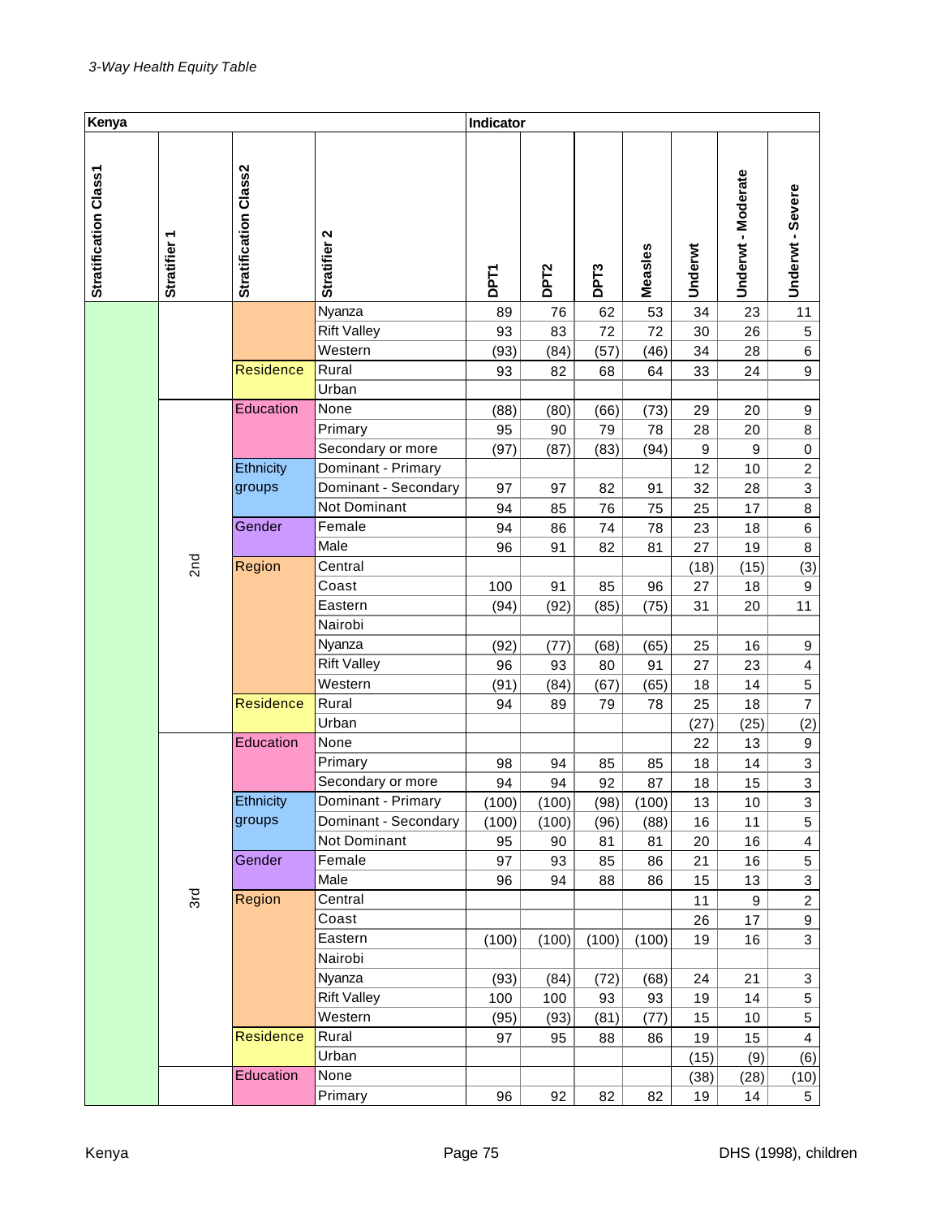*3-Way Health Equity Table*

| Kenya | | | | Indicator | | | | | | |
|---|---|---|---|---|---|---|---|---|---|---|
| Stratification Class1 | Stratifier 1 | Stratification Class2 | Stratifier 2 | DPT1 | DPT2 | DPT3 | Measles | Underwt | Underwt - Moderate | Underwt - Severe |
| | | | Nyanza | 89 | 76 | 62 | 53 | 34 | 23 | 11 |
| | | | Rift Valley | 93 | 83 | 72 | 72 | 30 | 26 | 5 |
| | | | Western | (93) | (84) | (57) | (46) | 34 | 28 | 6 |
| | | Residence | Rural | 93 | 82 | 68 | 64 | 33 | 24 | 9 |
| | | | Urban | | | | | | | |
| | 2nd | Education | None | (88) | (80) | (66) | (73) | 29 | 20 | 9 |
| | | | Primary | 95 | 90 | 79 | 78 | 28 | 20 | 8 |
| | | | Secondary or more | (97) | (87) | (83) | (94) | 9 | 9 | 0 |
| | | Ethnicity groups | Dominant - Primary | | | | | 12 | 10 | 2 |
| | | | Dominant - Secondary | 97 | 97 | 82 | 91 | 32 | 28 | 3 |
| | | | Not Dominant | 94 | 85 | 76 | 75 | 25 | 17 | 8 |
| | | Gender | Female | 94 | 86 | 74 | 78 | 23 | 18 | 6 |
| | | | Male | 96 | 91 | 82 | 81 | 27 | 19 | 8 |
| | | Region | Central | | | | | (18) | (15) | (3) |
| | | | Coast | 100 | 91 | 85 | 96 | 27 | 18 | 9 |
| | | | Eastern | (94) | (92) | (85) | (75) | 31 | 20 | 11 |
| | | | Nairobi | | | | | | | |
| | | | Nyanza | (92) | (77) | (68) | (65) | 25 | 16 | 9 |
| | | | Rift Valley | 96 | 93 | 80 | 91 | 27 | 23 | 4 |
| | | | Western | (91) | (84) | (67) | (65) | 18 | 14 | 5 |
| | | Residence | Rural | 94 | 89 | 79 | 78 | 25 | 18 | 7 |
| | | | Urban | | | | | (27) | (25) | (2) |
| | 3rd | Education | None | | | | | 22 | 13 | 9 |
| | | | Primary | 98 | 94 | 85 | 85 | 18 | 14 | 3 |
| | | | Secondary or more | 94 | 94 | 92 | 87 | 18 | 15 | 3 |
| | | Ethnicity groups | Dominant - Primary | (100) | (100) | (98) | (100) | 13 | 10 | 3 |
| | | | Dominant - Secondary | (100) | (100) | (96) | (88) | 16 | 11 | 5 |
| | | | Not Dominant | 95 | 90 | 81 | 81 | 20 | 16 | 4 |
| | | Gender | Female | 97 | 93 | 85 | 86 | 21 | 16 | 5 |
| | | | Male | 96 | 94 | 88 | 86 | 15 | 13 | 3 |
| | | Region | Central | | | | | 11 | 9 | 2 |
| | | | Coast | | | | | 26 | 17 | 9 |
| | | | Eastern | (100) | (100) | (100) | (100) | 19 | 16 | 3 |
| | | | Nairobi | | | | | | | |
| | | | Nyanza | (93) | (84) | (72) | (68) | 24 | 21 | 3 |
| | | | Rift Valley | 100 | 100 | 93 | 93 | 19 | 14 | 5 |
| | | | Western | (95) | (93) | (81) | (77) | 15 | 10 | 5 |
| | | Residence | Rural | 97 | 95 | 88 | 86 | 19 | 15 | 4 |
| | | | Urban | | | | | (15) | (9) | (6) |
| | | Education | None | | | | | (38) | (28) | (10) |
| | | | Primary | 96 | 92 | 82 | 82 | 19 | 14 | 5 |

Kenya DHS (1998), children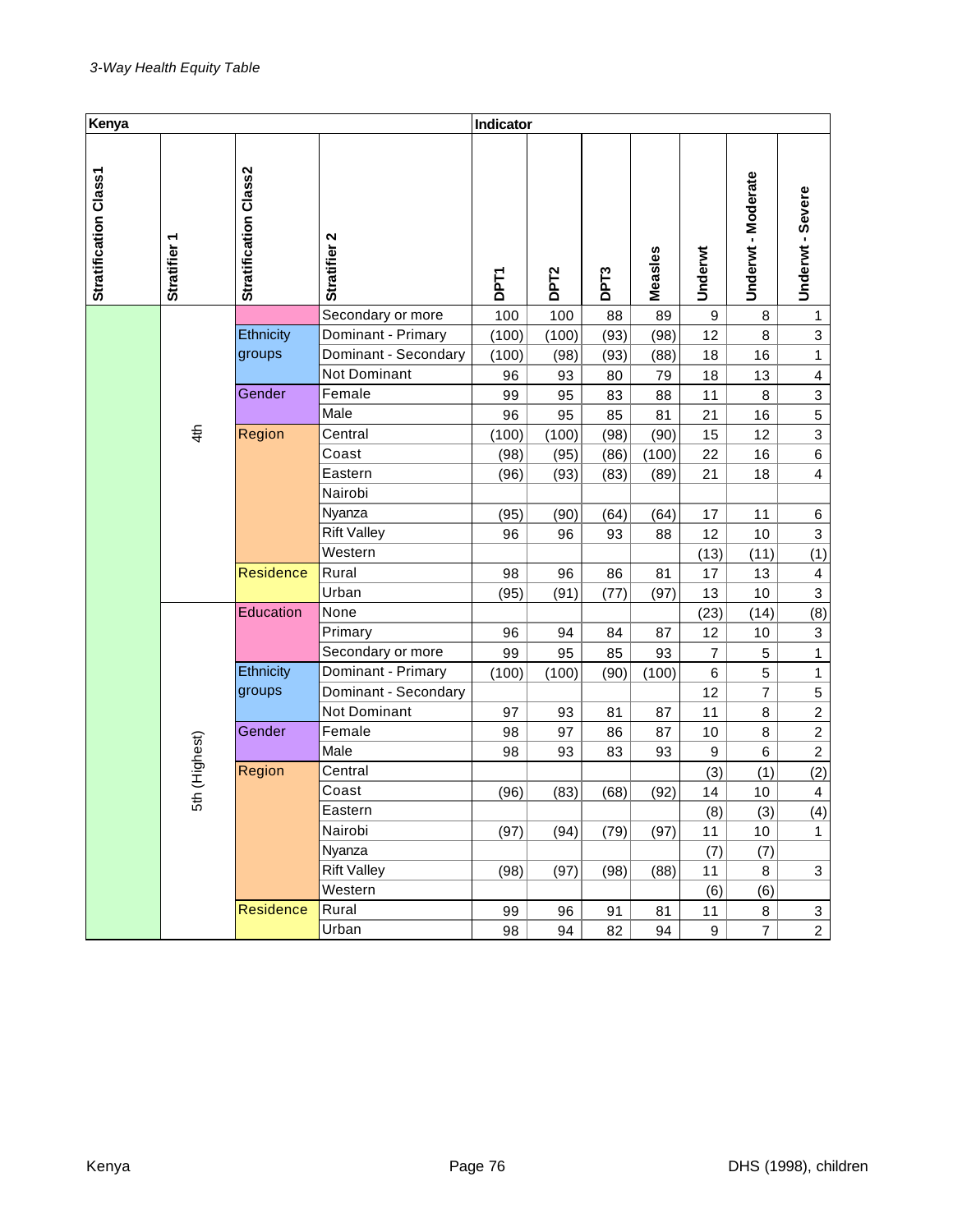*3-Way Health Equity Table*

| Kenya | | | | Indicator | | | | | | |
|---|---|---|---|---|---|---|---|---|---|---|
| Stratification Class1 | Stratifier 1 | Stratification Class2 | Stratifier 2 | DPT1 | DPT2 | DPT3 | Measles | Underwt | Underwt - Moderate | Underwt - Severe |
| | 4th | | Secondary or more | 100 | 100 | 88 | 89 | 9 | 8 | 1 |
| | | Ethnicity groups | Dominant - Primary | (100) | (100) | (93) | (98) | 12 | 8 | 3 |
| | | | Dominant - Secondary | (100) | (98) | (93) | (88) | 18 | 16 | 1 |
| | | | Not Dominant | 96 | 93 | 80 | 79 | 18 | 13 | 4 |
| | | Gender | Female | 99 | 95 | 83 | 88 | 11 | 8 | 3 |
| | | | Male | 96 | 95 | 85 | 81 | 21 | 16 | 5 |
| | | Region | Central | (100) | (100) | (98) | (90) | 15 | 12 | 3 |
| | | | Coast | (98) | (95) | (86) | (100) | 22 | 16 | 6 |
| | | | Eastern | (96) | (93) | (83) | (89) | 21 | 18 | 4 |
| | | | Nairobi | | | | | | | |
| | | | Nyanza | (95) | (90) | (64) | (64) | 17 | 11 | 6 |
| | | | Rift Valley | 96 | 96 | 93 | 88 | 12 | 10 | 3 |
| | | | Western | | | | | (13) | (11) | (1) |
| | | Residence | Rural | 98 | 96 | 86 | 81 | 17 | 13 | 4 |
| | | | Urban | (95) | (91) | (77) | (97) | 13 | 10 | 3 |
| | 5th (Highest) | Education | None | | | | | (23) | (14) | (8) |
| | | | Primary | 96 | 94 | 84 | 87 | 12 | 10 | 3 |
| | | | Secondary or more | 99 | 95 | 85 | 93 | 7 | 5 | 1 |
| | | Ethnicity groups | Dominant - Primary | (100) | (100) | (90) | (100) | 6 | 5 | 1 |
| | | | Dominant - Secondary | | | | | 12 | 7 | 5 |
| | | | Not Dominant | 97 | 93 | 81 | 87 | 11 | 8 | 2 |
| | | Gender | Female | 98 | 97 | 86 | 87 | 10 | 8 | 2 |
| | | | Male | 98 | 93 | 83 | 93 | 9 | 6 | 2 |
| | | Region | Central | | | | | (3) | (1) | (2) |
| | | | Coast | (96) | (83) | (68) | (92) | 14 | 10 | 4 |
| | | | Eastern | | | | | (8) | (3) | (4) |
| | | | Nairobi | (97) | (94) | (79) | (97) | 11 | 10 | 1 |
| | | | Nyanza | | | | | (7) | (7) | |
| | | | Rift Valley | (98) | (97) | (98) | (88) | 11 | 8 | 3 |
| | | | Western | | | | | (6) | (6) | |
| | | Residence | Rural | 99 | 96 | 91 | 81 | 11 | 8 | 3 |
| | | | Urban | 98 | 94 | 82 | 94 | 9 | 7 | 2 |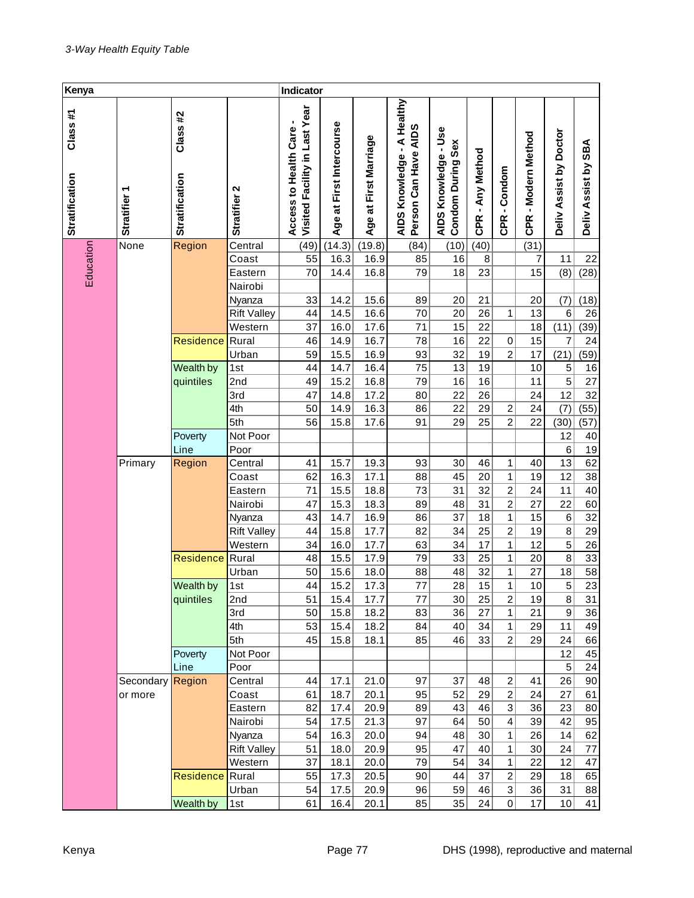*3-Way Health Equity Table*

| Kenya | | | | Indicator | | | | | | | | | |
|---|---|---|---|---|---|---|---|---|---|---|---|---|---|
| Stratification Class #1 | Stratifier 1 | Stratification Class #2 | Stratifier 2 | Access to Health Care - Visited Facility in Last Year | Age at First Intercourse | Age at First Marriage | AIDS Knowledge - A Healthy Person Can Have AIDS | AIDS Knowledge - Use Condom During Sex | CPR - Any Method | CPR - Condom | CPR - Modern Method | Deliv Assist by Doctor | Deliv Assist by SBA |
| Education | None | Region | Central | (49) | (14.3) | (19.8) | (84) | (10) | (40) | | (31) | | |
| | | | Coast | 55 | 16.3 | 16.9 | 85 | 16 | 8 | | 7 | 11 | 22 |
| | | | Eastern | 70 | 14.4 | 16.8 | 79 | 18 | 23 | | 15 | (8) | (28) |
| | | | Nairobi | | | | | | | | | | |
| | | | Nyanza | 33 | 14.2 | 15.6 | 89 | 20 | 21 | | 20 | (7) | (18) |
| | | | Rift Valley | 44 | 14.5 | 16.6 | 70 | 20 | 26 | 1 | 13 | 6 | 26 |
| | | | Western | 37 | 16.0 | 17.6 | 71 | 15 | 22 | | 18 | (11) | (39) |
| | | Residence | Rural | 46 | 14.9 | 16.7 | 78 | 16 | 22 | 0 | 15 | 7 | 24 |
| | | | Urban | 59 | 15.5 | 16.9 | 93 | 32 | 19 | 2 | 17 | (21) | (59) |
| | | Wealth by quintiles | 1st | 44 | 14.7 | 16.4 | 75 | 13 | 19 | | 10 | 5 | 16 |
| | | | 2nd | 49 | 15.2 | 16.8 | 79 | 16 | 16 | | 11 | 5 | 27 |
| | | | 3rd | 47 | 14.8 | 17.2 | 80 | 22 | 26 | | 24 | 12 | 32 |
| | | | 4th | 50 | 14.9 | 16.3 | 86 | 22 | 29 | 2 | 24 | (7) | (55) |
| | | | 5th | 56 | 15.8 | 17.6 | 91 | 29 | 25 | 2 | 22 | (30) | (57) |
| | | Poverty Line | Not Poor | | | | | | | | | 12 | 40 |
| | | | Poor | | | | | | | | | 6 | 19 |
| | Primary | Region | Central | 41 | 15.7 | 19.3 | 93 | 30 | 46 | 1 | 40 | 13 | 62 |
| | | | Coast | 62 | 16.3 | 17.1 | 88 | 45 | 20 | 1 | 19 | 12 | 38 |
| | | | Eastern | 71 | 15.5 | 18.8 | 73 | 31 | 32 | 2 | 24 | 11 | 40 |
| | | | Nairobi | 47 | 15.3 | 18.3 | 89 | 48 | 31 | 2 | 27 | 22 | 60 |
| | | | Nyanza | 43 | 14.7 | 16.9 | 86 | 37 | 18 | 1 | 15 | 6 | 32 |
| | | | Rift Valley | 44 | 15.8 | 17.7 | 82 | 34 | 25 | 2 | 19 | 8 | 29 |
| | | | Western | 34 | 16.0 | 17.7 | 63 | 34 | 17 | 1 | 12 | 5 | 26 |
| | | Residence | Rural | 48 | 15.5 | 17.9 | 79 | 33 | 25 | 1 | 20 | 8 | 33 |
| | | | Urban | 50 | 15.6 | 18.0 | 88 | 48 | 32 | 1 | 27 | 18 | 58 |
| | | Wealth by quintiles | 1st | 44 | 15.2 | 17.3 | 77 | 28 | 15 | 1 | 10 | 5 | 23 |
| | | | 2nd | 51 | 15.4 | 17.7 | 77 | 30 | 25 | 2 | 19 | 8 | 31 |
| | | | 3rd | 50 | 15.8 | 18.2 | 83 | 36 | 27 | 1 | 21 | 9 | 36 |
| | | | 4th | 53 | 15.4 | 18.2 | 84 | 40 | 34 | 1 | 29 | 11 | 49 |
| | | | 5th | 45 | 15.8 | 18.1 | 85 | 46 | 33 | 2 | 29 | 24 | 66 |
| | | Poverty Line | Not Poor | | | | | | | | | 12 | 45 |
| | | | Poor | | | | | | | | | 5 | 24 |
| | Secondary or more | Region | Central | 44 | 17.1 | 21.0 | 97 | 37 | 48 | 2 | 41 | 26 | 90 |
| | | | Coast | 61 | 18.7 | 20.1 | 95 | 52 | 29 | 2 | 24 | 27 | 61 |
| | | | Eastern | 82 | 17.4 | 20.9 | 89 | 43 | 46 | 3 | 36 | 23 | 80 |
| | | | Nairobi | 54 | 17.5 | 21.3 | 97 | 64 | 50 | 4 | 39 | 42 | 95 |
| | | | Nyanza | 54 | 16.3 | 20.0 | 94 | 48 | 30 | 1 | 26 | 14 | 62 |
| | | | Rift Valley | 51 | 18.0 | 20.9 | 95 | 47 | 40 | 1 | 30 | 24 | 77 |
| | | | Western | 37 | 18.1 | 20.0 | 79 | 54 | 34 | 1 | 22 | 12 | 47 |
| | | Residence | Rural | 55 | 17.3 | 20.5 | 90 | 44 | 37 | 2 | 29 | 18 | 65 |
| | | | Urban | 54 | 17.5 | 20.9 | 96 | 59 | 46 | 3 | 36 | 31 | 88 |
| | | Wealth by | 1st | 61 | 16.4 | 20.1 | 85 | 35 | 24 | 0 | 17 | 10 | 41 |

Kenya DHS (1998), reproductive and maternal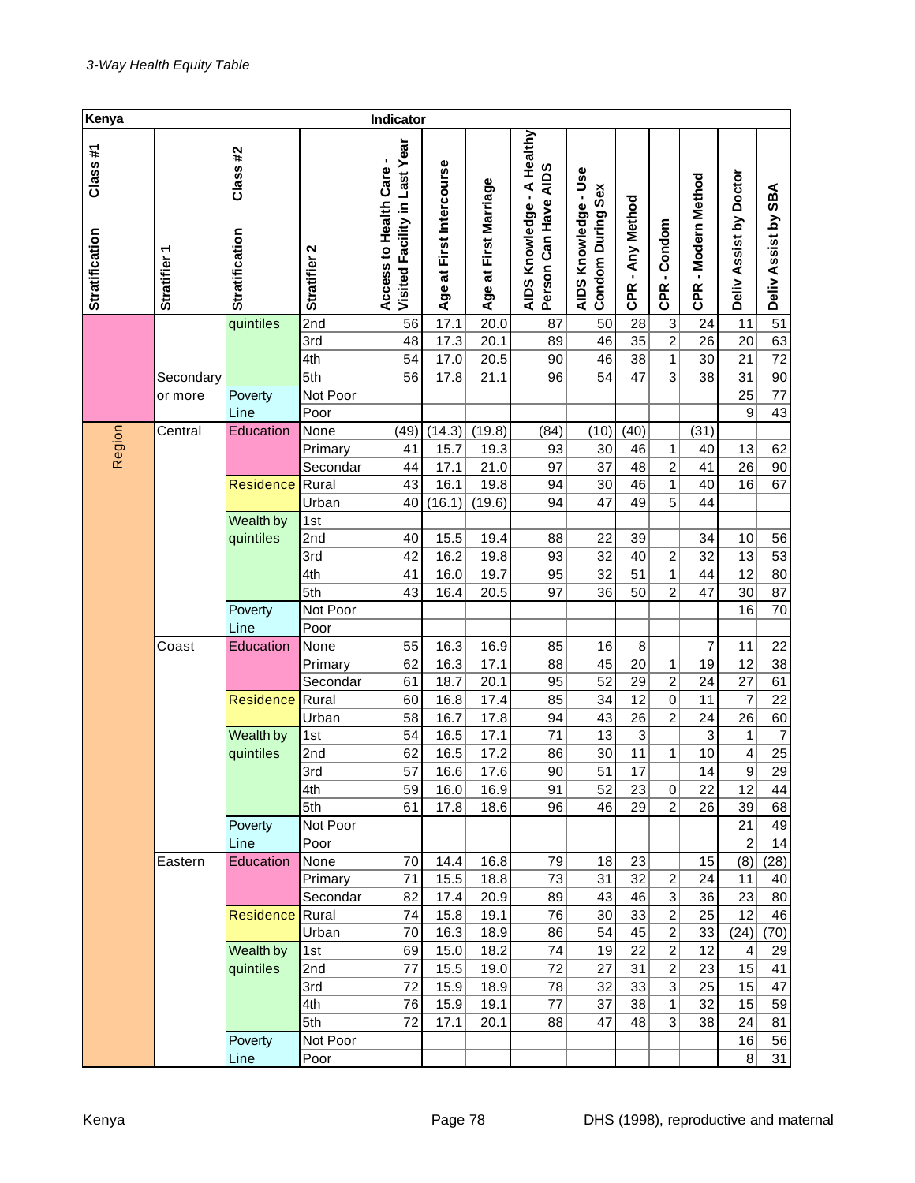*3-Way Health Equity Table*

| Kenya | | | | Indicator | | | | | | | | | |
|---|---|---|---|---|---|---|---|---|---|---|---|---|---|
| Class #1 Stratification | Stratifier 1 | Class #2 Stratification | Stratifier 2 | Access to Health Care - Visited Facility in Last Year | Age at First Intercourse | Age at First Marriage | AIDS Knowledge - A Healthy Person Can Have AIDS | AIDS Knowledge - Use Condom During Sex | CPR - Any Method | CPR - Condom | CPR - Modern Method | Deliv Assist by Doctor | Deliv Assist by SBA |
| | | quintiles | 2nd | 56 | 17.1 | 20.0 | 87 | 50 | 28 | 3 | 24 | 11 | 51 |
| | | | 3rd | 48 | 17.3 | 20.1 | 89 | 46 | 35 | 2 | 26 | 20 | 63 |
| | | | 4th | 54 | 17.0 | 20.5 | 90 | 46 | 38 | 1 | 30 | 21 | 72 |
| | Secondary or more | | 5th | 56 | 17.8 | 21.1 | 96 | 54 | 47 | 3 | 38 | 31 | 90 |
| | | Poverty Line | Not Poor | | | | | | | | | 25 | 77 |
| | | | Poor | | | | | | | | | 9 | 43 |
| Region | Central | Education | None | (49) | (14.3) | (19.8) | (84) | (10) | (40) | | (31) | | |
| | | | Primary | 41 | 15.7 | 19.3 | 93 | 30 | 46 | 1 | 40 | 13 | 62 |
| | | | Secondar | 44 | 17.1 | 21.0 | 97 | 37 | 48 | 2 | 41 | 26 | 90 |
| | | Residence | Rural | 43 | 16.1 | 19.8 | 94 | 30 | 46 | 1 | 40 | 16 | 67 |
| | | | Urban | 40 | (16.1) | (19.6) | 94 | 47 | 49 | 5 | 44 | | |
| | | Wealth by quintiles | 1st | | | | | | | | | | |
| | | | 2nd | 40 | 15.5 | 19.4 | 88 | 22 | 39 | | 34 | 10 | 56 |
| | | | 3rd | 42 | 16.2 | 19.8 | 93 | 32 | 40 | 2 | 32 | 13 | 53 |
| | | | 4th | 41 | 16.0 | 19.7 | 95 | 32 | 51 | 1 | 44 | 12 | 80 |
| | | | 5th | 43 | 16.4 | 20.5 | 97 | 36 | 50 | 2 | 47 | 30 | 87 |
| | | Poverty Line | Not Poor | | | | | | | | | 16 | 70 |
| | | | Poor | | | | | | | | | | |
| | Coast | Education | None | 55 | 16.3 | 16.9 | 85 | 16 | 8 | | 7 | 11 | 22 |
| | | | Primary | 62 | 16.3 | 17.1 | 88 | 45 | 20 | 1 | 19 | 12 | 38 |
| | | | Secondar | 61 | 18.7 | 20.1 | 95 | 52 | 29 | 2 | 24 | 27 | 61 |
| | | Residence | Rural | 60 | 16.8 | 17.4 | 85 | 34 | 12 | 0 | 11 | 7 | 22 |
| | | | Urban | 58 | 16.7 | 17.8 | 94 | 43 | 26 | 2 | 24 | 26 | 60 |
| | | Wealth by quintiles | 1st | 54 | 16.5 | 17.1 | 71 | 13 | 3 | | 3 | 1 | 7 |
| | | | 2nd | 62 | 16.5 | 17.2 | 86 | 30 | 11 | 1 | 10 | 4 | 25 |
| | | | 3rd | 57 | 16.6 | 17.6 | 90 | 51 | 17 | | 14 | 9 | 29 |
| | | | 4th | 59 | 16.0 | 16.9 | 91 | 52 | 23 | 0 | 22 | 12 | 44 |
| | | | 5th | 61 | 17.8 | 18.6 | 96 | 46 | 29 | 2 | 26 | 39 | 68 |
| | | Poverty Line | Not Poor | | | | | | | | | 21 | 49 |
| | | | Poor | | | | | | | | | 2 | 14 |
| | Eastern | Education | None | 70 | 14.4 | 16.8 | 79 | 18 | 23 | | 15 | (8) | (28) |
| | | | Primary | 71 | 15.5 | 18.8 | 73 | 31 | 32 | 2 | 24 | 11 | 40 |
| | | | Secondar | 82 | 17.4 | 20.9 | 89 | 43 | 46 | 3 | 36 | 23 | 80 |
| | | Residence | Rural | 74 | 15.8 | 19.1 | 76 | 30 | 33 | 2 | 25 | 12 | 46 |
| | | | Urban | 70 | 16.3 | 18.9 | 86 | 54 | 45 | 2 | 33 | (24) | (70) |
| | | Wealth by quintiles | 1st | 69 | 15.0 | 18.2 | 74 | 19 | 22 | 2 | 12 | 4 | 29 |
| | | | 2nd | 77 | 15.5 | 19.0 | 72 | 27 | 31 | 2 | 23 | 15 | 41 |
| | | | 3rd | 72 | 15.9 | 18.9 | 78 | 32 | 33 | 3 | 25 | 15 | 47 |
| | | | 4th | 76 | 15.9 | 19.1 | 77 | 37 | 38 | 1 | 32 | 15 | 59 |
| | | | 5th | 72 | 17.1 | 20.1 | 88 | 47 | 48 | 3 | 38 | 24 | 81 |
| | | Poverty Line | Not Poor | | | | | | | | | 16 | 56 |
| | | | Poor | | | | | | | | | 8 | 31 |

DHS (1998), reproductive and maternal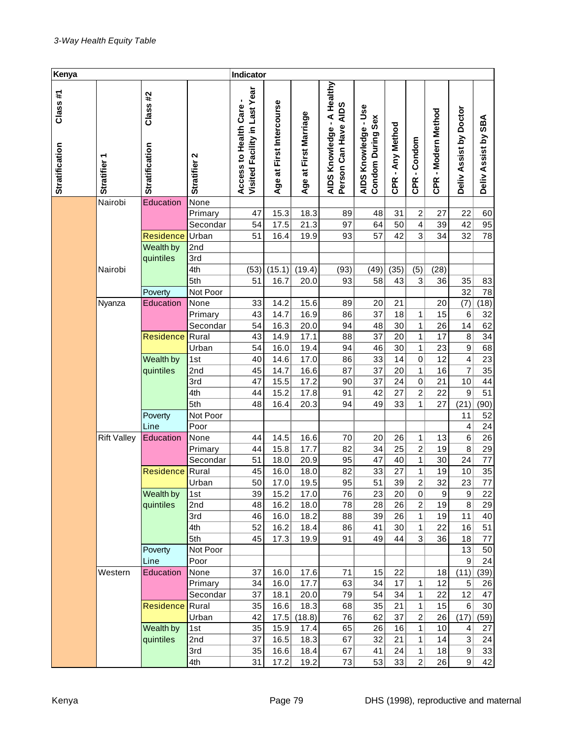*3-Way Health Equity Table*

| Kenya | | | | Indicator | | | | | | | | | |
|---|---|---|---|---|---|---|---|---|---|---|---|---|---|
| Class #1 Stratification | Stratifier 1 | Class #2 Stratification | Stratifier 2 | Access to Health Care - Visited Facility in Last Year | Age at First Intercourse | Age at First Marriage | AIDS Knowledge - A Healthy Person Can Have AIDS | AIDS Knowledge - Use Condom During Sex | CPR - Any Method | CPR - Condom | CPR - Modern Method | Deliv Assist by Doctor | Deliv Assist by SBA |
| | Nairobi | Education | None | | | | | | | | | | |
| | | | Primary | 47 | 15.3 | 18.3 | 89 | 48 | 31 | 2 | 27 | 22 | 60 |
| | | | Secondar | 54 | 17.5 | 21.3 | 97 | 64 | 50 | 4 | 39 | 42 | 95 |
| | | Residence | Urban | 51 | 16.4 | 19.9 | 93 | 57 | 42 | 3 | 34 | 32 | 78 |
| | | Wealth by quintiles | 2nd | | | | | | | | | | |
| | | | 3rd | | | | | | | | | | |
| | Nairobi | | 4th | (53) | (15.1) | (19.4) | (93) | (49) | (35) | (5) | (28) | | |
| | | | 5th | 51 | 16.7 | 20.0 | 93 | 58 | 43 | 3 | 36 | 35 | 83 |
| | | Poverty | Not Poor | | | | | | | | | 32 | 78 |
| | Nyanza | Education | None | 33 | 14.2 | 15.6 | 89 | 20 | 21 | | 20 | (7) | (18) |
| | | | Primary | 43 | 14.7 | 16.9 | 86 | 37 | 18 | 1 | 15 | 6 | 32 |
| | | | Secondar | 54 | 16.3 | 20.0 | 94 | 48 | 30 | 1 | 26 | 14 | 62 |
| | | Residence | Rural | 43 | 14.9 | 17.1 | 88 | 37 | 20 | 1 | 17 | 8 | 34 |
| | | | Urban | 54 | 16.0 | 19.4 | 94 | 46 | 30 | 1 | 23 | 9 | 68 |
| | | Wealth by quintiles | 1st | 40 | 14.6 | 17.0 | 86 | 33 | 14 | 0 | 12 | 4 | 23 |
| | | | 2nd | 45 | 14.7 | 16.6 | 87 | 37 | 20 | 1 | 16 | 7 | 35 |
| | | | 3rd | 47 | 15.5 | 17.2 | 90 | 37 | 24 | 0 | 21 | 10 | 44 |
| | | | 4th | 44 | 15.2 | 17.8 | 91 | 42 | 27 | 2 | 22 | 9 | 51 |
| | | | 5th | 48 | 16.4 | 20.3 | 94 | 49 | 33 | 1 | 27 | (21) | (90) |
| | | Poverty Line | Not Poor | | | | | | | | | 11 | 52 |
| | | | Poor | | | | | | | | | 4 | 24 |
| | Rift Valley | Education | None | 44 | 14.5 | 16.6 | 70 | 20 | 26 | 1 | 13 | 6 | 26 |
| | | | Primary | 44 | 15.8 | 17.7 | 82 | 34 | 25 | 2 | 19 | 8 | 29 |
| | | | Secondar | 51 | 18.0 | 20.9 | 95 | 47 | 40 | 1 | 30 | 24 | 77 |
| | | Residence | Rural | 45 | 16.0 | 18.0 | 82 | 33 | 27 | 1 | 19 | 10 | 35 |
| | | | Urban | 50 | 17.0 | 19.5 | 95 | 51 | 39 | 2 | 32 | 23 | 77 |
| | | Wealth by quintiles | 1st | 39 | 15.2 | 17.0 | 76 | 23 | 20 | 0 | 9 | 9 | 22 |
| | | | 2nd | 48 | 16.2 | 18.0 | 78 | 28 | 26 | 2 | 19 | 8 | 29 |
| | | | 3rd | 46 | 16.0 | 18.2 | 88 | 39 | 26 | 1 | 19 | 11 | 40 |
| | | | 4th | 52 | 16.2 | 18.4 | 86 | 41 | 30 | 1 | 22 | 16 | 51 |
| | | | 5th | 45 | 17.3 | 19.9 | 91 | 49 | 44 | 3 | 36 | 18 | 77 |
| | | Poverty Line | Not Poor | | | | | | | | | 13 | 50 |
| | | | Poor | | | | | | | | | 9 | 24 |
| | Western | Education | None | 37 | 16.0 | 17.6 | 71 | 15 | 22 | | 18 | (11) | (39) |
| | | | Primary | 34 | 16.0 | 17.7 | 63 | 34 | 17 | 1 | 12 | 5 | 26 |
| | | | Secondar | 37 | 18.1 | 20.0 | 79 | 54 | 34 | 1 | 22 | 12 | 47 |
| | | Residence | Rural | 35 | 16.6 | 18.3 | 68 | 35 | 21 | 1 | 15 | 6 | 30 |
| | | | Urban | 42 | 17.5 | (18.8) | 76 | 62 | 37 | 2 | 26 | (17) | (59) |
| | | Wealth by quintiles | 1st | 35 | 15.9 | 17.4 | 65 | 26 | 16 | 1 | 10 | 4 | 27 |
| | | | 2nd | 37 | 16.5 | 18.3 | 67 | 32 | 21 | 1 | 14 | 3 | 24 |
| | | | 3rd | 35 | 16.6 | 18.4 | 67 | 41 | 24 | 1 | 18 | 9 | 33 |
| | | | 4th | 31 | 17.2 | 19.2 | 73 | 53 | 33 | 2 | 26 | 9 | 42 |

Kenya — DHS (1998), reproductive and maternal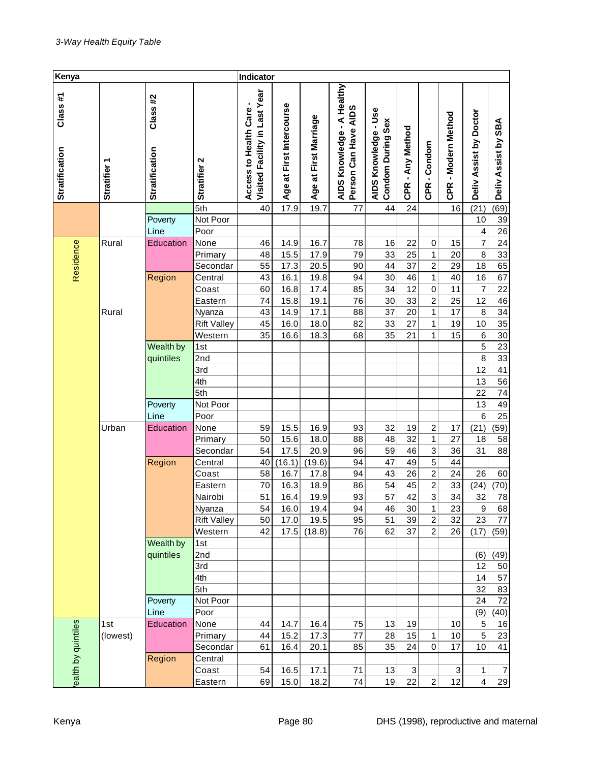*3-Way Health Equity Table*

| Kenya | | | | Indicator | | | | | | | | | |
|---|---|---|---|---|---|---|---|---|---|---|---|---|---|
| Class #1 Stratification | Stratifier 1 | Class #2 Stratification | Stratifier 2 | Access to Health Care - Visited Facility in Last Year | Age at First Intercourse | Age at First Marriage | AIDS Knowledge - A Healthy Person Can Have AIDS | AIDS Knowledge - Use Condom During Sex | CPR - Any Method | CPR - Condom | CPR - Modern Method | Deliv Assist by Doctor | Deliv Assist by SBA |
| | | | 5th | 40 | 17.9 | 19.7 | 77 | 44 | 24 | | 16 | (21) | (69) |
| | | Poverty Line | Not Poor | | | | | | | | | 10 | 39 |
| | | | Poor | | | | | | | | | 4 | 26 |
| Residence | Rural | Education | None | 46 | 14.9 | 16.7 | 78 | 16 | 22 | 0 | 15 | 7 | 24 |
| | | | Primary | 48 | 15.5 | 17.9 | 79 | 33 | 25 | 1 | 20 | 8 | 33 |
| | | | Secondar | 55 | 17.3 | 20.5 | 90 | 44 | 37 | 2 | 29 | 18 | 65 |
| | | Region | Central | 43 | 16.1 | 19.8 | 94 | 30 | 46 | 1 | 40 | 16 | 67 |
| | | | Coast | 60 | 16.8 | 17.4 | 85 | 34 | 12 | 0 | 11 | 7 | 22 |
| | | | Eastern | 74 | 15.8 | 19.1 | 76 | 30 | 33 | 2 | 25 | 12 | 46 |
| | Rural | | Nyanza | 43 | 14.9 | 17.1 | 88 | 37 | 20 | 1 | 17 | 8 | 34 |
| | | | Rift Valley | 45 | 16.0 | 18.0 | 82 | 33 | 27 | 1 | 19 | 10 | 35 |
| | | | Western | 35 | 16.6 | 18.3 | 68 | 35 | 21 | 1 | 15 | 6 | 30 |
| | | Wealth by quintiles | 1st | | | | | | | | | 5 | 23 |
| | | | 2nd | | | | | | | | | 8 | 33 |
| | | | 3rd | | | | | | | | | 12 | 41 |
| | | | 4th | | | | | | | | | 13 | 56 |
| | | | 5th | | | | | | | | | 22 | 74 |
| | | Poverty Line | Not Poor | | | | | | | | | 13 | 49 |
| | | | Poor | | | | | | | | | 6 | 25 |
| | Urban | Education | None | 59 | 15.5 | 16.9 | 93 | 32 | 19 | 2 | 17 | (21) | (59) |
| | | | Primary | 50 | 15.6 | 18.0 | 88 | 48 | 32 | 1 | 27 | 18 | 58 |
| | | | Secondar | 54 | 17.5 | 20.9 | 96 | 59 | 46 | 3 | 36 | 31 | 88 |
| | | Region | Central | 40 | (16.1) | (19.6) | 94 | 47 | 49 | 5 | 44 | | |
| | | | Coast | 58 | 16.7 | 17.8 | 94 | 43 | 26 | 2 | 24 | 26 | 60 |
| | | | Eastern | 70 | 16.3 | 18.9 | 86 | 54 | 45 | 2 | 33 | (24) | (70) |
| | | | Nairobi | 51 | 16.4 | 19.9 | 93 | 57 | 42 | 3 | 34 | 32 | 78 |
| | | | Nyanza | 54 | 16.0 | 19.4 | 94 | 46 | 30 | 1 | 23 | 9 | 68 |
| | | | Rift Valley | 50 | 17.0 | 19.5 | 95 | 51 | 39 | 2 | 32 | 23 | 77 |
| | | | Western | 42 | 17.5 | (18.8) | 76 | 62 | 37 | 2 | 26 | (17) | (59) |
| | | Wealth by quintiles | 1st | | | | | | | | | | |
| | | | 2nd | | | | | | | | | (6) | (49) |
| | | | 3rd | | | | | | | | | 12 | 50 |
| | | | 4th | | | | | | | | | 14 | 57 |
| | | | 5th | | | | | | | | | 32 | 83 |
| | | Poverty Line | Not Poor | | | | | | | | | 24 | 72 |
| | | | Poor | | | | | | | | | (9) | (40) |
| Wealth by quintiles | 1st (lowest) | Education | None | 44 | 14.7 | 16.4 | 75 | 13 | 19 | | 10 | 5 | 16 |
| | | | Primary | 44 | 15.2 | 17.3 | 77 | 28 | 15 | 1 | 10 | 5 | 23 |
| | | | Secondar | 61 | 16.4 | 20.1 | 85 | 35 | 24 | 0 | 17 | 10 | 41 |
| | | Region | Central | | | | | | | | | | |
| | | | Coast | 54 | 16.5 | 17.1 | 71 | 13 | 3 | | 3 | 1 | 7 |
| | | | Eastern | 69 | 15.0 | 18.2 | 74 | 19 | 22 | 2 | 12 | 4 | 29 |

Kenya DHS (1998), reproductive and maternal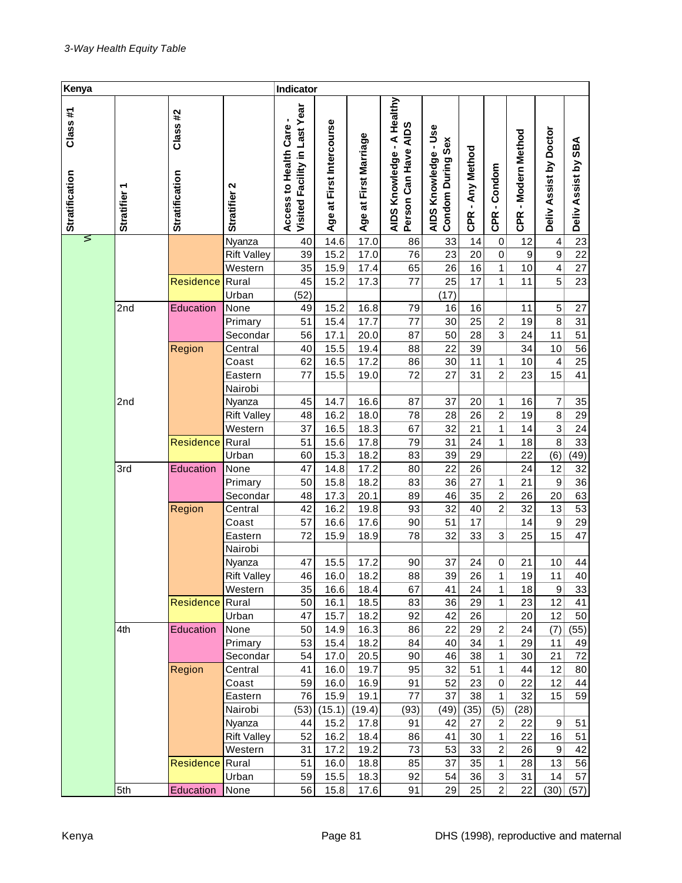*3-Way Health Equity Table*

| Kenya | | | | Indicator | | | | | | | | | |
|---|---|---|---|---|---|---|---|---|---|---|---|---|---|
| Stratification Class #1 | Stratifier 1 | Stratification Class #2 | Stratifier 2 | Access to Health Care - Visited Facility in Last Year | Age at First Intercourse | Age at First Marriage | AIDS Knowledge - A Healthy Person Can Have AIDS | AIDS Knowledge - Use Condom During Sex | CPR - Any Method | CPR - Condom | CPR - Modern Method | Deliv Assist by Doctor | Deliv Assist by SBA |
| W | | | Nyanza | 40 | 14.6 | 17.0 | 86 | 33 | 14 | 0 | 12 | 4 | 23 |
| | | | Rift Valley | 39 | 15.2 | 17.0 | 76 | 23 | 20 | 0 | 9 | 9 | 22 |
| | | | Western | 35 | 15.9 | 17.4 | 65 | 26 | 16 | 1 | 10 | 4 | 27 |
| | | Residence | Rural | 45 | 15.2 | 17.3 | 77 | 25 | 17 | 1 | 11 | 5 | 23 |
| | | | Urban | (52) | | | | (17) | | | | | |
| | 2nd | Education | None | 49 | 15.2 | 16.8 | 79 | 16 | 16 | | 11 | 5 | 27 |
| | | | Primary | 51 | 15.4 | 17.7 | 77 | 30 | 25 | 2 | 19 | 8 | 31 |
| | | | Secondar | 56 | 17.1 | 20.0 | 87 | 50 | 28 | 3 | 24 | 11 | 51 |
| | | Region | Central | 40 | 15.5 | 19.4 | 88 | 22 | 39 | | 34 | 10 | 56 |
| | | | Coast | 62 | 16.5 | 17.2 | 86 | 30 | 11 | 1 | 10 | 4 | 25 |
| | | | Eastern | 77 | 15.5 | 19.0 | 72 | 27 | 31 | 2 | 23 | 15 | 41 |
| | | | Nairobi | | | | | | | | | | |
| | 2nd | | Nyanza | 45 | 14.7 | 16.6 | 87 | 37 | 20 | 1 | 16 | 7 | 35 |
| | | | Rift Valley | 48 | 16.2 | 18.0 | 78 | 28 | 26 | 2 | 19 | 8 | 29 |
| | | | Western | 37 | 16.5 | 18.3 | 67 | 32 | 21 | 1 | 14 | 3 | 24 |
| | | Residence | Rural | 51 | 15.6 | 17.8 | 79 | 31 | 24 | 1 | 18 | 8 | 33 |
| | | | Urban | 60 | 15.3 | 18.2 | 83 | 39 | 29 | | 22 | (6) | (49) |
| | 3rd | Education | None | 47 | 14.8 | 17.2 | 80 | 22 | 26 | | 24 | 12 | 32 |
| | | | Primary | 50 | 15.8 | 18.2 | 83 | 36 | 27 | 1 | 21 | 9 | 36 |
| | | | Secondar | 48 | 17.3 | 20.1 | 89 | 46 | 35 | 2 | 26 | 20 | 63 |
| | | Region | Central | 42 | 16.2 | 19.8 | 93 | 32 | 40 | 2 | 32 | 13 | 53 |
| | | | Coast | 57 | 16.6 | 17.6 | 90 | 51 | 17 | | 14 | 9 | 29 |
| | | | Eastern | 72 | 15.9 | 18.9 | 78 | 32 | 33 | 3 | 25 | 15 | 47 |
| | | | Nairobi | | | | | | | | | | |
| | | | Nyanza | 47 | 15.5 | 17.2 | 90 | 37 | 24 | 0 | 21 | 10 | 44 |
| | | | Rift Valley | 46 | 16.0 | 18.2 | 88 | 39 | 26 | 1 | 19 | 11 | 40 |
| | | | Western | 35 | 16.6 | 18.4 | 67 | 41 | 24 | 1 | 18 | 9 | 33 |
| | | Residence | Rural | 50 | 16.1 | 18.5 | 83 | 36 | 29 | 1 | 23 | 12 | 41 |
| | | | Urban | 47 | 15.7 | 18.2 | 92 | 42 | 26 | | 20 | 12 | 50 |
| | 4th | Education | None | 50 | 14.9 | 16.3 | 86 | 22 | 29 | 2 | 24 | (7) | (55) |
| | | | Primary | 53 | 15.4 | 18.2 | 84 | 40 | 34 | 1 | 29 | 11 | 49 |
| | | | Secondar | 54 | 17.0 | 20.5 | 90 | 46 | 38 | 1 | 30 | 21 | 72 |
| | | Region | Central | 41 | 16.0 | 19.7 | 95 | 32 | 51 | 1 | 44 | 12 | 80 |
| | | | Coast | 59 | 16.0 | 16.9 | 91 | 52 | 23 | 0 | 22 | 12 | 44 |
| | | | Eastern | 76 | 15.9 | 19.1 | 77 | 37 | 38 | 1 | 32 | 15 | 59 |
| | | | Nairobi | (53) | (15.1) | (19.4) | (93) | (49) | (35) | (5) | (28) | | |
| | | | Nyanza | 44 | 15.2 | 17.8 | 91 | 42 | 27 | 2 | 22 | 9 | 51 |
| | | | Rift Valley | 52 | 16.2 | 18.4 | 86 | 41 | 30 | 1 | 22 | 16 | 51 |
| | | | Western | 31 | 17.2 | 19.2 | 73 | 53 | 33 | 2 | 26 | 9 | 42 |
| | | Residence | Rural | 51 | 16.0 | 18.8 | 85 | 37 | 35 | 1 | 28 | 13 | 56 |
| | | | Urban | 59 | 15.5 | 18.3 | 92 | 54 | 36 | 3 | 31 | 14 | 57 |
| | 5th | Education | None | 56 | 15.8 | 17.6 | 91 | 29 | 25 | 2 | 22 | (30) | (57) |

Kenya DHS (1998), reproductive and maternal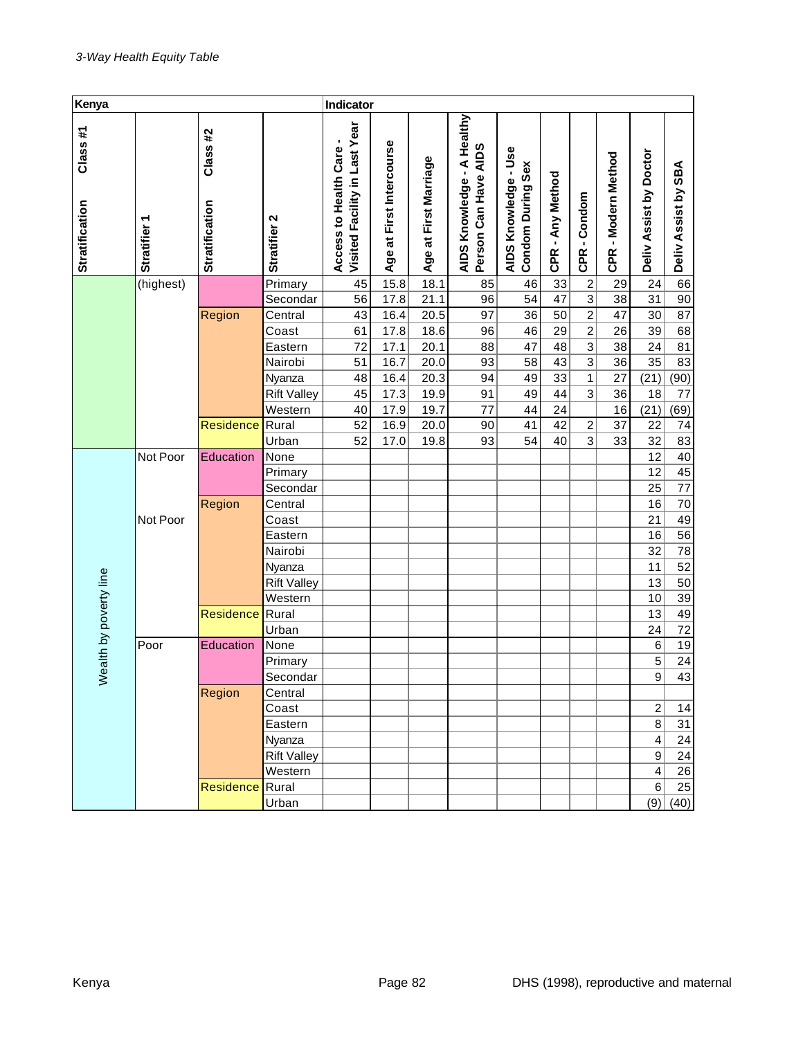*3-Way Health Equity Table*

| Kenya | | | | Indicator | | | | | | | | | |
|---|---|---|---|---|---|---|---|---|---|---|---|---|---|
| Stratification Class #1 | Stratifier 1 | Stratification Class #2 | Stratifier 2 | Access to Health Care - Visited Facility in Last Year | Age at First Intercourse | Age at First Marriage | AIDS Knowledge - A Healthy Person Can Have AIDS | AIDS Knowledge - Use Condom During Sex | CPR - Any Method | CPR - Condom | CPR - Modern Method | Deliv Assist by Doctor | Deliv Assist by SBA |
| | (highest) | | Primary | 45 | 15.8 | 18.1 | 85 | 46 | 33 | 2 | 29 | 24 | 66 |
| | | | Secondar | 56 | 17.8 | 21.1 | 96 | 54 | 47 | 3 | 38 | 31 | 90 |
| | | Region | Central | 43 | 16.4 | 20.5 | 97 | 36 | 50 | 2 | 47 | 30 | 87 |
| | | | Coast | 61 | 17.8 | 18.6 | 96 | 46 | 29 | 2 | 26 | 39 | 68 |
| | | | Eastern | 72 | 17.1 | 20.1 | 88 | 47 | 48 | 3 | 38 | 24 | 81 |
| | | | Nairobi | 51 | 16.7 | 20.0 | 93 | 58 | 43 | 3 | 36 | 35 | 83 |
| | | | Nyanza | 48 | 16.4 | 20.3 | 94 | 49 | 33 | 1 | 27 | (21) | (90) |
| | | | Rift Valley | 45 | 17.3 | 19.9 | 91 | 49 | 44 | 3 | 36 | 18 | 77 |
| | | | Western | 40 | 17.9 | 19.7 | 77 | 44 | 24 | | 16 | (21) | (69) |
| | | Residence | Rural | 52 | 16.9 | 20.0 | 90 | 41 | 42 | 2 | 37 | 22 | 74 |
| | | | Urban | 52 | 17.0 | 19.8 | 93 | 54 | 40 | 3 | 33 | 32 | 83 |
| Wealth by poverty line | Not Poor | Education | None | | | | | | | | | 12 | 40 |
| | | | Primary | | | | | | | | | 12 | 45 |
| | | | Secondar | | | | | | | | | 25 | 77 |
| | | Region | Central | | | | | | | | | 16 | 70 |
| | Not Poor | | Coast | | | | | | | | | 21 | 49 |
| | | | Eastern | | | | | | | | | 16 | 56 |
| | | | Nairobi | | | | | | | | | 32 | 78 |
| | | | Nyanza | | | | | | | | | 11 | 52 |
| | | | Rift Valley | | | | | | | | | 13 | 50 |
| | | | Western | | | | | | | | | 10 | 39 |
| | | Residence | Rural | | | | | | | | | 13 | 49 |
| | | | Urban | | | | | | | | | 24 | 72 |
| | Poor | Education | None | | | | | | | | | 6 | 19 |
| | | | Primary | | | | | | | | | 5 | 24 |
| | | | Secondar | | | | | | | | | 9 | 43 |
| | | Region | Central | | | | | | | | | | |
| | | | Coast | | | | | | | | | 2 | 14 |
| | | | Eastern | | | | | | | | | 8 | 31 |
| | | | Nyanza | | | | | | | | | 4 | 24 |
| | | | Rift Valley | | | | | | | | | 9 | 24 |
| | | | Western | | | | | | | | | 4 | 26 |
| | | Residence | Rural | | | | | | | | | 6 | 25 |
| | | | Urban | | | | | | | | | (9) | (40) |

Kenya — DHS (1998), reproductive and maternal